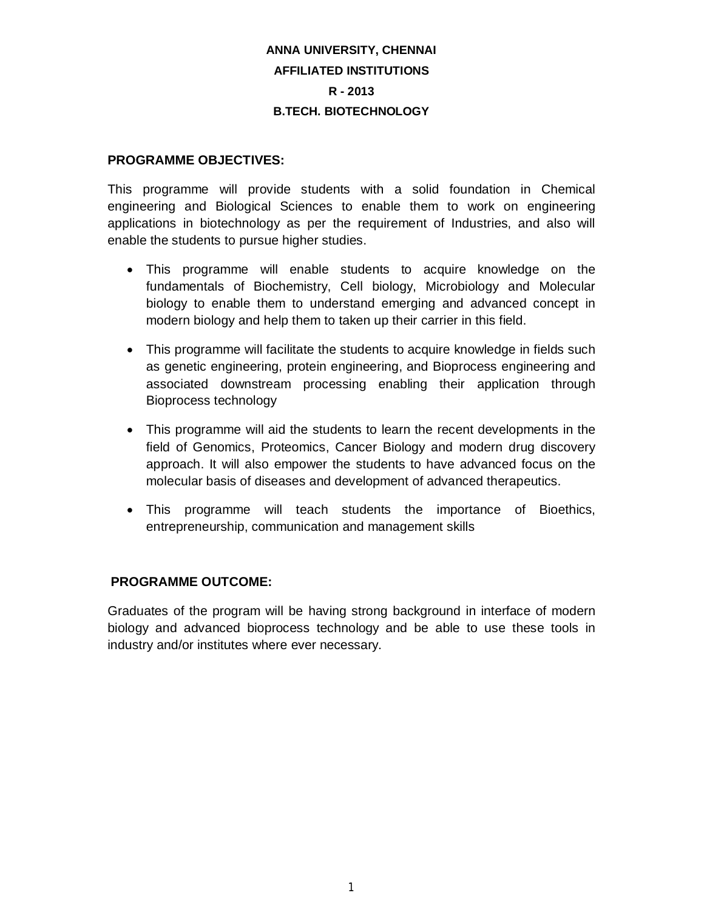# ANNA UNIVERSITY, CHENNAI

## AFFILIATED INSTITUTIONS

## R - 2013

## B.TECH. BIOTECHNOLOGY

**PROGRAMME OBJECTIVES:**

This programme will provide students with a solid foundation in Chemical engineering and Biological Sciences to enable them to work on engineering applications in biotechnology as per the requirement of Industries, and also will enable the students to pursue higher studies.

- This programme will enable students to acquire knowledge on the fundamentals of Biochemistry, Cell biology, Microbiology and Molecular biology to enable them to understand emerging and advanced concept in modern biology and help them to taken up their carrier in this field.
- This programme will facilitate the students to acquire knowledge in fields such as genetic engineering, protein engineering, and Bioprocess engineering and associated downstream processing enabling their application through Bioprocess technology
- This programme will aid the students to learn the recent developments in the field of Genomics, Proteomics, Cancer Biology and modern drug discovery approach. It will also empower the students to have advanced focus on the molecular basis of diseases and development of advanced therapeutics.
- This programme will teach students the importance of Bioethics, entrepreneurship, communication and management skills

**PROGRAMME OUTCOME:**

Graduates of the program will be having strong background in interface of modern biology and advanced bioprocess technology and be able to use these tools in industry and/or institutes where ever necessary.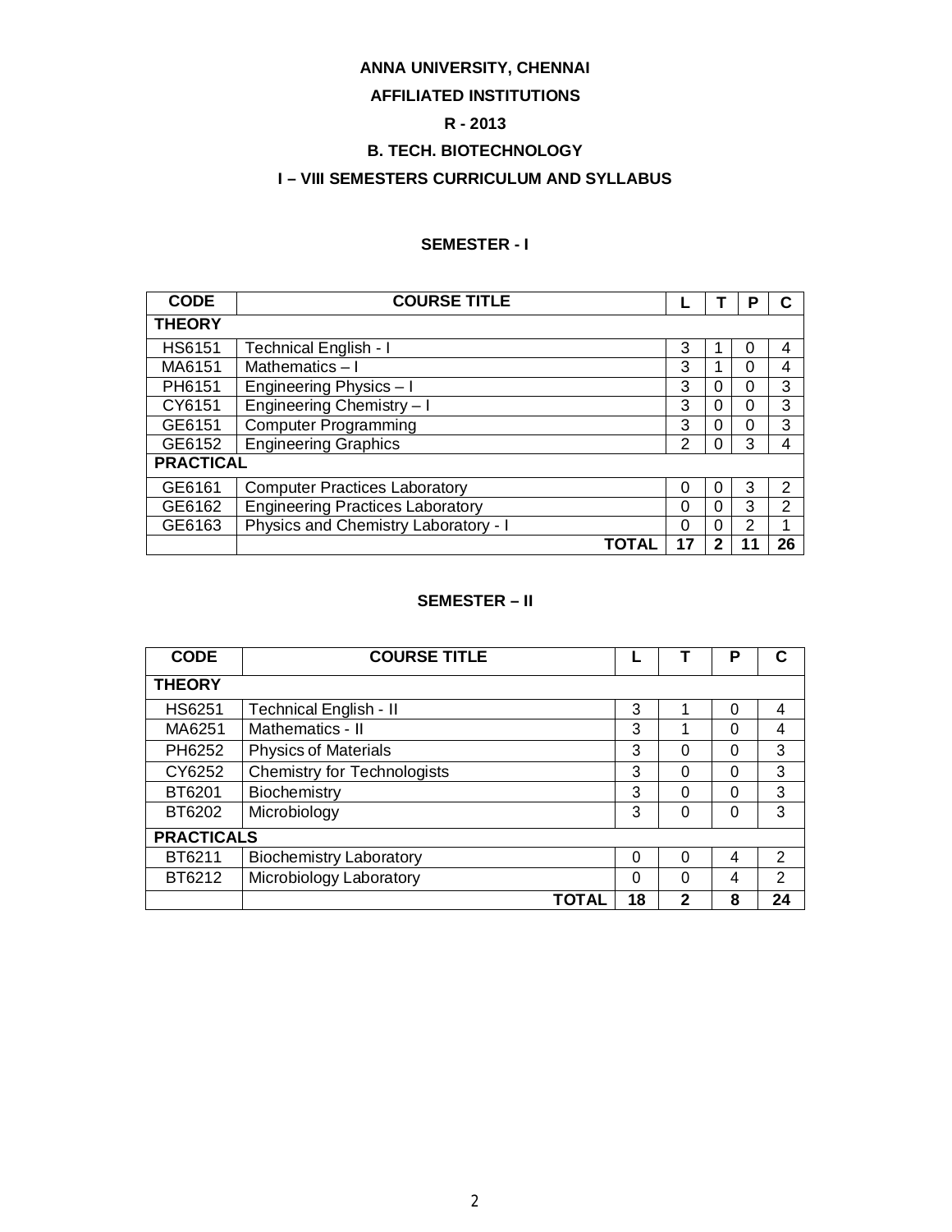**ANNA UNIVERSITY, CHENNAI**

**AFFILIATED INSTITUTIONS**

**R - 2013**

**B. TECH. BIOTECHNOLOGY**

**I – VIII SEMESTERS CURRICULUM AND SYLLABUS**

## SEMESTER - I

| CODE | COURSE TITLE | L | T | P | C |
|---|---|---|---|---|---|
| **THEORY** | | | | | |
| HS6151 | Technical English - I | 3 | 1 | 0 | 4 |
| MA6151 | Mathematics – I | 3 | 1 | 0 | 4 |
| PH6151 | Engineering Physics – I | 3 | 0 | 0 | 3 |
| CY6151 | Engineering Chemistry – I | 3 | 0 | 0 | 3 |
| GE6151 | Computer Programming | 3 | 0 | 0 | 3 |
| GE6152 | Engineering Graphics | 2 | 0 | 3 | 4 |
| **PRACTICAL** | | | | | |
| GE6161 | Computer Practices Laboratory | 0 | 0 | 3 | 2 |
| GE6162 | Engineering Practices Laboratory | 0 | 0 | 3 | 2 |
| GE6163 | Physics and Chemistry Laboratory - I | 0 | 0 | 2 | 1 |
| | **TOTAL** | **17** | **2** | **11** | **26** |

## SEMESTER – II

| CODE | COURSE TITLE | L | T | P | C |
|---|---|---|---|---|---|
| **THEORY** | | | | | |
| HS6251 | Technical English - II | 3 | 1 | 0 | 4 |
| MA6251 | Mathematics - II | 3 | 1 | 0 | 4 |
| PH6252 | Physics of Materials | 3 | 0 | 0 | 3 |
| CY6252 | Chemistry for Technologists | 3 | 0 | 0 | 3 |
| BT6201 | Biochemistry | 3 | 0 | 0 | 3 |
| BT6202 | Microbiology | 3 | 0 | 0 | 3 |
| **PRACTICALS** | | | | | |
| BT6211 | Biochemistry Laboratory | 0 | 0 | 4 | 2 |
| BT6212 | Microbiology Laboratory | 0 | 0 | 4 | 2 |
| | **TOTAL** | **18** | **2** | **8** | **24** |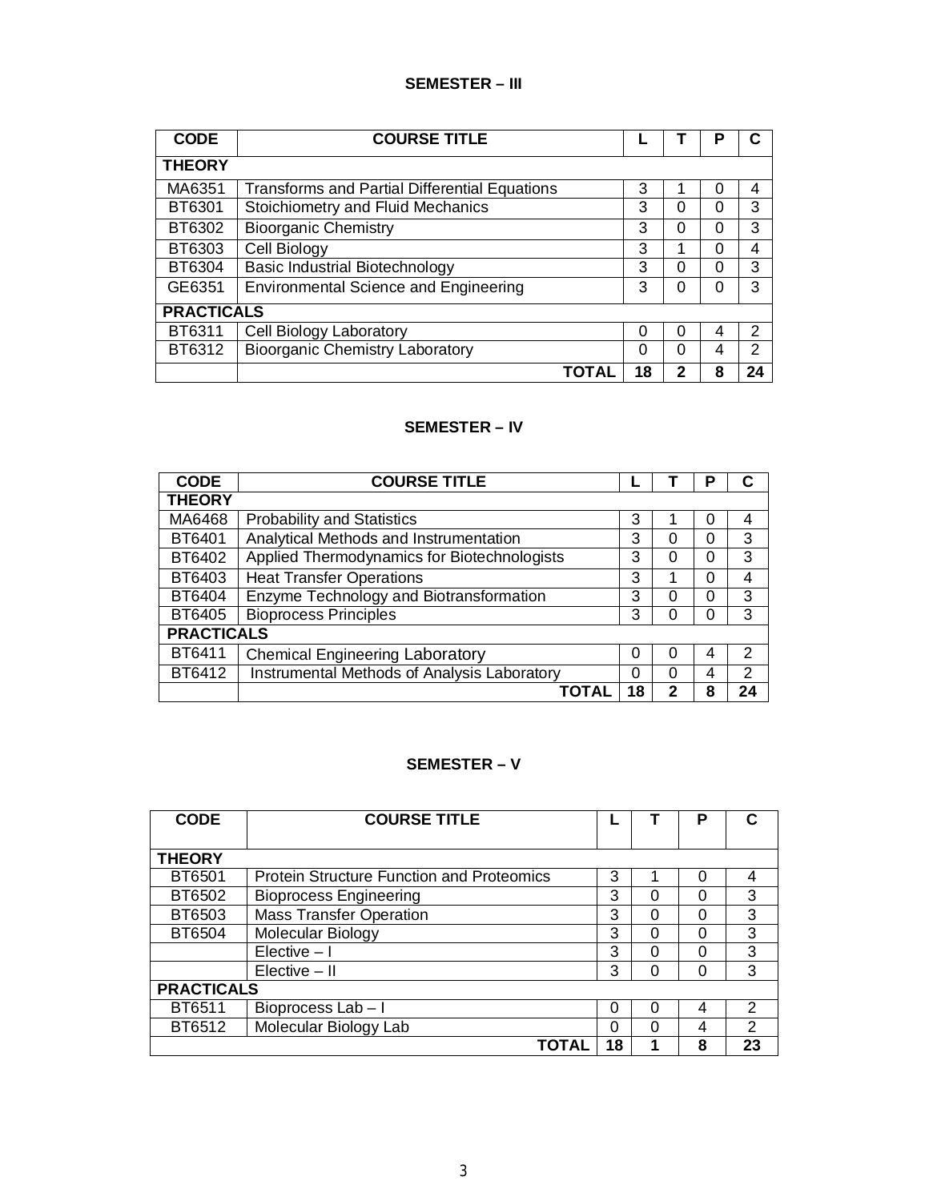## SEMESTER – III

| CODE | COURSE TITLE | L | T | P | C |
|---|---|---|---|---|---|
| **THEORY** | | | | | |
| MA6351 | Transforms and Partial Differential Equations | 3 | 1 | 0 | 4 |
| BT6301 | Stoichiometry and Fluid Mechanics | 3 | 0 | 0 | 3 |
| BT6302 | Bioorganic Chemistry | 3 | 0 | 0 | 3 |
| BT6303 | Cell Biology | 3 | 1 | 0 | 4 |
| BT6304 | Basic Industrial Biotechnology | 3 | 0 | 0 | 3 |
| GE6351 | Environmental Science and Engineering | 3 | 0 | 0 | 3 |
| **PRACTICALS** | | | | | |
| BT6311 | Cell Biology Laboratory | 0 | 0 | 4 | 2 |
| BT6312 | Bioorganic Chemistry Laboratory | 0 | 0 | 4 | 2 |
| | **TOTAL** | **18** | **2** | **8** | **24** |

## SEMESTER – IV

| CODE | COURSE TITLE | L | T | P | C |
|---|---|---|---|---|---|
| **THEORY** | | | | | |
| MA6468 | Probability and Statistics | 3 | 1 | 0 | 4 |
| BT6401 | Analytical Methods and Instrumentation | 3 | 0 | 0 | 3 |
| BT6402 | Applied Thermodynamics for Biotechnologists | 3 | 0 | 0 | 3 |
| BT6403 | Heat Transfer Operations | 3 | 1 | 0 | 4 |
| BT6404 | Enzyme Technology and Biotransformation | 3 | 0 | 0 | 3 |
| BT6405 | Bioprocess Principles | 3 | 0 | 0 | 3 |
| **PRACTICALS** | | | | | |
| BT6411 | Chemical Engineering Laboratory | 0 | 0 | 4 | 2 |
| BT6412 | Instrumental Methods of Analysis Laboratory | 0 | 0 | 4 | 2 |
| | **TOTAL** | **18** | **2** | **8** | **24** |

## SEMESTER – V

| CODE | COURSE TITLE | L | T | P | C |
|---|---|---|---|---|---|
| **THEORY** | | | | | |
| BT6501 | Protein Structure Function and Proteomics | 3 | 1 | 0 | 4 |
| BT6502 | Bioprocess Engineering | 3 | 0 | 0 | 3 |
| BT6503 | Mass Transfer Operation | 3 | 0 | 0 | 3 |
| BT6504 | Molecular Biology | 3 | 0 | 0 | 3 |
| | Elective – I | 3 | 0 | 0 | 3 |
| | Elective – II | 3 | 0 | 0 | 3 |
| **PRACTICALS** | | | | | |
| BT6511 | Bioprocess Lab – I | 0 | 0 | 4 | 2 |
| BT6512 | Molecular Biology Lab | 0 | 0 | 4 | 2 |
| | **TOTAL** | **18** | **1** | **8** | **23** |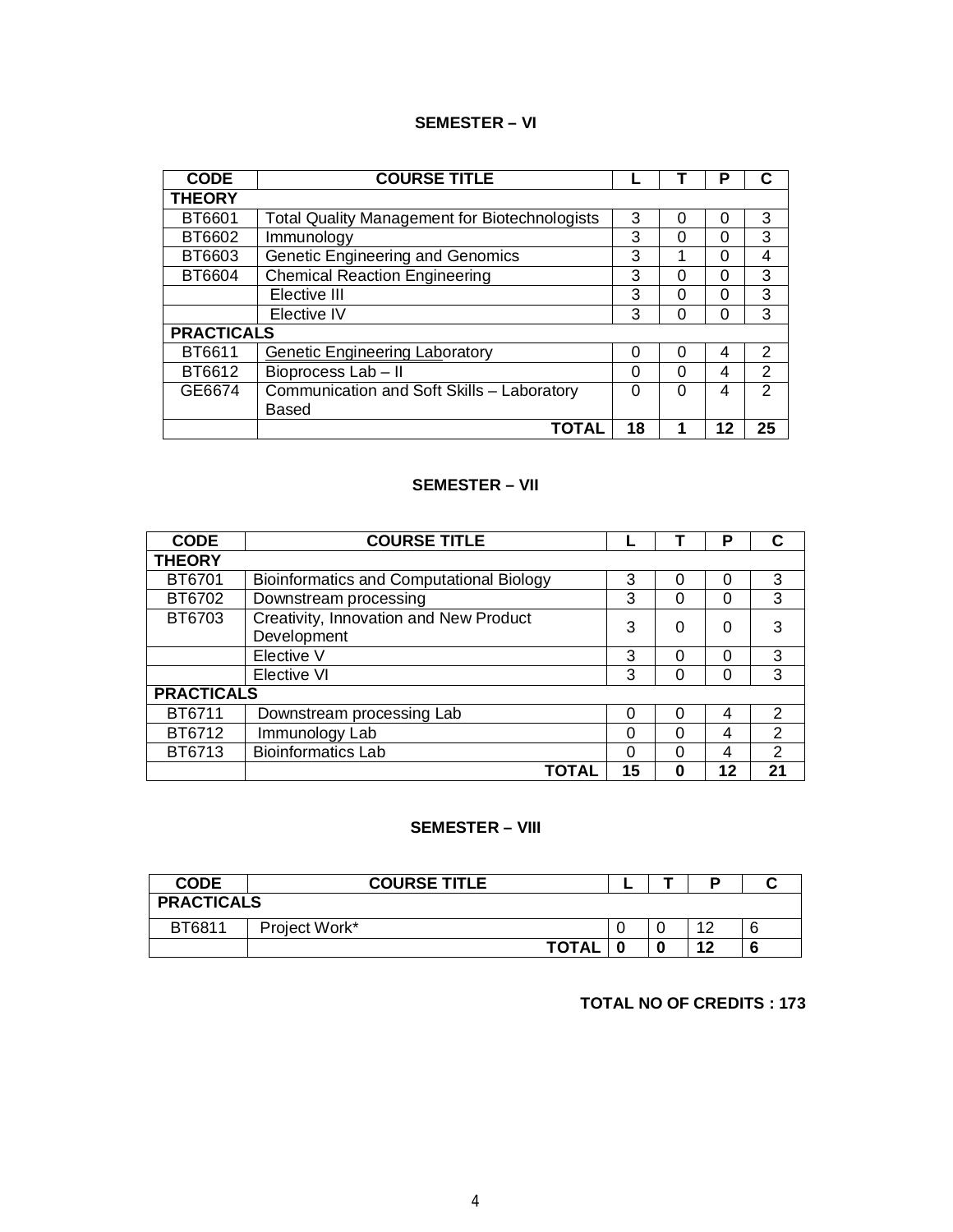## SEMESTER – VI

| CODE | COURSE TITLE | L | T | P | C |
|---|---|---|---|---|---|
| **THEORY** | | | | | |
| BT6601 | Total Quality Management for Biotechnologists | 3 | 0 | 0 | 3 |
| BT6602 | Immunology | 3 | 0 | 0 | 3 |
| BT6603 | Genetic Engineering and Genomics | 3 | 1 | 0 | 4 |
| BT6604 | Chemical Reaction Engineering | 3 | 0 | 0 | 3 |
| | Elective III | 3 | 0 | 0 | 3 |
| | Elective IV | 3 | 0 | 0 | 3 |
| **PRACTICALS** | | | | | |
| BT6611 | Genetic Engineering Laboratory | 0 | 0 | 4 | 2 |
| BT6612 | Bioprocess Lab – II | 0 | 0 | 4 | 2 |
| GE6674 | Communication and Soft Skills – Laboratory Based | 0 | 0 | 4 | 2 |
| | **TOTAL** | **18** | **1** | **12** | **25** |

## SEMESTER – VII

| CODE | COURSE TITLE | L | T | P | C |
|---|---|---|---|---|---|
| **THEORY** | | | | | |
| BT6701 | Bioinformatics and Computational Biology | 3 | 0 | 0 | 3 |
| BT6702 | Downstream processing | 3 | 0 | 0 | 3 |
| BT6703 | Creativity, Innovation and New Product Development | 3 | 0 | 0 | 3 |
| | Elective V | 3 | 0 | 0 | 3 |
| | Elective VI | 3 | 0 | 0 | 3 |
| **PRACTICALS** | | | | | |
| BT6711 | Downstream processing Lab | 0 | 0 | 4 | 2 |
| BT6712 | Immunology Lab | 0 | 0 | 4 | 2 |
| BT6713 | Bioinformatics Lab | 0 | 0 | 4 | 2 |
| | **TOTAL** | **15** | **0** | **12** | **21** |

## SEMESTER – VIII

| CODE | COURSE TITLE | L | T | P | C |
|---|---|---|---|---|---|
| **PRACTICALS** | | | | | |
| BT6811 | Project Work* | 0 | 0 | 12 | 6 |
| | **TOTAL** | **0** | **0** | **12** | **6** |

**TOTAL NO OF CREDITS : 173**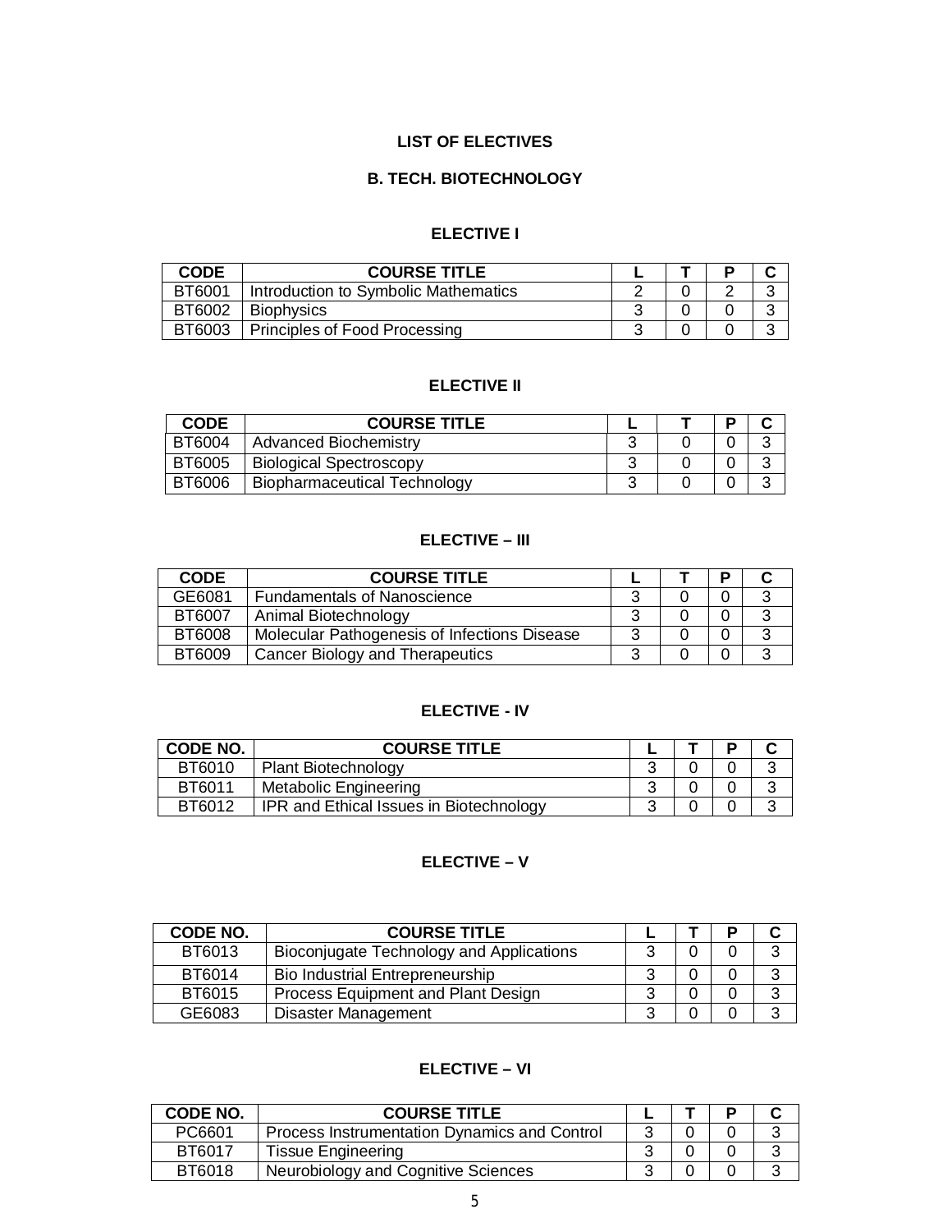# LIST OF ELECTIVES

## B. TECH. BIOTECHNOLOGY

### ELECTIVE I

| CODE | COURSE TITLE | L | T | P | C |
|---|---|---|---|---|---|
| BT6001 | Introduction to Symbolic Mathematics | 2 | 0 | 2 | 3 |
| BT6002 | Biophysics | 3 | 0 | 0 | 3 |
| BT6003 | Principles of Food Processing | 3 | 0 | 0 | 3 |

### ELECTIVE II

| CODE | COURSE TITLE | L | T | P | C |
|---|---|---|---|---|---|
| BT6004 | Advanced Biochemistry | 3 | 0 | 0 | 3 |
| BT6005 | Biological Spectroscopy | 3 | 0 | 0 | 3 |
| BT6006 | Biopharmaceutical Technology | 3 | 0 | 0 | 3 |

### ELECTIVE – III

| CODE | COURSE TITLE | L | T | P | C |
|---|---|---|---|---|---|
| GE6081 | Fundamentals of Nanoscience | 3 | 0 | 0 | 3 |
| BT6007 | Animal Biotechnology | 3 | 0 | 0 | 3 |
| BT6008 | Molecular Pathogenesis of Infections Disease | 3 | 0 | 0 | 3 |
| BT6009 | Cancer Biology and Therapeutics | 3 | 0 | 0 | 3 |

### ELECTIVE - IV

| CODE NO. | COURSE TITLE | L | T | P | C |
|---|---|---|---|---|---|
| BT6010 | Plant Biotechnology | 3 | 0 | 0 | 3 |
| BT6011 | Metabolic Engineering | 3 | 0 | 0 | 3 |
| BT6012 | IPR and Ethical Issues in Biotechnology | 3 | 0 | 0 | 3 |

### ELECTIVE – V

| CODE NO. | COURSE TITLE | L | T | P | C |
|---|---|---|---|---|---|
| BT6013 | Bioconjugate Technology and Applications | 3 | 0 | 0 | 3 |
| BT6014 | Bio Industrial Entrepreneurship | 3 | 0 | 0 | 3 |
| BT6015 | Process Equipment and Plant Design | 3 | 0 | 0 | 3 |
| GE6083 | Disaster Management | 3 | 0 | 0 | 3 |

### ELECTIVE – VI

| CODE NO. | COURSE TITLE | L | T | P | C |
|---|---|---|---|---|---|
| PC6601 | Process Instrumentation Dynamics and Control | 3 | 0 | 0 | 3 |
| BT6017 | Tissue Engineering | 3 | 0 | 0 | 3 |
| BT6018 | Neurobiology and Cognitive Sciences | 3 | 0 | 0 | 3 |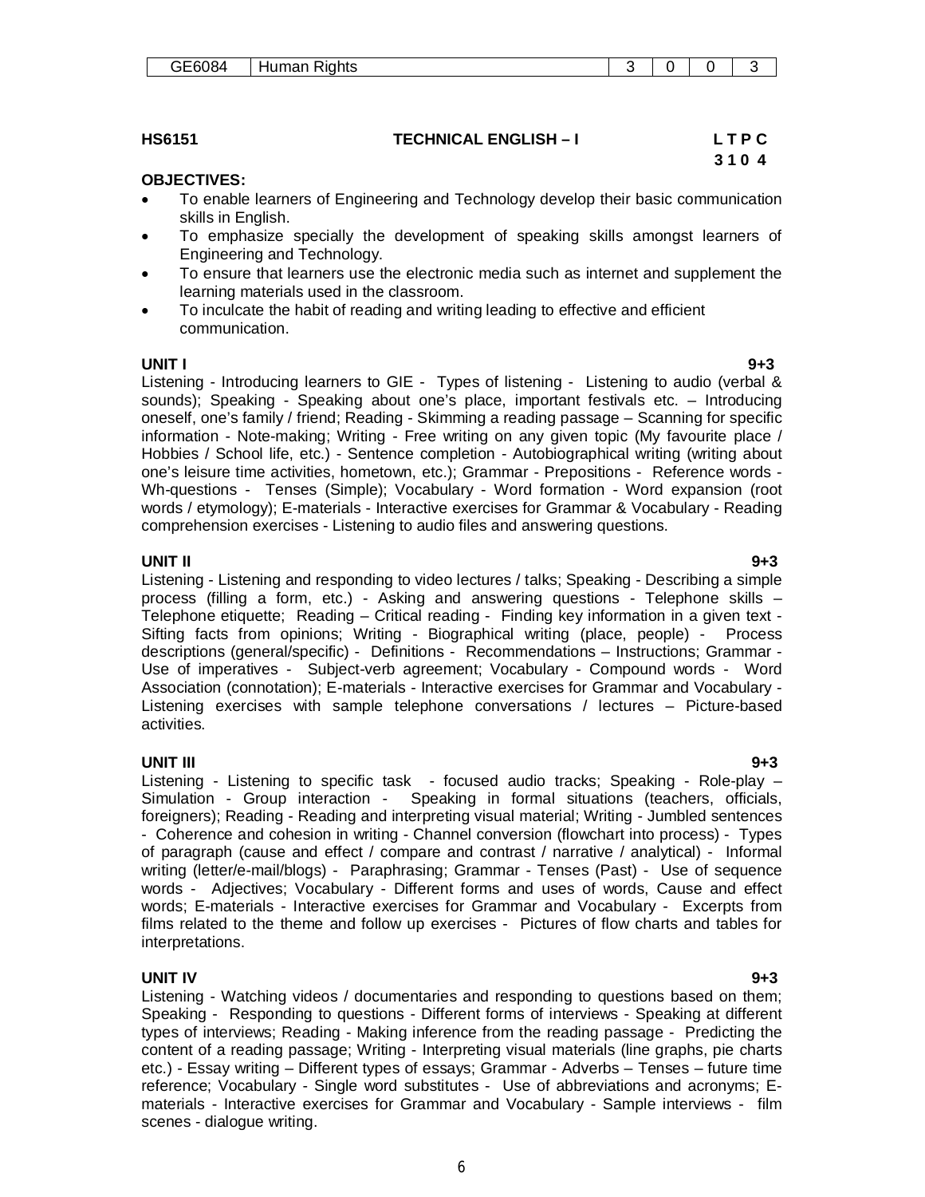| GE6084 | Human Rights | 3 | 0 | 0 | 3 |
|---|---|---|---|---|---|

**HS6151 TECHNICAL ENGLISH – I L T P C**
**3 1 0 4**

**OBJECTIVES:**

- To enable learners of Engineering and Technology develop their basic communication skills in English.
- To emphasize specially the development of speaking skills amongst learners of Engineering and Technology.
- To ensure that learners use the electronic media such as internet and supplement the learning materials used in the classroom.
- To inculcate the habit of reading and writing leading to effective and efficient communication.

**UNIT I 9+3**

Listening - Introducing learners to GIE - Types of listening - Listening to audio (verbal & sounds); Speaking - Speaking about one's place, important festivals etc. – Introducing oneself, one's family / friend; Reading - Skimming a reading passage – Scanning for specific information - Note-making; Writing - Free writing on any given topic (My favourite place / Hobbies / School life, etc.) - Sentence completion - Autobiographical writing (writing about one's leisure time activities, hometown, etc.); Grammar - Prepositions - Reference words - Wh-questions - Tenses (Simple); Vocabulary - Word formation - Word expansion (root words / etymology); E-materials - Interactive exercises for Grammar & Vocabulary - Reading comprehension exercises - Listening to audio files and answering questions.

**UNIT II 9+3**

Listening - Listening and responding to video lectures / talks; Speaking - Describing a simple process (filling a form, etc.) - Asking and answering questions - Telephone skills – Telephone etiquette; Reading – Critical reading - Finding key information in a given text - Sifting facts from opinions; Writing - Biographical writing (place, people) - Process descriptions (general/specific) - Definitions - Recommendations – Instructions; Grammar - Use of imperatives - Subject-verb agreement; Vocabulary - Compound words - Word Association (connotation); E-materials - Interactive exercises for Grammar and Vocabulary - Listening exercises with sample telephone conversations / lectures – Picture-based activities.

**UNIT III 9+3**

Listening - Listening to specific task - focused audio tracks; Speaking - Role-play – Simulation - Group interaction - Speaking in formal situations (teachers, officials, foreigners); Reading - Reading and interpreting visual material; Writing - Jumbled sentences - Coherence and cohesion in writing - Channel conversion (flowchart into process) - Types of paragraph (cause and effect / compare and contrast / narrative / analytical) - Informal writing (letter/e-mail/blogs) - Paraphrasing; Grammar - Tenses (Past) - Use of sequence words - Adjectives; Vocabulary - Different forms and uses of words, Cause and effect words; E-materials - Interactive exercises for Grammar and Vocabulary - Excerpts from films related to the theme and follow up exercises - Pictures of flow charts and tables for interpretations.

**UNIT IV 9+3**

Listening - Watching videos / documentaries and responding to questions based on them; Speaking - Responding to questions - Different forms of interviews - Speaking at different types of interviews; Reading - Making inference from the reading passage - Predicting the content of a reading passage; Writing - Interpreting visual materials (line graphs, pie charts etc.) - Essay writing – Different types of essays; Grammar - Adverbs – Tenses – future time reference; Vocabulary - Single word substitutes - Use of abbreviations and acronyms; E-materials - Interactive exercises for Grammar and Vocabulary - Sample interviews - film scenes - dialogue writing.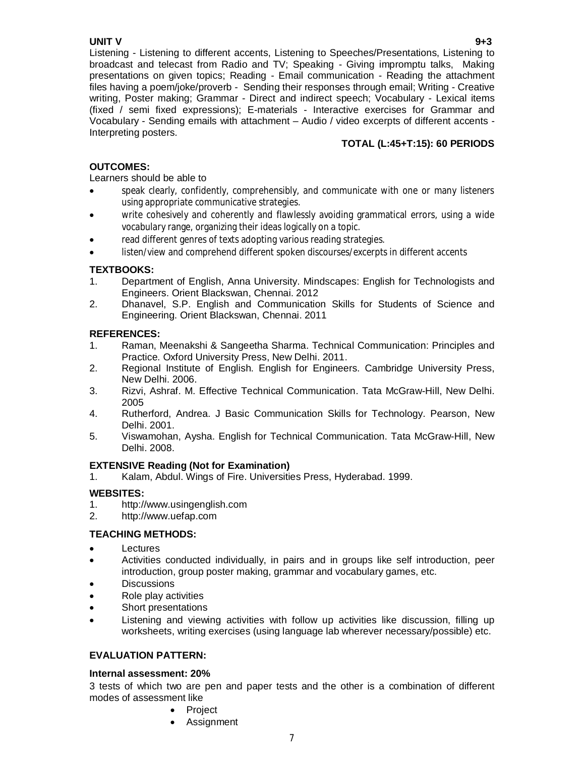**UNIT V** **9+3**

Listening - Listening to different accents, Listening to Speeches/Presentations, Listening to broadcast and telecast from Radio and TV; Speaking - Giving impromptu talks, Making presentations on given topics; Reading - Email communication - Reading the attachment files having a poem/joke/proverb - Sending their responses through email; Writing - Creative writing, Poster making; Grammar - Direct and indirect speech; Vocabulary - Lexical items (fixed / semi fixed expressions); E-materials - Interactive exercises for Grammar and Vocabulary - Sending emails with attachment – Audio / video excerpts of different accents - Interpreting posters.

**TOTAL (L:45+T:15): 60 PERIODS**

**OUTCOMES:**

Learners should be able to

- speak clearly, confidently, comprehensibly, and communicate with one or many listeners using appropriate communicative strategies.
- write cohesively and coherently and flawlessly avoiding grammatical errors, using a wide vocabulary range, organizing their ideas logically on a topic.
- read different genres of texts adopting various reading strategies.
- listen/view and comprehend different spoken discourses/excerpts in different accents

**TEXTBOOKS:**

1. Department of English, Anna University. Mindscapes: English for Technologists and Engineers. Orient Blackswan, Chennai. 2012
2. Dhanavel, S.P. English and Communication Skills for Students of Science and Engineering. Orient Blackswan, Chennai. 2011

**REFERENCES:**

1. Raman, Meenakshi & Sangeetha Sharma. Technical Communication: Principles and Practice. Oxford University Press, New Delhi. 2011.
2. Regional Institute of English. English for Engineers. Cambridge University Press, New Delhi. 2006.
3. Rizvi, Ashraf. M. Effective Technical Communication. Tata McGraw-Hill, New Delhi. 2005
4. Rutherford, Andrea. J Basic Communication Skills for Technology. Pearson, New Delhi. 2001.
5. Viswamohan, Aysha. English for Technical Communication. Tata McGraw-Hill, New Delhi. 2008.

**EXTENSIVE Reading (Not for Examination)**

1. Kalam, Abdul. Wings of Fire. Universities Press, Hyderabad. 1999.

**WEBSITES:**

1. http://www.usingenglish.com
2. http://www.uefap.com

**TEACHING METHODS:**

- Lectures
- Activities conducted individually, in pairs and in groups like self introduction, peer introduction, group poster making, grammar and vocabulary games, etc.
- Discussions
- Role play activities
- Short presentations
- Listening and viewing activities with follow up activities like discussion, filling up worksheets, writing exercises (using language lab wherever necessary/possible) etc.

**EVALUATION PATTERN:**

**Internal assessment: 20%**

3 tests of which two are pen and paper tests and the other is a combination of different modes of assessment like

- Project
- Assignment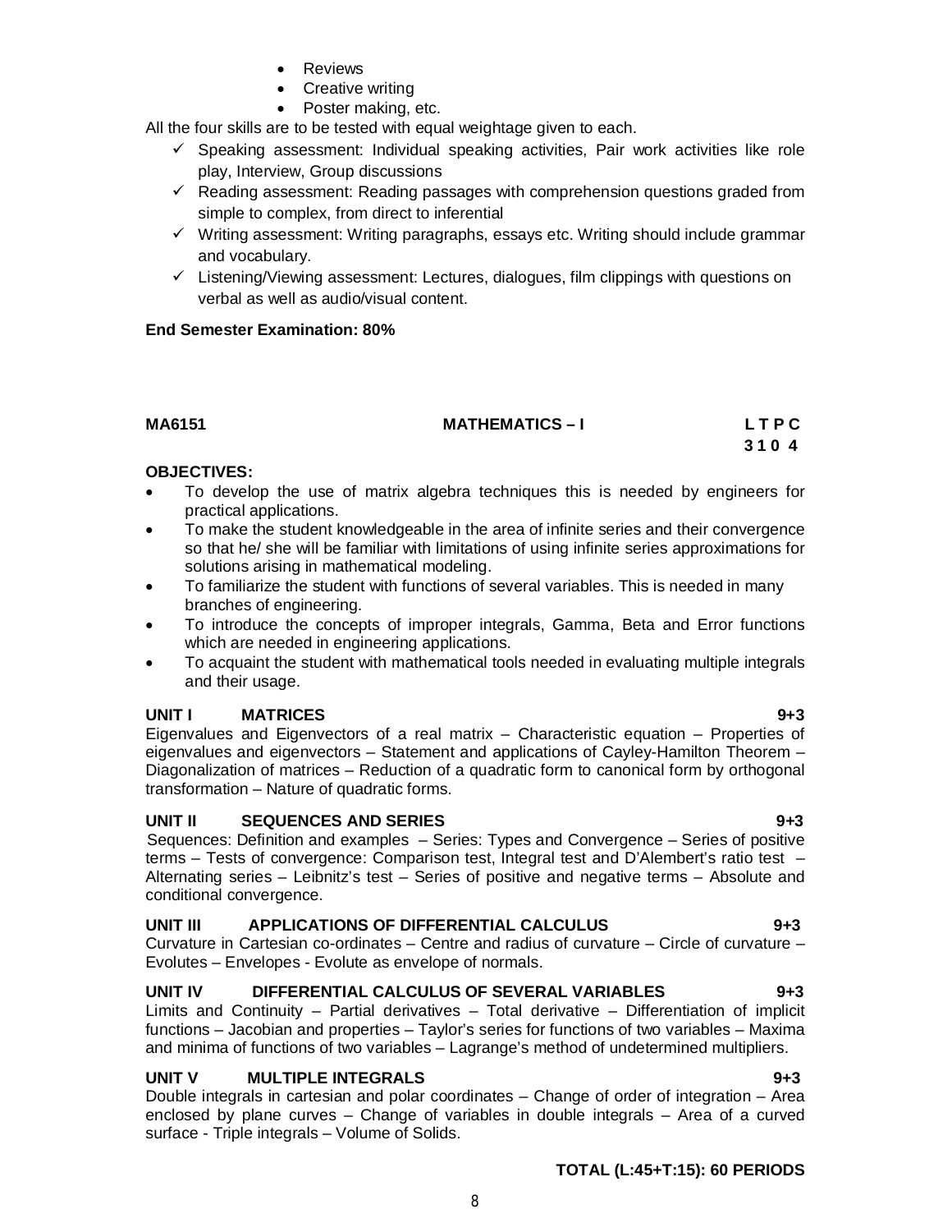- Reviews
- Creative writing
- Poster making, etc.

All the four skills are to be tested with equal weightage given to each.

- ✓ Speaking assessment: Individual speaking activities, Pair work activities like role play, Interview, Group discussions
- ✓ Reading assessment: Reading passages with comprehension questions graded from simple to complex, from direct to inferential
- ✓ Writing assessment: Writing paragraphs, essays etc. Writing should include grammar and vocabulary.
- ✓ Listening/Viewing assessment: Lectures, dialogues, film clippings with questions on verbal as well as audio/visual content.

**End Semester Examination: 80%**

| **MA6151** | **MATHEMATICS – I** | **L T P C** |
|---|---|---|
| | | **3 1 0 4** |

**OBJECTIVES:**

- To develop the use of matrix algebra techniques this is needed by engineers for practical applications.
- To make the student knowledgeable in the area of infinite series and their convergence so that he/ she will be familiar with limitations of using infinite series approximations for solutions arising in mathematical modeling.
- To familiarize the student with functions of several variables. This is needed in many branches of engineering.
- To introduce the concepts of improper integrals, Gamma, Beta and Error functions which are needed in engineering applications.
- To acquaint the student with mathematical tools needed in evaluating multiple integrals and their usage.

**UNIT I MATRICES 9+3**

Eigenvalues and Eigenvectors of a real matrix – Characteristic equation – Properties of eigenvalues and eigenvectors – Statement and applications of Cayley-Hamilton Theorem – Diagonalization of matrices – Reduction of a quadratic form to canonical form by orthogonal transformation – Nature of quadratic forms.

**UNIT II SEQUENCES AND SERIES 9+3**

Sequences: Definition and examples – Series: Types and Convergence – Series of positive terms – Tests of convergence: Comparison test, Integral test and D'Alembert's ratio test – Alternating series – Leibnitz's test – Series of positive and negative terms – Absolute and conditional convergence.

**UNIT III APPLICATIONS OF DIFFERENTIAL CALCULUS 9+3**

Curvature in Cartesian co-ordinates – Centre and radius of curvature – Circle of curvature – Evolutes – Envelopes - Evolute as envelope of normals.

**UNIT IV DIFFERENTIAL CALCULUS OF SEVERAL VARIABLES 9+3**

Limits and Continuity – Partial derivatives – Total derivative – Differentiation of implicit functions – Jacobian and properties – Taylor's series for functions of two variables – Maxima and minima of functions of two variables – Lagrange's method of undetermined multipliers.

**UNIT V MULTIPLE INTEGRALS 9+3**

Double integrals in cartesian and polar coordinates – Change of order of integration – Area enclosed by plane curves – Change of variables in double integrals – Area of a curved surface - Triple integrals – Volume of Solids.

**TOTAL (L:45+T:15): 60 PERIODS**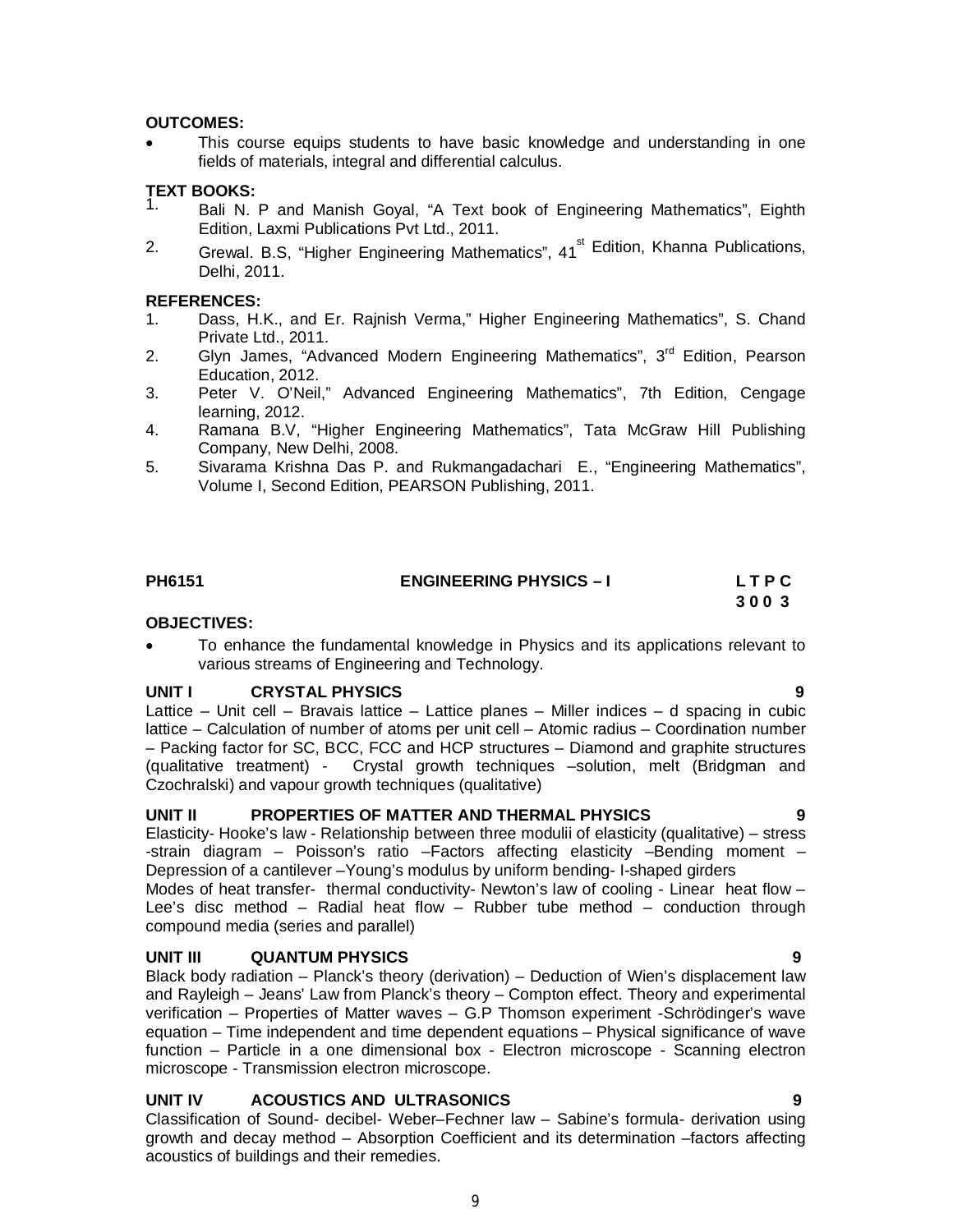**OUTCOMES:**

- This course equips students to have basic knowledge and understanding in one fields of materials, integral and differential calculus.

**TEXT BOOKS:**

1. Bali N. P and Manish Goyal, "A Text book of Engineering Mathematics", Eighth Edition, Laxmi Publications Pvt Ltd., 2011.
2. Grewal. B.S, "Higher Engineering Mathematics", 41st Edition, Khanna Publications, Delhi, 2011.

**REFERENCES:**

1. Dass, H.K., and Er. Rajnish Verma," Higher Engineering Mathematics", S. Chand Private Ltd., 2011.
2. Glyn James, "Advanced Modern Engineering Mathematics", 3rd Edition, Pearson Education, 2012.
3. Peter V. O'Neil," Advanced Engineering Mathematics", 7th Edition, Cengage learning, 2012.
4. Ramana B.V, "Higher Engineering Mathematics", Tata McGraw Hill Publishing Company, New Delhi, 2008.
5. Sivarama Krishna Das P. and Rukmangadachari E., "Engineering Mathematics", Volume I, Second Edition, PEARSON Publishing, 2011.

**PH6151 ENGINEERING PHYSICS – I** **L T P C**
**3 0 0 3**

**OBJECTIVES:**

- To enhance the fundamental knowledge in Physics and its applications relevant to various streams of Engineering and Technology.

**UNIT I CRYSTAL PHYSICS** **9**

Lattice – Unit cell – Bravais lattice – Lattice planes – Miller indices – d spacing in cubic lattice – Calculation of number of atoms per unit cell – Atomic radius – Coordination number – Packing factor for SC, BCC, FCC and HCP structures – Diamond and graphite structures (qualitative treatment) - Crystal growth techniques –solution, melt (Bridgman and Czochralski) and vapour growth techniques (qualitative)

**UNIT II PROPERTIES OF MATTER AND THERMAL PHYSICS** **9**

Elasticity- Hooke's law - Relationship between three modulii of elasticity (qualitative) – stress -strain diagram – Poisson's ratio –Factors affecting elasticity –Bending moment – Depression of a cantilever –Young's modulus by uniform bending- I-shaped girders

Modes of heat transfer- thermal conductivity- Newton's law of cooling - Linear heat flow – Lee's disc method – Radial heat flow – Rubber tube method – conduction through compound media (series and parallel)

**UNIT III QUANTUM PHYSICS** **9**

Black body radiation – Planck's theory (derivation) – Deduction of Wien's displacement law and Rayleigh – Jeans' Law from Planck's theory – Compton effect. Theory and experimental verification – Properties of Matter waves – G.P Thomson experiment -Schrödinger's wave equation – Time independent and time dependent equations – Physical significance of wave function – Particle in a one dimensional box - Electron microscope - Scanning electron microscope - Transmission electron microscope.

**UNIT IV ACOUSTICS AND ULTRASONICS** **9**

Classification of Sound- decibel- Weber–Fechner law – Sabine's formula- derivation using growth and decay method – Absorption Coefficient and its determination –factors affecting acoustics of buildings and their remedies.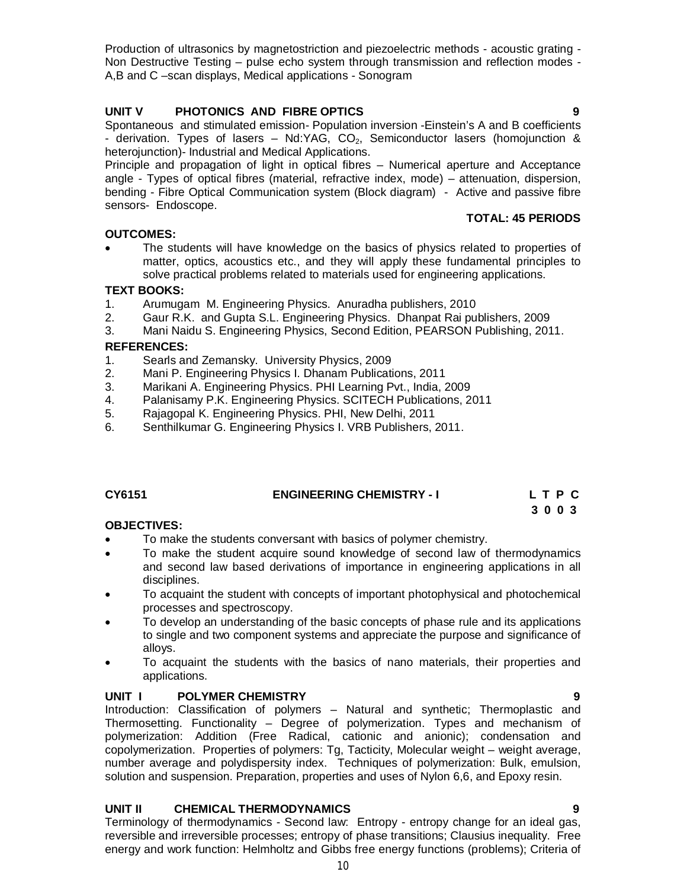Production of ultrasonics by magnetostriction and piezoelectric methods - acoustic grating - Non Destructive Testing – pulse echo system through transmission and reflection modes - A,B and C –scan displays, Medical applications - Sonogram

**UNIT V PHOTONICS AND FIBRE OPTICS** **9**

Spontaneous and stimulated emission- Population inversion -Einstein's A and B coefficients - derivation. Types of lasers – Nd:YAG, $CO_2$, Semiconductor lasers (homojunction & heterojunction)- Industrial and Medical Applications.

Principle and propagation of light in optical fibres – Numerical aperture and Acceptance angle - Types of optical fibres (material, refractive index, mode) – attenuation, dispersion, bending - Fibre Optical Communication system (Block diagram) - Active and passive fibre sensors- Endoscope.

**TOTAL: 45 PERIODS**

**OUTCOMES:**

- The students will have knowledge on the basics of physics related to properties of matter, optics, acoustics etc., and they will apply these fundamental principles to solve practical problems related to materials used for engineering applications.

**TEXT BOOKS:**

1. Arumugam M. Engineering Physics. Anuradha publishers, 2010
2. Gaur R.K. and Gupta S.L. Engineering Physics. Dhanpat Rai publishers, 2009
3. Mani Naidu S. Engineering Physics, Second Edition, PEARSON Publishing, 2011.

**REFERENCES:**

1. Searls and Zemansky. University Physics, 2009
2. Mani P. Engineering Physics I. Dhanam Publications, 2011
3. Marikani A. Engineering Physics. PHI Learning Pvt., India, 2009
4. Palanisamy P.K. Engineering Physics. SCITECH Publications, 2011
5. Rajagopal K. Engineering Physics. PHI, New Delhi, 2011
6. Senthilkumar G. Engineering Physics I. VRB Publishers, 2011.

## CY6151 ENGINEERING CHEMISTRY - I

| L | T | P | C |
|---|---|---|---|
| 3 | 0 | 0 | 3 |

**OBJECTIVES:**

- To make the students conversant with basics of polymer chemistry.
- To make the student acquire sound knowledge of second law of thermodynamics and second law based derivations of importance in engineering applications in all disciplines.
- To acquaint the student with concepts of important photophysical and photochemical processes and spectroscopy.
- To develop an understanding of the basic concepts of phase rule and its applications to single and two component systems and appreciate the purpose and significance of alloys.
- To acquaint the students with the basics of nano materials, their properties and applications.

**UNIT I POLYMER CHEMISTRY** **9**

Introduction: Classification of polymers – Natural and synthetic; Thermoplastic and Thermosetting. Functionality – Degree of polymerization. Types and mechanism of polymerization: Addition (Free Radical, cationic and anionic); condensation and copolymerization. Properties of polymers: Tg, Tacticity, Molecular weight – weight average, number average and polydispersity index. Techniques of polymerization: Bulk, emulsion, solution and suspension. Preparation, properties and uses of Nylon 6,6, and Epoxy resin.

**UNIT II CHEMICAL THERMODYNAMICS** **9**

Terminology of thermodynamics - Second law: Entropy - entropy change for an ideal gas, reversible and irreversible processes; entropy of phase transitions; Clausius inequality. Free energy and work function: Helmholtz and Gibbs free energy functions (problems); Criteria of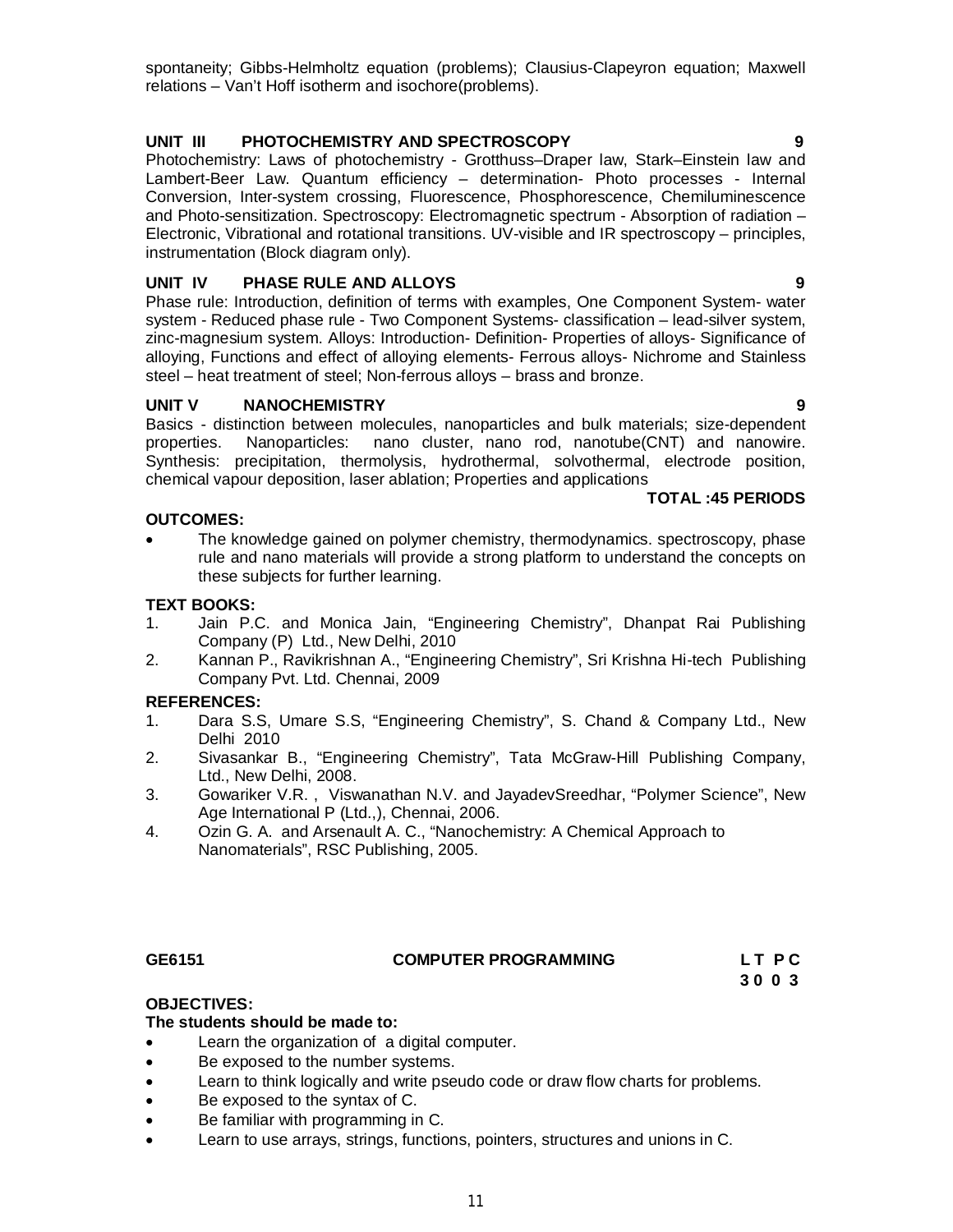spontaneity; Gibbs-Helmholtz equation (problems); Clausius-Clapeyron equation; Maxwell relations – Van't Hoff isotherm and isochore(problems).

**UNIT III PHOTOCHEMISTRY AND SPECTROSCOPY 9**

Photochemistry: Laws of photochemistry - Grotthuss–Draper law, Stark–Einstein law and Lambert-Beer Law. Quantum efficiency – determination- Photo processes - Internal Conversion, Inter-system crossing, Fluorescence, Phosphorescence, Chemiluminescence and Photo-sensitization. Spectroscopy: Electromagnetic spectrum - Absorption of radiation – Electronic, Vibrational and rotational transitions. UV-visible and IR spectroscopy – principles, instrumentation (Block diagram only).

**UNIT IV PHASE RULE AND ALLOYS 9**

Phase rule: Introduction, definition of terms with examples, One Component System- water system - Reduced phase rule - Two Component Systems- classification – lead-silver system, zinc-magnesium system. Alloys: Introduction- Definition- Properties of alloys- Significance of alloying, Functions and effect of alloying elements- Ferrous alloys- Nichrome and Stainless steel – heat treatment of steel; Non-ferrous alloys – brass and bronze.

**UNIT V NANOCHEMISTRY 9**

Basics - distinction between molecules, nanoparticles and bulk materials; size-dependent properties. Nanoparticles: nano cluster, nano rod, nanotube(CNT) and nanowire. Synthesis: precipitation, thermolysis, hydrothermal, solvothermal, electrode position, chemical vapour deposition, laser ablation; Properties and applications

**TOTAL :45 PERIODS**

**OUTCOMES:**

- The knowledge gained on polymer chemistry, thermodynamics. spectroscopy, phase rule and nano materials will provide a strong platform to understand the concepts on these subjects for further learning.

**TEXT BOOKS:**

1. Jain P.C. and Monica Jain, "Engineering Chemistry", Dhanpat Rai Publishing Company (P) Ltd., New Delhi, 2010
2. Kannan P., Ravikrishnan A., "Engineering Chemistry", Sri Krishna Hi-tech Publishing Company Pvt. Ltd. Chennai, 2009

**REFERENCES:**

1. Dara S.S, Umare S.S, "Engineering Chemistry", S. Chand & Company Ltd., New Delhi 2010
2. Sivasankar B., "Engineering Chemistry", Tata McGraw-Hill Publishing Company, Ltd., New Delhi, 2008.
3. Gowariker V.R. , Viswanathan N.V. and JayadevSreedhar, "Polymer Science", New Age International P (Ltd.,), Chennai, 2006.
4. Ozin G. A. and Arsenault A. C., "Nanochemistry: A Chemical Approach to Nanomaterials", RSC Publishing, 2005.

**GE6151 COMPUTER PROGRAMMING L T P C**
**3 0 0 3**

**OBJECTIVES:**

**The students should be made to:**

- Learn the organization of a digital computer.
- Be exposed to the number systems.
- Learn to think logically and write pseudo code or draw flow charts for problems.
- Be exposed to the syntax of C.
- Be familiar with programming in C.
- Learn to use arrays, strings, functions, pointers, structures and unions in C.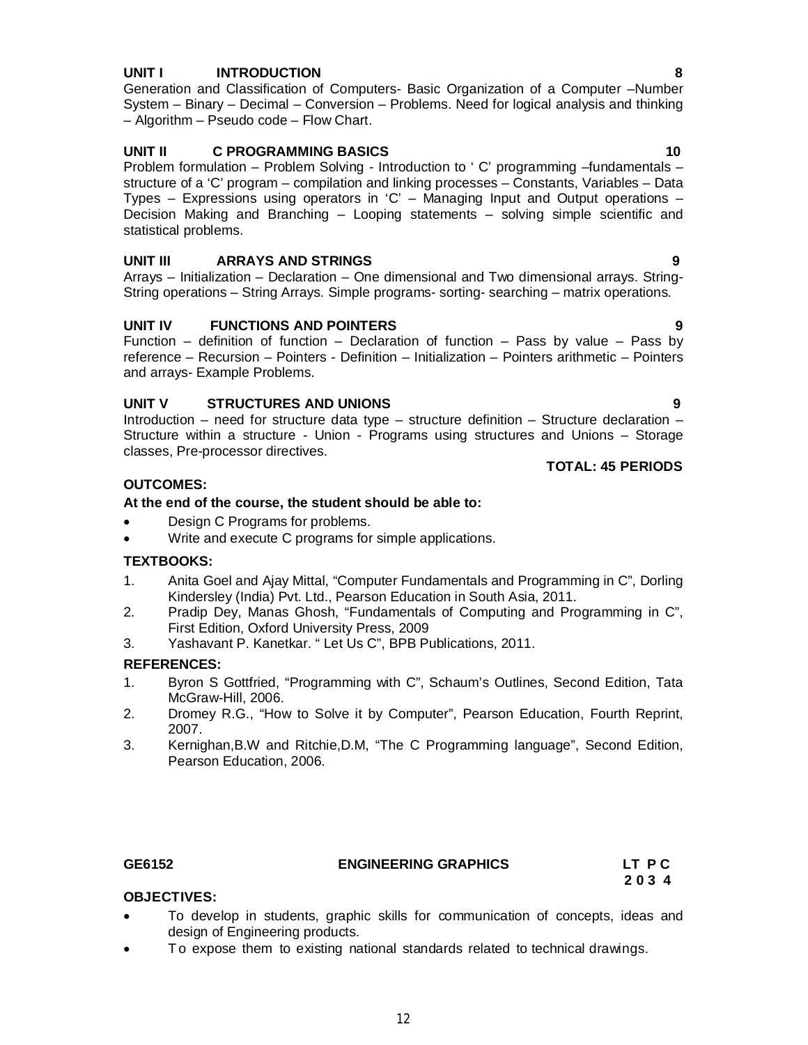**UNIT I INTRODUCTION 8**

Generation and Classification of Computers- Basic Organization of a Computer –Number System – Binary – Decimal – Conversion – Problems. Need for logical analysis and thinking – Algorithm – Pseudo code – Flow Chart.

**UNIT II C PROGRAMMING BASICS 10**

Problem formulation – Problem Solving - Introduction to ' C' programming –fundamentals – structure of a 'C' program – compilation and linking processes – Constants, Variables – Data Types – Expressions using operators in 'C' – Managing Input and Output operations – Decision Making and Branching – Looping statements – solving simple scientific and statistical problems.

**UNIT III ARRAYS AND STRINGS 9**

Arrays – Initialization – Declaration – One dimensional and Two dimensional arrays. String- String operations – String Arrays. Simple programs- sorting- searching – matrix operations.

**UNIT IV FUNCTIONS AND POINTERS 9**

Function – definition of function – Declaration of function – Pass by value – Pass by reference – Recursion – Pointers - Definition – Initialization – Pointers arithmetic – Pointers and arrays- Example Problems.

**UNIT V STRUCTURES AND UNIONS 9**

Introduction – need for structure data type – structure definition – Structure declaration – Structure within a structure - Union - Programs using structures and Unions – Storage classes, Pre-processor directives.

**TOTAL: 45 PERIODS**

**OUTCOMES:**

**At the end of the course, the student should be able to:**

- Design C Programs for problems.
- Write and execute C programs for simple applications.

**TEXTBOOKS:**

1. Anita Goel and Ajay Mittal, "Computer Fundamentals and Programming in C", Dorling Kindersley (India) Pvt. Ltd., Pearson Education in South Asia, 2011.
2. Pradip Dey, Manas Ghosh, "Fundamentals of Computing and Programming in C", First Edition, Oxford University Press, 2009
3. Yashavant P. Kanetkar. " Let Us C", BPB Publications, 2011.

**REFERENCES:**

1. Byron S Gottfried, "Programming with C", Schaum's Outlines, Second Edition, Tata McGraw-Hill, 2006.
2. Dromey R.G., "How to Solve it by Computer", Pearson Education, Fourth Reprint, 2007.
3. Kernighan,B.W and Ritchie,D.M, "The C Programming language", Second Edition, Pearson Education, 2006.

**GE6152 ENGINEERING GRAPHICS LT P C**
**2 0 3 4**

**OBJECTIVES:**

- To develop in students, graphic skills for communication of concepts, ideas and design of Engineering products.
- To expose them to existing national standards related to technical drawings.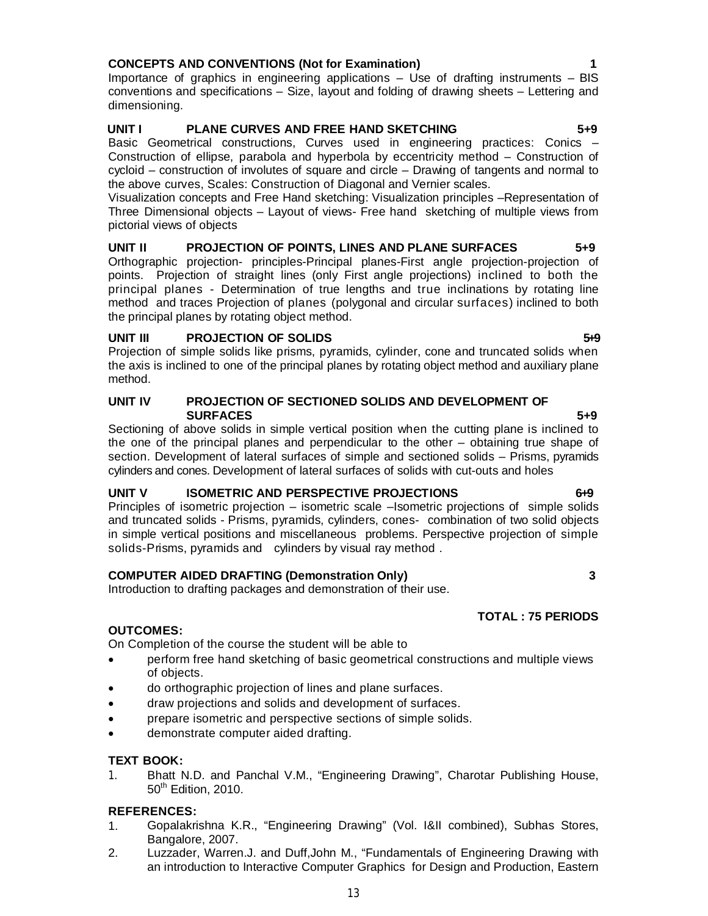**CONCEPTS AND CONVENTIONS (Not for Examination) 1**

Importance of graphics in engineering applications – Use of drafting instruments – BIS conventions and specifications – Size, layout and folding of drawing sheets – Lettering and dimensioning.

**UNIT I PLANE CURVES AND FREE HAND SKETCHING 5+9**

Basic Geometrical constructions, Curves used in engineering practices: Conics – Construction of ellipse, parabola and hyperbola by eccentricity method – Construction of cycloid – construction of involutes of square and circle – Drawing of tangents and normal to the above curves, Scales: Construction of Diagonal and Vernier scales.

Visualization concepts and Free Hand sketching: Visualization principles –Representation of Three Dimensional objects – Layout of views- Free hand sketching of multiple views from pictorial views of objects

**UNIT II PROJECTION OF POINTS, LINES AND PLANE SURFACES 5+9**

Orthographic projection- principles-Principal planes-First angle projection-projection of points. Projection of straight lines (only First angle projections) inclined to both the principal planes - Determination of true lengths and true inclinations by rotating line method and traces Projection of planes (polygonal and circular surfaces) inclined to both the principal planes by rotating object method.

**UNIT III PROJECTION OF SOLIDS 5+9**

Projection of simple solids like prisms, pyramids, cylinder, cone and truncated solids when the axis is inclined to one of the principal planes by rotating object method and auxiliary plane method.

**UNIT IV PROJECTION OF SECTIONED SOLIDS AND DEVELOPMENT OF SURFACES 5+9**

Sectioning of above solids in simple vertical position when the cutting plane is inclined to the one of the principal planes and perpendicular to the other – obtaining true shape of section. Development of lateral surfaces of simple and sectioned solids – Prisms, pyramids cylinders and cones. Development of lateral surfaces of solids with cut-outs and holes

**UNIT V ISOMETRIC AND PERSPECTIVE PROJECTIONS 6+9**

Principles of isometric projection – isometric scale –Isometric projections of simple solids and truncated solids - Prisms, pyramids, cylinders, cones- combination of two solid objects in simple vertical positions and miscellaneous problems. Perspective projection of simple solids-Prisms, pyramids and cylinders by visual ray method .

**COMPUTER AIDED DRAFTING (Demonstration Only) 3**

Introduction to drafting packages and demonstration of their use.

**TOTAL : 75 PERIODS**

**OUTCOMES:**

On Completion of the course the student will be able to

- perform free hand sketching of basic geometrical constructions and multiple views of objects.
- do orthographic projection of lines and plane surfaces.
- draw projections and solids and development of surfaces.
- prepare isometric and perspective sections of simple solids.
- demonstrate computer aided drafting.

**TEXT BOOK:**

1. Bhatt N.D. and Panchal V.M., "Engineering Drawing", Charotar Publishing House, 50th Edition, 2010.

**REFERENCES:**

1. Gopalakrishna K.R., "Engineering Drawing" (Vol. I&II combined), Subhas Stores, Bangalore, 2007.
2. Luzzader, Warren.J. and Duff,John M., "Fundamentals of Engineering Drawing with an introduction to Interactive Computer Graphics for Design and Production, Eastern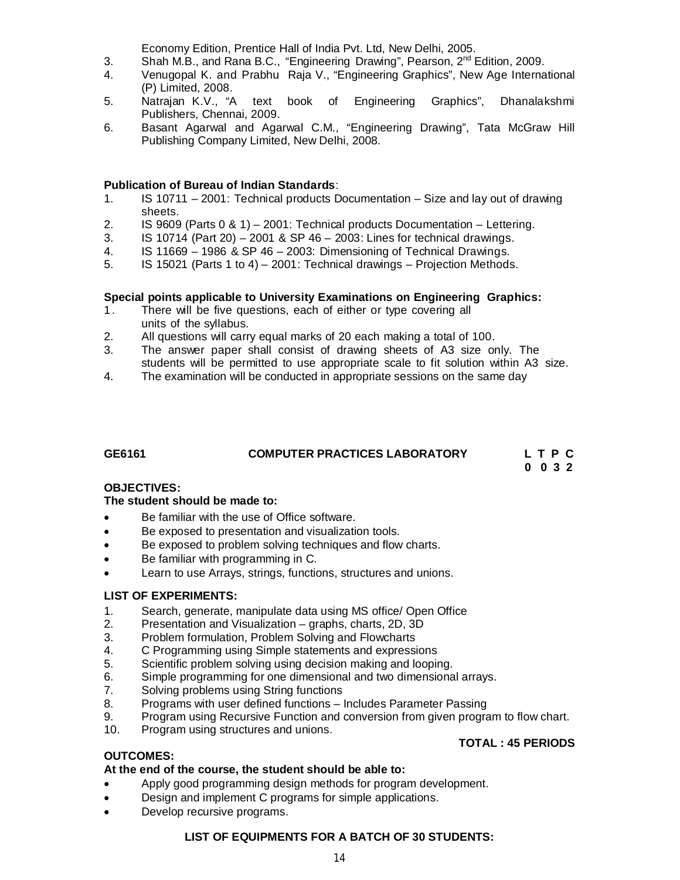Economy Edition, Prentice Hall of India Pvt. Ltd, New Delhi, 2005.

3. Shah M.B., and Rana B.C., "Engineering Drawing", Pearson, 2nd Edition, 2009.
4. Venugopal K. and Prabhu Raja V., "Engineering Graphics", New Age International (P) Limited, 2008.
5. Natrajan K.V., "A text book of Engineering Graphics", Dhanalakshmi Publishers, Chennai, 2009.
6. Basant Agarwal and Agarwal C.M., "Engineering Drawing", Tata McGraw Hill Publishing Company Limited, New Delhi, 2008.

**Publication of Bureau of Indian Standards**:

1. IS 10711 – 2001: Technical products Documentation – Size and lay out of drawing sheets.
2. IS 9609 (Parts 0 & 1) – 2001: Technical products Documentation – Lettering.
3. IS 10714 (Part 20) – 2001 & SP 46 – 2003: Lines for technical drawings.
4. IS 11669 – 1986 & SP 46 – 2003: Dimensioning of Technical Drawings.
5. IS 15021 (Parts 1 to 4) – 2001: Technical drawings – Projection Methods.

**Special points applicable to University Examinations on Engineering Graphics:**

1. There will be five questions, each of either or type covering all units of the syllabus.
2. All questions will carry equal marks of 20 each making a total of 100.
3. The answer paper shall consist of drawing sheets of A3 size only. The students will be permitted to use appropriate scale to fit solution within A3 size.
4. The examination will be conducted in appropriate sessions on the same day

## GE6161 COMPUTER PRACTICES LABORATORY

| L | T | P | C |
|---|---|---|---|
| 0 | 0 | 3 | 2 |

**OBJECTIVES:**

**The student should be made to:**

- Be familiar with the use of Office software.
- Be exposed to presentation and visualization tools.
- Be exposed to problem solving techniques and flow charts.
- Be familiar with programming in C.
- Learn to use Arrays, strings, functions, structures and unions.

**LIST OF EXPERIMENTS:**

1. Search, generate, manipulate data using MS office/ Open Office
2. Presentation and Visualization – graphs, charts, 2D, 3D
3. Problem formulation, Problem Solving and Flowcharts
4. C Programming using Simple statements and expressions
5. Scientific problem solving using decision making and looping.
6. Simple programming for one dimensional and two dimensional arrays.
7. Solving problems using String functions
8. Programs with user defined functions – Includes Parameter Passing
9. Program using Recursive Function and conversion from given program to flow chart.
10. Program using structures and unions.

**TOTAL : 45 PERIODS**

**OUTCOMES:**

**At the end of the course, the student should be able to:**

- Apply good programming design methods for program development.
- Design and implement C programs for simple applications.
- Develop recursive programs.

**LIST OF EQUIPMENTS FOR A BATCH OF 30 STUDENTS:**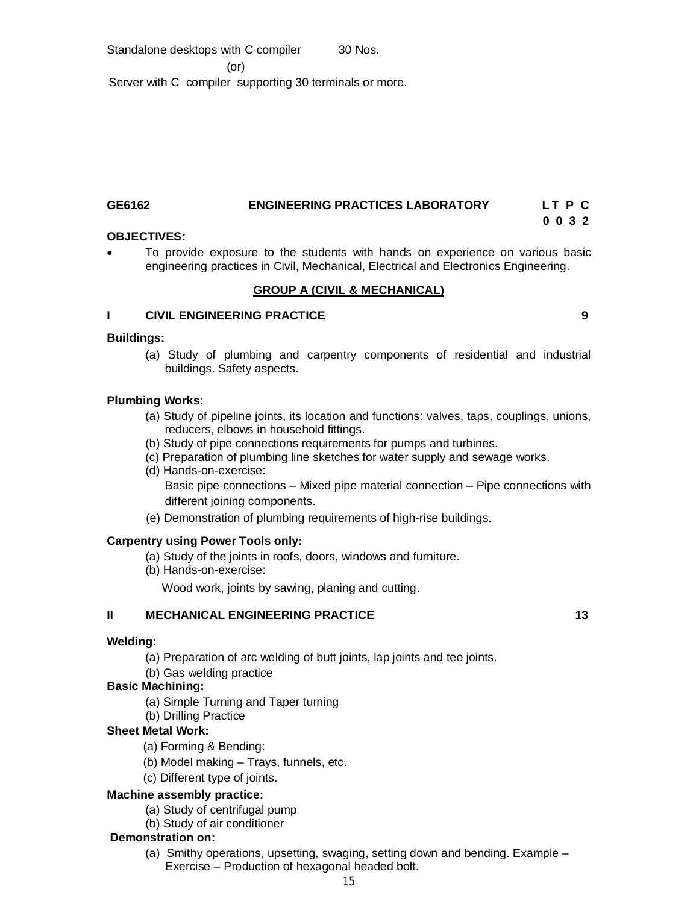Standalone desktops with C compiler 30 Nos.

(or)

Server with C compiler supporting 30 terminals or more.

## GE6162 ENGINEERING PRACTICES LABORATORY

**L T P C**
**0 0 3 2**

**OBJECTIVES:**

- To provide exposure to the students with hands on experience on various basic engineering practices in Civil, Mechanical, Electrical and Electronics Engineering.

**GROUP A (CIVIL & MECHANICAL)**

### I CIVIL ENGINEERING PRACTICE 9

**Buildings:**

(a) Study of plumbing and carpentry components of residential and industrial buildings. Safety aspects.

**Plumbing Works**:

(a) Study of pipeline joints, its location and functions: valves, taps, couplings, unions, reducers, elbows in household fittings.
(b) Study of pipe connections requirements for pumps and turbines.
(c) Preparation of plumbing line sketches for water supply and sewage works.
(d) Hands-on-exercise:
Basic pipe connections – Mixed pipe material connection – Pipe connections with different joining components.
(e) Demonstration of plumbing requirements of high-rise buildings.

**Carpentry using Power Tools only:**

(a) Study of the joints in roofs, doors, windows and furniture.
(b) Hands-on-exercise:
Wood work, joints by sawing, planing and cutting.

### II MECHANICAL ENGINEERING PRACTICE 13

**Welding:**

(a) Preparation of arc welding of butt joints, lap joints and tee joints.
(b) Gas welding practice

**Basic Machining:**

(a) Simple Turning and Taper turning
(b) Drilling Practice

**Sheet Metal Work:**

(a) Forming & Bending:
(b) Model making – Trays, funnels, etc.
(c) Different type of joints.

**Machine assembly practice:**

(a) Study of centrifugal pump
(b) Study of air conditioner

**Demonstration on:**

(a) Smithy operations, upsetting, swaging, setting down and bending. Example – Exercise – Production of hexagonal headed bolt.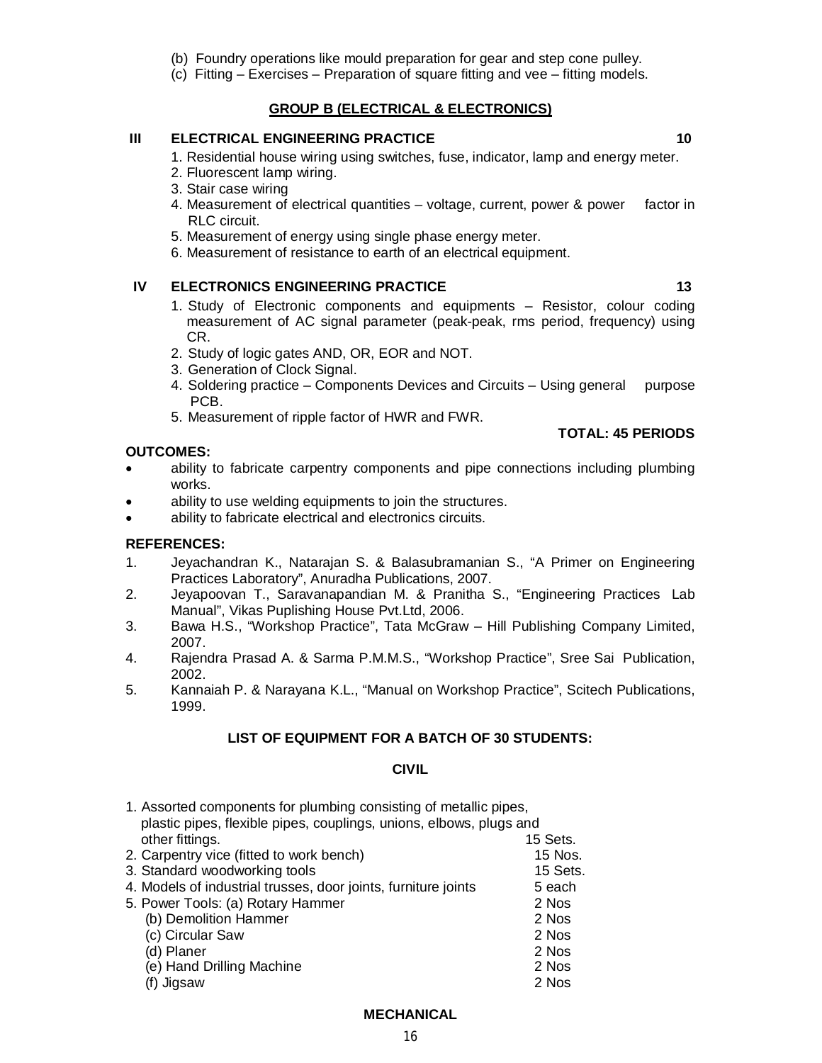(b) Foundry operations like mould preparation for gear and step cone pulley.
(c) Fitting – Exercises – Preparation of square fitting and vee – fitting models.

**GROUP B (ELECTRICAL & ELECTRONICS)**

**III ELECTRICAL ENGINEERING PRACTICE 10**

1. Residential house wiring using switches, fuse, indicator, lamp and energy meter.
2. Fluorescent lamp wiring.
3. Stair case wiring
4. Measurement of electrical quantities – voltage, current, power & power factor in RLC circuit.
5. Measurement of energy using single phase energy meter.
6. Measurement of resistance to earth of an electrical equipment.

**IV ELECTRONICS ENGINEERING PRACTICE 13**

1. Study of Electronic components and equipments – Resistor, colour coding measurement of AC signal parameter (peak-peak, rms period, frequency) using CR.
2. Study of logic gates AND, OR, EOR and NOT.
3. Generation of Clock Signal.
4. Soldering practice – Components Devices and Circuits – Using general purpose PCB.
5. Measurement of ripple factor of HWR and FWR.

**TOTAL: 45 PERIODS**

**OUTCOMES:**

- ability to fabricate carpentry components and pipe connections including plumbing works.
- ability to use welding equipments to join the structures.
- ability to fabricate electrical and electronics circuits.

**REFERENCES:**

1. Jeyachandran K., Natarajan S. & Balasubramanian S., "A Primer on Engineering Practices Laboratory", Anuradha Publications, 2007.
2. Jeyapoovan T., Saravanapandian M. & Pranitha S., "Engineering Practices Lab Manual", Vikas Puplishing House Pvt.Ltd, 2006.
3. Bawa H.S., "Workshop Practice", Tata McGraw – Hill Publishing Company Limited, 2007.
4. Rajendra Prasad A. & Sarma P.M.M.S., "Workshop Practice", Sree Sai Publication, 2002.
5. Kannaiah P. & Narayana K.L., "Manual on Workshop Practice", Scitech Publications, 1999.

**LIST OF EQUIPMENT FOR A BATCH OF 30 STUDENTS:**

**CIVIL**

| | |
|---|---|
| 1. Assorted components for plumbing consisting of metallic pipes, plastic pipes, flexible pipes, couplings, unions, elbows, plugs and other fittings. | 15 Sets. |
| 2. Carpentry vice (fitted to work bench) | 15 Nos. |
| 3. Standard woodworking tools | 15 Sets. |
| 4. Models of industrial trusses, door joints, furniture joints | 5 each |
| 5. Power Tools: (a) Rotary Hammer | 2 Nos |
| (b) Demolition Hammer | 2 Nos |
| (c) Circular Saw | 2 Nos |
| (d) Planer | 2 Nos |
| (e) Hand Drilling Machine | 2 Nos |
| (f) Jigsaw | 2 Nos |

**MECHANICAL**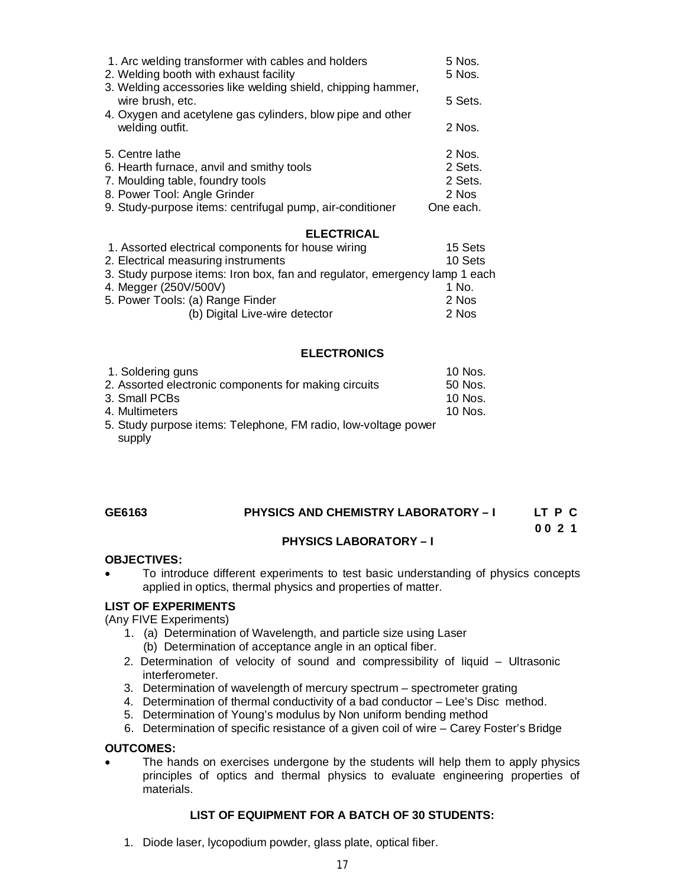1. Arc welding transformer with cables and holders — 5 Nos.
2. Welding booth with exhaust facility — 5 Nos.
3. Welding accessories like welding shield, chipping hammer, wire brush, etc. — 5 Sets.
4. Oxygen and acetylene gas cylinders, blow pipe and other welding outfit. — 2 Nos.
5. Centre lathe — 2 Nos.
6. Hearth furnace, anvil and smithy tools — 2 Sets.
7. Moulding table, foundry tools — 2 Sets.
8. Power Tool: Angle Grinder — 2 Nos
9. Study-purpose items: centrifugal pump, air-conditioner — One each.

**ELECTRICAL**

1. Assorted electrical components for house wiring — 15 Sets
2. Electrical measuring instruments — 10 Sets
3. Study purpose items: Iron box, fan and regulator, emergency lamp 1 each
4. Megger (250V/500V) — 1 No.
5. Power Tools: (a) Range Finder — 2 Nos
   (b) Digital Live-wire detector — 2 Nos

**ELECTRONICS**

1. Soldering guns — 10 Nos.
2. Assorted electronic components for making circuits — 50 Nos.
3. Small PCBs — 10 Nos.
4. Multimeters — 10 Nos.
5. Study purpose items: Telephone, FM radio, low-voltage power supply

## GE6163 PHYSICS AND CHEMISTRY LABORATORY – I

**LT P C**
**0 0 2 1**

### PHYSICS LABORATORY – I

**OBJECTIVES:**

- To introduce different experiments to test basic understanding of physics concepts applied in optics, thermal physics and properties of matter.

**LIST OF EXPERIMENTS**

(Any FIVE Experiments)

1. (a) Determination of Wavelength, and particle size using Laser
   (b) Determination of acceptance angle in an optical fiber.
2. Determination of velocity of sound and compressibility of liquid – Ultrasonic interferometer.
3. Determination of wavelength of mercury spectrum – spectrometer grating
4. Determination of thermal conductivity of a bad conductor – Lee's Disc method.
5. Determination of Young's modulus by Non uniform bending method
6. Determination of specific resistance of a given coil of wire – Carey Foster's Bridge

**OUTCOMES:**

- The hands on exercises undergone by the students will help them to apply physics principles of optics and thermal physics to evaluate engineering properties of materials.

**LIST OF EQUIPMENT FOR A BATCH OF 30 STUDENTS:**

1. Diode laser, lycopodium powder, glass plate, optical fiber.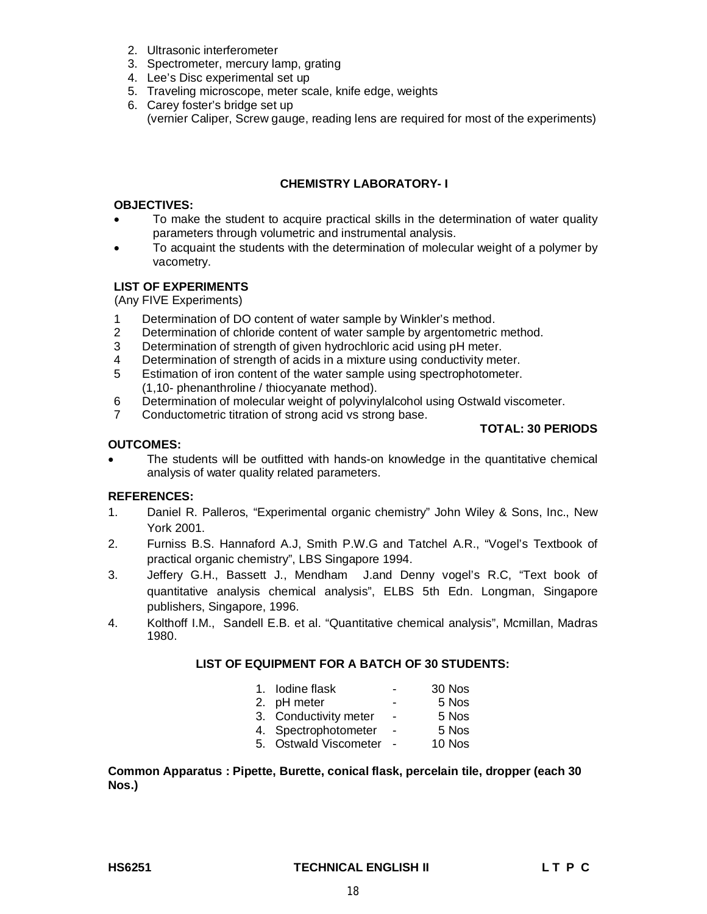2. Ultrasonic interferometer
3. Spectrometer, mercury lamp, grating
4. Lee's Disc experimental set up
5. Traveling microscope, meter scale, knife edge, weights
6. Carey foster's bridge set up
   (vernier Caliper, Screw gauge, reading lens are required for most of the experiments)

## CHEMISTRY LABORATORY- I

**OBJECTIVES:**

- To make the student to acquire practical skills in the determination of water quality parameters through volumetric and instrumental analysis.
- To acquaint the students with the determination of molecular weight of a polymer by vacometry.

**LIST OF EXPERIMENTS**

(Any FIVE Experiments)

1. Determination of DO content of water sample by Winkler's method.
2. Determination of chloride content of water sample by argentometric method.
3. Determination of strength of given hydrochloric acid using pH meter.
4. Determination of strength of acids in a mixture using conductivity meter.
5. Estimation of iron content of the water sample using spectrophotometer. (1,10- phenanthroline / thiocyanate method).
6. Determination of molecular weight of polyvinylalcohol using Ostwald viscometer.
7. Conductometric titration of strong acid vs strong base.

**TOTAL: 30 PERIODS**

**OUTCOMES:**

- The students will be outfitted with hands-on knowledge in the quantitative chemical analysis of water quality related parameters.

**REFERENCES:**

1. Daniel R. Palleros, "Experimental organic chemistry" John Wiley & Sons, Inc., New York 2001.
2. Furniss B.S. Hannaford A.J, Smith P.W.G and Tatchel A.R., "Vogel's Textbook of practical organic chemistry", LBS Singapore 1994.
3. Jeffery G.H., Bassett J., Mendham J.and Denny vogel's R.C, "Text book of quantitative analysis chemical analysis", ELBS 5th Edn. Longman, Singapore publishers, Singapore, 1996.
4. Kolthoff I.M., Sandell E.B. et al. "Quantitative chemical analysis", Mcmillan, Madras 1980.

**LIST OF EQUIPMENT FOR A BATCH OF 30 STUDENTS:**

1. Iodine flask - 30 Nos
2. pH meter - 5 Nos
3. Conductivity meter - 5 Nos
4. Spectrophotometer - 5 Nos
5. Ostwald Viscometer - 10 Nos

**Common Apparatus : Pipette, Burette, conical flask, percelain tile, dropper (each 30 Nos.)**

**HS6251 TECHNICAL ENGLISH II L T P C**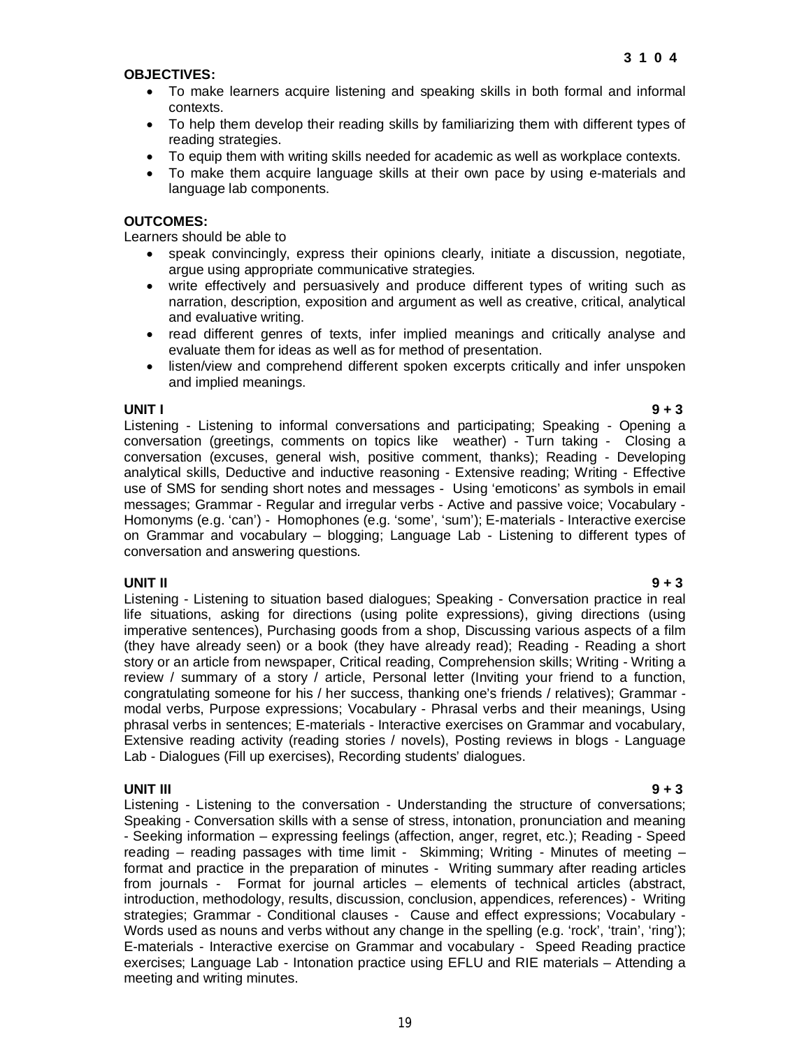**3 1 0 4**

**OBJECTIVES:**

- To make learners acquire listening and speaking skills in both formal and informal contexts.
- To help them develop their reading skills by familiarizing them with different types of reading strategies.
- To equip them with writing skills needed for academic as well as workplace contexts.
- To make them acquire language skills at their own pace by using e-materials and language lab components.

**OUTCOMES:**

Learners should be able to

- speak convincingly, express their opinions clearly, initiate a discussion, negotiate, argue using appropriate communicative strategies.
- write effectively and persuasively and produce different types of writing such as narration, description, exposition and argument as well as creative, critical, analytical and evaluative writing.
- read different genres of texts, infer implied meanings and critically analyse and evaluate them for ideas as well as for method of presentation.
- listen/view and comprehend different spoken excerpts critically and infer unspoken and implied meanings.

**UNIT I** **9 + 3**

Listening - Listening to informal conversations and participating; Speaking - Opening a conversation (greetings, comments on topics like weather) - Turn taking - Closing a conversation (excuses, general wish, positive comment, thanks); Reading - Developing analytical skills, Deductive and inductive reasoning - Extensive reading; Writing - Effective use of SMS for sending short notes and messages - Using 'emoticons' as symbols in email messages; Grammar - Regular and irregular verbs - Active and passive voice; Vocabulary - Homonyms (e.g. 'can') - Homophones (e.g. 'some', 'sum'); E-materials - Interactive exercise on Grammar and vocabulary – blogging; Language Lab - Listening to different types of conversation and answering questions.

**UNIT II** **9 + 3**

Listening - Listening to situation based dialogues; Speaking - Conversation practice in real life situations, asking for directions (using polite expressions), giving directions (using imperative sentences), Purchasing goods from a shop, Discussing various aspects of a film (they have already seen) or a book (they have already read); Reading - Reading a short story or an article from newspaper, Critical reading, Comprehension skills; Writing - Writing a review / summary of a story / article, Personal letter (Inviting your friend to a function, congratulating someone for his / her success, thanking one's friends / relatives); Grammar - modal verbs, Purpose expressions; Vocabulary - Phrasal verbs and their meanings, Using phrasal verbs in sentences; E-materials - Interactive exercises on Grammar and vocabulary, Extensive reading activity (reading stories / novels), Posting reviews in blogs - Language Lab - Dialogues (Fill up exercises), Recording students' dialogues.

**UNIT III** **9 + 3**

Listening - Listening to the conversation - Understanding the structure of conversations; Speaking - Conversation skills with a sense of stress, intonation, pronunciation and meaning - Seeking information – expressing feelings (affection, anger, regret, etc.); Reading - Speed reading – reading passages with time limit - Skimming; Writing - Minutes of meeting – format and practice in the preparation of minutes - Writing summary after reading articles from journals - Format for journal articles – elements of technical articles (abstract, introduction, methodology, results, discussion, conclusion, appendices, references) - Writing strategies; Grammar - Conditional clauses - Cause and effect expressions; Vocabulary - Words used as nouns and verbs without any change in the spelling (e.g. 'rock', 'train', 'ring'); E-materials - Interactive exercise on Grammar and vocabulary - Speed Reading practice exercises; Language Lab - Intonation practice using EFLU and RIE materials – Attending a meeting and writing minutes.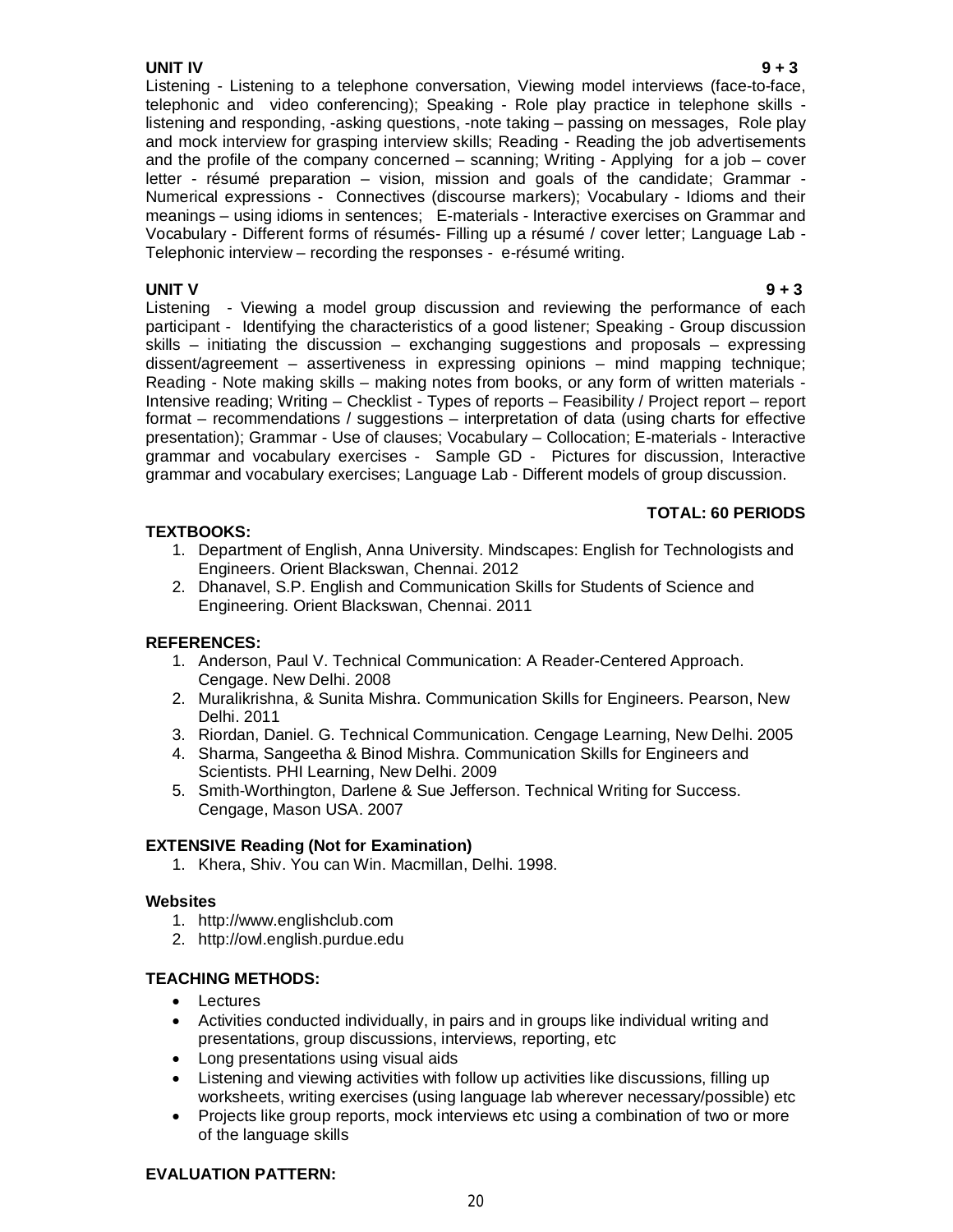**UNIT IV** **9 + 3**

Listening - Listening to a telephone conversation, Viewing model interviews (face-to-face, telephonic and video conferencing); Speaking - Role play practice in telephone skills - listening and responding, -asking questions, -note taking – passing on messages, Role play and mock interview for grasping interview skills; Reading - Reading the job advertisements and the profile of the company concerned – scanning; Writing - Applying for a job – cover letter - résumé preparation – vision, mission and goals of the candidate; Grammar - Numerical expressions - Connectives (discourse markers); Vocabulary - Idioms and their meanings – using idioms in sentences; E-materials - Interactive exercises on Grammar and Vocabulary - Different forms of résumés- Filling up a résumé / cover letter; Language Lab - Telephonic interview – recording the responses - e-résumé writing.

**UNIT V** **9 + 3**

Listening - Viewing a model group discussion and reviewing the performance of each participant - Identifying the characteristics of a good listener; Speaking - Group discussion skills – initiating the discussion – exchanging suggestions and proposals – expressing dissent/agreement – assertiveness in expressing opinions – mind mapping technique; Reading - Note making skills – making notes from books, or any form of written materials - Intensive reading; Writing – Checklist - Types of reports – Feasibility / Project report – report format – recommendations / suggestions – interpretation of data (using charts for effective presentation); Grammar - Use of clauses; Vocabulary – Collocation; E-materials - Interactive grammar and vocabulary exercises - Sample GD - Pictures for discussion, Interactive grammar and vocabulary exercises; Language Lab - Different models of group discussion.

**TOTAL: 60 PERIODS**

**TEXTBOOKS:**

1. Department of English, Anna University. Mindscapes: English for Technologists and Engineers. Orient Blackswan, Chennai. 2012
2. Dhanavel, S.P. English and Communication Skills for Students of Science and Engineering. Orient Blackswan, Chennai. 2011

**REFERENCES:**

1. Anderson, Paul V. Technical Communication: A Reader-Centered Approach. Cengage. New Delhi. 2008
2. Muralikrishna, & Sunita Mishra. Communication Skills for Engineers. Pearson, New Delhi. 2011
3. Riordan, Daniel. G. Technical Communication. Cengage Learning, New Delhi. 2005
4. Sharma, Sangeetha & Binod Mishra. Communication Skills for Engineers and Scientists. PHI Learning, New Delhi. 2009
5. Smith-Worthington, Darlene & Sue Jefferson. Technical Writing for Success. Cengage, Mason USA. 2007

**EXTENSIVE Reading (Not for Examination)**

1. Khera, Shiv. You can Win. Macmillan, Delhi. 1998.

**Websites**

1. http://www.englishclub.com
2. http://owl.english.purdue.edu

**TEACHING METHODS:**

- Lectures
- Activities conducted individually, in pairs and in groups like individual writing and presentations, group discussions, interviews, reporting, etc
- Long presentations using visual aids
- Listening and viewing activities with follow up activities like discussions, filling up worksheets, writing exercises (using language lab wherever necessary/possible) etc
- Projects like group reports, mock interviews etc using a combination of two or more of the language skills

**EVALUATION PATTERN:**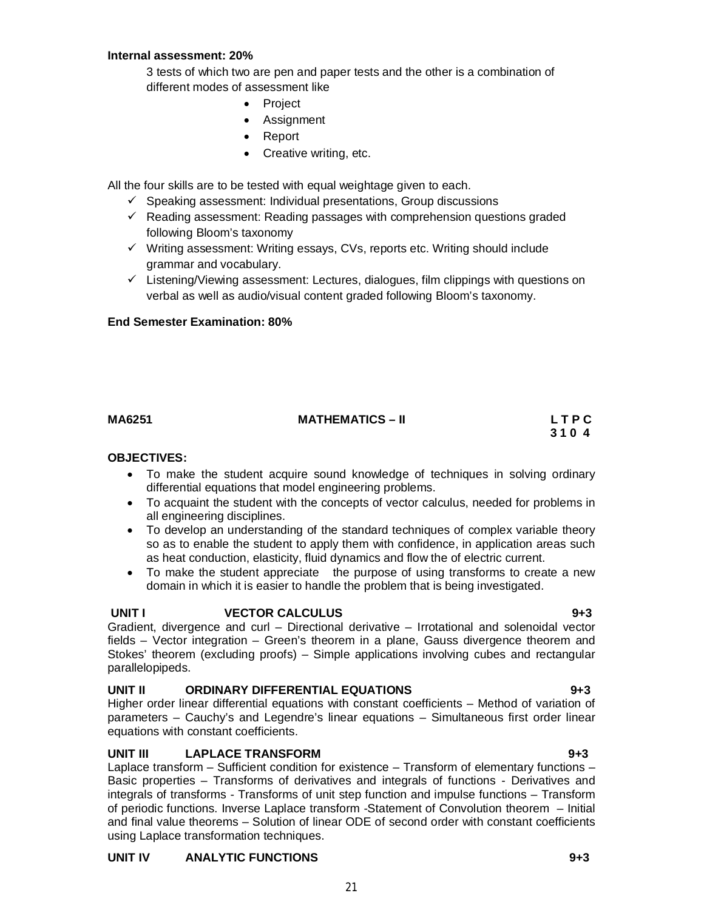**Internal assessment: 20%**

3 tests of which two are pen and paper tests and the other is a combination of different modes of assessment like

- Project
- Assignment
- Report
- Creative writing, etc.

All the four skills are to be tested with equal weightage given to each.

- ✓ Speaking assessment: Individual presentations, Group discussions
- ✓ Reading assessment: Reading passages with comprehension questions graded following Bloom's taxonomy
- ✓ Writing assessment: Writing essays, CVs, reports etc. Writing should include grammar and vocabulary.
- ✓ Listening/Viewing assessment: Lectures, dialogues, film clippings with questions on verbal as well as audio/visual content graded following Bloom's taxonomy.

**End Semester Examination: 80%**

**MA6251 MATHEMATICS – II L T P C**
**3 1 0 4**

**OBJECTIVES:**

- To make the student acquire sound knowledge of techniques in solving ordinary differential equations that model engineering problems.
- To acquaint the student with the concepts of vector calculus, needed for problems in all engineering disciplines.
- To develop an understanding of the standard techniques of complex variable theory so as to enable the student to apply them with confidence, in application areas such as heat conduction, elasticity, fluid dynamics and flow the of electric current.
- To make the student appreciate the purpose of using transforms to create a new domain in which it is easier to handle the problem that is being investigated.

**UNIT I VECTOR CALCULUS 9+3**

Gradient, divergence and curl – Directional derivative – Irrotational and solenoidal vector fields – Vector integration – Green's theorem in a plane, Gauss divergence theorem and Stokes' theorem (excluding proofs) – Simple applications involving cubes and rectangular parallelopipeds.

**UNIT II ORDINARY DIFFERENTIAL EQUATIONS 9+3**

Higher order linear differential equations with constant coefficients – Method of variation of parameters – Cauchy's and Legendre's linear equations – Simultaneous first order linear equations with constant coefficients.

**UNIT III LAPLACE TRANSFORM 9+3**

Laplace transform – Sufficient condition for existence – Transform of elementary functions – Basic properties – Transforms of derivatives and integrals of functions - Derivatives and integrals of transforms - Transforms of unit step function and impulse functions – Transform of periodic functions. Inverse Laplace transform -Statement of Convolution theorem – Initial and final value theorems – Solution of linear ODE of second order with constant coefficients using Laplace transformation techniques.

**UNIT IV ANALYTIC FUNCTIONS 9+3**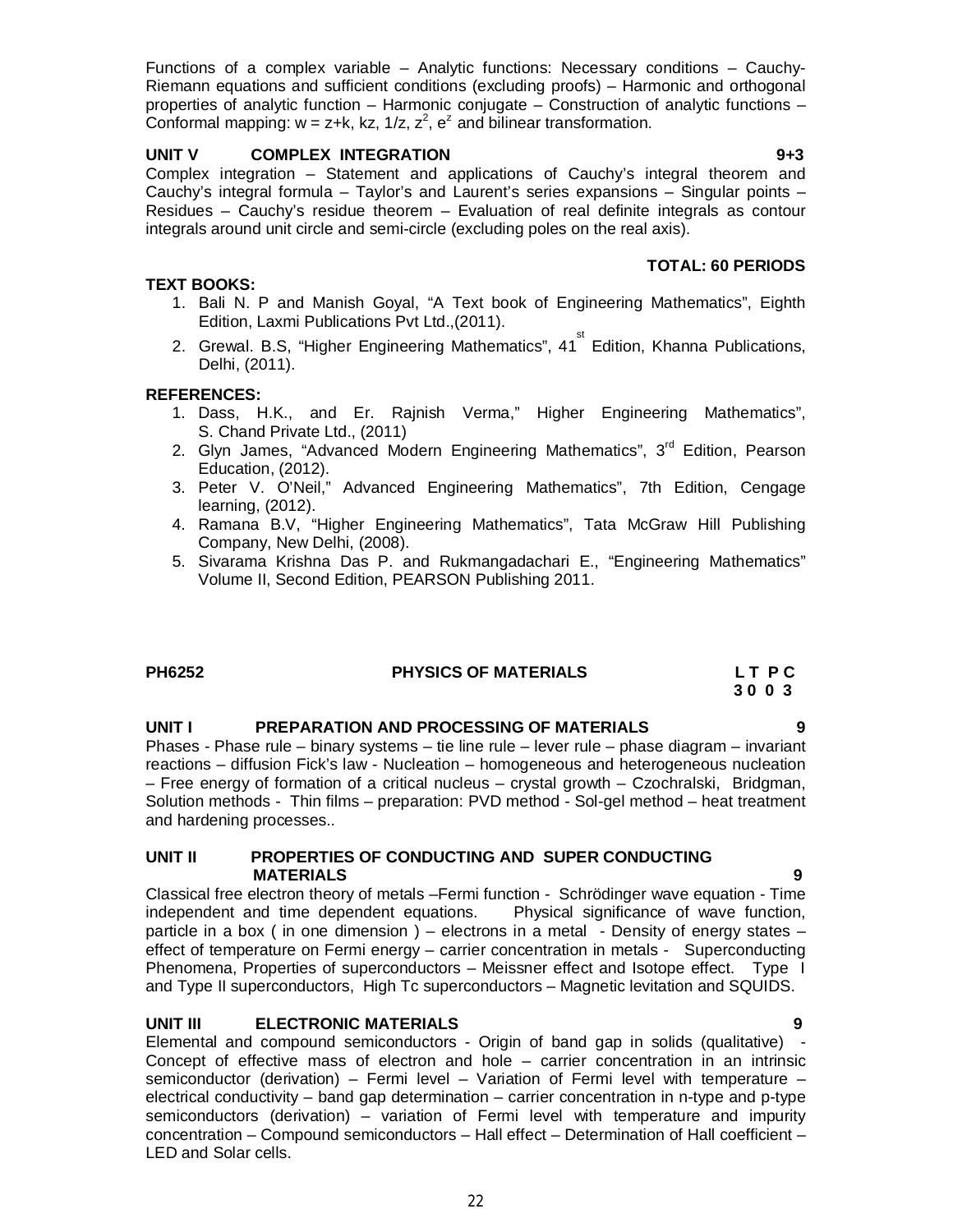Functions of a complex variable – Analytic functions: Necessary conditions – Cauchy-Riemann equations and sufficient conditions (excluding proofs) – Harmonic and orthogonal properties of analytic function – Harmonic conjugate – Construction of analytic functions – Conformal mapping: $w = z+k$, $kz$, $1/z$, $z^2$, $e^z$ and bilinear transformation.

**UNIT V COMPLEX INTEGRATION 9+3**

Complex integration – Statement and applications of Cauchy's integral theorem and Cauchy's integral formula – Taylor's and Laurent's series expansions – Singular points – Residues – Cauchy's residue theorem – Evaluation of real definite integrals as contour integrals around unit circle and semi-circle (excluding poles on the real axis).

**TOTAL: 60 PERIODS**

**TEXT BOOKS:**

1. Bali N. P and Manish Goyal, "A Text book of Engineering Mathematics", Eighth Edition, Laxmi Publications Pvt Ltd.,(2011).
2. Grewal. B.S, "Higher Engineering Mathematics", 41st Edition, Khanna Publications, Delhi, (2011).

**REFERENCES:**

1. Dass, H.K., and Er. Rajnish Verma," Higher Engineering Mathematics", S. Chand Private Ltd., (2011)
2. Glyn James, "Advanced Modern Engineering Mathematics", 3rd Edition, Pearson Education, (2012).
3. Peter V. O'Neil," Advanced Engineering Mathematics", 7th Edition, Cengage learning, (2012).
4. Ramana B.V, "Higher Engineering Mathematics", Tata McGraw Hill Publishing Company, New Delhi, (2008).
5. Sivarama Krishna Das P. and Rukmangadachari E., "Engineering Mathematics" Volume II, Second Edition, PEARSON Publishing 2011.

## PH6252 PHYSICS OF MATERIALS

**L T P C**
**3 0 0 3**

**UNIT I PREPARATION AND PROCESSING OF MATERIALS 9**

Phases - Phase rule – binary systems – tie line rule – lever rule – phase diagram – invariant reactions – diffusion Fick's law - Nucleation – homogeneous and heterogeneous nucleation – Free energy of formation of a critical nucleus – crystal growth – Czochralski, Bridgman, Solution methods - Thin films – preparation: PVD method - Sol-gel method – heat treatment and hardening processes..

**UNIT II PROPERTIES OF CONDUCTING AND SUPER CONDUCTING MATERIALS 9**

Classical free electron theory of metals –Fermi function - Schrödinger wave equation - Time independent and time dependent equations. Physical significance of wave function, particle in a box ( in one dimension ) – electrons in a metal - Density of energy states – effect of temperature on Fermi energy – carrier concentration in metals - Superconducting Phenomena, Properties of superconductors – Meissner effect and Isotope effect. Type I and Type II superconductors, High Tc superconductors – Magnetic levitation and SQUIDS.

**UNIT III ELECTRONIC MATERIALS 9**

Elemental and compound semiconductors - Origin of band gap in solids (qualitative) - Concept of effective mass of electron and hole – carrier concentration in an intrinsic semiconductor (derivation) – Fermi level – Variation of Fermi level with temperature – electrical conductivity – band gap determination – carrier concentration in n-type and p-type semiconductors (derivation) – variation of Fermi level with temperature and impurity concentration – Compound semiconductors – Hall effect – Determination of Hall coefficient – LED and Solar cells.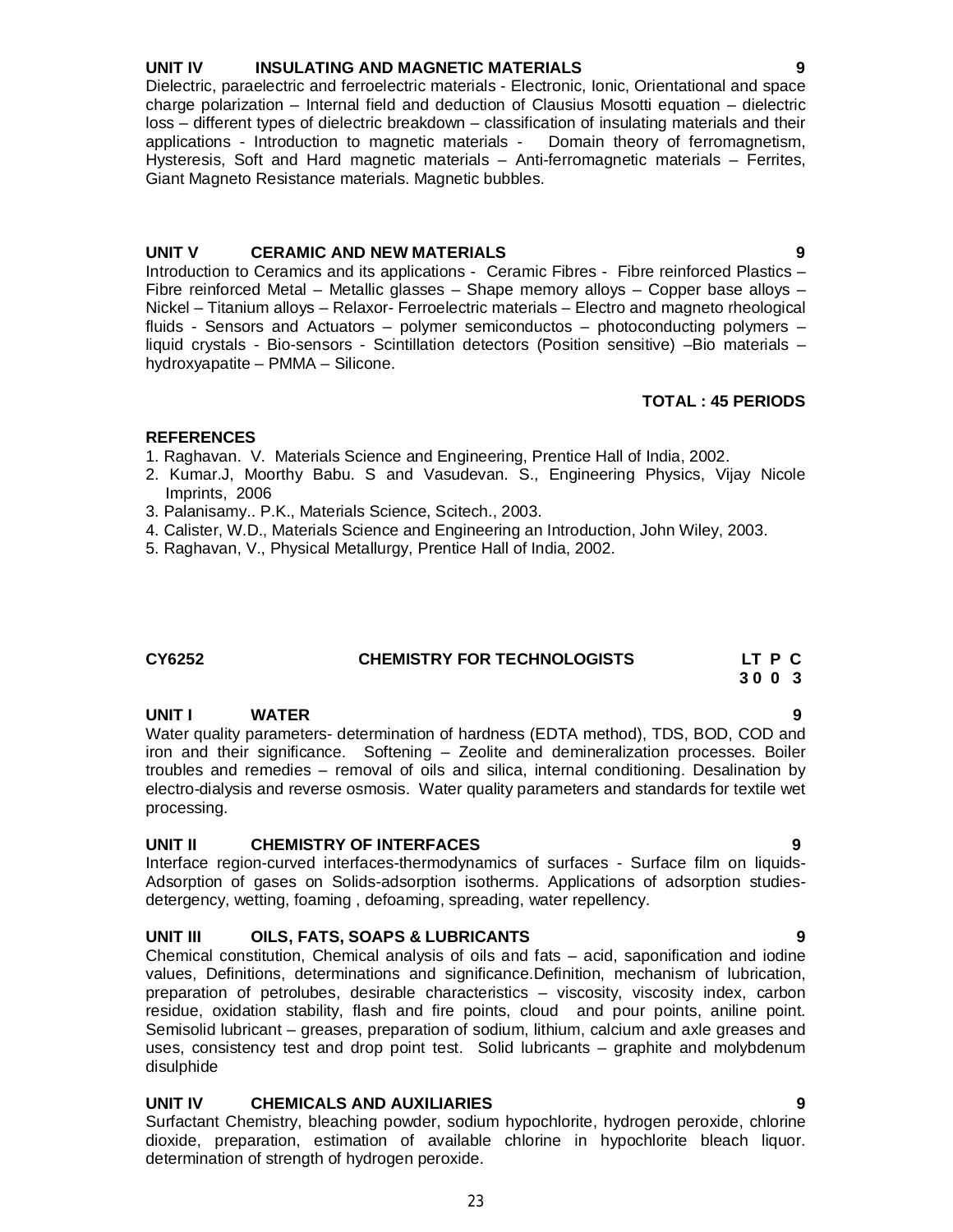**UNIT IV INSULATING AND MAGNETIC MATERIALS 9**

Dielectric, paraelectric and ferroelectric materials - Electronic, Ionic, Orientational and space charge polarization – Internal field and deduction of Clausius Mosotti equation – dielectric loss – different types of dielectric breakdown – classification of insulating materials and their applications - Introduction to magnetic materials - Domain theory of ferromagnetism, Hysteresis, Soft and Hard magnetic materials – Anti-ferromagnetic materials – Ferrites, Giant Magneto Resistance materials. Magnetic bubbles.

**UNIT V CERAMIC AND NEW MATERIALS 9**

Introduction to Ceramics and its applications - Ceramic Fibres - Fibre reinforced Plastics – Fibre reinforced Metal – Metallic glasses – Shape memory alloys – Copper base alloys – Nickel – Titanium alloys – Relaxor- Ferroelectric materials – Electro and magneto rheological fluids - Sensors and Actuators – polymer semiconductos – photoconducting polymers – liquid crystals - Bio-sensors - Scintillation detectors (Position sensitive) –Bio materials – hydroxyapatite – PMMA – Silicone.

**TOTAL : 45 PERIODS**

**REFERENCES**

1. Raghavan. V. Materials Science and Engineering, Prentice Hall of India, 2002.
2. Kumar.J, Moorthy Babu. S and Vasudevan. S., Engineering Physics, Vijay Nicole Imprints, 2006
3. Palanisamy.. P.K., Materials Science, Scitech., 2003.
4. Calister, W.D., Materials Science and Engineering an Introduction, John Wiley, 2003.
5. Raghavan, V., Physical Metallurgy, Prentice Hall of India, 2002.

## CY6252 CHEMISTRY FOR TECHNOLOGISTS

| L | T | P | C |
|---|---|---|---|
| 3 | 0 | 0 | 3 |

**UNIT I WATER 9**

Water quality parameters- determination of hardness (EDTA method), TDS, BOD, COD and iron and their significance. Softening – Zeolite and demineralization processes. Boiler troubles and remedies – removal of oils and silica, internal conditioning. Desalination by electro-dialysis and reverse osmosis. Water quality parameters and standards for textile wet processing.

**UNIT II CHEMISTRY OF INTERFACES 9**

Interface region-curved interfaces-thermodynamics of surfaces - Surface film on liquids-Adsorption of gases on Solids-adsorption isotherms. Applications of adsorption studies-detergency, wetting, foaming , defoaming, spreading, water repellency.

**UNIT III OILS, FATS, SOAPS & LUBRICANTS 9**

Chemical constitution, Chemical analysis of oils and fats – acid, saponification and iodine values, Definitions, determinations and significance.Definition, mechanism of lubrication, preparation of petrolubes, desirable characteristics – viscosity, viscosity index, carbon residue, oxidation stability, flash and fire points, cloud and pour points, aniline point. Semisolid lubricant – greases, preparation of sodium, lithium, calcium and axle greases and uses, consistency test and drop point test. Solid lubricants – graphite and molybdenum disulphide

**UNIT IV CHEMICALS AND AUXILIARIES 9**

Surfactant Chemistry, bleaching powder, sodium hypochlorite, hydrogen peroxide, chlorine dioxide, preparation, estimation of available chlorine in hypochlorite bleach liquor. determination of strength of hydrogen peroxide.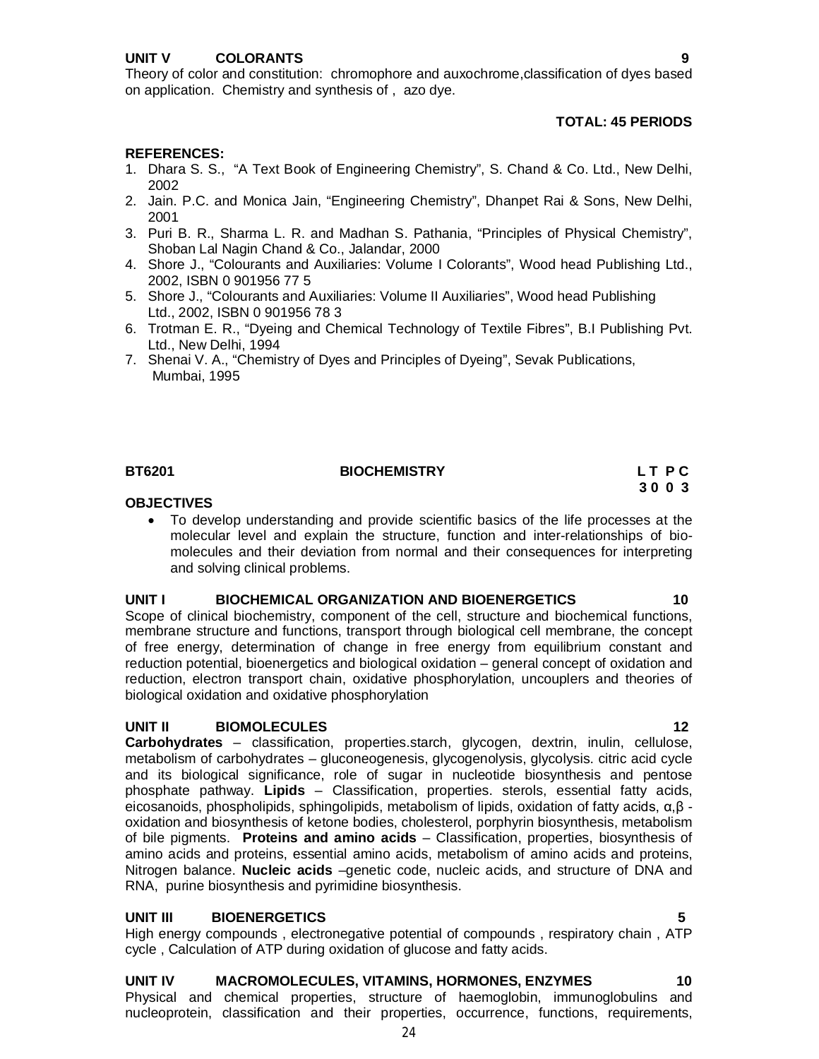**UNIT V COLORANTS 9**

Theory of color and constitution: chromophore and auxochrome,classification of dyes based on application. Chemistry and synthesis of , azo dye.

**TOTAL: 45 PERIODS**

**REFERENCES:**

1. Dhara S. S., "A Text Book of Engineering Chemistry", S. Chand & Co. Ltd., New Delhi, 2002
2. Jain. P.C. and Monica Jain, "Engineering Chemistry", Dhanpet Rai & Sons, New Delhi, 2001
3. Puri B. R., Sharma L. R. and Madhan S. Pathania, "Principles of Physical Chemistry", Shoban Lal Nagin Chand & Co., Jalandar, 2000
4. Shore J., "Colourants and Auxiliaries: Volume I Colorants", Wood head Publishing Ltd., 2002, ISBN 0 901956 77 5
5. Shore J., "Colourants and Auxiliaries: Volume II Auxiliaries", Wood head Publishing Ltd., 2002, ISBN 0 901956 78 3
6. Trotman E. R., "Dyeing and Chemical Technology of Textile Fibres", B.I Publishing Pvt. Ltd., New Delhi, 1994
7. Shenai V. A., "Chemistry of Dyes and Principles of Dyeing", Sevak Publications, Mumbai, 1995

## BT6201 BIOCHEMISTRY

| L | T | P | C |
|---|---|---|---|
| 3 | 0 | 0 | 3 |

**OBJECTIVES**

- To develop understanding and provide scientific basics of the life processes at the molecular level and explain the structure, function and inter-relationships of bio-molecules and their deviation from normal and their consequences for interpreting and solving clinical problems.

**UNIT I BIOCHEMICAL ORGANIZATION AND BIOENERGETICS 10**

Scope of clinical biochemistry, component of the cell, structure and biochemical functions, membrane structure and functions, transport through biological cell membrane, the concept of free energy, determination of change in free energy from equilibrium constant and reduction potential, bioenergetics and biological oxidation – general concept of oxidation and reduction, electron transport chain, oxidative phosphorylation, uncouplers and theories of biological oxidation and oxidative phosphorylation

**UNIT II BIOMOLECULES 12**

**Carbohydrates** – classification, properties.starch, glycogen, dextrin, inulin, cellulose, metabolism of carbohydrates – gluconeogenesis, glycogenolysis, glycolysis. citric acid cycle and its biological significance, role of sugar in nucleotide biosynthesis and pentose phosphate pathway. **Lipids** – Classification, properties. sterols, essential fatty acids, eicosanoids, phospholipids, sphingolipids, metabolism of lipids, oxidation of fatty acids, α,β - oxidation and biosynthesis of ketone bodies, cholesterol, porphyrin biosynthesis, metabolism of bile pigments. **Proteins and amino acids** – Classification, properties, biosynthesis of amino acids and proteins, essential amino acids, metabolism of amino acids and proteins, Nitrogen balance. **Nucleic acids** –genetic code, nucleic acids, and structure of DNA and RNA, purine biosynthesis and pyrimidine biosynthesis.

**UNIT III BIOENERGETICS 5**

High energy compounds , electronegative potential of compounds , respiratory chain , ATP cycle , Calculation of ATP during oxidation of glucose and fatty acids.

**UNIT IV MACROMOLECULES, VITAMINS, HORMONES, ENZYMES 10**

Physical and chemical properties, structure of haemoglobin, immunoglobulins and nucleoprotein, classification and their properties, occurrence, functions, requirements,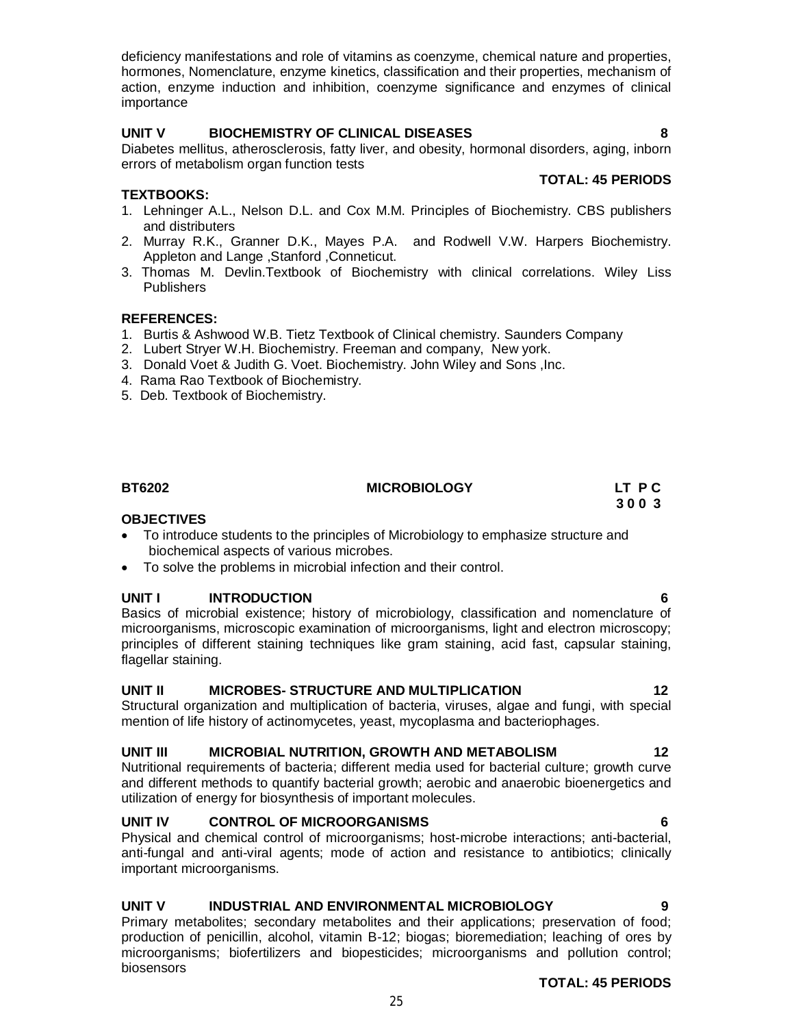deficiency manifestations and role of vitamins as coenzyme, chemical nature and properties, hormones, Nomenclature, enzyme kinetics, classification and their properties, mechanism of action, enzyme induction and inhibition, coenzyme significance and enzymes of clinical importance

**UNIT V BIOCHEMISTRY OF CLINICAL DISEASES 8**

Diabetes mellitus, atherosclerosis, fatty liver, and obesity, hormonal disorders, aging, inborn errors of metabolism organ function tests

**TOTAL: 45 PERIODS**

**TEXTBOOKS:**

1. Lehninger A.L., Nelson D.L. and Cox M.M. Principles of Biochemistry. CBS publishers and distributers
2. Murray R.K., Granner D.K., Mayes P.A. and Rodwell V.W. Harpers Biochemistry. Appleton and Lange ,Stanford ,Conneticut.
3. Thomas M. Devlin.Textbook of Biochemistry with clinical correlations. Wiley Liss Publishers

**REFERENCES:**

1. Burtis & Ashwood W.B. Tietz Textbook of Clinical chemistry. Saunders Company
2. Lubert Stryer W.H. Biochemistry. Freeman and company, New york.
3. Donald Voet & Judith G. Voet. Biochemistry. John Wiley and Sons ,Inc.
4. Rama Rao Textbook of Biochemistry.
5. Deb. Textbook of Biochemistry.

## BT6202 MICROBIOLOGY

**LT P C**
**3 0 0 3**

**OBJECTIVES**

- To introduce students to the principles of Microbiology to emphasize structure and biochemical aspects of various microbes.
- To solve the problems in microbial infection and their control.

**UNIT I INTRODUCTION 6**

Basics of microbial existence; history of microbiology, classification and nomenclature of microorganisms, microscopic examination of microorganisms, light and electron microscopy; principles of different staining techniques like gram staining, acid fast, capsular staining, flagellar staining.

**UNIT II MICROBES- STRUCTURE AND MULTIPLICATION 12**

Structural organization and multiplication of bacteria, viruses, algae and fungi, with special mention of life history of actinomycetes, yeast, mycoplasma and bacteriophages.

**UNIT III MICROBIAL NUTRITION, GROWTH AND METABOLISM 12**

Nutritional requirements of bacteria; different media used for bacterial culture; growth curve and different methods to quantify bacterial growth; aerobic and anaerobic bioenergetics and utilization of energy for biosynthesis of important molecules.

**UNIT IV CONTROL OF MICROORGANISMS 6**

Physical and chemical control of microorganisms; host-microbe interactions; anti-bacterial, anti-fungal and anti-viral agents; mode of action and resistance to antibiotics; clinically important microorganisms.

**UNIT V INDUSTRIAL AND ENVIRONMENTAL MICROBIOLOGY 9**

Primary metabolites; secondary metabolites and their applications; preservation of food; production of penicillin, alcohol, vitamin B-12; biogas; bioremediation; leaching of ores by microorganisms; biofertilizers and biopesticides; microorganisms and pollution control; biosensors

**TOTAL: 45 PERIODS**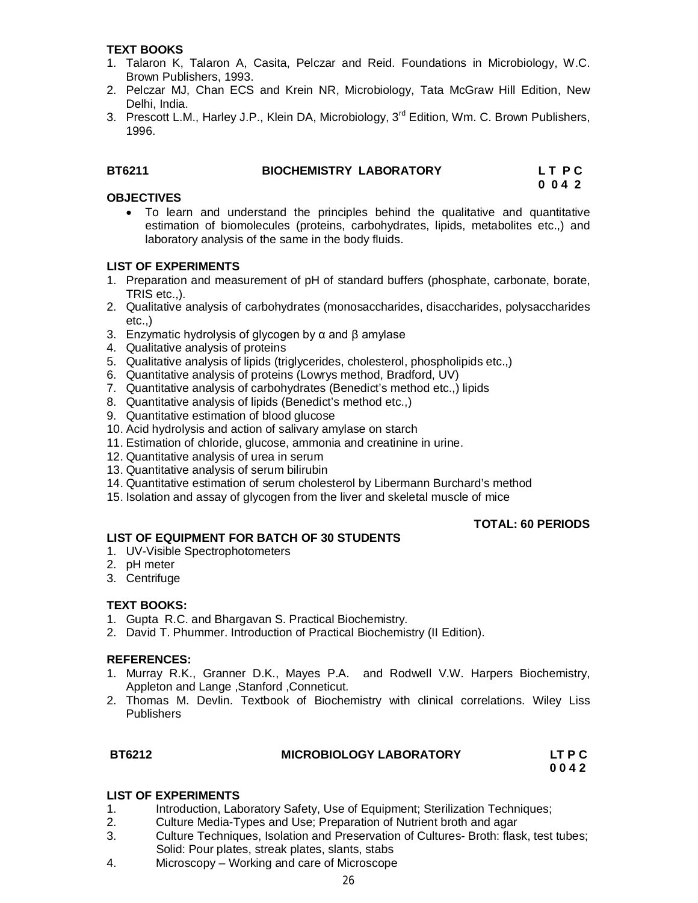**TEXT BOOKS**

1. Talaron K, Talaron A, Casita, Pelczar and Reid. Foundations in Microbiology, W.C. Brown Publishers, 1993.
2. Pelczar MJ, Chan ECS and Krein NR, Microbiology, Tata McGraw Hill Edition, New Delhi, India.
3. Prescott L.M., Harley J.P., Klein DA, Microbiology, 3rd Edition, Wm. C. Brown Publishers, 1996.

## BT6211 BIOCHEMISTRY LABORATORY

**L T P C**
**0 0 4 2**

**OBJECTIVES**

- To learn and understand the principles behind the qualitative and quantitative estimation of biomolecules (proteins, carbohydrates, lipids, metabolites etc.,) and laboratory analysis of the same in the body fluids.

**LIST OF EXPERIMENTS**

1. Preparation and measurement of pH of standard buffers (phosphate, carbonate, borate, TRIS etc.,).
2. Qualitative analysis of carbohydrates (monosaccharides, disaccharides, polysaccharides etc.,)
3. Enzymatic hydrolysis of glycogen by α and β amylase
4. Qualitative analysis of proteins
5. Qualitative analysis of lipids (triglycerides, cholesterol, phospholipids etc.,)
6. Quantitative analysis of proteins (Lowrys method, Bradford, UV)
7. Quantitative analysis of carbohydrates (Benedict's method etc.,) lipids
8. Quantitative analysis of lipids (Benedict's method etc.,)
9. Quantitative estimation of blood glucose
10. Acid hydrolysis and action of salivary amylase on starch
11. Estimation of chloride, glucose, ammonia and creatinine in urine.
12. Quantitative analysis of urea in serum
13. Quantitative analysis of serum bilirubin
14. Quantitative estimation of serum cholesterol by Libermann Burchard's method
15. Isolation and assay of glycogen from the liver and skeletal muscle of mice

**TOTAL: 60 PERIODS**

**LIST OF EQUIPMENT FOR BATCH OF 30 STUDENTS**

1. UV-Visible Spectrophotometers
2. pH meter
3. Centrifuge

**TEXT BOOKS:**

1. Gupta R.C. and Bhargavan S. Practical Biochemistry.
2. David T. Phummer. Introduction of Practical Biochemistry (II Edition).

**REFERENCES:**

1. Murray R.K., Granner D.K., Mayes P.A. and Rodwell V.W. Harpers Biochemistry, Appleton and Lange ,Stanford ,Conneticut.
2. Thomas M. Devlin. Textbook of Biochemistry with clinical correlations. Wiley Liss Publishers

## BT6212 MICROBIOLOGY LABORATORY

**LT P C**
**0 0 4 2**

**LIST OF EXPERIMENTS**

1. Introduction, Laboratory Safety, Use of Equipment; Sterilization Techniques;
2. Culture Media-Types and Use; Preparation of Nutrient broth and agar
3. Culture Techniques, Isolation and Preservation of Cultures- Broth: flask, test tubes; Solid: Pour plates, streak plates, slants, stabs
4. Microscopy – Working and care of Microscope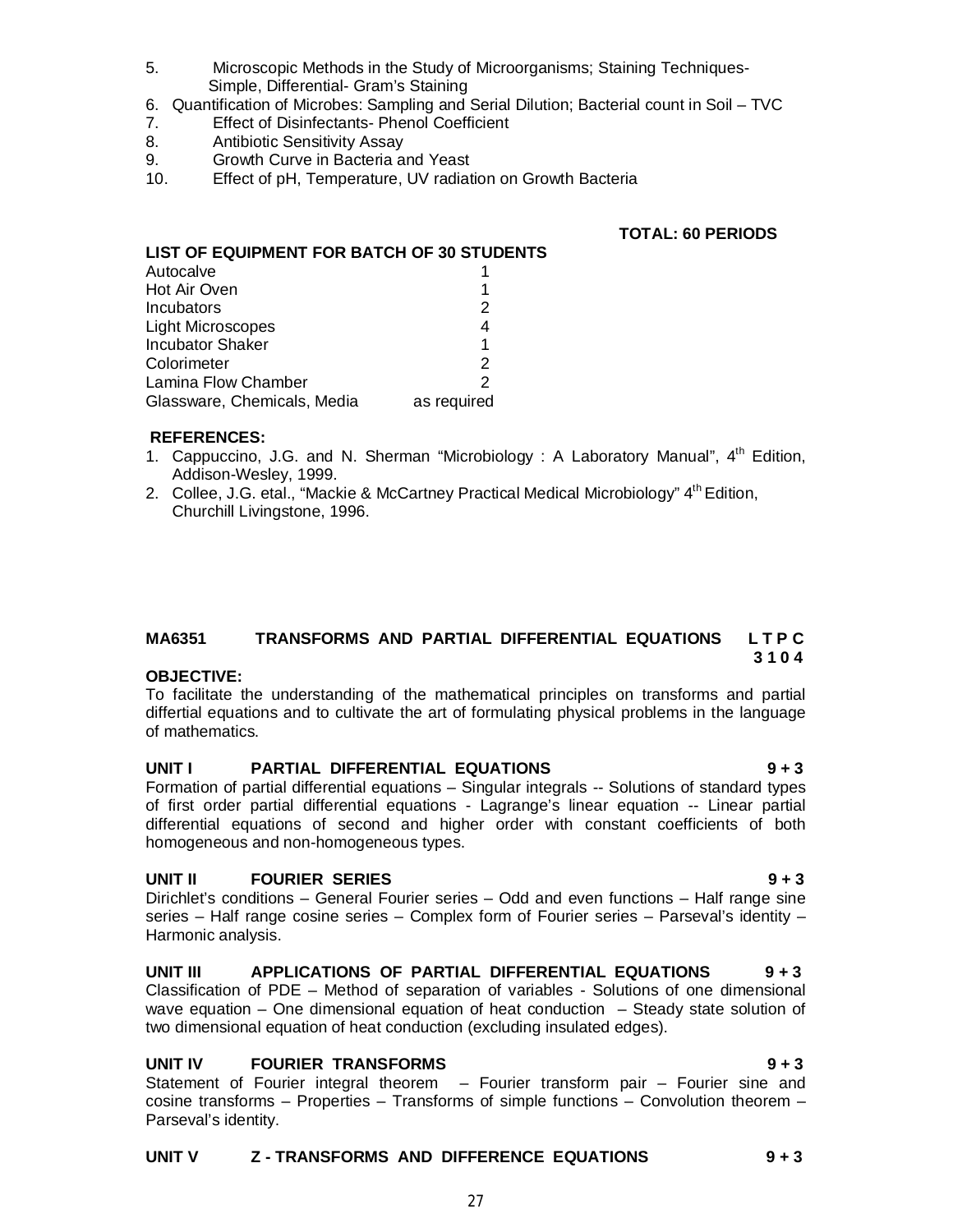5. Microscopic Methods in the Study of Microorganisms; Staining Techniques- Simple, Differential- Gram's Staining
6. Quantification of Microbes: Sampling and Serial Dilution; Bacterial count in Soil – TVC
7. Effect of Disinfectants- Phenol Coefficient
8. Antibiotic Sensitivity Assay
9. Growth Curve in Bacteria and Yeast
10. Effect of pH, Temperature, UV radiation on Growth Bacteria

**TOTAL: 60 PERIODS**

**LIST OF EQUIPMENT FOR BATCH OF 30 STUDENTS**

| | |
|---|---|
| Autocalve | 1 |
| Hot Air Oven | 1 |
| Incubators | 2 |
| Light Microscopes | 4 |
| Incubator Shaker | 1 |
| Colorimeter | 2 |
| Lamina Flow Chamber | 2 |
| Glassware, Chemicals, Media | as required |

**REFERENCES:**

1. Cappuccino, J.G. and N. Sherman "Microbiology : A Laboratory Manual", 4th Edition, Addison-Wesley, 1999.
2. Collee, J.G. etal., "Mackie & McCartney Practical Medical Microbiology" 4th Edition, Churchill Livingstone, 1996.

## MA6351 TRANSFORMS AND PARTIAL DIFFERENTIAL EQUATIONS

**L T P C**
**3 1 0 4**

**OBJECTIVE:**

To facilitate the understanding of the mathematical principles on transforms and partial differtial equations and to cultivate the art of formulating physical problems in the language of mathematics.

### UNIT I PARTIAL DIFFERENTIAL EQUATIONS 9 + 3

Formation of partial differential equations – Singular integrals -- Solutions of standard types of first order partial differential equations - Lagrange's linear equation -- Linear partial differential equations of second and higher order with constant coefficients of both homogeneous and non-homogeneous types.

### UNIT II FOURIER SERIES 9 + 3

Dirichlet's conditions – General Fourier series – Odd and even functions – Half range sine series – Half range cosine series – Complex form of Fourier series – Parseval's identity – Harmonic analysis.

### UNIT III APPLICATIONS OF PARTIAL DIFFERENTIAL EQUATIONS 9 + 3

Classification of PDE – Method of separation of variables - Solutions of one dimensional wave equation – One dimensional equation of heat conduction – Steady state solution of two dimensional equation of heat conduction (excluding insulated edges).

### UNIT IV FOURIER TRANSFORMS 9 + 3

Statement of Fourier integral theorem – Fourier transform pair – Fourier sine and cosine transforms – Properties – Transforms of simple functions – Convolution theorem – Parseval's identity.

### UNIT V Z - TRANSFORMS AND DIFFERENCE EQUATIONS 9 + 3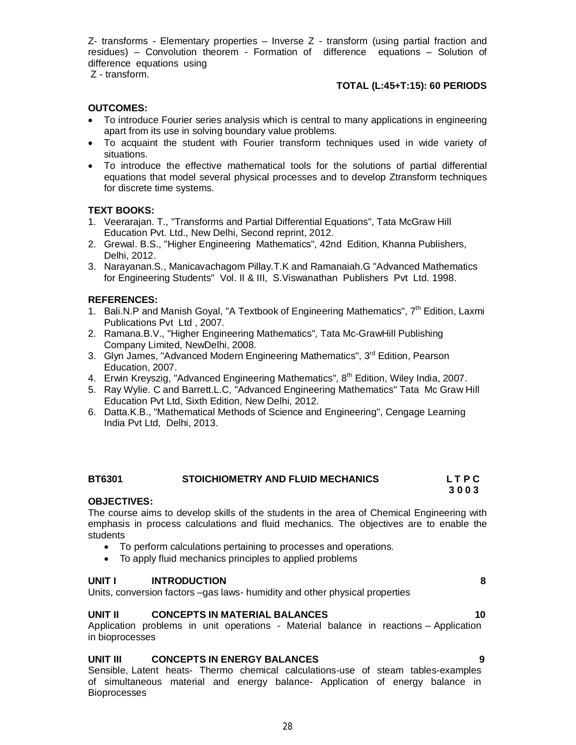Z- transforms - Elementary properties – Inverse Z - transform (using partial fraction and residues) – Convolution theorem - Formation of difference equations – Solution of difference equations using
Z - transform.

**TOTAL (L:45+T:15): 60 PERIODS**

**OUTCOMES:**

- To introduce Fourier series analysis which is central to many applications in engineering apart from its use in solving boundary value problems.
- To acquaint the student with Fourier transform techniques used in wide variety of situations.
- To introduce the effective mathematical tools for the solutions of partial differential equations that model several physical processes and to develop Ztransform techniques for discrete time systems.

**TEXT BOOKS:**

1. Veerarajan. T., "Transforms and Partial Differential Equations", Tata McGraw Hill Education Pvt. Ltd., New Delhi, Second reprint, 2012.
2. Grewal. B.S., "Higher Engineering Mathematics", 42nd Edition, Khanna Publishers, Delhi, 2012.
3. Narayanan.S., Manicavachagom Pillay.T.K and Ramanaiah.G "Advanced Mathematics for Engineering Students" Vol. II & III, S.Viswanathan Publishers Pvt Ltd. 1998.

**REFERENCES:**

1. Bali.N.P and Manish Goyal, "A Textbook of Engineering Mathematics", 7th Edition, Laxmi Publications Pvt Ltd , 2007.
2. Ramana.B.V., "Higher Engineering Mathematics", Tata Mc-GrawHill Publishing Company Limited, NewDelhi, 2008.
3. Glyn James, "Advanced Modern Engineering Mathematics", 3rd Edition, Pearson Education, 2007.
4. Erwin Kreyszig, "Advanced Engineering Mathematics", 8th Edition, Wiley India, 2007.
5. Ray Wylie. C and Barrett.L.C, "Advanced Engineering Mathematics" Tata Mc Graw Hill Education Pvt Ltd, Sixth Edition, New Delhi, 2012.
6. Datta.K.B., "Mathematical Methods of Science and Engineering", Cengage Learning India Pvt Ltd, Delhi, 2013.

## BT6301 STOICHIOMETRY AND FLUID MECHANICS

| L | T | P | C |
|---|---|---|---|
| 3 | 0 | 0 | 3 |

**OBJECTIVES:**

The course aims to develop skills of the students in the area of Chemical Engineering with emphasis in process calculations and fluid mechanics. The objectives are to enable the students

- To perform calculations pertaining to processes and operations.
- To apply fluid mechanics principles to applied problems

**UNIT I INTRODUCTION** **8**

Units, conversion factors –gas laws- humidity and other physical properties

**UNIT II CONCEPTS IN MATERIAL BALANCES** **10**

Application problems in unit operations - Material balance in reactions – Application in bioprocesses

**UNIT III CONCEPTS IN ENERGY BALANCES** **9**

Sensible, Latent heats- Thermo chemical calculations-use of steam tables-examples of simultaneous material and energy balance- Application of energy balance in Bioprocesses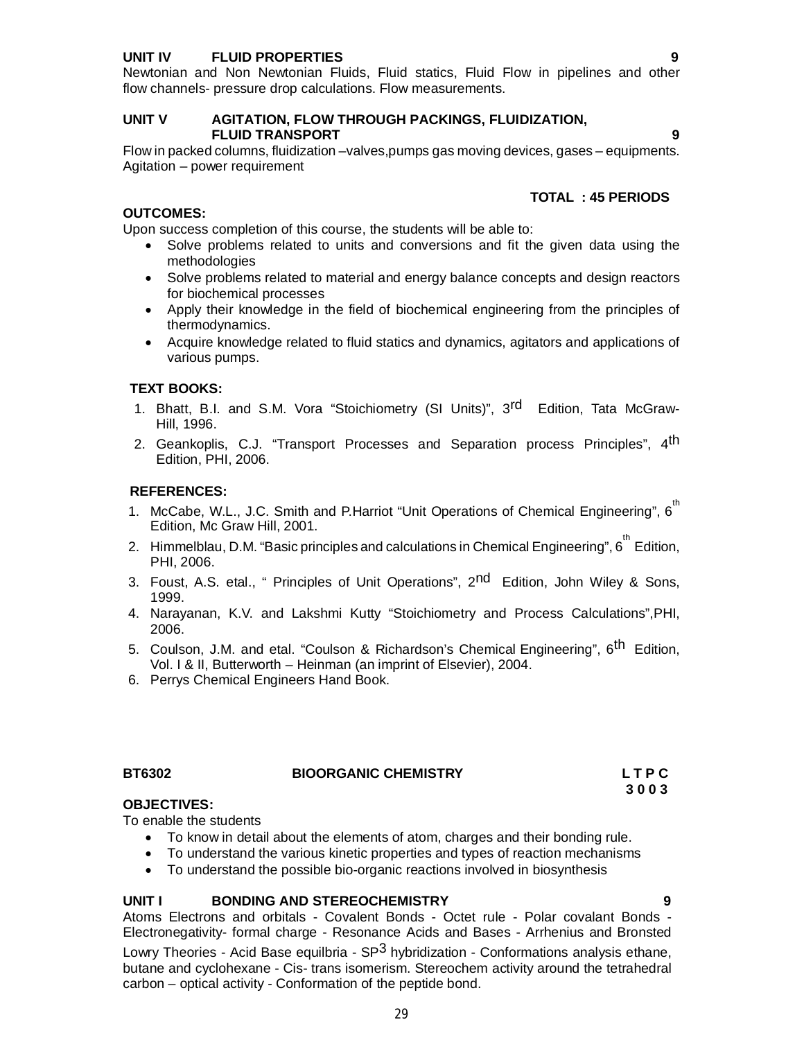**UNIT IV FLUID PROPERTIES 9**

Newtonian and Non Newtonian Fluids, Fluid statics, Fluid Flow in pipelines and other flow channels- pressure drop calculations. Flow measurements.

**UNIT V AGITATION, FLOW THROUGH PACKINGS, FLUIDIZATION, FLUID TRANSPORT 9**

Flow in packed columns, fluidization –valves,pumps gas moving devices, gases – equipments. Agitation – power requirement

**TOTAL : 45 PERIODS**

**OUTCOMES:**

Upon success completion of this course, the students will be able to:

- Solve problems related to units and conversions and fit the given data using the methodologies
- Solve problems related to material and energy balance concepts and design reactors for biochemical processes
- Apply their knowledge in the field of biochemical engineering from the principles of thermodynamics.
- Acquire knowledge related to fluid statics and dynamics, agitators and applications of various pumps.

**TEXT BOOKS:**

1. Bhatt, B.I. and S.M. Vora "Stoichiometry (SI Units)", 3rd Edition, Tata McGraw-Hill, 1996.
2. Geankoplis, C.J. "Transport Processes and Separation process Principles", 4th Edition, PHI, 2006.

**REFERENCES:**

1. McCabe, W.L., J.C. Smith and P.Harriot "Unit Operations of Chemical Engineering", 6th Edition, Mc Graw Hill, 2001.
2. Himmelblau, D.M. "Basic principles and calculations in Chemical Engineering", 6th Edition, PHI, 2006.
3. Foust, A.S. etal., " Principles of Unit Operations", 2nd Edition, John Wiley & Sons, 1999.
4. Narayanan, K.V. and Lakshmi Kutty "Stoichiometry and Process Calculations",PHI, 2006.
5. Coulson, J.M. and etal. "Coulson & Richardson's Chemical Engineering", 6th Edition, Vol. I & II, Butterworth – Heinman (an imprint of Elsevier), 2004.
6. Perrys Chemical Engineers Hand Book.

**BT6302 BIOORGANIC CHEMISTRY L T P C**
**3 0 0 3**

**OBJECTIVES:**

To enable the students

- To know in detail about the elements of atom, charges and their bonding rule.
- To understand the various kinetic properties and types of reaction mechanisms
- To understand the possible bio-organic reactions involved in biosynthesis

**UNIT I BONDING AND STEREOCHEMISTRY 9**

Atoms Electrons and orbitals - Covalent Bonds - Octet rule - Polar covalant Bonds - Electronegativity- formal charge - Resonance Acids and Bases - Arrhenius and Bronsted Lowry Theories - Acid Base equilbria - $SP^3$ hybridization - Conformations analysis ethane, butane and cyclohexane - Cis- trans isomerism. Stereochem activity around the tetrahedral carbon – optical activity - Conformation of the peptide bond.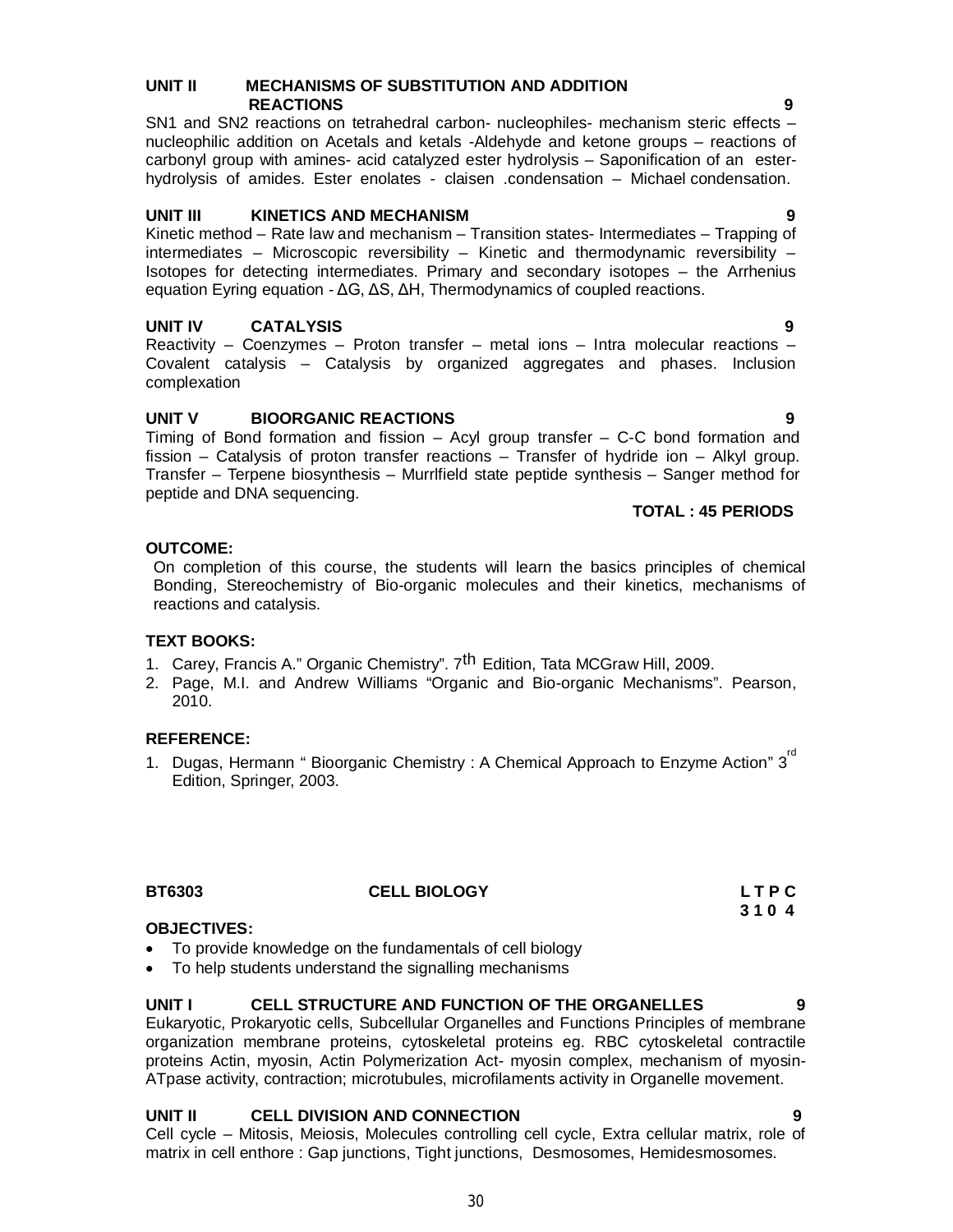**UNIT II MECHANISMS OF SUBSTITUTION AND ADDITION REACTIONS 9**

SN1 and SN2 reactions on tetrahedral carbon- nucleophiles- mechanism steric effects – nucleophilic addition on Acetals and ketals -Aldehyde and ketone groups – reactions of carbonyl group with amines- acid catalyzed ester hydrolysis – Saponification of an ester-hydrolysis of amides. Ester enolates - claisen .condensation – Michael condensation.

**UNIT III KINETICS AND MECHANISM 9**

Kinetic method – Rate law and mechanism – Transition states- Intermediates – Trapping of intermediates – Microscopic reversibility – Kinetic and thermodynamic reversibility – Isotopes for detecting intermediates. Primary and secondary isotopes – the Arrhenius equation Eyring equation - $\Delta G$, $\Delta S$, $\Delta H$, Thermodynamics of coupled reactions.

**UNIT IV CATALYSIS 9**

Reactivity – Coenzymes – Proton transfer – metal ions – Intra molecular reactions – Covalent catalysis – Catalysis by organized aggregates and phases. Inclusion complexation

**UNIT V BIOORGANIC REACTIONS 9**

Timing of Bond formation and fission – Acyl group transfer – C-C bond formation and fission – Catalysis of proton transfer reactions – Transfer of hydride ion – Alkyl group. Transfer – Terpene biosynthesis – Murrlfield state peptide synthesis – Sanger method for peptide and DNA sequencing.

**TOTAL : 45 PERIODS**

**OUTCOME:**

On completion of this course, the students will learn the basics principles of chemical Bonding, Stereochemistry of Bio-organic molecules and their kinetics, mechanisms of reactions and catalysis.

**TEXT BOOKS:**

1. Carey, Francis A." Organic Chemistry". 7th Edition, Tata MCGraw Hill, 2009.
2. Page, M.I. and Andrew Williams "Organic and Bio-organic Mechanisms". Pearson, 2010.

**REFERENCE:**

1. Dugas, Hermann " Bioorganic Chemistry : A Chemical Approach to Enzyme Action" 3rd Edition, Springer, 2003.

**BT6303 CELL BIOLOGY L T P C**
**3 1 0 4**

**OBJECTIVES:**

- To provide knowledge on the fundamentals of cell biology
- To help students understand the signalling mechanisms

**UNIT I CELL STRUCTURE AND FUNCTION OF THE ORGANELLES 9**

Eukaryotic, Prokaryotic cells, Subcellular Organelles and Functions Principles of membrane organization membrane proteins, cytoskeletal proteins eg. RBC cytoskeletal contractile proteins Actin, myosin, Actin Polymerization Act- myosin complex, mechanism of myosin-ATpase activity, contraction; microtubules, microfilaments activity in Organelle movement.

**UNIT II CELL DIVISION AND CONNECTION 9**

Cell cycle – Mitosis, Meiosis, Molecules controlling cell cycle, Extra cellular matrix, role of matrix in cell enthore : Gap junctions, Tight junctions, Desmosomes, Hemidesmosomes.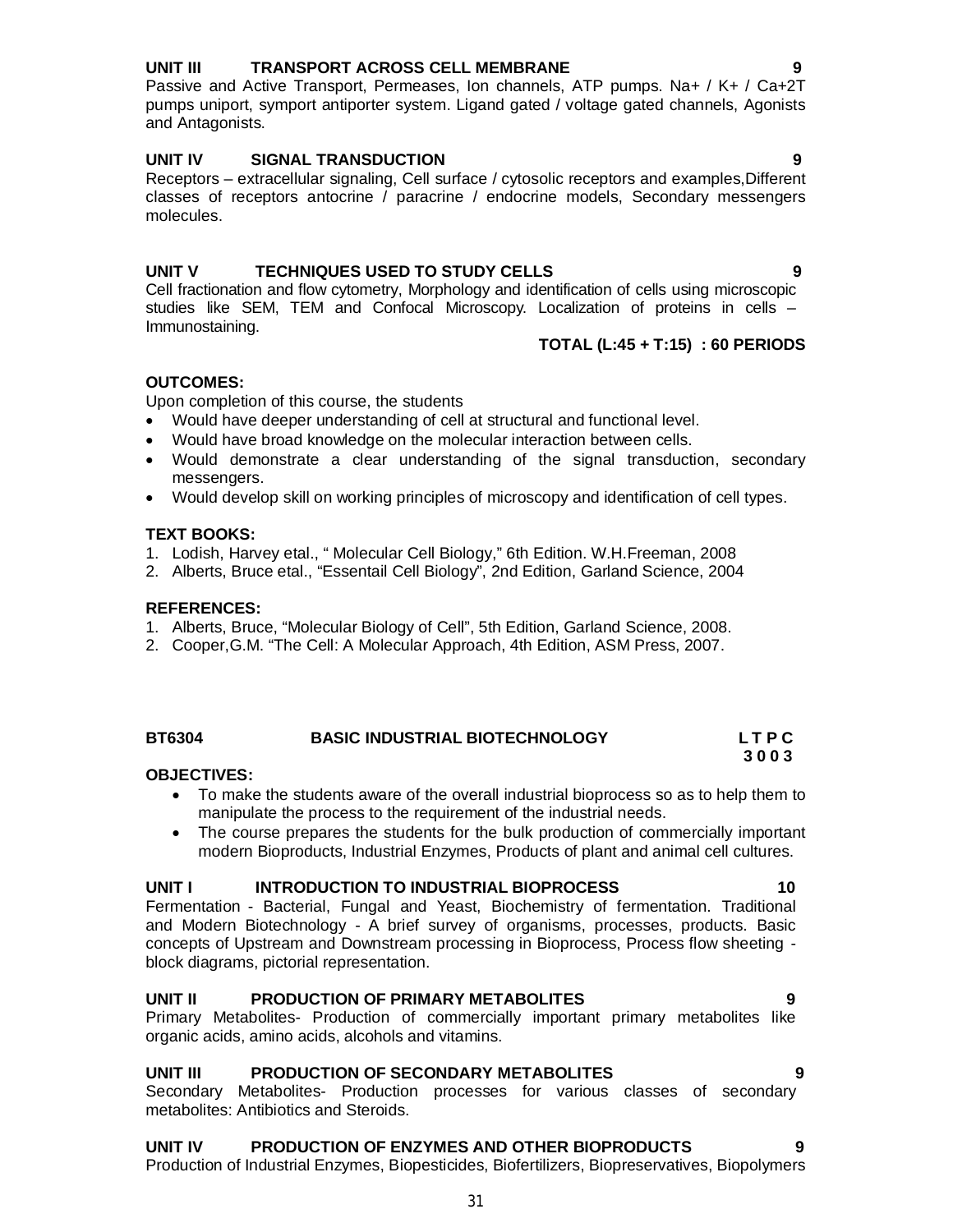**UNIT III TRANSPORT ACROSS CELL MEMBRANE 9**

Passive and Active Transport, Permeases, Ion channels, ATP pumps. Na+ / K+ / Ca+2T pumps uniport, symport antiporter system. Ligand gated / voltage gated channels, Agonists and Antagonists.

**UNIT IV SIGNAL TRANSDUCTION 9**

Receptors – extracellular signaling, Cell surface / cytosolic receptors and examples,Different classes of receptors antocrine / paracrine / endocrine models, Secondary messengers molecules.

**UNIT V TECHNIQUES USED TO STUDY CELLS 9**

Cell fractionation and flow cytometry, Morphology and identification of cells using microscopic studies like SEM, TEM and Confocal Microscopy. Localization of proteins in cells – Immunostaining.

**TOTAL (L:45 + T:15) : 60 PERIODS**

**OUTCOMES:**

Upon completion of this course, the students

- Would have deeper understanding of cell at structural and functional level.
- Would have broad knowledge on the molecular interaction between cells.
- Would demonstrate a clear understanding of the signal transduction, secondary messengers.
- Would develop skill on working principles of microscopy and identification of cell types.

**TEXT BOOKS:**

1. Lodish, Harvey etal., " Molecular Cell Biology," 6th Edition. W.H.Freeman, 2008
2. Alberts, Bruce etal., "Essentail Cell Biology", 2nd Edition, Garland Science, 2004

**REFERENCES:**

1. Alberts, Bruce, "Molecular Biology of Cell", 5th Edition, Garland Science, 2008.
2. Cooper,G.M. "The Cell: A Molecular Approach, 4th Edition, ASM Press, 2007.

## BT6304 BASIC INDUSTRIAL BIOTECHNOLOGY

**L T P C**
**3 0 0 3**

**OBJECTIVES:**

- To make the students aware of the overall industrial bioprocess so as to help them to manipulate the process to the requirement of the industrial needs.
- The course prepares the students for the bulk production of commercially important modern Bioproducts, Industrial Enzymes, Products of plant and animal cell cultures.

**UNIT I INTRODUCTION TO INDUSTRIAL BIOPROCESS 10**

Fermentation - Bacterial, Fungal and Yeast, Biochemistry of fermentation. Traditional and Modern Biotechnology - A brief survey of organisms, processes, products. Basic concepts of Upstream and Downstream processing in Bioprocess, Process flow sheeting - block diagrams, pictorial representation.

**UNIT II PRODUCTION OF PRIMARY METABOLITES 9**

Primary Metabolites- Production of commercially important primary metabolites like organic acids, amino acids, alcohols and vitamins.

**UNIT III PRODUCTION OF SECONDARY METABOLITES 9**

Secondary Metabolites- Production processes for various classes of secondary metabolites: Antibiotics and Steroids.

**UNIT IV PRODUCTION OF ENZYMES AND OTHER BIOPRODUCTS 9**

Production of Industrial Enzymes, Biopesticides, Biofertilizers, Biopreservatives, Biopolymers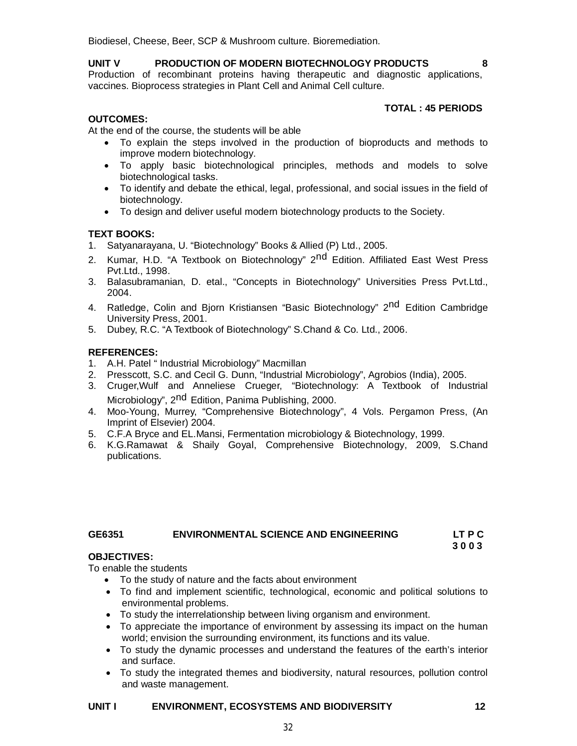Biodiesel, Cheese, Beer, SCP & Mushroom culture. Bioremediation.

**UNIT V PRODUCTION OF MODERN BIOTECHNOLOGY PRODUCTS 8**

Production of recombinant proteins having therapeutic and diagnostic applications, vaccines. Bioprocess strategies in Plant Cell and Animal Cell culture.

**TOTAL : 45 PERIODS**

**OUTCOMES:**

At the end of the course, the students will be able

- To explain the steps involved in the production of bioproducts and methods to improve modern biotechnology.
- To apply basic biotechnological principles, methods and models to solve biotechnological tasks.
- To identify and debate the ethical, legal, professional, and social issues in the field of biotechnology.
- To design and deliver useful modern biotechnology products to the Society.

**TEXT BOOKS:**

1. Satyanarayana, U. "Biotechnology" Books & Allied (P) Ltd., 2005.
2. Kumar, H.D. "A Textbook on Biotechnology" 2nd Edition. Affiliated East West Press Pvt.Ltd., 1998.
3. Balasubramanian, D. etal., "Concepts in Biotechnology" Universities Press Pvt.Ltd., 2004.
4. Ratledge, Colin and Bjorn Kristiansen "Basic Biotechnology" 2nd Edition Cambridge University Press, 2001.
5. Dubey, R.C. "A Textbook of Biotechnology" S.Chand & Co. Ltd., 2006.

**REFERENCES:**

1. A.H. Patel " Industrial Microbiology" Macmillan
2. Presscott, S.C. and Cecil G. Dunn, "Industrial Microbiology", Agrobios (India), 2005.
3. Cruger,Wulf and Anneliese Crueger, "Biotechnology: A Textbook of Industrial Microbiology", 2nd Edition, Panima Publishing, 2000.
4. Moo-Young, Murrey, "Comprehensive Biotechnology", 4 Vols. Pergamon Press, (An Imprint of Elsevier) 2004.
5. C.F.A Bryce and EL.Mansi, Fermentation microbiology & Biotechnology, 1999.
6. K.G.Ramawat & Shaily Goyal, Comprehensive Biotechnology, 2009, S.Chand publications.

**GE6351 ENVIRONMENTAL SCIENCE AND ENGINEERING L T P C**
**3 0 0 3**

**OBJECTIVES:**

To enable the students

- To the study of nature and the facts about environment
- To find and implement scientific, technological, economic and political solutions to environmental problems.
- To study the interrelationship between living organism and environment.
- To appreciate the importance of environment by assessing its impact on the human world; envision the surrounding environment, its functions and its value.
- To study the dynamic processes and understand the features of the earth's interior and surface.
- To study the integrated themes and biodiversity, natural resources, pollution control and waste management.

**UNIT I ENVIRONMENT, ECOSYSTEMS AND BIODIVERSITY 12**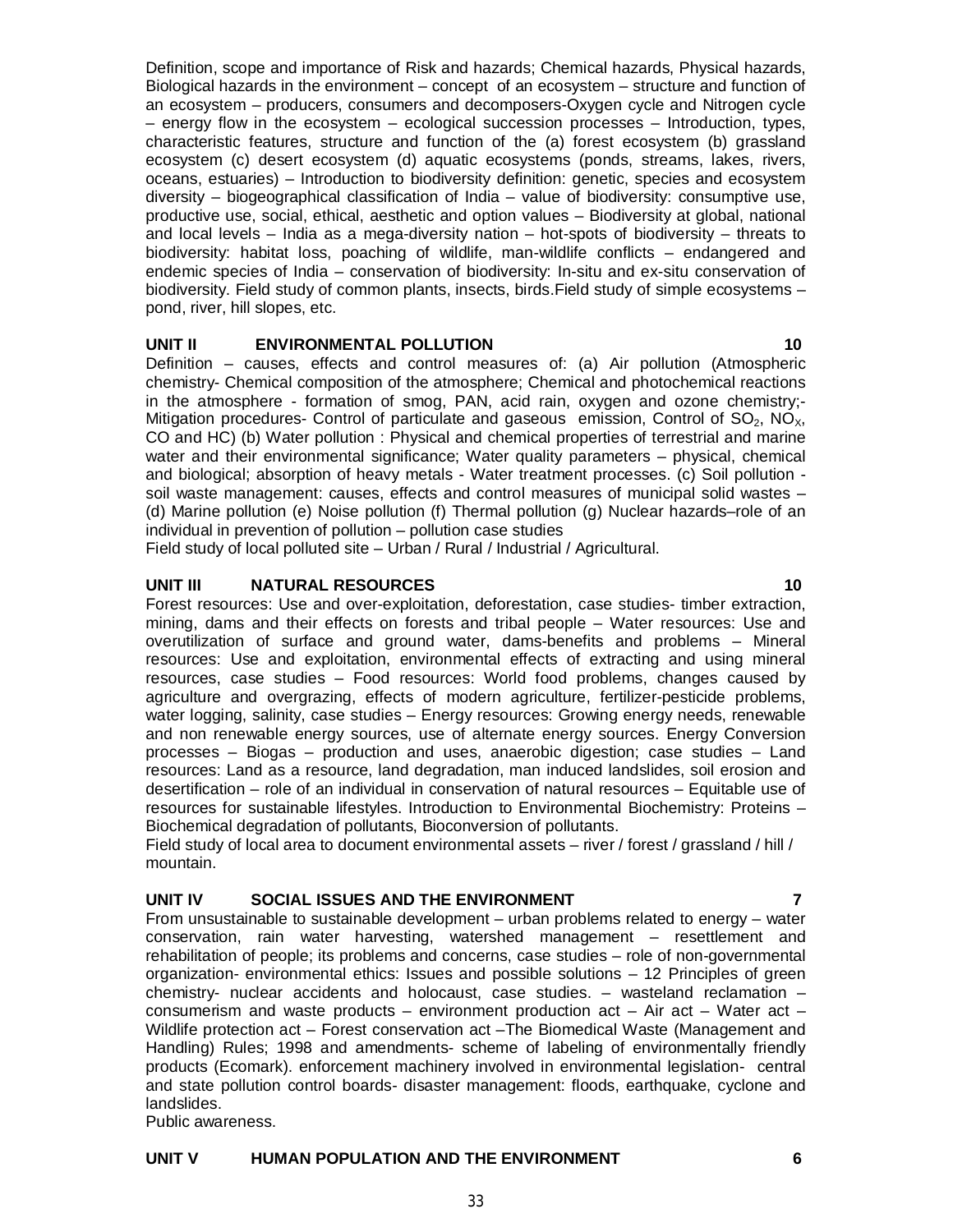Definition, scope and importance of Risk and hazards; Chemical hazards, Physical hazards, Biological hazards in the environment – concept of an ecosystem – structure and function of an ecosystem – producers, consumers and decomposers-Oxygen cycle and Nitrogen cycle – energy flow in the ecosystem – ecological succession processes – Introduction, types, characteristic features, structure and function of the (a) forest ecosystem (b) grassland ecosystem (c) desert ecosystem (d) aquatic ecosystems (ponds, streams, lakes, rivers, oceans, estuaries) – Introduction to biodiversity definition: genetic, species and ecosystem diversity – biogeographical classification of India – value of biodiversity: consumptive use, productive use, social, ethical, aesthetic and option values – Biodiversity at global, national and local levels – India as a mega-diversity nation – hot-spots of biodiversity – threats to biodiversity: habitat loss, poaching of wildlife, man-wildlife conflicts – endangered and endemic species of India – conservation of biodiversity: In-situ and ex-situ conservation of biodiversity. Field study of common plants, insects, birds.Field study of simple ecosystems – pond, river, hill slopes, etc.

**UNIT II ENVIRONMENTAL POLLUTION 10**

Definition – causes, effects and control measures of: (a) Air pollution (Atmospheric chemistry- Chemical composition of the atmosphere; Chemical and photochemical reactions in the atmosphere - formation of smog, PAN, acid rain, oxygen and ozone chemistry;- Mitigation procedures- Control of particulate and gaseous emission, Control of $SO_2$, $NO_X$, CO and HC) (b) Water pollution : Physical and chemical properties of terrestrial and marine water and their environmental significance; Water quality parameters – physical, chemical and biological; absorption of heavy metals - Water treatment processes. (c) Soil pollution - soil waste management: causes, effects and control measures of municipal solid wastes – (d) Marine pollution (e) Noise pollution (f) Thermal pollution (g) Nuclear hazards–role of an individual in prevention of pollution – pollution case studies

Field study of local polluted site – Urban / Rural / Industrial / Agricultural.

**UNIT III NATURAL RESOURCES 10**

Forest resources: Use and over-exploitation, deforestation, case studies- timber extraction, mining, dams and their effects on forests and tribal people – Water resources: Use and overutilization of surface and ground water, dams-benefits and problems – Mineral resources: Use and exploitation, environmental effects of extracting and using mineral resources, case studies – Food resources: World food problems, changes caused by agriculture and overgrazing, effects of modern agriculture, fertilizer-pesticide problems, water logging, salinity, case studies – Energy resources: Growing energy needs, renewable and non renewable energy sources, use of alternate energy sources. Energy Conversion processes – Biogas – production and uses, anaerobic digestion; case studies – Land resources: Land as a resource, land degradation, man induced landslides, soil erosion and desertification – role of an individual in conservation of natural resources – Equitable use of resources for sustainable lifestyles. Introduction to Environmental Biochemistry: Proteins – Biochemical degradation of pollutants, Bioconversion of pollutants.

Field study of local area to document environmental assets – river / forest / grassland / hill / mountain.

**UNIT IV SOCIAL ISSUES AND THE ENVIRONMENT 7**

From unsustainable to sustainable development – urban problems related to energy – water conservation, rain water harvesting, watershed management – resettlement and rehabilitation of people; its problems and concerns, case studies – role of non-governmental organization- environmental ethics: Issues and possible solutions – 12 Principles of green chemistry- nuclear accidents and holocaust, case studies. – wasteland reclamation – consumerism and waste products – environment production act – Air act – Water act – Wildlife protection act – Forest conservation act –The Biomedical Waste (Management and Handling) Rules; 1998 and amendments- scheme of labeling of environmentally friendly products (Ecomark). enforcement machinery involved in environmental legislation- central and state pollution control boards- disaster management: floods, earthquake, cyclone and landslides.

Public awareness.

**UNIT V HUMAN POPULATION AND THE ENVIRONMENT 6**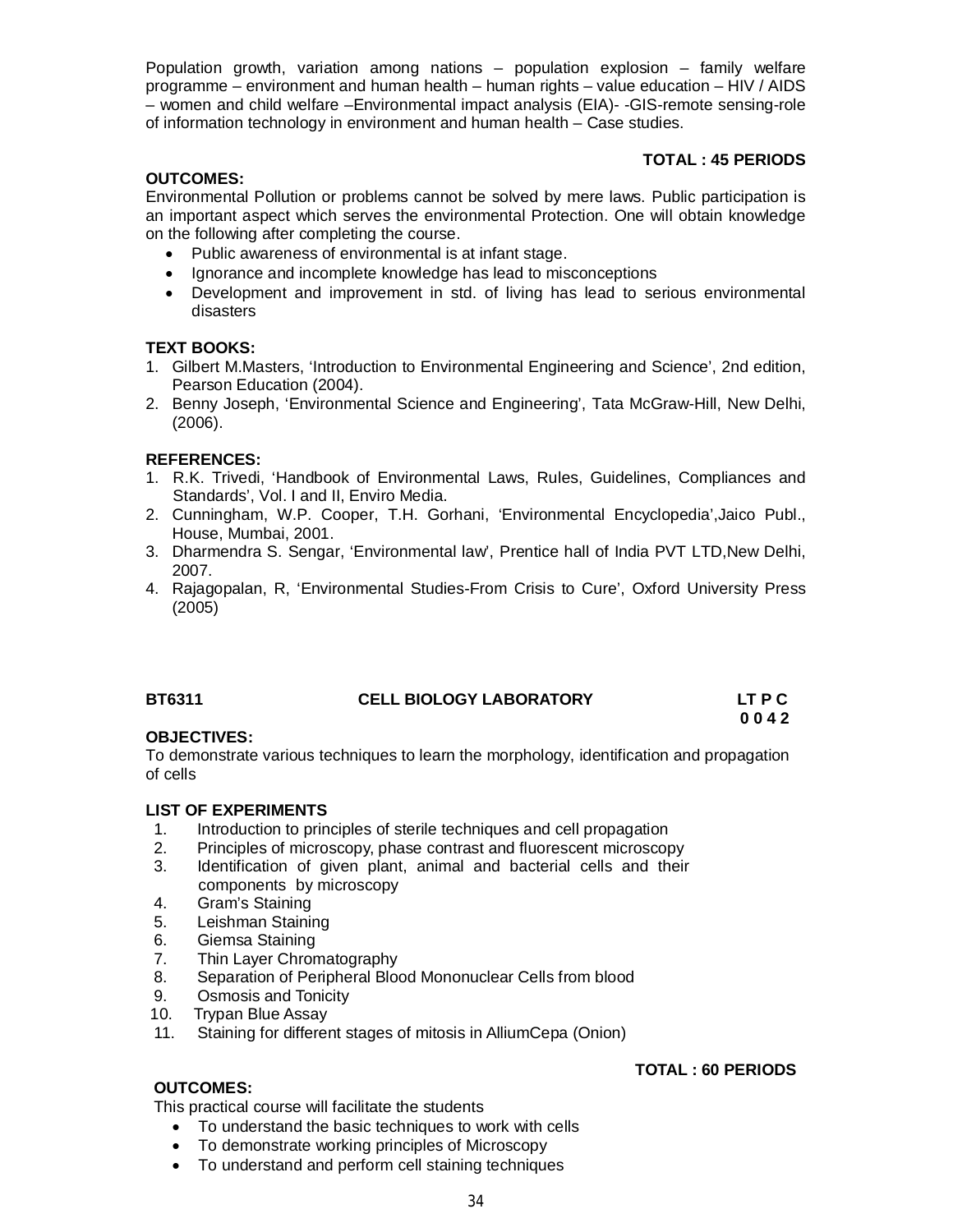Population growth, variation among nations – population explosion – family welfare programme – environment and human health – human rights – value education – HIV / AIDS – women and child welfare –Environmental impact analysis (EIA)- -GIS-remote sensing-role of information technology in environment and human health – Case studies.

**TOTAL : 45 PERIODS**

**OUTCOMES:**

Environmental Pollution or problems cannot be solved by mere laws. Public participation is an important aspect which serves the environmental Protection. One will obtain knowledge on the following after completing the course.

- Public awareness of environmental is at infant stage.
- Ignorance and incomplete knowledge has lead to misconceptions
- Development and improvement in std. of living has lead to serious environmental disasters

**TEXT BOOKS:**

1. Gilbert M.Masters, 'Introduction to Environmental Engineering and Science', 2nd edition, Pearson Education (2004).
2. Benny Joseph, 'Environmental Science and Engineering', Tata McGraw-Hill, New Delhi, (2006).

**REFERENCES:**

1. R.K. Trivedi, 'Handbook of Environmental Laws, Rules, Guidelines, Compliances and Standards', Vol. I and II, Enviro Media.
2. Cunningham, W.P. Cooper, T.H. Gorhani, 'Environmental Encyclopedia',Jaico Publ., House, Mumbai, 2001.
3. Dharmendra S. Sengar, 'Environmental law', Prentice hall of India PVT LTD,New Delhi, 2007.
4. Rajagopalan, R, 'Environmental Studies-From Crisis to Cure', Oxford University Press (2005)

## BT6311 CELL BIOLOGY LABORATORY

**LT P C**
**0 0 4 2**

**OBJECTIVES:**

To demonstrate various techniques to learn the morphology, identification and propagation of cells

**LIST OF EXPERIMENTS**

1. Introduction to principles of sterile techniques and cell propagation
2. Principles of microscopy, phase contrast and fluorescent microscopy
3. Identification of given plant, animal and bacterial cells and their components by microscopy
4. Gram's Staining
5. Leishman Staining
6. Giemsa Staining
7. Thin Layer Chromatography
8. Separation of Peripheral Blood Mononuclear Cells from blood
9. Osmosis and Tonicity
10. Trypan Blue Assay
11. Staining for different stages of mitosis in AlliumCepa (Onion)

**TOTAL : 60 PERIODS**

**OUTCOMES:**

This practical course will facilitate the students

- To understand the basic techniques to work with cells
- To demonstrate working principles of Microscopy
- To understand and perform cell staining techniques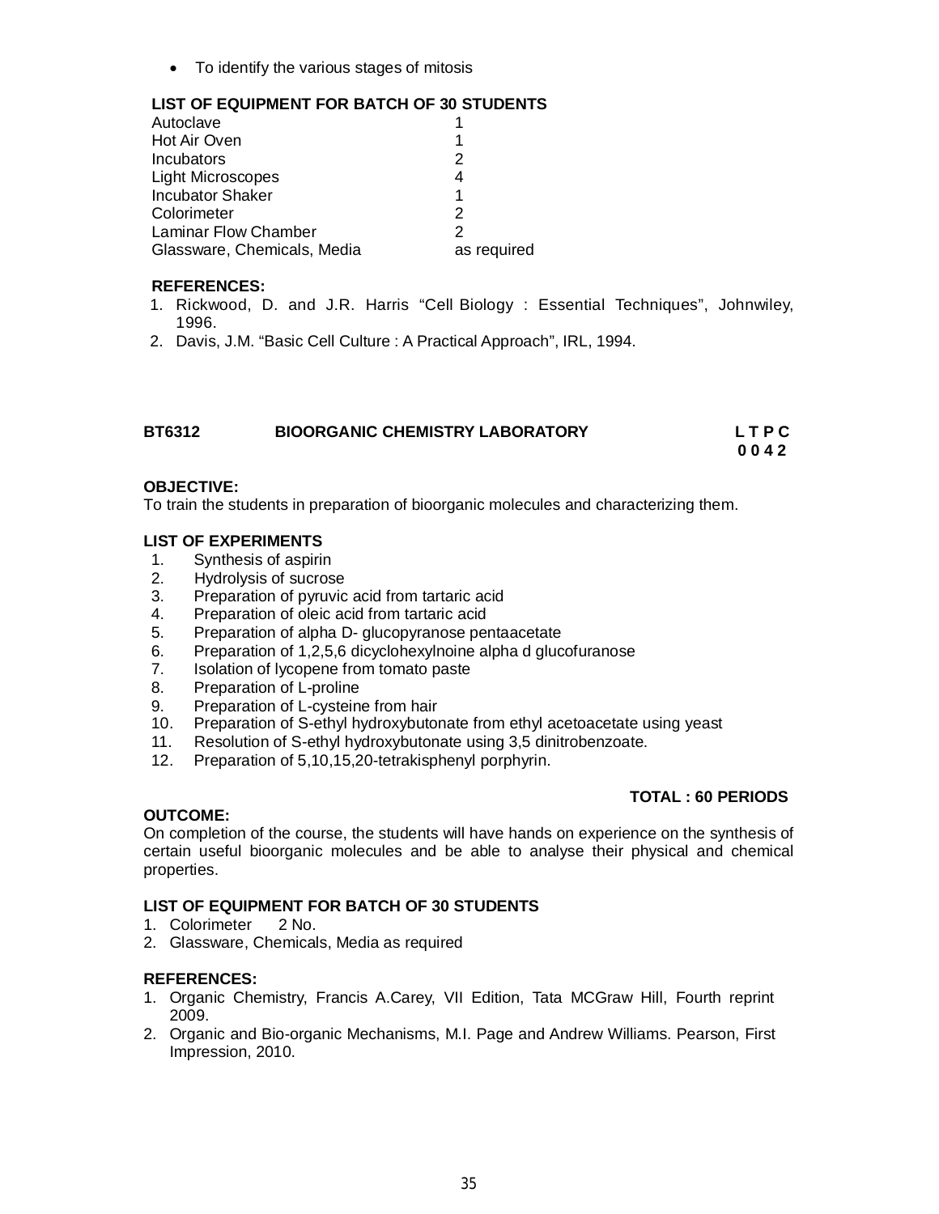- To identify the various stages of mitosis

**LIST OF EQUIPMENT FOR BATCH OF 30 STUDENTS**

| | |
|---|---|
| Autoclave | 1 |
| Hot Air Oven | 1 |
| Incubators | 2 |
| Light Microscopes | 4 |
| Incubator Shaker | 1 |
| Colorimeter | 2 |
| Laminar Flow Chamber | 2 |
| Glassware, Chemicals, Media | as required |

**REFERENCES:**

1. Rickwood, D. and J.R. Harris "Cell Biology : Essential Techniques", Johnwiley, 1996.
2. Davis, J.M. "Basic Cell Culture : A Practical Approach", IRL, 1994.

## BT6312 BIOORGANIC CHEMISTRY LABORATORY

**L T P C**
**0 0 4 2**

**OBJECTIVE:**

To train the students in preparation of bioorganic molecules and characterizing them.

**LIST OF EXPERIMENTS**

1. Synthesis of aspirin
2. Hydrolysis of sucrose
3. Preparation of pyruvic acid from tartaric acid
4. Preparation of oleic acid from tartaric acid
5. Preparation of alpha D- glucopyranose pentaacetate
6. Preparation of 1,2,5,6 dicyclohexylnoine alpha d glucofuranose
7. Isolation of lycopene from tomato paste
8. Preparation of L-proline
9. Preparation of L-cysteine from hair
10. Preparation of S-ethyl hydroxybutonate from ethyl acetoacetate using yeast
11. Resolution of S-ethyl hydroxybutonate using 3,5 dinitrobenzoate.
12. Preparation of 5,10,15,20-tetrakisphenyl porphyrin.

**TOTAL : 60 PERIODS**

**OUTCOME:**

On completion of the course, the students will have hands on experience on the synthesis of certain useful bioorganic molecules and be able to analyse their physical and chemical properties.

**LIST OF EQUIPMENT FOR BATCH OF 30 STUDENTS**

1. Colorimeter 2 No.
2. Glassware, Chemicals, Media as required

**REFERENCES:**

1. Organic Chemistry, Francis A.Carey, VII Edition, Tata MCGraw Hill, Fourth reprint 2009.
2. Organic and Bio-organic Mechanisms, M.I. Page and Andrew Williams. Pearson, First Impression, 2010.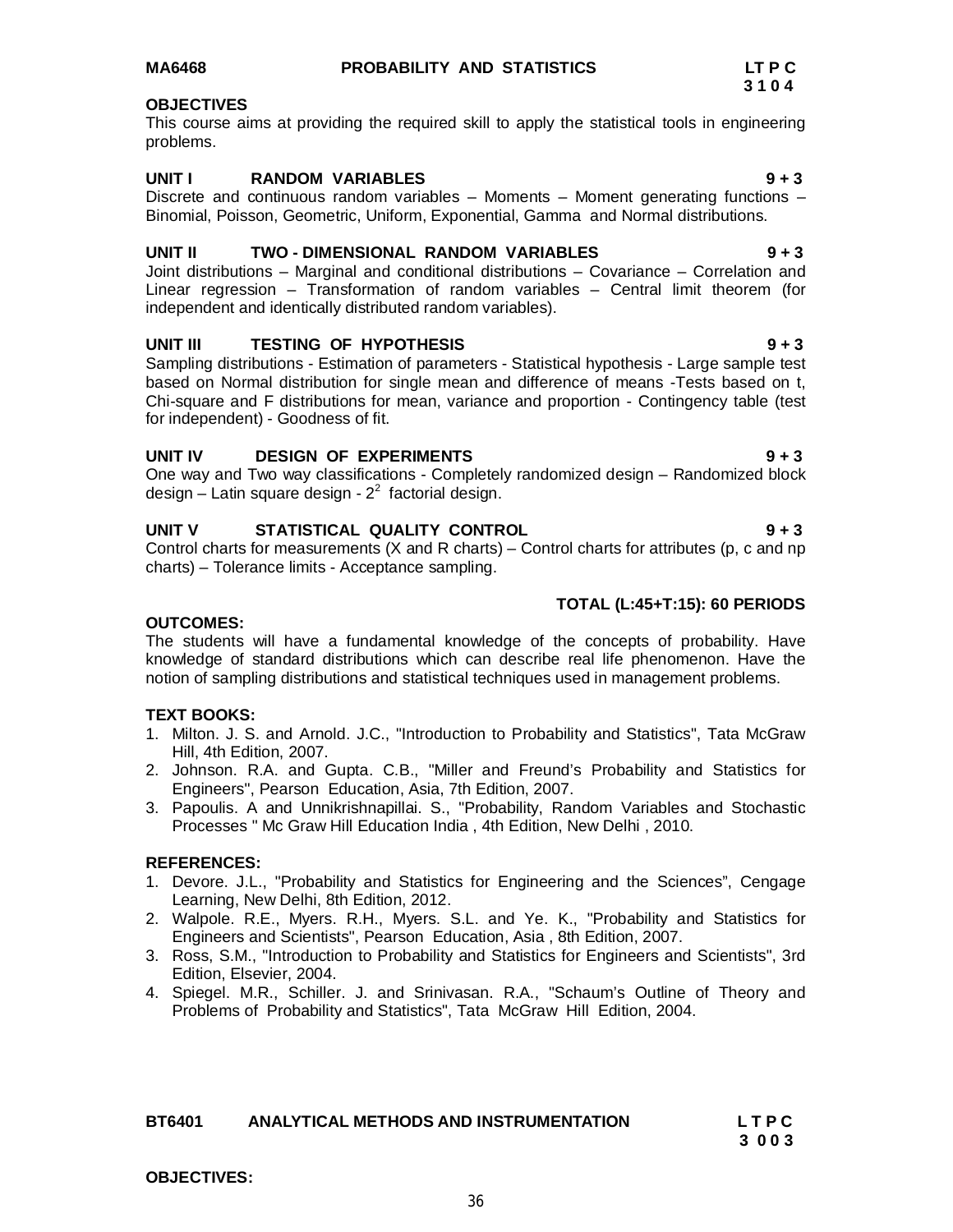**MA6468 PROBABILITY AND STATISTICS LT P C**
**3 1 0 4**

**OBJECTIVES**

This course aims at providing the required skill to apply the statistical tools in engineering problems.

**UNIT I RANDOM VARIABLES 9 + 3**

Discrete and continuous random variables – Moments – Moment generating functions – Binomial, Poisson, Geometric, Uniform, Exponential, Gamma and Normal distributions.

**UNIT II TWO - DIMENSIONAL RANDOM VARIABLES 9 + 3**

Joint distributions – Marginal and conditional distributions – Covariance – Correlation and Linear regression – Transformation of random variables – Central limit theorem (for independent and identically distributed random variables).

**UNIT III TESTING OF HYPOTHESIS 9 + 3**

Sampling distributions - Estimation of parameters - Statistical hypothesis - Large sample test based on Normal distribution for single mean and difference of means -Tests based on t, Chi-square and F distributions for mean, variance and proportion - Contingency table (test for independent) - Goodness of fit.

**UNIT IV DESIGN OF EXPERIMENTS 9 + 3**

One way and Two way classifications - Completely randomized design – Randomized block design – Latin square design - $2^2$ factorial design.

**UNIT V STATISTICAL QUALITY CONTROL 9 + 3**

Control charts for measurements (X and R charts) – Control charts for attributes (p, c and np charts) – Tolerance limits - Acceptance sampling.

**TOTAL (L:45+T:15): 60 PERIODS**

**OUTCOMES:**

The students will have a fundamental knowledge of the concepts of probability. Have knowledge of standard distributions which can describe real life phenomenon. Have the notion of sampling distributions and statistical techniques used in management problems.

**TEXT BOOKS:**

1. Milton. J. S. and Arnold. J.C., "Introduction to Probability and Statistics", Tata McGraw Hill, 4th Edition, 2007.
2. Johnson. R.A. and Gupta. C.B., "Miller and Freund's Probability and Statistics for Engineers", Pearson Education, Asia, 7th Edition, 2007.
3. Papoulis. A and Unnikrishnapillai. S., "Probability, Random Variables and Stochastic Processes " Mc Graw Hill Education India , 4th Edition, New Delhi , 2010.

**REFERENCES:**

1. Devore. J.L., "Probability and Statistics for Engineering and the Sciences", Cengage Learning, New Delhi, 8th Edition, 2012.
2. Walpole. R.E., Myers. R.H., Myers. S.L. and Ye. K., "Probability and Statistics for Engineers and Scientists", Pearson Education, Asia , 8th Edition, 2007.
3. Ross, S.M., "Introduction to Probability and Statistics for Engineers and Scientists", 3rd Edition, Elsevier, 2004.
4. Spiegel. M.R., Schiller. J. and Srinivasan. R.A., "Schaum's Outline of Theory and Problems of Probability and Statistics", Tata McGraw Hill Edition, 2004.

**BT6401 ANALYTICAL METHODS AND INSTRUMENTATION L T P C**
**3 0 0 3**

**OBJECTIVES:**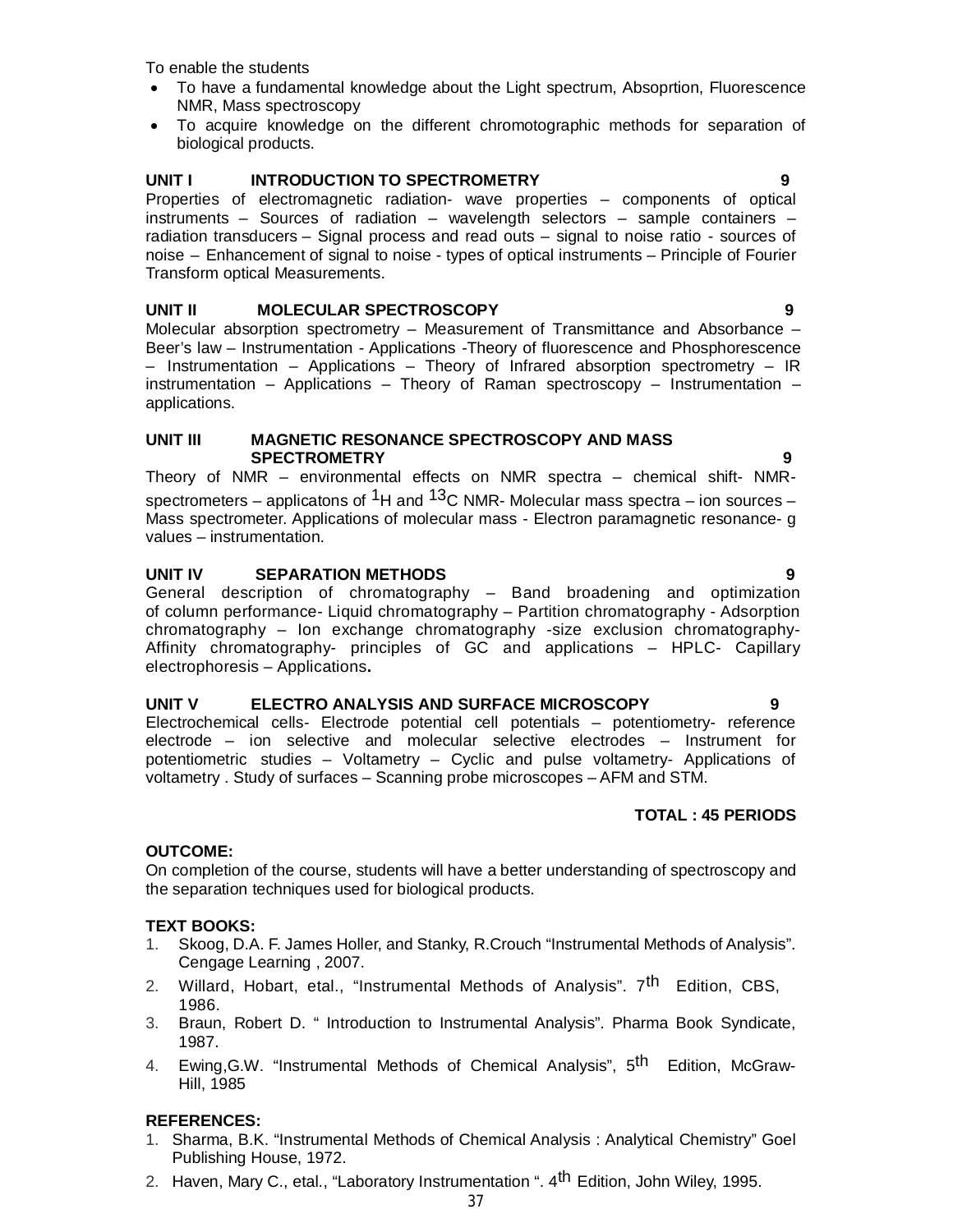To enable the students

- To have a fundamental knowledge about the Light spectrum, Absoprtion, Fluorescence NMR, Mass spectroscopy
- To acquire knowledge on the different chromotographic methods for separation of biological products.

**UNIT I INTRODUCTION TO SPECTROMETRY 9**

Properties of electromagnetic radiation- wave properties – components of optical instruments – Sources of radiation – wavelength selectors – sample containers – radiation transducers – Signal process and read outs – signal to noise ratio - sources of noise – Enhancement of signal to noise - types of optical instruments – Principle of Fourier Transform optical Measurements.

**UNIT II MOLECULAR SPECTROSCOPY 9**

Molecular absorption spectrometry – Measurement of Transmittance and Absorbance – Beer's law – Instrumentation - Applications -Theory of fluorescence and Phosphorescence – Instrumentation – Applications – Theory of Infrared absorption spectrometry – IR instrumentation – Applications – Theory of Raman spectroscopy – Instrumentation – applications.

**UNIT III MAGNETIC RESONANCE SPECTROSCOPY AND MASS SPECTROMETRY 9**

Theory of NMR – environmental effects on NMR spectra – chemical shift- NMR-spectrometers – applicatons of $^{1}H$ and $^{13}C$ NMR- Molecular mass spectra – ion sources – Mass spectrometer. Applications of molecular mass - Electron paramagnetic resonance- g values – instrumentation.

**UNIT IV SEPARATION METHODS 9**

General description of chromatography – Band broadening and optimization of column performance- Liquid chromatography – Partition chromatography - Adsorption chromatography – Ion exchange chromatography -size exclusion chromatography- Affinity chromatography- principles of GC and applications – HPLC- Capillary electrophoresis – Applications**.**

**UNIT V ELECTRO ANALYSIS AND SURFACE MICROSCOPY 9**

Electrochemical cells- Electrode potential cell potentials – potentiometry- reference electrode – ion selective and molecular selective electrodes – Instrument for potentiometric studies – Voltametry – Cyclic and pulse voltametry- Applications of voltametry . Study of surfaces – Scanning probe microscopes – AFM and STM.

**TOTAL : 45 PERIODS**

**OUTCOME:**

On completion of the course, students will have a better understanding of spectroscopy and the separation techniques used for biological products.

**TEXT BOOKS:**

1. Skoog, D.A. F. James Holler, and Stanky, R.Crouch "Instrumental Methods of Analysis". Cengage Learning , 2007.
2. Willard, Hobart, etal., "Instrumental Methods of Analysis". 7th Edition, CBS, 1986.
3. Braun, Robert D. " Introduction to Instrumental Analysis". Pharma Book Syndicate, 1987.
4. Ewing,G.W. "Instrumental Methods of Chemical Analysis", 5th Edition, McGraw-Hill, 1985

**REFERENCES:**

1. Sharma, B.K. "Instrumental Methods of Chemical Analysis : Analytical Chemistry" Goel Publishing House, 1972.
2. Haven, Mary C., etal., "Laboratory Instrumentation ". 4th Edition, John Wiley, 1995.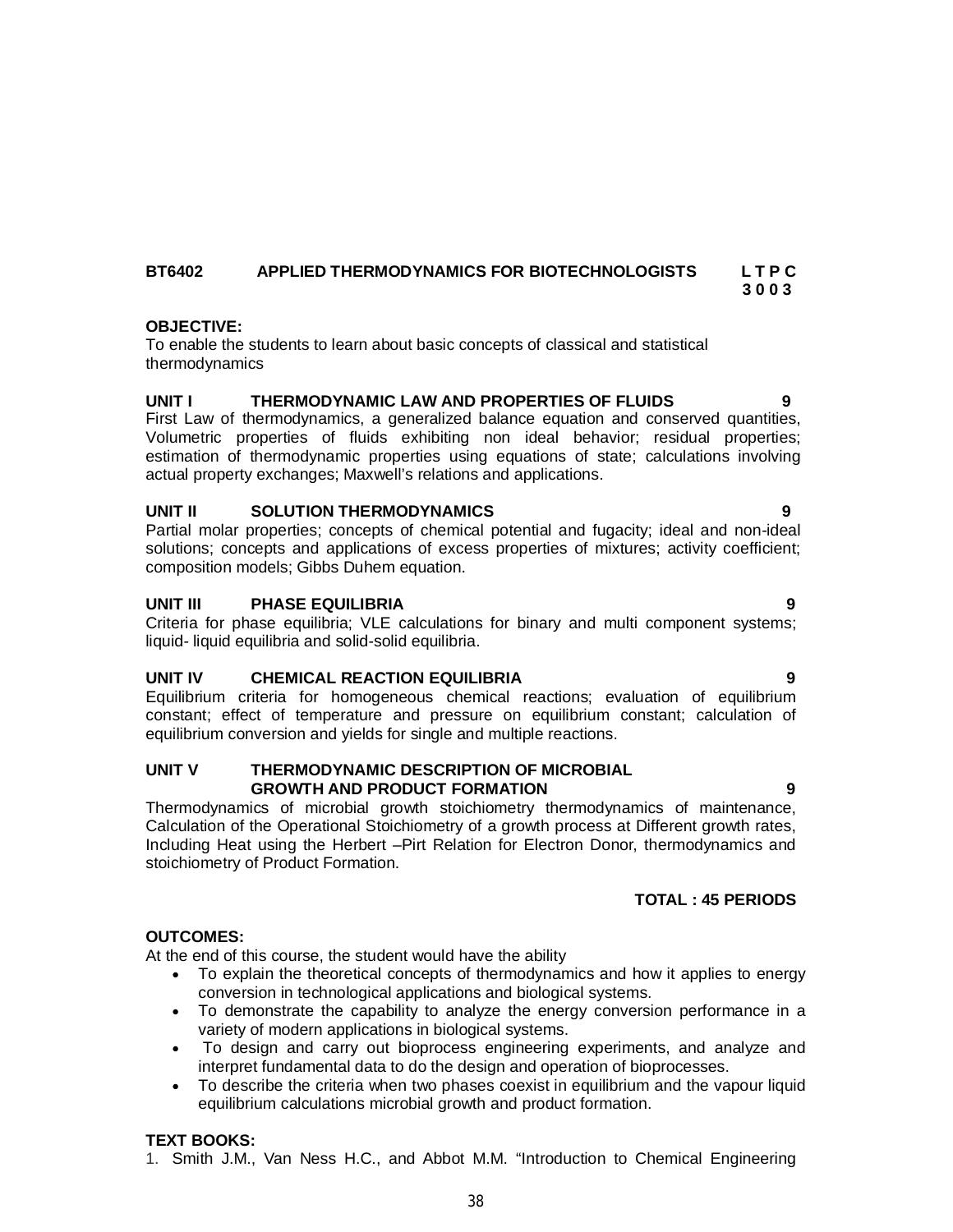**BT6402 APPLIED THERMODYNAMICS FOR BIOTECHNOLOGISTS L T P C**
**3 0 0 3**

**OBJECTIVE:**
To enable the students to learn about basic concepts of classical and statistical thermodynamics

**UNIT I THERMODYNAMIC LAW AND PROPERTIES OF FLUIDS 9**
First Law of thermodynamics, a generalized balance equation and conserved quantities, Volumetric properties of fluids exhibiting non ideal behavior; residual properties; estimation of thermodynamic properties using equations of state; calculations involving actual property exchanges; Maxwell's relations and applications.

**UNIT II SOLUTION THERMODYNAMICS 9**
Partial molar properties; concepts of chemical potential and fugacity; ideal and non-ideal solutions; concepts and applications of excess properties of mixtures; activity coefficient; composition models; Gibbs Duhem equation.

**UNIT III PHASE EQUILIBRIA 9**
Criteria for phase equilibria; VLE calculations for binary and multi component systems; liquid- liquid equilibria and solid-solid equilibria.

**UNIT IV CHEMICAL REACTION EQUILIBRIA 9**
Equilibrium criteria for homogeneous chemical reactions; evaluation of equilibrium constant; effect of temperature and pressure on equilibrium constant; calculation of equilibrium conversion and yields for single and multiple reactions.

**UNIT V THERMODYNAMIC DESCRIPTION OF MICROBIAL GROWTH AND PRODUCT FORMATION 9**
Thermodynamics of microbial growth stoichiometry thermodynamics of maintenance, Calculation of the Operational Stoichiometry of a growth process at Different growth rates, Including Heat using the Herbert –Pirt Relation for Electron Donor, thermodynamics and stoichiometry of Product Formation.

**TOTAL : 45 PERIODS**

**OUTCOMES:**
At the end of this course, the student would have the ability

- To explain the theoretical concepts of thermodynamics and how it applies to energy conversion in technological applications and biological systems.
- To demonstrate the capability to analyze the energy conversion performance in a variety of modern applications in biological systems.
- To design and carry out bioprocess engineering experiments, and analyze and interpret fundamental data to do the design and operation of bioprocesses.
- To describe the criteria when two phases coexist in equilibrium and the vapour liquid equilibrium calculations microbial growth and product formation.

**TEXT BOOKS:**

1. Smith J.M., Van Ness H.C., and Abbot M.M. "Introduction to Chemical Engineering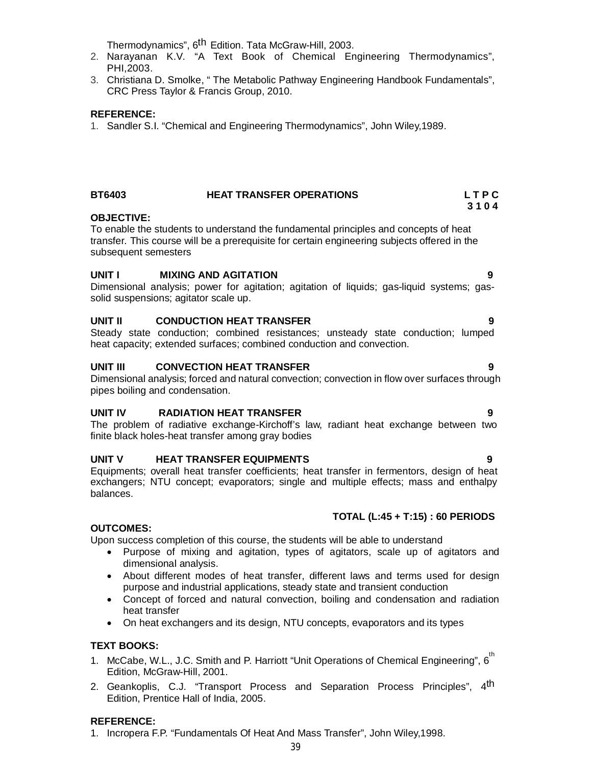Thermodynamics", 6th Edition. Tata McGraw-Hill, 2003.
2. Narayanan K.V. "A Text Book of Chemical Engineering Thermodynamics", PHI,2003.
3. Christiana D. Smolke, " The Metabolic Pathway Engineering Handbook Fundamentals", CRC Press Taylor & Francis Group, 2010.

**REFERENCE:**
1. Sandler S.I. "Chemical and Engineering Thermodynamics", John Wiley,1989.

**BT6403 HEAT TRANSFER OPERATIONS L T P C**
**3 1 0 4**

**OBJECTIVE:**
To enable the students to understand the fundamental principles and concepts of heat transfer. This course will be a prerequisite for certain engineering subjects offered in the subsequent semesters

**UNIT I MIXING AND AGITATION 9**
Dimensional analysis; power for agitation; agitation of liquids; gas-liquid systems; gas-solid suspensions; agitator scale up.

**UNIT II CONDUCTION HEAT TRANSFER 9**
Steady state conduction; combined resistances; unsteady state conduction; lumped heat capacity; extended surfaces; combined conduction and convection.

**UNIT III CONVECTION HEAT TRANSFER 9**
Dimensional analysis; forced and natural convection; convection in flow over surfaces through pipes boiling and condensation.

**UNIT IV RADIATION HEAT TRANSFER 9**
The problem of radiative exchange-Kirchoff's law, radiant heat exchange between two finite black holes-heat transfer among gray bodies

**UNIT V HEAT TRANSFER EQUIPMENTS 9**
Equipments; overall heat transfer coefficients; heat transfer in fermentors, design of heat exchangers; NTU concept; evaporators; single and multiple effects; mass and enthalpy balances.

**TOTAL (L:45 + T:15) : 60 PERIODS**

**OUTCOMES:**
Upon success completion of this course, the students will be able to understand
- Purpose of mixing and agitation, types of agitators, scale up of agitators and dimensional analysis.
- About different modes of heat transfer, different laws and terms used for design purpose and industrial applications, steady state and transient conduction
- Concept of forced and natural convection, boiling and condensation and radiation heat transfer
- On heat exchangers and its design, NTU concepts, evaporators and its types

**TEXT BOOKS:**
1. McCabe, W.L., J.C. Smith and P. Harriott "Unit Operations of Chemical Engineering", 6th Edition, McGraw-Hill, 2001.
2. Geankoplis, C.J. "Transport Process and Separation Process Principles", 4th Edition, Prentice Hall of India, 2005.

**REFERENCE:**
1. Incropera F.P. "Fundamentals Of Heat And Mass Transfer", John Wiley,1998.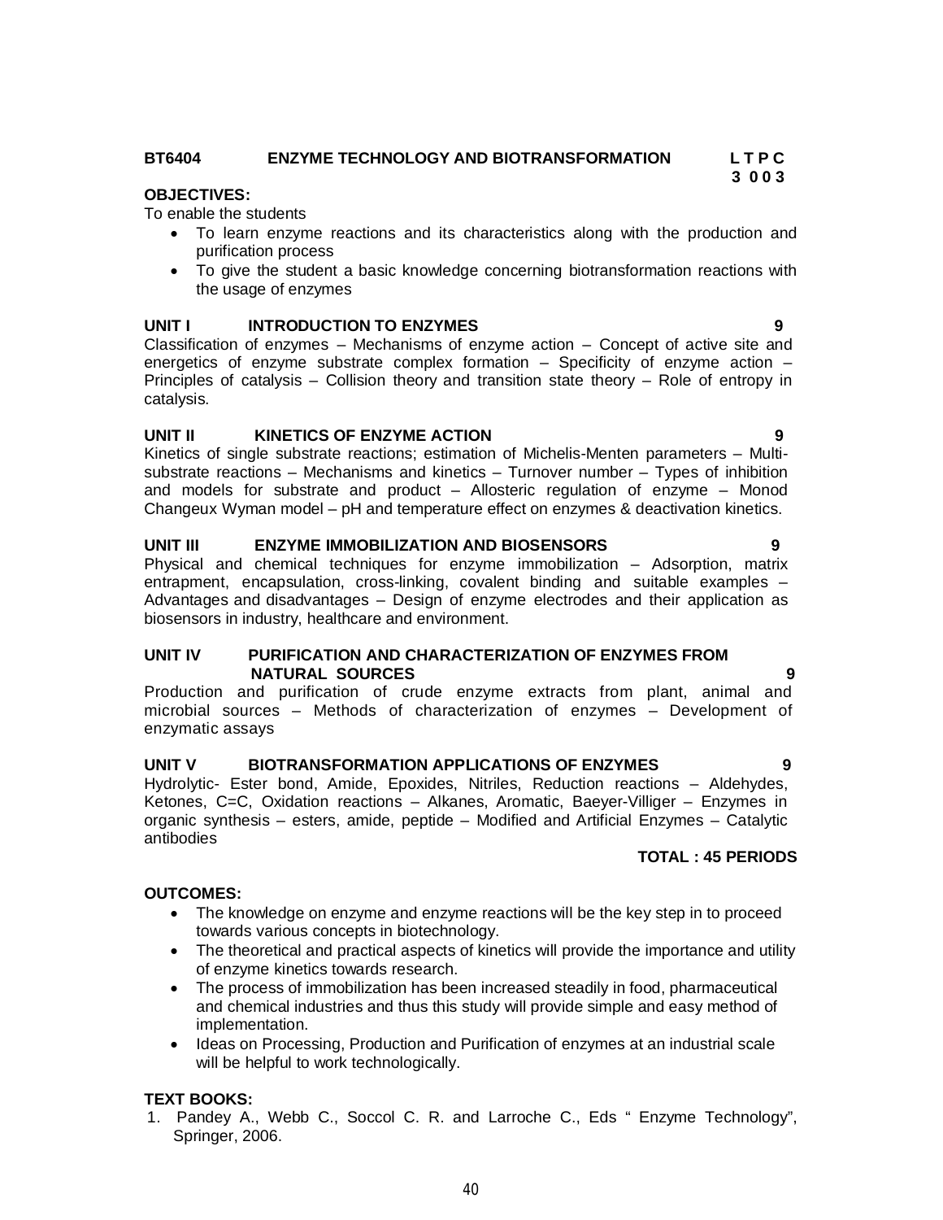**BT6404 ENZYME TECHNOLOGY AND BIOTRANSFORMATION** **L T P C**
**3 0 0 3**

**OBJECTIVES:**

To enable the students

- To learn enzyme reactions and its characteristics along with the production and purification process
- To give the student a basic knowledge concerning biotransformation reactions with the usage of enzymes

**UNIT I INTRODUCTION TO ENZYMES 9**

Classification of enzymes – Mechanisms of enzyme action – Concept of active site and energetics of enzyme substrate complex formation – Specificity of enzyme action – Principles of catalysis – Collision theory and transition state theory – Role of entropy in catalysis.

**UNIT II KINETICS OF ENZYME ACTION 9**

Kinetics of single substrate reactions; estimation of Michelis-Menten parameters – Multi-substrate reactions – Mechanisms and kinetics – Turnover number – Types of inhibition and models for substrate and product – Allosteric regulation of enzyme – Monod Changeux Wyman model – pH and temperature effect on enzymes & deactivation kinetics.

**UNIT III ENZYME IMMOBILIZATION AND BIOSENSORS 9**

Physical and chemical techniques for enzyme immobilization – Adsorption, matrix entrapment, encapsulation, cross-linking, covalent binding and suitable examples – Advantages and disadvantages – Design of enzyme electrodes and their application as biosensors in industry, healthcare and environment.

**UNIT IV PURIFICATION AND CHARACTERIZATION OF ENZYMES FROM NATURAL SOURCES 9**

Production and purification of crude enzyme extracts from plant, animal and microbial sources – Methods of characterization of enzymes – Development of enzymatic assays

**UNIT V BIOTRANSFORMATION APPLICATIONS OF ENZYMES 9**

Hydrolytic- Ester bond, Amide, Epoxides, Nitriles, Reduction reactions – Aldehydes, Ketones, C=C, Oxidation reactions – Alkanes, Aromatic, Baeyer-Villiger – Enzymes in organic synthesis – esters, amide, peptide – Modified and Artificial Enzymes – Catalytic antibodies

**TOTAL : 45 PERIODS**

**OUTCOMES:**

- The knowledge on enzyme and enzyme reactions will be the key step in to proceed towards various concepts in biotechnology.
- The theoretical and practical aspects of kinetics will provide the importance and utility of enzyme kinetics towards research.
- The process of immobilization has been increased steadily in food, pharmaceutical and chemical industries and thus this study will provide simple and easy method of implementation.
- Ideas on Processing, Production and Purification of enzymes at an industrial scale will be helpful to work technologically.

**TEXT BOOKS:**

1. Pandey A., Webb C., Soccol C. R. and Larroche C., Eds " Enzyme Technology", Springer, 2006.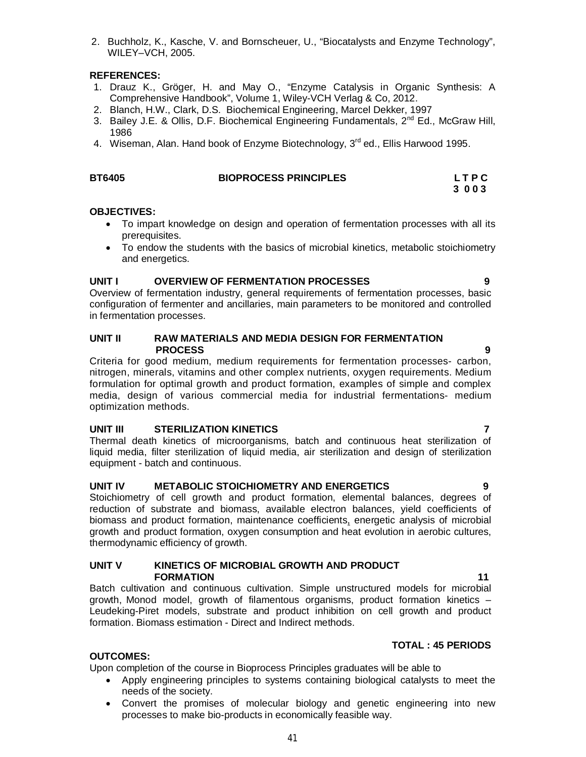2. Buchholz, K., Kasche, V. and Bornscheuer, U., “Biocatalysts and Enzyme Technology”, WILEY–VCH, 2005.

**REFERENCES:**

1. Drauz K., Gröger, H. and May O., “Enzyme Catalysis in Organic Synthesis: A Comprehensive Handbook”, Volume 1, Wiley-VCH Verlag & Co, 2012.
2. Blanch, H.W., Clark, D.S. Biochemical Engineering, Marcel Dekker, 1997
3. Bailey J.E. & Ollis, D.F. Biochemical Engineering Fundamentals, 2nd Ed., McGraw Hill, 1986
4. Wiseman, Alan. Hand book of Enzyme Biotechnology, 3rd ed., Ellis Harwood 1995.

## BT6405 BIOPROCESS PRINCIPLES

**L T P C**
**3 0 0 3**

**OBJECTIVES:**

- To impart knowledge on design and operation of fermentation processes with all its prerequisites.
- To endow the students with the basics of microbial kinetics, metabolic stoichiometry and energetics.

**UNIT I OVERVIEW OF FERMENTATION PROCESSES 9**

Overview of fermentation industry, general requirements of fermentation processes, basic configuration of fermenter and ancillaries, main parameters to be monitored and controlled in fermentation processes.

**UNIT II RAW MATERIALS AND MEDIA DESIGN FOR FERMENTATION PROCESS 9**

Criteria for good medium, medium requirements for fermentation processes- carbon, nitrogen, minerals, vitamins and other complex nutrients, oxygen requirements. Medium formulation for optimal growth and product formation, examples of simple and complex media, design of various commercial media for industrial fermentations- medium optimization methods.

**UNIT III STERILIZATION KINETICS 7**

Thermal death kinetics of microorganisms, batch and continuous heat sterilization of liquid media, filter sterilization of liquid media, air sterilization and design of sterilization equipment - batch and continuous.

**UNIT IV METABOLIC STOICHIOMETRY AND ENERGETICS 9**

Stoichiometry of cell growth and product formation, elemental balances, degrees of reduction of substrate and biomass, available electron balances, yield coefficients of biomass and product formation, maintenance coefficients, energetic analysis of microbial growth and product formation, oxygen consumption and heat evolution in aerobic cultures, thermodynamic efficiency of growth.

**UNIT V KINETICS OF MICROBIAL GROWTH AND PRODUCT FORMATION 11**

Batch cultivation and continuous cultivation. Simple unstructured models for microbial growth, Monod model, growth of filamentous organisms, product formation kinetics – Leudeking-Piret models, substrate and product inhibition on cell growth and product formation. Biomass estimation - Direct and Indirect methods.

**TOTAL : 45 PERIODS**

**OUTCOMES:**

Upon completion of the course in Bioprocess Principles graduates will be able to

- Apply engineering principles to systems containing biological catalysts to meet the needs of the society.
- Convert the promises of molecular biology and genetic engineering into new processes to make bio-products in economically feasible way.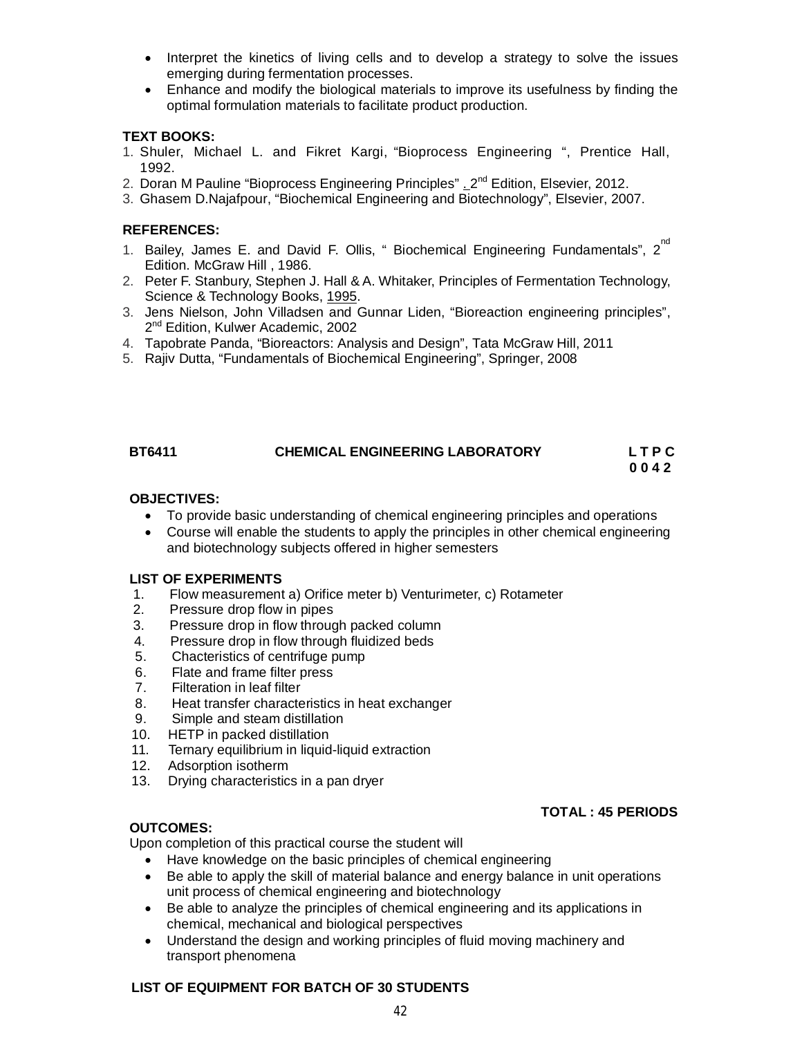- Interpret the kinetics of living cells and to develop a strategy to solve the issues emerging during fermentation processes.
- Enhance and modify the biological materials to improve its usefulness by finding the optimal formulation materials to facilitate product production.

**TEXT BOOKS:**

1. Shuler, Michael L. and Fikret Kargi, "Bioprocess Engineering ", Prentice Hall, 1992.
2. Doran M Pauline "Bioprocess Engineering Principles" . 2nd Edition, Elsevier, 2012.
3. Ghasem D.Najafpour, "Biochemical Engineering and Biotechnology", Elsevier, 2007.

**REFERENCES:**

1. Bailey, James E. and David F. Ollis, " Biochemical Engineering Fundamentals", 2nd Edition. McGraw Hill , 1986.
2. Peter F. Stanbury, Stephen J. Hall & A. Whitaker, Principles of Fermentation Technology, Science & Technology Books, 1995.
3. Jens Nielson, John Villadsen and Gunnar Liden, "Bioreaction engineering principles", 2nd Edition, Kulwer Academic, 2002
4. Tapobrate Panda, "Bioreactors: Analysis and Design", Tata McGraw Hill, 2011
5. Rajiv Dutta, "Fundamentals of Biochemical Engineering", Springer, 2008

## BT6411 CHEMICAL ENGINEERING LABORATORY

**L T P C**
**0 0 4 2**

**OBJECTIVES:**

- To provide basic understanding of chemical engineering principles and operations
- Course will enable the students to apply the principles in other chemical engineering and biotechnology subjects offered in higher semesters

**LIST OF EXPERIMENTS**

1. Flow measurement a) Orifice meter b) Venturimeter, c) Rotameter
2. Pressure drop flow in pipes
3. Pressure drop in flow through packed column
4. Pressure drop in flow through fluidized beds
5. Chacteristics of centrifuge pump
6. Flate and frame filter press
7. Filteration in leaf filter
8. Heat transfer characteristics in heat exchanger
9. Simple and steam distillation
10. HETP in packed distillation
11. Ternary equilibrium in liquid-liquid extraction
12. Adsorption isotherm
13. Drying characteristics in a pan dryer

**TOTAL : 45 PERIODS**

**OUTCOMES:**

Upon completion of this practical course the student will

- Have knowledge on the basic principles of chemical engineering
- Be able to apply the skill of material balance and energy balance in unit operations unit process of chemical engineering and biotechnology
- Be able to analyze the principles of chemical engineering and its applications in chemical, mechanical and biological perspectives
- Understand the design and working principles of fluid moving machinery and transport phenomena

**LIST OF EQUIPMENT FOR BATCH OF 30 STUDENTS**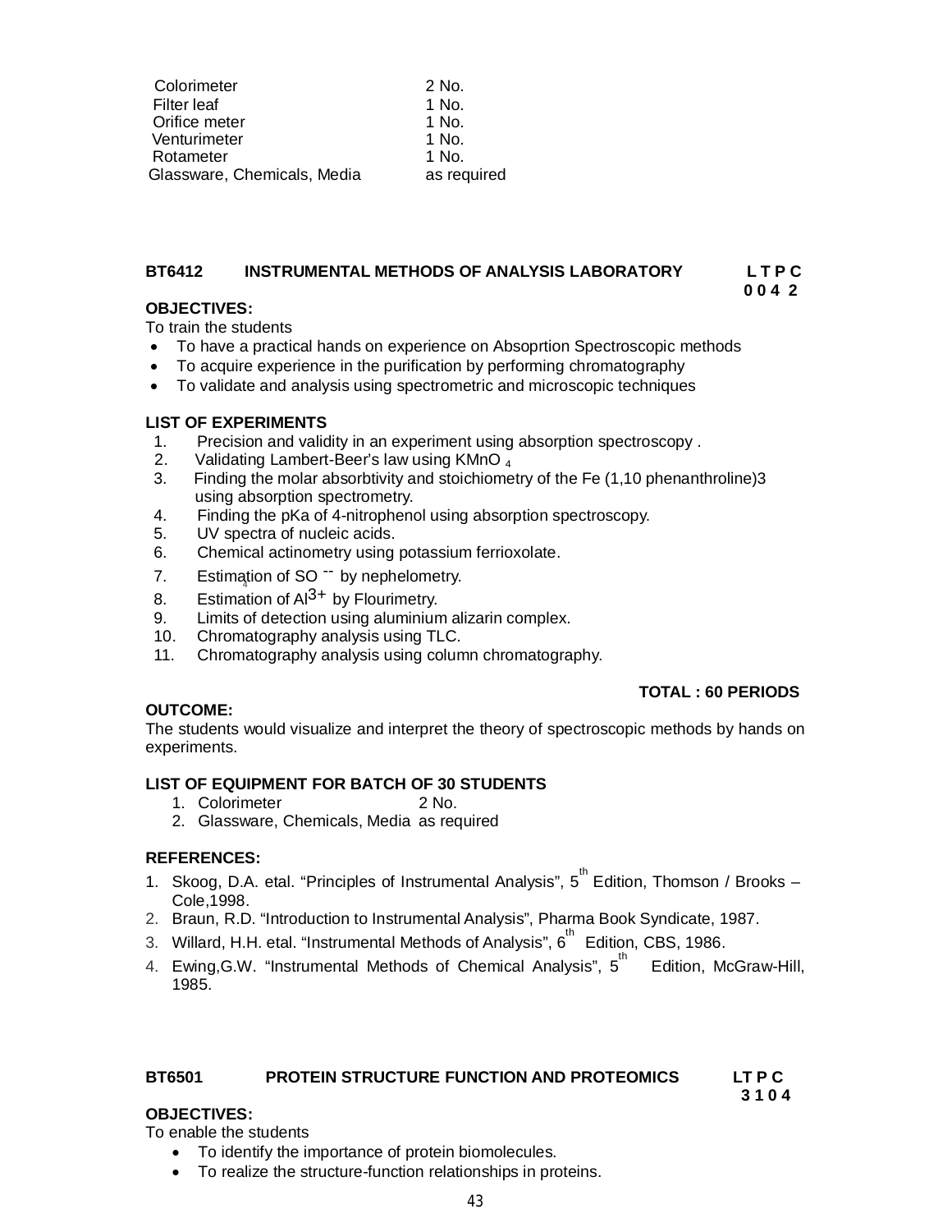| | |
|---|---|
| Colorimeter | 2 No. |
| Filter leaf | 1 No. |
| Orifice meter | 1 No. |
| Venturimeter | 1 No. |
| Rotameter | 1 No. |
| Glassware, Chemicals, Media | as required |

## BT6412 INSTRUMENTAL METHODS OF ANALYSIS LABORATORY

**L T P C**
**0 0 4 2**

**OBJECTIVES:**

To train the students

- To have a practical hands on experience on Absoprtion Spectroscopic methods
- To acquire experience in the purification by performing chromatography
- To validate and analysis using spectrometric and microscopic techniques

**LIST OF EXPERIMENTS**

1. Precision and validity in an experiment using absorption spectroscopy .
2. Validating Lambert-Beer's law using $KMnO_4$
3. Finding the molar absorbtivity and stoichiometry of the Fe (1,10 phenanthroline)3 using absorption spectrometry.
4. Finding the pKa of 4-nitrophenol using absorption spectroscopy.
5. UV spectra of nucleic acids.
6. Chemical actinometry using potassium ferrioxolate.
7. Estimation of $SO_4^{--}$ by nephelometry.
8. Estimation of $Al^{3+}$ by Flourimetry.
9. Limits of detection using aluminium alizarin complex.
10. Chromatography analysis using TLC.
11. Chromatography analysis using column chromatography.

**TOTAL : 60 PERIODS**

**OUTCOME:**

The students would visualize and interpret the theory of spectroscopic methods by hands on experiments.

**LIST OF EQUIPMENT FOR BATCH OF 30 STUDENTS**

1. Colorimeter 2 No.
2. Glassware, Chemicals, Media as required

**REFERENCES:**

1. Skoog, D.A. etal. "Principles of Instrumental Analysis", 5th Edition, Thomson / Brooks – Cole,1998.
2. Braun, R.D. "Introduction to Instrumental Analysis", Pharma Book Syndicate, 1987.
3. Willard, H.H. etal. "Instrumental Methods of Analysis", 6th Edition, CBS, 1986.
4. Ewing,G.W. "Instrumental Methods of Chemical Analysis", 5th Edition, McGraw-Hill, 1985.

## BT6501 PROTEIN STRUCTURE FUNCTION AND PROTEOMICS

**LT P C**
**3 1 0 4**

**OBJECTIVES:**

To enable the students

- To identify the importance of protein biomolecules.
- To realize the structure-function relationships in proteins.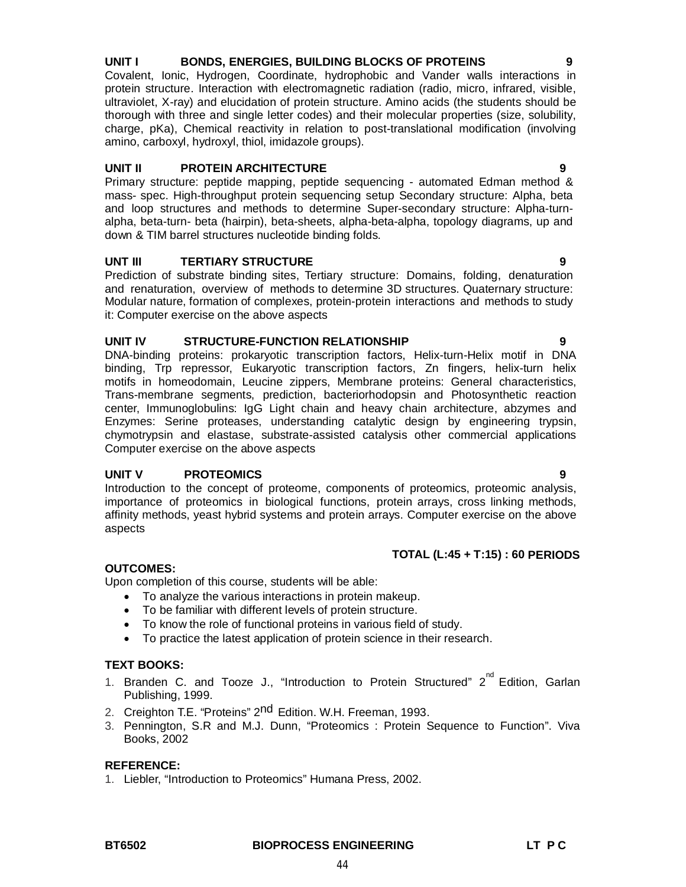**UNIT I BONDS, ENERGIES, BUILDING BLOCKS OF PROTEINS 9**

Covalent, Ionic, Hydrogen, Coordinate, hydrophobic and Vander walls interactions in protein structure. Interaction with electromagnetic radiation (radio, micro, infrared, visible, ultraviolet, X-ray) and elucidation of protein structure. Amino acids (the students should be thorough with three and single letter codes) and their molecular properties (size, solubility, charge, pKa), Chemical reactivity in relation to post-translational modification (involving amino, carboxyl, hydroxyl, thiol, imidazole groups).

**UNIT II PROTEIN ARCHITECTURE 9**

Primary structure: peptide mapping, peptide sequencing - automated Edman method & mass- spec. High-throughput protein sequencing setup Secondary structure: Alpha, beta and loop structures and methods to determine Super-secondary structure: Alpha-turn-alpha, beta-turn- beta (hairpin), beta-sheets, alpha-beta-alpha, topology diagrams, up and down & TIM barrel structures nucleotide binding folds.

**UNT III TERTIARY STRUCTURE 9**

Prediction of substrate binding sites, Tertiary structure: Domains, folding, denaturation and renaturation, overview of methods to determine 3D structures. Quaternary structure: Modular nature, formation of complexes, protein-protein interactions and methods to study it: Computer exercise on the above aspects

**UNIT IV STRUCTURE-FUNCTION RELATIONSHIP 9**

DNA-binding proteins: prokaryotic transcription factors, Helix-turn-Helix motif in DNA binding, Trp repressor, Eukaryotic transcription factors, Zn fingers, helix-turn helix motifs in homeodomain, Leucine zippers, Membrane proteins: General characteristics, Trans-membrane segments, prediction, bacteriorhodopsin and Photosynthetic reaction center, Immunoglobulins: IgG Light chain and heavy chain architecture, abzymes and Enzymes: Serine proteases, understanding catalytic design by engineering trypsin, chymotrypsin and elastase, substrate-assisted catalysis other commercial applications Computer exercise on the above aspects

**UNIT V PROTEOMICS 9**

Introduction to the concept of proteome, components of proteomics, proteomic analysis, importance of proteomics in biological functions, protein arrays, cross linking methods, affinity methods, yeast hybrid systems and protein arrays. Computer exercise on the above aspects

**TOTAL (L:45 + T:15) : 60 PERIODS**

**OUTCOMES:**

Upon completion of this course, students will be able:

- To analyze the various interactions in protein makeup.
- To be familiar with different levels of protein structure.
- To know the role of functional proteins in various field of study.
- To practice the latest application of protein science in their research.

**TEXT BOOKS:**

1. Branden C. and Tooze J., "Introduction to Protein Structured" 2nd Edition, Garlan Publishing, 1999.
2. Creighton T.E. "Proteins" 2nd Edition. W.H. Freeman, 1993.
3. Pennington, S.R and M.J. Dunn, "Proteomics : Protein Sequence to Function". Viva Books, 2002

**REFERENCE:**

1. Liebler, "Introduction to Proteomics" Humana Press, 2002.

**BT6502 BIOPROCESS ENGINEERING LT P C**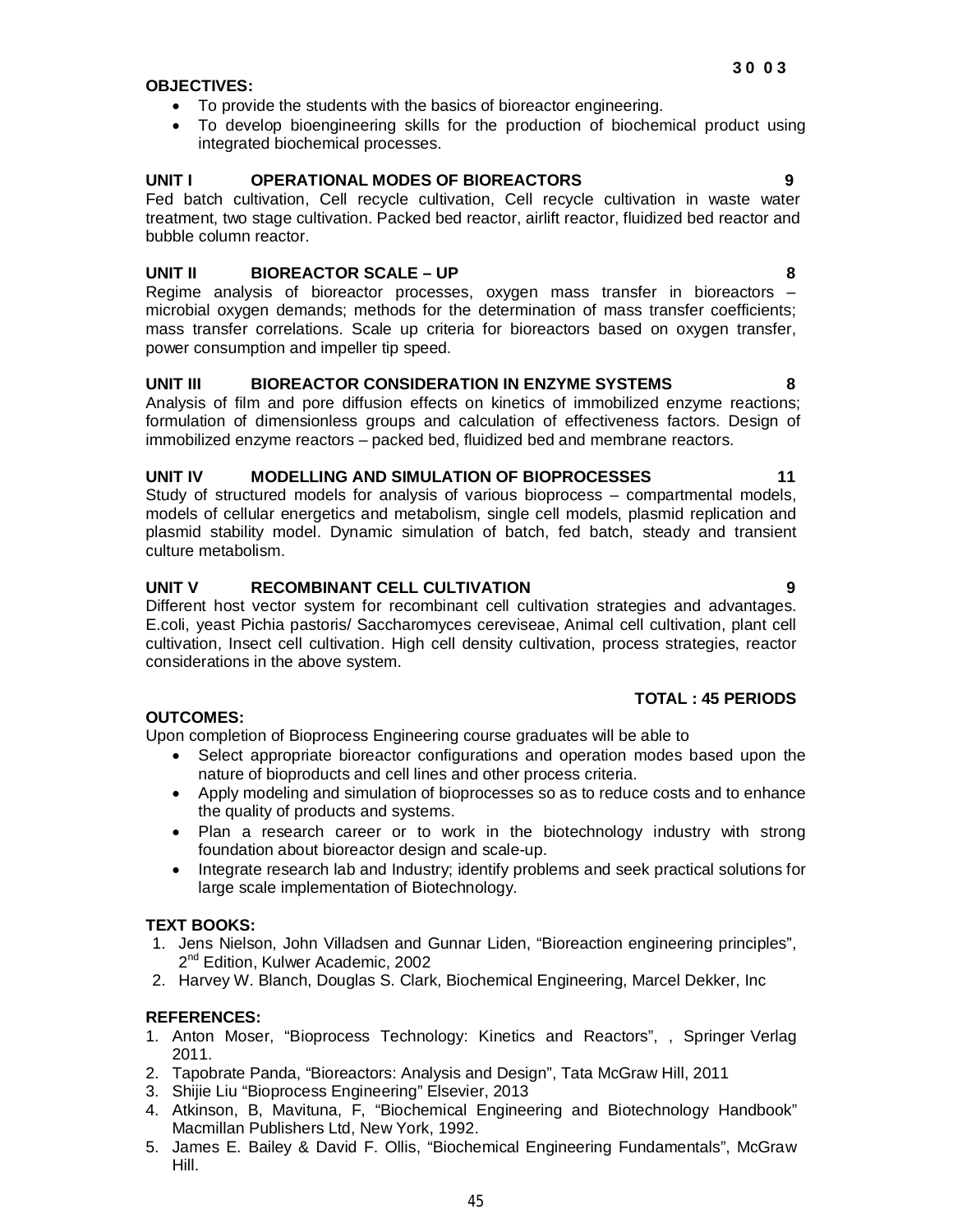**3 0 0 3**

**OBJECTIVES:**

- To provide the students with the basics of bioreactor engineering.
- To develop bioengineering skills for the production of biochemical product using integrated biochemical processes.

**UNIT I OPERATIONAL MODES OF BIOREACTORS 9**

Fed batch cultivation, Cell recycle cultivation, Cell recycle cultivation in waste water treatment, two stage cultivation. Packed bed reactor, airlift reactor, fluidized bed reactor and bubble column reactor.

**UNIT II BIOREACTOR SCALE – UP 8**

Regime analysis of bioreactor processes, oxygen mass transfer in bioreactors – microbial oxygen demands; methods for the determination of mass transfer coefficients; mass transfer correlations. Scale up criteria for bioreactors based on oxygen transfer, power consumption and impeller tip speed.

**UNIT III BIOREACTOR CONSIDERATION IN ENZYME SYSTEMS 8**

Analysis of film and pore diffusion effects on kinetics of immobilized enzyme reactions; formulation of dimensionless groups and calculation of effectiveness factors. Design of immobilized enzyme reactors – packed bed, fluidized bed and membrane reactors.

**UNIT IV MODELLING AND SIMULATION OF BIOPROCESSES 11**

Study of structured models for analysis of various bioprocess – compartmental models, models of cellular energetics and metabolism, single cell models, plasmid replication and plasmid stability model. Dynamic simulation of batch, fed batch, steady and transient culture metabolism.

**UNIT V RECOMBINANT CELL CULTIVATION 9**

Different host vector system for recombinant cell cultivation strategies and advantages. E.coli, yeast Pichia pastoris/ Saccharomyces ceriviseae, Animal cell cultivation, plant cell cultivation, Insect cell cultivation. High cell density cultivation, process strategies, reactor considerations in the above system.

**TOTAL : 45 PERIODS**

**OUTCOMES:**

Upon completion of Bioprocess Engineering course graduates will be able to

- Select appropriate bioreactor configurations and operation modes based upon the nature of bioproducts and cell lines and other process criteria.
- Apply modeling and simulation of bioprocesses so as to reduce costs and to enhance the quality of products and systems.
- Plan a research career or to work in the biotechnology industry with strong foundation about bioreactor design and scale-up.
- Integrate research lab and Industry; identify problems and seek practical solutions for large scale implementation of Biotechnology.

**TEXT BOOKS:**

1. Jens Nielson, John Villadsen and Gunnar Liden, "Bioreaction engineering principles", 2nd Edition, Kulwer Academic, 2002
2. Harvey W. Blanch, Douglas S. Clark, Biochemical Engineering, Marcel Dekker, Inc

**REFERENCES:**

1. Anton Moser, "Bioprocess Technology: Kinetics and Reactors", , Springer Verlag 2011.
2. Tapobrate Panda, "Bioreactors: Analysis and Design", Tata McGraw Hill, 2011
3. Shijie Liu "Bioprocess Engineering" Elsevier, 2013
4. Atkinson, B, Mavituna, F, "Biochemical Engineering and Biotechnology Handbook" Macmillan Publishers Ltd, New York, 1992.
5. James E. Bailey & David F. Ollis, "Biochemical Engineering Fundamentals", McGraw Hill.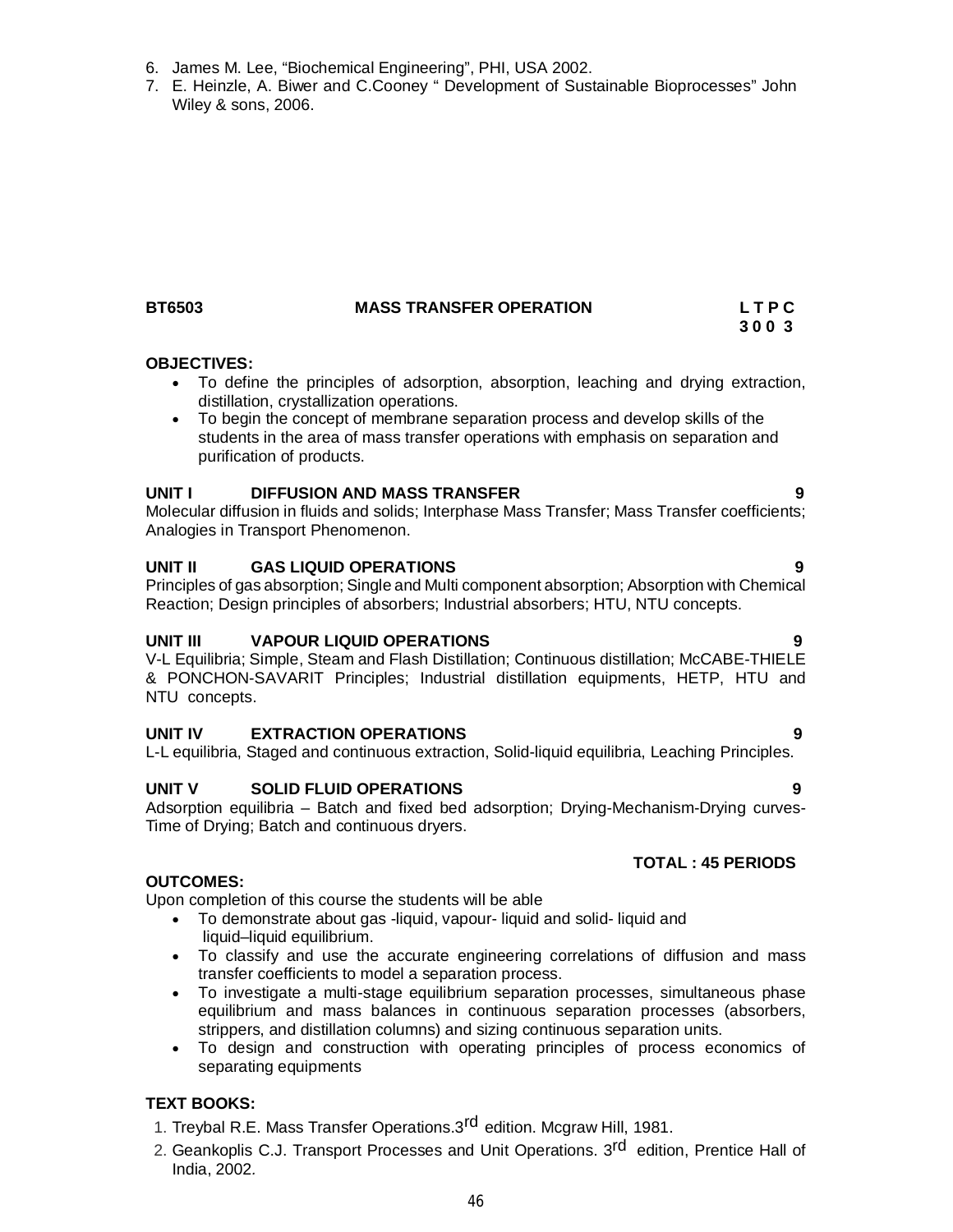6. James M. Lee, “Biochemical Engineering”, PHI, USA 2002.
7. E. Heinzle, A. Biwer and C.Cooney “ Development of Sustainable Bioprocesses” John Wiley & sons, 2006.

**BT6503 MASS TRANSFER OPERATION**

**L T P C**
**3 0 0 3**

**OBJECTIVES:**

- To define the principles of adsorption, absorption, leaching and drying extraction, distillation, crystallization operations.
- To begin the concept of membrane separation process and develop skills of the students in the area of mass transfer operations with emphasis on separation and purification of products.

**UNIT I DIFFUSION AND MASS TRANSFER 9**

Molecular diffusion in fluids and solids; Interphase Mass Transfer; Mass Transfer coefficients; Analogies in Transport Phenomenon.

**UNIT II GAS LIQUID OPERATIONS 9**

Principles of gas absorption; Single and Multi component absorption; Absorption with Chemical Reaction; Design principles of absorbers; Industrial absorbers; HTU, NTU concepts.

**UNIT III VAPOUR LIQUID OPERATIONS 9**

V-L Equilibria; Simple, Steam and Flash Distillation; Continuous distillation; McCABE-THIELE & PONCHON-SAVARIT Principles; Industrial distillation equipments, HETP, HTU and NTU concepts.

**UNIT IV EXTRACTION OPERATIONS 9**

L-L equilibria, Staged and continuous extraction, Solid-liquid equilibria, Leaching Principles.

**UNIT V SOLID FLUID OPERATIONS 9**

Adsorption equilibria – Batch and fixed bed adsorption; Drying-Mechanism-Drying curves-Time of Drying; Batch and continuous dryers.

**TOTAL : 45 PERIODS**

**OUTCOMES:**

Upon completion of this course the students will be able

- To demonstrate about gas -liquid, vapour- liquid and solid- liquid and liquid–liquid equilibrium.
- To classify and use the accurate engineering correlations of diffusion and mass transfer coefficients to model a separation process.
- To investigate a multi-stage equilibrium separation processes, simultaneous phase equilibrium and mass balances in continuous separation processes (absorbers, strippers, and distillation columns) and sizing continuous separation units.
- To design and construction with operating principles of process economics of separating equipments

**TEXT BOOKS:**

1. Treybal R.E. Mass Transfer Operations.3rd edition. Mcgraw Hill, 1981.
2. Geankoplis C.J. Transport Processes and Unit Operations. 3rd edition, Prentice Hall of India, 2002.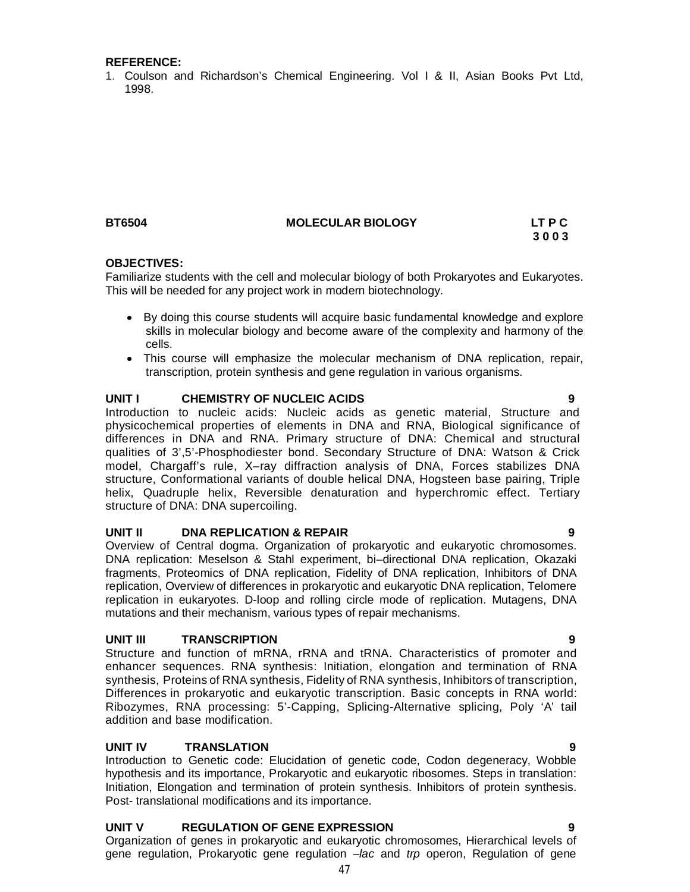**REFERENCE:**

1. Coulson and Richardson's Chemical Engineering. Vol I & II, Asian Books Pvt Ltd, 1998.

**BT6504 MOLECULAR BIOLOGY LT P C**
**3 0 0 3**

**OBJECTIVES:**

Familiarize students with the cell and molecular biology of both Prokaryotes and Eukaryotes. This will be needed for any project work in modern biotechnology.

- By doing this course students will acquire basic fundamental knowledge and explore skills in molecular biology and become aware of the complexity and harmony of the cells.
- This course will emphasize the molecular mechanism of DNA replication, repair, transcription, protein synthesis and gene regulation in various organisms.

**UNIT I CHEMISTRY OF NUCLEIC ACIDS 9**

Introduction to nucleic acids: Nucleic acids as genetic material, Structure and physicochemical properties of elements in DNA and RNA, Biological significance of differences in DNA and RNA. Primary structure of DNA: Chemical and structural qualities of 3',5'-Phosphodiester bond. Secondary Structure of DNA: Watson & Crick model, Chargaff's rule, X–ray diffraction analysis of DNA, Forces stabilizes DNA structure, Conformational variants of double helical DNA, Hogsteen base pairing, Triple helix, Quadruple helix, Reversible denaturation and hyperchromic effect. Tertiary structure of DNA: DNA supercoiling.

**UNIT II DNA REPLICATION & REPAIR 9**

Overview of Central dogma. Organization of prokaryotic and eukaryotic chromosomes. DNA replication: Meselson & Stahl experiment, bi–directional DNA replication, Okazaki fragments, Proteomics of DNA replication, Fidelity of DNA replication, Inhibitors of DNA replication, Overview of differences in prokaryotic and eukaryotic DNA replication, Telomere replication in eukaryotes. D-loop and rolling circle mode of replication. Mutagens, DNA mutations and their mechanism, various types of repair mechanisms.

**UNIT III TRANSCRIPTION 9**

Structure and function of mRNA, rRNA and tRNA. Characteristics of promoter and enhancer sequences. RNA synthesis: Initiation, elongation and termination of RNA synthesis, Proteins of RNA synthesis, Fidelity of RNA synthesis, Inhibitors of transcription, Differences in prokaryotic and eukaryotic transcription. Basic concepts in RNA world: Ribozymes, RNA processing: 5'-Capping, Splicing-Alternative splicing, Poly 'A' tail addition and base modification.

**UNIT IV TRANSLATION 9**

Introduction to Genetic code: Elucidation of genetic code, Codon degeneracy, Wobble hypothesis and its importance, Prokaryotic and eukaryotic ribosomes. Steps in translation: Initiation, Elongation and termination of protein synthesis. Inhibitors of protein synthesis. Post- translational modifications and its importance.

**UNIT V REGULATION OF GENE EXPRESSION 9**

Organization of genes in prokaryotic and eukaryotic chromosomes, Hierarchical levels of gene regulation, Prokaryotic gene regulation –*lac* and *trp* operon, Regulation of gene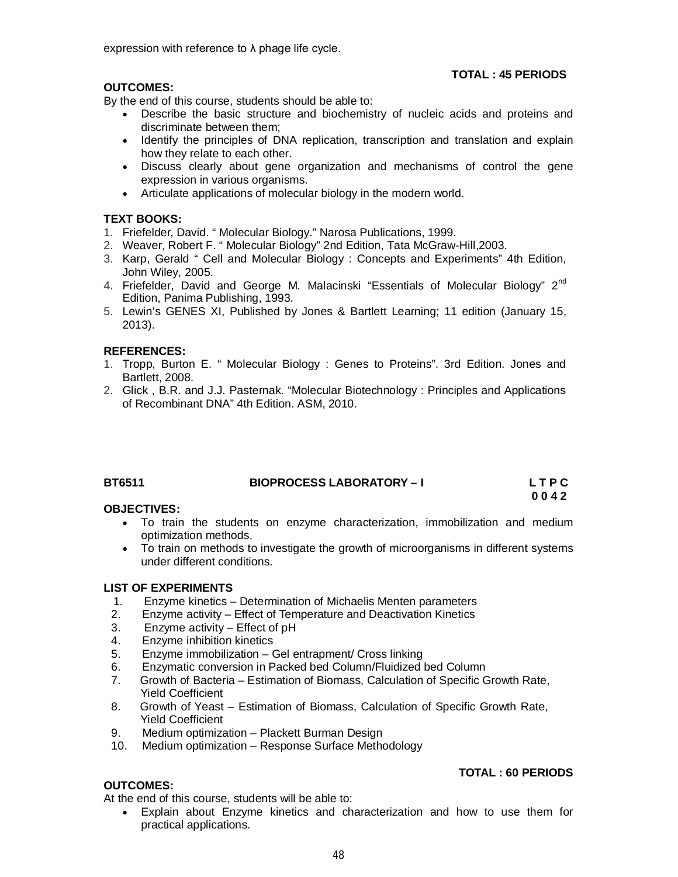expression with reference to λ phage life cycle.

**TOTAL : 45 PERIODS**

**OUTCOMES:**

By the end of this course, students should be able to:

- Describe the basic structure and biochemistry of nucleic acids and proteins and discriminate between them;
- Identify the principles of DNA replication, transcription and translation and explain how they relate to each other.
- Discuss clearly about gene organization and mechanisms of control the gene expression in various organisms.
- Articulate applications of molecular biology in the modern world.

**TEXT BOOKS:**

1. Friefelder, David. " Molecular Biology." Narosa Publications, 1999.
2. Weaver, Robert F. " Molecular Biology" 2nd Edition, Tata McGraw-Hill,2003.
3. Karp, Gerald " Cell and Molecular Biology : Concepts and Experiments" 4th Edition, John Wiley, 2005.
4. Friefelder, David and George M. Malacinski "Essentials of Molecular Biology" 2nd Edition, Panima Publishing, 1993.
5. Lewin's GENES XI, Published by Jones & Bartlett Learning; 11 edition (January 15, 2013).

**REFERENCES:**

1. Tropp, Burton E. " Molecular Biology : Genes to Proteins". 3rd Edition. Jones and Bartlett, 2008.
2. Glick , B.R. and J.J. Pasternak. "Molecular Biotechnology : Principles and Applications of Recombinant DNA" 4th Edition. ASM, 2010.

**BT6511 BIOPROCESS LABORATORY – I L T P C 0 0 4 2**

**OBJECTIVES:**

- To train the students on enzyme characterization, immobilization and medium optimization methods.
- To train on methods to investigate the growth of microorganisms in different systems under different conditions.

**LIST OF EXPERIMENTS**

1. Enzyme kinetics – Determination of Michaelis Menten parameters
2. Enzyme activity – Effect of Temperature and Deactivation Kinetics
3. Enzyme activity – Effect of pH
4. Enzyme inhibition kinetics
5. Enzyme immobilization – Gel entrapment/ Cross linking
6. Enzymatic conversion in Packed bed Column/Fluidized bed Column
7. Growth of Bacteria – Estimation of Biomass, Calculation of Specific Growth Rate, Yield Coefficient
8. Growth of Yeast – Estimation of Biomass, Calculation of Specific Growth Rate, Yield Coefficient
9. Medium optimization – Plackett Burman Design
10. Medium optimization – Response Surface Methodology

**TOTAL : 60 PERIODS**

**OUTCOMES:**

At the end of this course, students will be able to:

- Explain about Enzyme kinetics and characterization and how to use them for practical applications.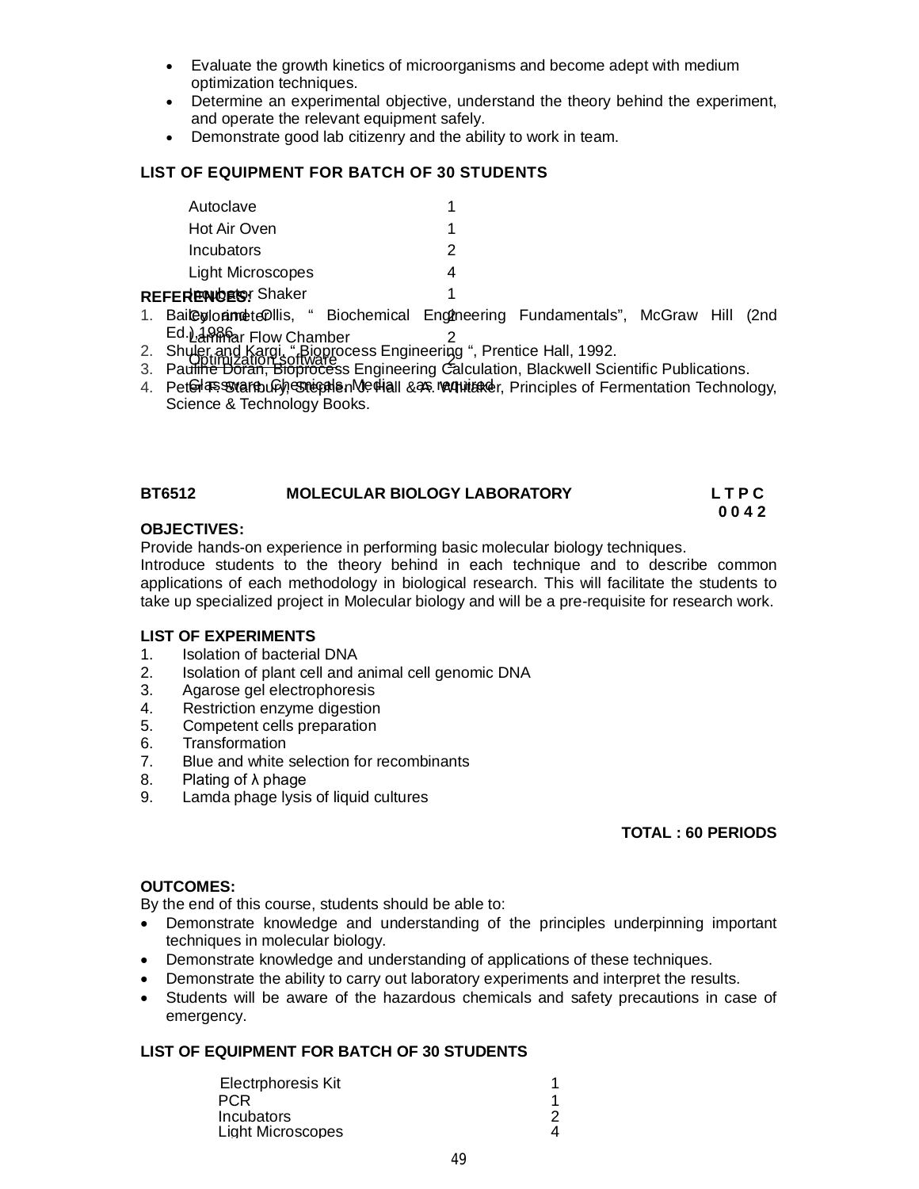- Evaluate the growth kinetics of microorganisms and become adept with medium optimization techniques.
- Determine an experimental objective, understand the theory behind the experiment, and operate the relevant equipment safely.
- Demonstrate good lab citizenry and the ability to work in team.

**LIST OF EQUIPMENT FOR BATCH OF 30 STUDENTS**

| | |
|---|---|
| Autoclave | 1 |
| Hot Air Oven | 1 |
| Incubators | 2 |
| Light Microscopes | 4 |
| Incubator Shaker | 1 |
| Colorimeter | 2 |
| Laminar Flow Chamber | 2 |
| Optimization software | 2 |
| Glassware, Chemicals, Media | as required |

**REFERENCES:**

1. Bailey and Ollis, " Biochemical Engineering Fundamentals", McGraw Hill (2nd Ed.) 1986.
2. Shuler and Kargi, " Bioprocess Engineering ", Prentice Hall, 1992.
3. Pauline Doran, Bioprocess Engineering Calculation, Blackwell Scientific Publications.
4. Peter F. Stanbury, Stephen J. Hall & A. Whittaker, Principles of Fermentation Technology, Science & Technology Books.

## BT6512 MOLECULAR BIOLOGY LABORATORY — L T P C 0 0 4 2

**OBJECTIVES:**

Provide hands-on experience in performing basic molecular biology techniques.

Introduce students to the theory behind in each technique and to describe common applications of each methodology in biological research. This will facilitate the students to take up specialized project in Molecular biology and will be a pre-requisite for research work.

**LIST OF EXPERIMENTS**

1. Isolation of bacterial DNA
2. Isolation of plant cell and animal cell genomic DNA
3. Agarose gel electrophoresis
4. Restriction enzyme digestion
5. Competent cells preparation
6. Transformation
7. Blue and white selection for recombinants
8. Plating of λ phage
9. Lamda phage lysis of liquid cultures

**TOTAL : 60 PERIODS**

**OUTCOMES:**

By the end of this course, students should be able to:

- Demonstrate knowledge and understanding of the principles underpinning important techniques in molecular biology.
- Demonstrate knowledge and understanding of applications of these techniques.
- Demonstrate the ability to carry out laboratory experiments and interpret the results.
- Students will be aware of the hazardous chemicals and safety precautions in case of emergency.

**LIST OF EQUIPMENT FOR BATCH OF 30 STUDENTS**

| | |
|---|---|
| Electrphoresis Kit | 1 |
| PCR | 1 |
| Incubators | 2 |
| Light Microscopes | 4 |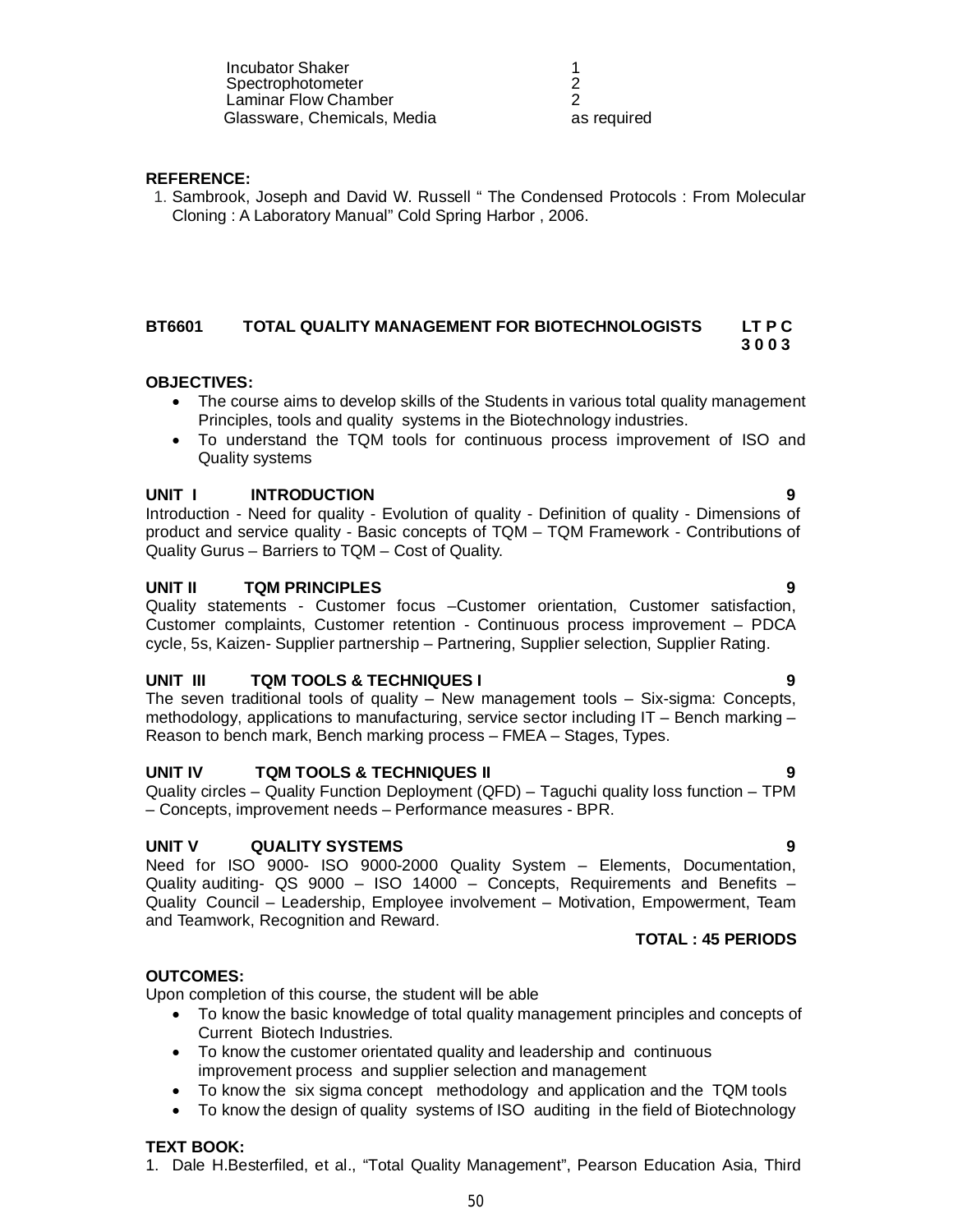| | |
|---|---|
| Incubator Shaker | 1 |
| Spectrophotometer | 2 |
| Laminar Flow Chamber | 2 |
| Glassware, Chemicals, Media | as required |

**REFERENCE:**

1. Sambrook, Joseph and David W. Russell " The Condensed Protocols : From Molecular Cloning : A Laboratory Manual" Cold Spring Harbor , 2006.

## BT6601 TOTAL QUALITY MANAGEMENT FOR BIOTECHNOLOGISTS

**L T P C**
**3 0 0 3**

**OBJECTIVES:**

- The course aims to develop skills of the Students in various total quality management Principles, tools and quality systems in the Biotechnology industries.
- To understand the TQM tools for continuous process improvement of ISO and Quality systems

**UNIT I INTRODUCTION 9**

Introduction - Need for quality - Evolution of quality - Definition of quality - Dimensions of product and service quality - Basic concepts of TQM – TQM Framework - Contributions of Quality Gurus – Barriers to TQM – Cost of Quality.

**UNIT II TQM PRINCIPLES 9**

Quality statements - Customer focus –Customer orientation, Customer satisfaction, Customer complaints, Customer retention - Continuous process improvement – PDCA cycle, 5s, Kaizen- Supplier partnership – Partnering, Supplier selection, Supplier Rating.

**UNIT III TQM TOOLS & TECHNIQUES I 9**

The seven traditional tools of quality – New management tools – Six-sigma: Concepts, methodology, applications to manufacturing, service sector including IT – Bench marking – Reason to bench mark, Bench marking process – FMEA – Stages, Types.

**UNIT IV TQM TOOLS & TECHNIQUES II 9**

Quality circles – Quality Function Deployment (QFD) – Taguchi quality loss function – TPM – Concepts, improvement needs – Performance measures - BPR.

**UNIT V QUALITY SYSTEMS 9**

Need for ISO 9000- ISO 9000-2000 Quality System – Elements, Documentation, Quality auditing- QS 9000 – ISO 14000 – Concepts, Requirements and Benefits – Quality Council – Leadership, Employee involvement – Motivation, Empowerment, Team and Teamwork, Recognition and Reward.

**TOTAL : 45 PERIODS**

**OUTCOMES:**

Upon completion of this course, the student will be able

- To know the basic knowledge of total quality management principles and concepts of Current Biotech Industries.
- To know the customer orientated quality and leadership and continuous improvement process and supplier selection and management
- To know the six sigma concept methodology and application and the TQM tools
- To know the design of quality systems of ISO auditing in the field of Biotechnology

**TEXT BOOK:**

1. Dale H.Besterfiled, et al., "Total Quality Management", Pearson Education Asia, Third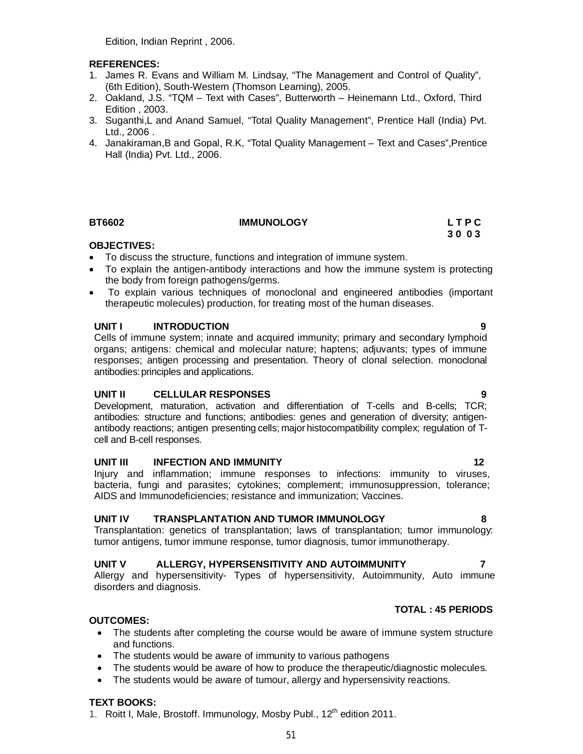Edition, Indian Reprint , 2006.

**REFERENCES:**

1. James R. Evans and William M. Lindsay, "The Management and Control of Quality", (6th Edition), South-Western (Thomson Learning), 2005.
2. Oakland, J.S. "TQM – Text with Cases", Butterworth – Heinemann Ltd., Oxford, Third Edition , 2003.
3. Suganthi,L and Anand Samuel, "Total Quality Management", Prentice Hall (India) Pvt. Ltd., 2006 .
4. Janakiraman,B and Gopal, R.K, "Total Quality Management – Text and Cases",Prentice Hall (India) Pvt. Ltd., 2006.

**BT6602 IMMUNOLOGY L T P C**
**3 0 0 3**

**OBJECTIVES:**

- To discuss the structure, functions and integration of immune system.
- To explain the antigen-antibody interactions and how the immune system is protecting the body from foreign pathogens/germs.
- To explain various techniques of monoclonal and engineered antibodies (important therapeutic molecules) production, for treating most of the human diseases.

**UNIT I INTRODUCTION 9**

Cells of immune system; innate and acquired immunity; primary and secondary lymphoid organs; antigens: chemical and molecular nature; haptens; adjuvants; types of immune responses; antigen processing and presentation. Theory of clonal selection. monoclonal antibodies: principles and applications.

**UNIT II CELLULAR RESPONSES 9**

Development, maturation, activation and differentiation of T-cells and B-cells; TCR; antibodies: structure and functions; antibodies: genes and generation of diversity; antigen-antibody reactions; antigen presenting cells; major histocompatibility complex; regulation of T-cell and B-cell responses.

**UNIT III INFECTION AND IMMUNITY 12**

Injury and inflammation; immune responses to infections: immunity to viruses, bacteria, fungi and parasites; cytokines; complement; immunosuppression, tolerance; AIDS and Immunodeficiencies; resistance and immunization; Vaccines.

**UNIT IV TRANSPLANTATION AND TUMOR IMMUNOLOGY 8**

Transplantation: genetics of transplantation; laws of transplantation; tumor immunology: tumor antigens, tumor immune response, tumor diagnosis, tumor immunotherapy.

**UNIT V ALLERGY, HYPERSENSITIVITY AND AUTOIMMUNITY 7**

Allergy and hypersensitivity- Types of hypersensitivity, Autoimmunity, Auto immune disorders and diagnosis.

**TOTAL : 45 PERIODS**

**OUTCOMES:**

- The students after completing the course would be aware of immune system structure and functions.
- The students would be aware of immunity to various pathogens
- The students would be aware of how to produce the therapeutic/diagnostic molecules.
- The students would be aware of tumour, allergy and hypersensivity reactions.

**TEXT BOOKS:**

1. Roitt I, Male, Brostoff. Immunology, Mosby Publ., 12th edition 2011.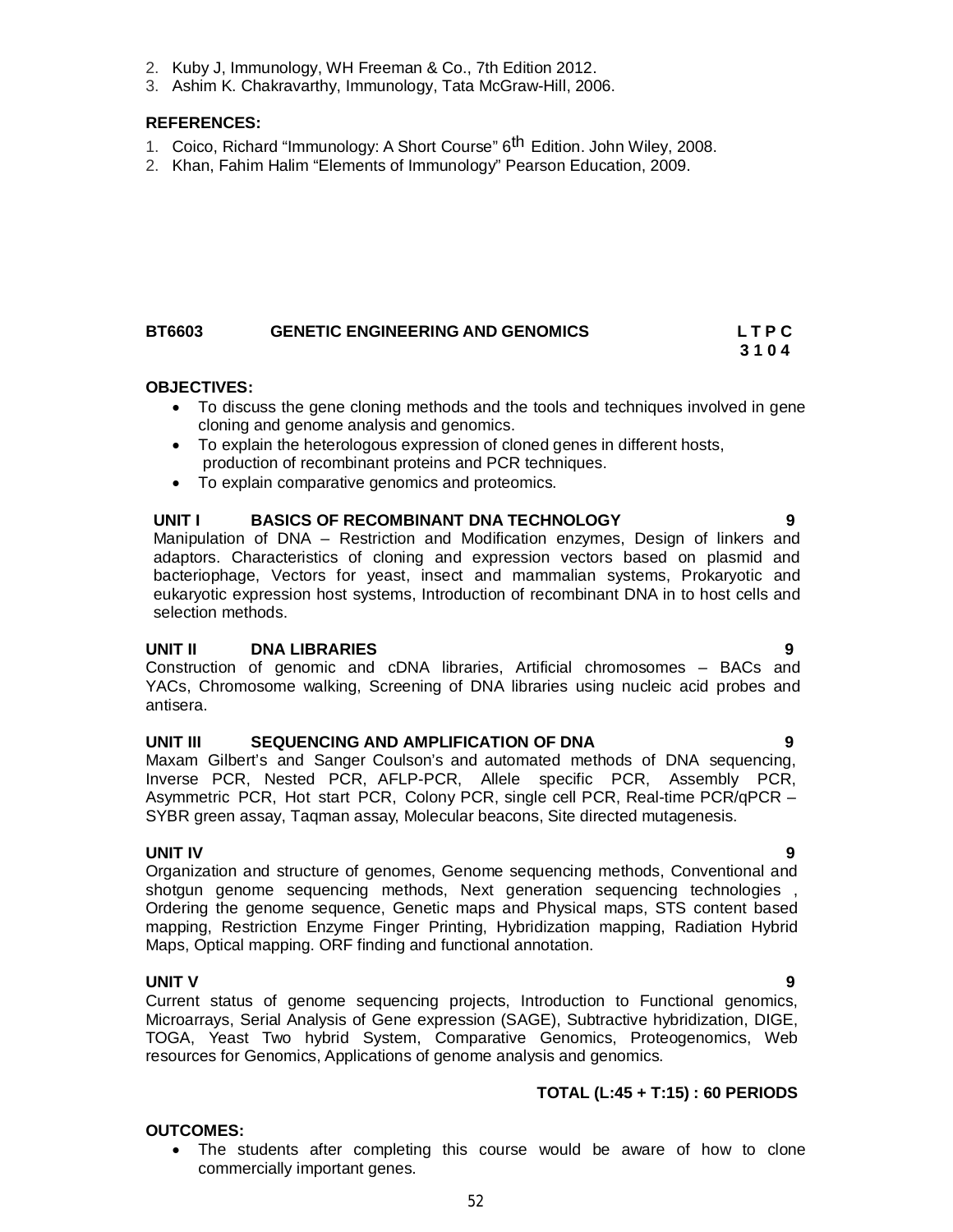2. Kuby J, Immunology, WH Freeman & Co., 7th Edition 2012.
3. Ashim K. Chakravarthy, Immunology, Tata McGraw-Hill, 2006.

**REFERENCES:**

1. Coico, Richard "Immunology: A Short Course" 6th Edition. John Wiley, 2008.
2. Khan, Fahim Halim "Elements of Immunology" Pearson Education, 2009.

## BT6603 GENETIC ENGINEERING AND GENOMICS

**L T P C**
**3 1 0 4**

**OBJECTIVES:**

- To discuss the gene cloning methods and the tools and techniques involved in gene cloning and genome analysis and genomics.
- To explain the heterologous expression of cloned genes in different hosts, production of recombinant proteins and PCR techniques.
- To explain comparative genomics and proteomics.

### UNIT I BASICS OF RECOMBINANT DNA TECHNOLOGY 9

Manipulation of DNA – Restriction and Modification enzymes, Design of linkers and adaptors. Characteristics of cloning and expression vectors based on plasmid and bacteriophage, Vectors for yeast, insect and mammalian systems, Prokaryotic and eukaryotic expression host systems, Introduction of recombinant DNA in to host cells and selection methods.

### UNIT II DNA LIBRARIES 9

Construction of genomic and cDNA libraries, Artificial chromosomes – BACs and YACs, Chromosome walking, Screening of DNA libraries using nucleic acid probes and antisera.

### UNIT III SEQUENCING AND AMPLIFICATION OF DNA 9

Maxam Gilbert's and Sanger Coulson's and automated methods of DNA sequencing, Inverse PCR, Nested PCR, AFLP-PCR, Allele specific PCR, Assembly PCR, Asymmetric PCR, Hot start PCR, Colony PCR, single cell PCR, Real-time PCR/qPCR – SYBR green assay, Taqman assay, Molecular beacons, Site directed mutagenesis.

### UNIT IV 9

Organization and structure of genomes, Genome sequencing methods, Conventional and shotgun genome sequencing methods, Next generation sequencing technologies , Ordering the genome sequence, Genetic maps and Physical maps, STS content based mapping, Restriction Enzyme Finger Printing, Hybridization mapping, Radiation Hybrid Maps, Optical mapping. ORF finding and functional annotation.

### UNIT V 9

Current status of genome sequencing projects, Introduction to Functional genomics, Microarrays, Serial Analysis of Gene expression (SAGE), Subtractive hybridization, DIGE, TOGA, Yeast Two hybrid System, Comparative Genomics, Proteogenomics, Web resources for Genomics, Applications of genome analysis and genomics.

**TOTAL (L:45 + T:15) : 60 PERIODS**

**OUTCOMES:**

- The students after completing this course would be aware of how to clone commercially important genes.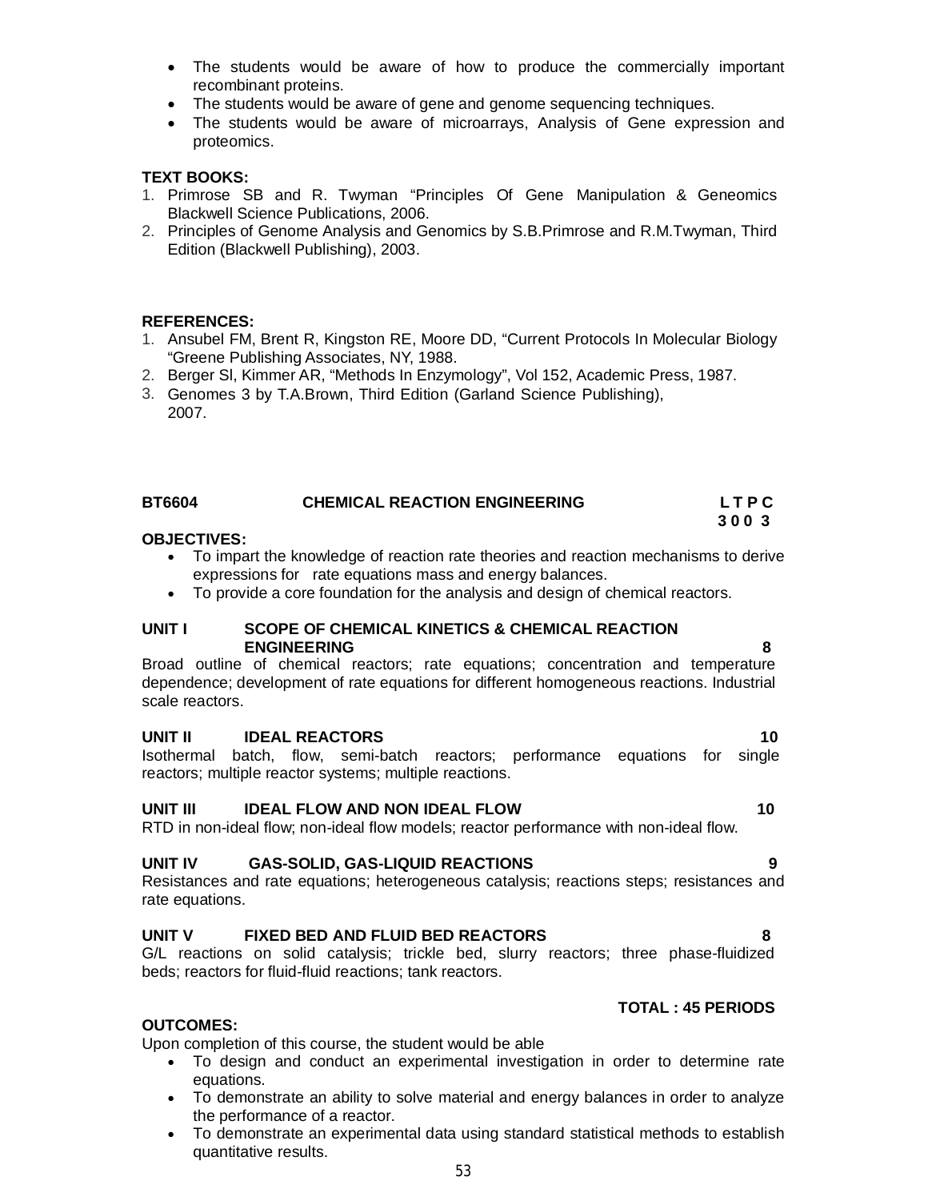- The students would be aware of how to produce the commercially important recombinant proteins.
- The students would be aware of gene and genome sequencing techniques.
- The students would be aware of microarrays, Analysis of Gene expression and proteomics.

**TEXT BOOKS:**

1. Primrose SB and R. Twyman "Principles Of Gene Manipulation & Geneomics Blackwell Science Publications, 2006.
2. Principles of Genome Analysis and Genomics by S.B.Primrose and R.M.Twyman, Third Edition (Blackwell Publishing), 2003.

**REFERENCES:**

1. Ansubel FM, Brent R, Kingston RE, Moore DD, "Current Protocols In Molecular Biology "Greene Publishing Associates, NY, 1988.
2. Berger Sl, Kimmer AR, "Methods In Enzymology", Vol 152, Academic Press, 1987.
3. Genomes 3 by T.A.Brown, Third Edition (Garland Science Publishing), 2007.

## BT6604 CHEMICAL REACTION ENGINEERING

**L T P C**
**3 0 0 3**

**OBJECTIVES:**

- To impart the knowledge of reaction rate theories and reaction mechanisms to derive expressions for rate equations mass and energy balances.
- To provide a core foundation for the analysis and design of chemical reactors.

**UNIT I SCOPE OF CHEMICAL KINETICS & CHEMICAL REACTION ENGINEERING 8**

Broad outline of chemical reactors; rate equations; concentration and temperature dependence; development of rate equations for different homogeneous reactions. Industrial scale reactors.

**UNIT II IDEAL REACTORS 10**

Isothermal batch, flow, semi-batch reactors; performance equations for single reactors; multiple reactor systems; multiple reactions.

**UNIT III IDEAL FLOW AND NON IDEAL FLOW 10**

RTD in non-ideal flow; non-ideal flow models; reactor performance with non-ideal flow.

**UNIT IV GAS-SOLID, GAS-LIQUID REACTIONS 9**

Resistances and rate equations; heterogeneous catalysis; reactions steps; resistances and rate equations.

**UNIT V FIXED BED AND FLUID BED REACTORS 8**

G/L reactions on solid catalysis; trickle bed, slurry reactors; three phase-fluidized beds; reactors for fluid-fluid reactions; tank reactors.

**TOTAL : 45 PERIODS**

**OUTCOMES:**

Upon completion of this course, the student would be able

- To design and conduct an experimental investigation in order to determine rate equations.
- To demonstrate an ability to solve material and energy balances in order to analyze the performance of a reactor.
- To demonstrate an experimental data using standard statistical methods to establish quantitative results.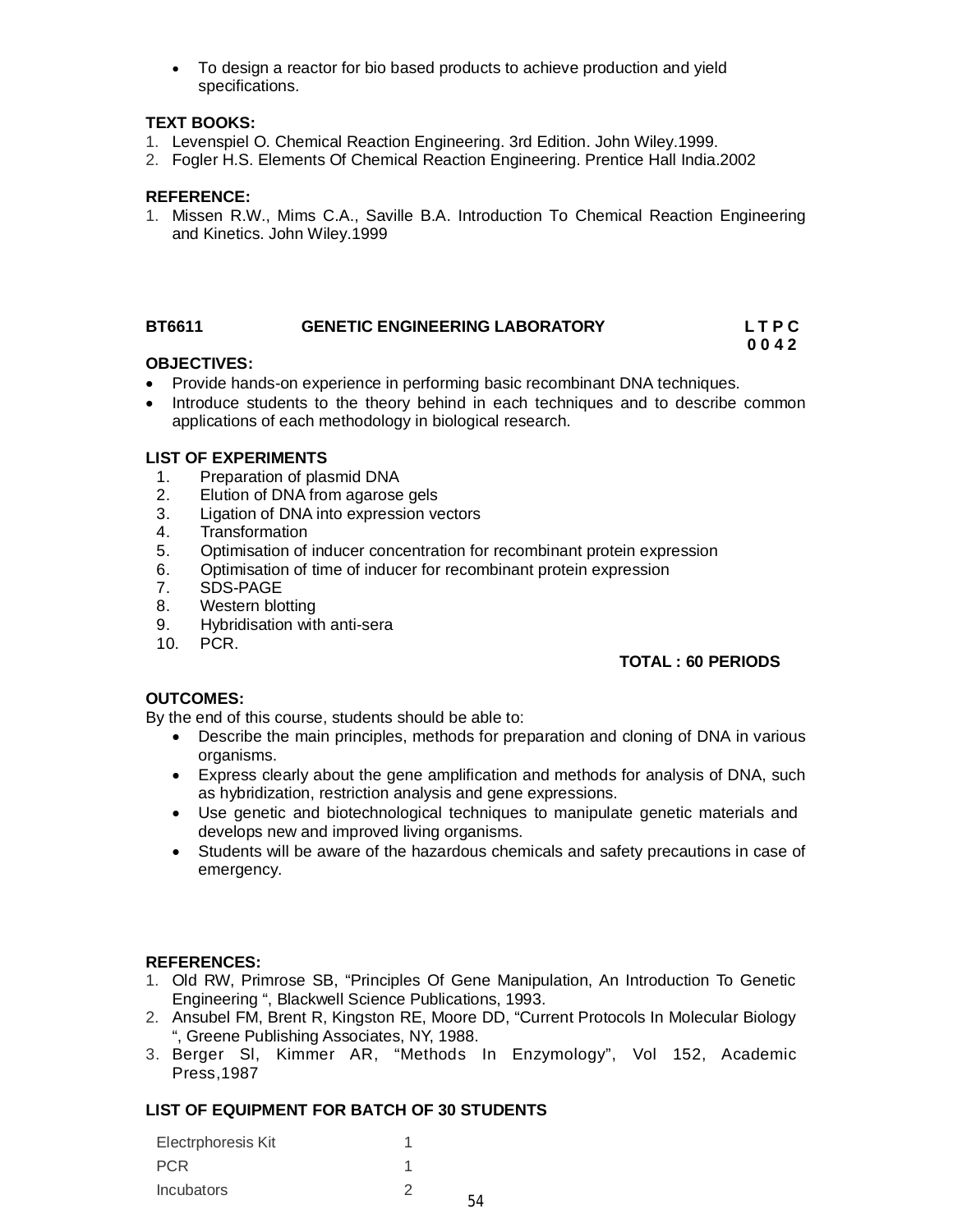- To design a reactor for bio based products to achieve production and yield specifications.

**TEXT BOOKS:**

1. Levenspiel O. Chemical Reaction Engineering. 3rd Edition. John Wiley.1999.
2. Fogler H.S. Elements Of Chemical Reaction Engineering. Prentice Hall India.2002

**REFERENCE:**

1. Missen R.W., Mims C.A., Saville B.A. Introduction To Chemical Reaction Engineering and Kinetics. John Wiley.1999

**BT6611 GENETIC ENGINEERING LABORATORY L T P C**
**0 0 4 2**

**OBJECTIVES:**

- Provide hands-on experience in performing basic recombinant DNA techniques.
- Introduce students to the theory behind in each techniques and to describe common applications of each methodology in biological research.

**LIST OF EXPERIMENTS**

1. Preparation of plasmid DNA
2. Elution of DNA from agarose gels
3. Ligation of DNA into expression vectors
4. Transformation
5. Optimisation of inducer concentration for recombinant protein expression
6. Optimisation of time of inducer for recombinant protein expression
7. SDS-PAGE
8. Western blotting
9. Hybridisation with anti-sera
10. PCR.

**TOTAL : 60 PERIODS**

**OUTCOMES:**

By the end of this course, students should be able to:

- Describe the main principles, methods for preparation and cloning of DNA in various organisms.
- Express clearly about the gene amplification and methods for analysis of DNA, such as hybridization, restriction analysis and gene expressions.
- Use genetic and biotechnological techniques to manipulate genetic materials and develops new and improved living organisms.
- Students will be aware of the hazardous chemicals and safety precautions in case of emergency.

**REFERENCES:**

1. Old RW, Primrose SB, “Principles Of Gene Manipulation, An Introduction To Genetic Engineering “, Blackwell Science Publications, 1993.
2. Ansubel FM, Brent R, Kingston RE, Moore DD, “Current Protocols In Molecular Biology “, Greene Publishing Associates, NY, 1988.
3. Berger Sl, Kimmer AR, “Methods In Enzymology”, Vol 152, Academic Press,1987

**LIST OF EQUIPMENT FOR BATCH OF 30 STUDENTS**

| | |
|---|---|
| Electrphoresis Kit | 1 |
| PCR | 1 |
| Incubators | 2 |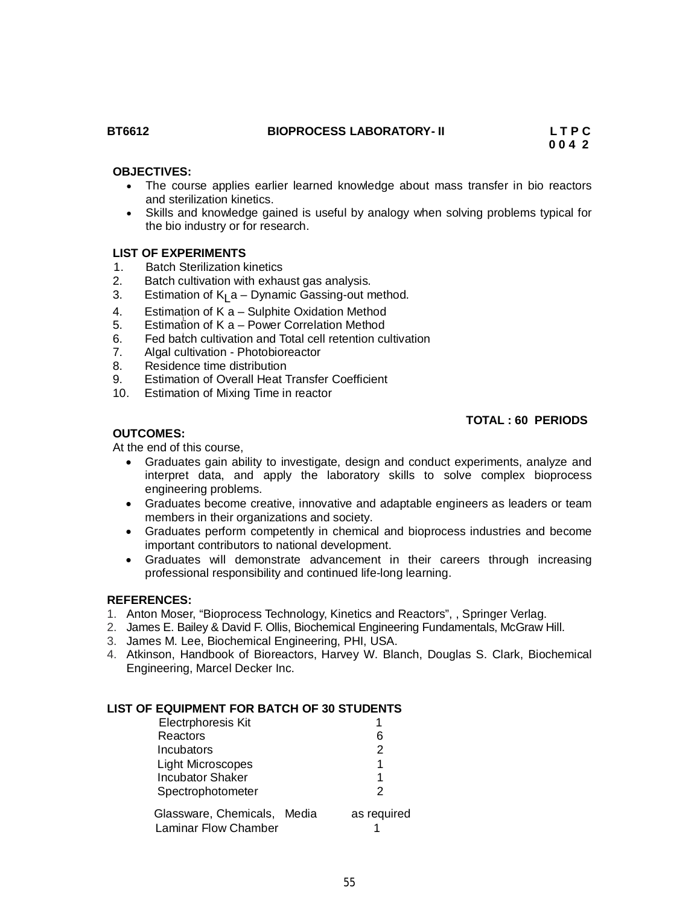**BT6612 BIOPROCESS LABORATORY- II**

| L | T | P | C |
|---|---|---|---|
| 0 | 0 | 4 | 2 |

**OBJECTIVES:**

- The course applies earlier learned knowledge about mass transfer in bio reactors and sterilization kinetics.
- Skills and knowledge gained is useful by analogy when solving problems typical for the bio industry or for research.

**LIST OF EXPERIMENTS**

1. Batch Sterilization kinetics
2. Batch cultivation with exhaust gas analysis.
3. Estimation of $K_La$ – Dynamic Gassing-out method.
4. Estimation of $K_La$ – Sulphite Oxidation Method
5. Estimation of $K_La$ – Power Correlation Method
6. Fed batch cultivation and Total cell retention cultivation
7. Algal cultivation - Photobioreactor
8. Residence time distribution
9. Estimation of Overall Heat Transfer Coefficient
10. Estimation of Mixing Time in reactor

**TOTAL : 60 PERIODS**

**OUTCOMES:**

At the end of this course,

- Graduates gain ability to investigate, design and conduct experiments, analyze and interpret data, and apply the laboratory skills to solve complex bioprocess engineering problems.
- Graduates become creative, innovative and adaptable engineers as leaders or team members in their organizations and society.
- Graduates perform competently in chemical and bioprocess industries and become important contributors to national development.
- Graduates will demonstrate advancement in their careers through increasing professional responsibility and continued life-long learning.

**REFERENCES:**

1. Anton Moser, "Bioprocess Technology, Kinetics and Reactors", , Springer Verlag.
2. James E. Bailey & David F. Ollis, Biochemical Engineering Fundamentals, McGraw Hill.
3. James M. Lee, Biochemical Engineering, PHI, USA.
4. Atkinson, Handbook of Bioreactors, Harvey W. Blanch, Douglas S. Clark, Biochemical Engineering, Marcel Decker Inc.

**LIST OF EQUIPMENT FOR BATCH OF 30 STUDENTS**

| Equipment | Quantity |
|---|---|
| Electrphoresis Kit | 1 |
| Reactors | 6 |
| Incubators | 2 |
| Light Microscopes | 1 |
| Incubator Shaker | 1 |
| Spectrophotometer | 2 |
| Glassware, Chemicals, Media | as required |
| Laminar Flow Chamber | 1 |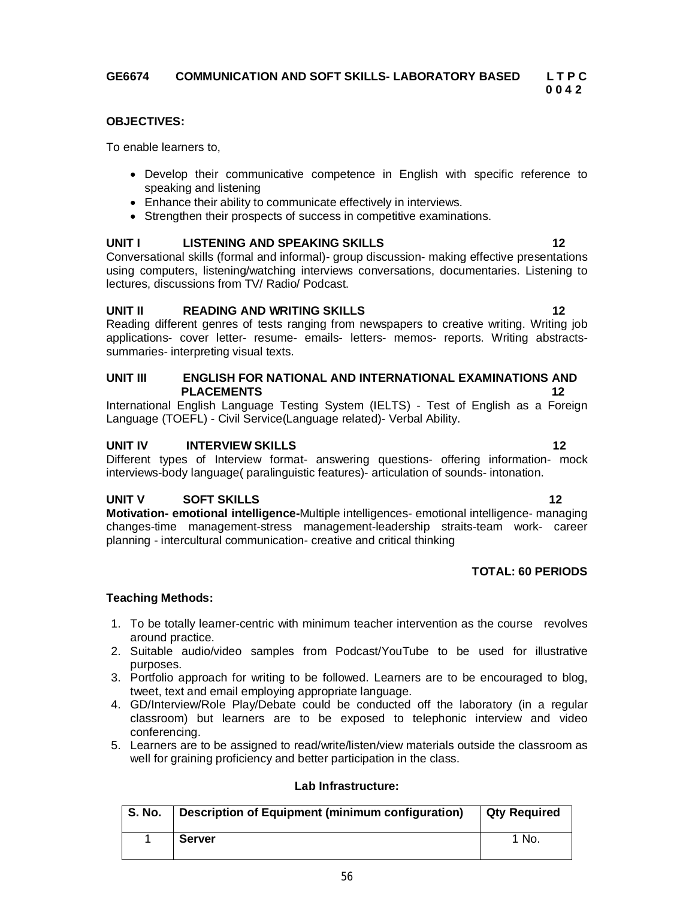**GE6674 COMMUNICATION AND SOFT SKILLS- LABORATORY BASED** **L T P C**
**0 0 4 2**

**OBJECTIVES:**

To enable learners to,

- Develop their communicative competence in English with specific reference to speaking and listening
- Enhance their ability to communicate effectively in interviews.
- Strengthen their prospects of success in competitive examinations.

**UNIT I LISTENING AND SPEAKING SKILLS 12**
Conversational skills (formal and informal)- group discussion- making effective presentations using computers, listening/watching interviews conversations, documentaries. Listening to lectures, discussions from TV/ Radio/ Podcast.

**UNIT II READING AND WRITING SKILLS 12**
Reading different genres of tests ranging from newspapers to creative writing. Writing job applications- cover letter- resume- emails- letters- memos- reports. Writing abstracts- summaries- interpreting visual texts.

**UNIT III ENGLISH FOR NATIONAL AND INTERNATIONAL EXAMINATIONS AND PLACEMENTS 12**
International English Language Testing System (IELTS) - Test of English as a Foreign Language (TOEFL) - Civil Service(Language related)- Verbal Ability.

**UNIT IV INTERVIEW SKILLS 12**
Different types of Interview format- answering questions- offering information- mock interviews-body language( paralinguistic features)- articulation of sounds- intonation.

**UNIT V SOFT SKILLS 12**
**Motivation- emotional intelligence-**Multiple intelligences- emotional intelligence- managing changes-time management-stress management-leadership straits-team work- career planning - intercultural communication- creative and critical thinking

**TOTAL: 60 PERIODS**

**Teaching Methods:**

1. To be totally learner-centric with minimum teacher intervention as the course revolves around practice.
2. Suitable audio/video samples from Podcast/YouTube to be used for illustrative purposes.
3. Portfolio approach for writing to be followed. Learners are to be encouraged to blog, tweet, text and email employing appropriate language.
4. GD/Interview/Role Play/Debate could be conducted off the laboratory (in a regular classroom) but learners are to be exposed to telephonic interview and video conferencing.
5. Learners are to be assigned to read/write/listen/view materials outside the classroom as well for graining proficiency and better participation in the class.

**Lab Infrastructure:**

| S. No. | Description of Equipment (minimum configuration) | Qty Required |
|---|---|---|
| 1 | **Server** | 1 No. |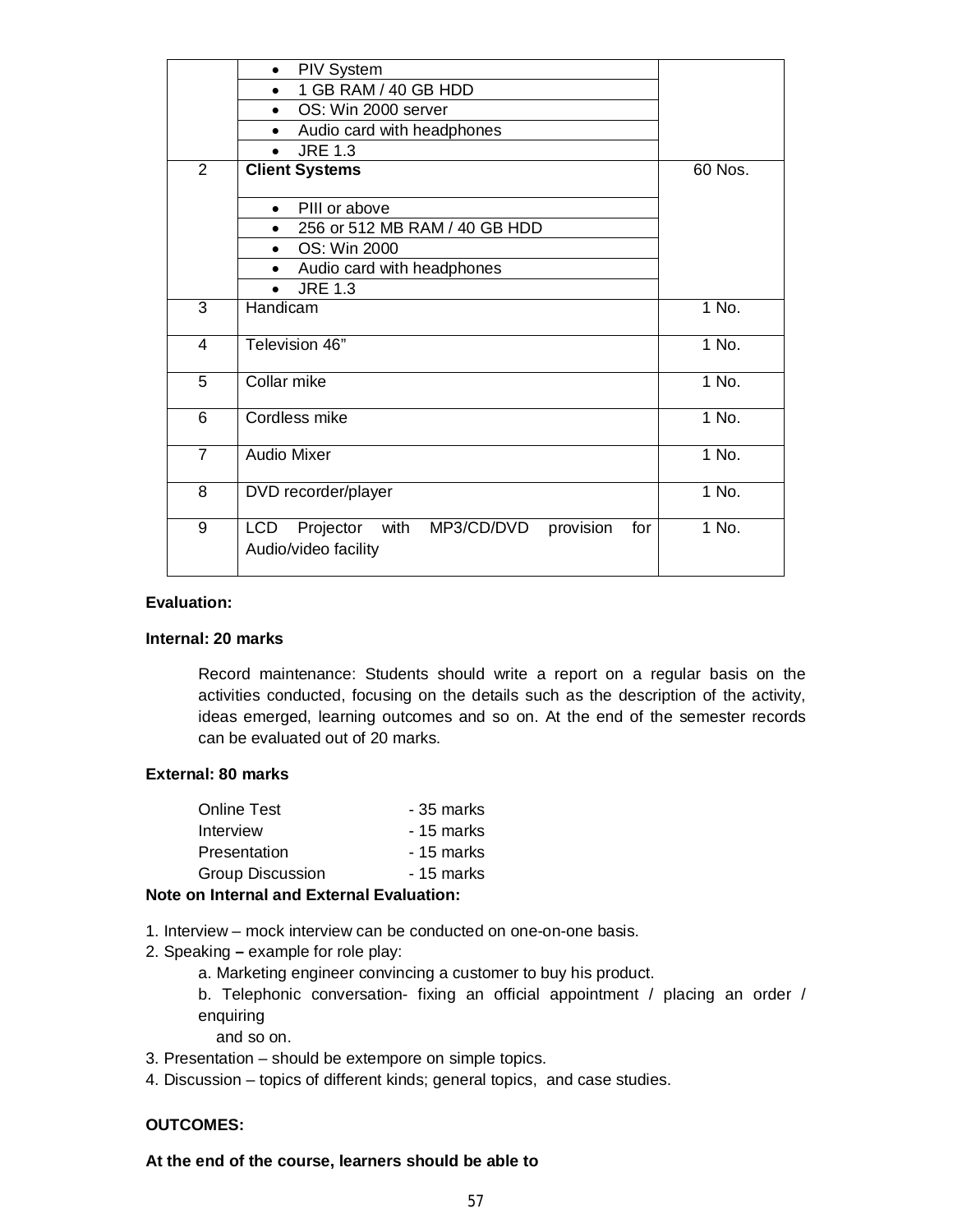| | | |
|---|---|---|
| | • PIV System<br>• 1 GB RAM / 40 GB HDD<br>• OS: Win 2000 server<br>• Audio card with headphones<br>• JRE 1.3 | |
| 2 | **Client Systems**<br>• PIII or above<br>• 256 or 512 MB RAM / 40 GB HDD<br>• OS: Win 2000<br>• Audio card with headphones<br>• JRE 1.3 | 60 Nos. |
| 3 | Handicam | 1 No. |
| 4 | Television 46" | 1 No. |
| 5 | Collar mike | 1 No. |
| 6 | Cordless mike | 1 No. |
| 7 | Audio Mixer | 1 No. |
| 8 | DVD recorder/player | 1 No. |
| 9 | LCD Projector with MP3/CD/DVD provision for Audio/video facility | 1 No. |

**Evaluation:**

**Internal: 20 marks**

Record maintenance: Students should write a report on a regular basis on the activities conducted, focusing on the details such as the description of the activity, ideas emerged, learning outcomes and so on. At the end of the semester records can be evaluated out of 20 marks.

**External: 80 marks**

| | |
|---|---|
| Online Test | - 35 marks |
| Interview | - 15 marks |
| Presentation | - 15 marks |
| Group Discussion | - 15 marks |

**Note on Internal and External Evaluation:**

1. Interview – mock interview can be conducted on one-on-one basis.
2. Speaking **–** example for role play:
   a. Marketing engineer convincing a customer to buy his product.
   b. Telephonic conversation- fixing an official appointment / placing an order / enquiring
   and so on.
3. Presentation – should be extempore on simple topics.
4. Discussion – topics of different kinds; general topics, and case studies.

**OUTCOMES:**

**At the end of the course, learners should be able to**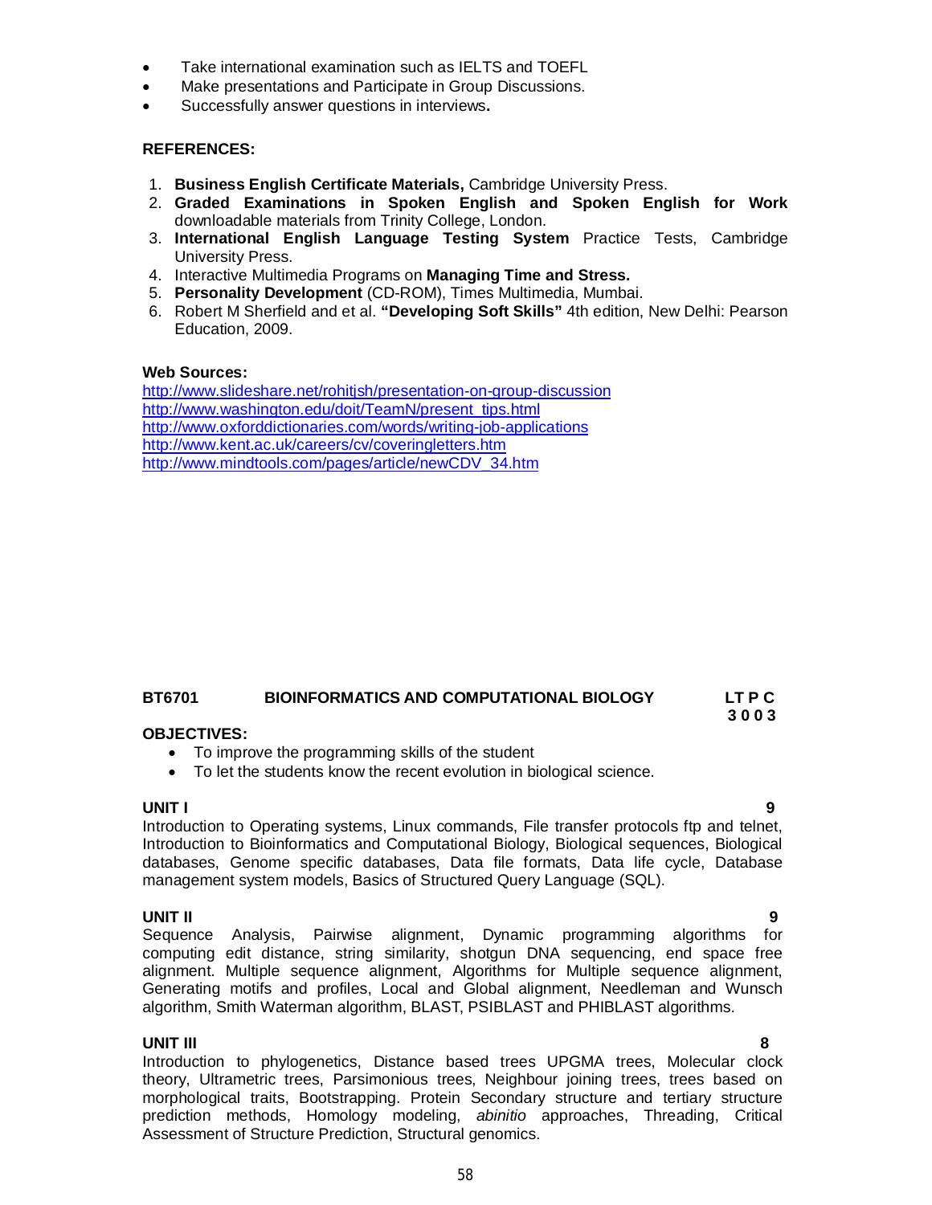- Take international examination such as IELTS and TOEFL
- Make presentations and Participate in Group Discussions.
- Successfully answer questions in interviews**.**

**REFERENCES:**

1. **Business English Certificate Materials,** Cambridge University Press.
2. **Graded Examinations in Spoken English and Spoken English for Work** downloadable materials from Trinity College, London.
3. **International English Language Testing System** Practice Tests, Cambridge University Press.
4. Interactive Multimedia Programs on **Managing Time and Stress.**
5. **Personality Development** (CD-ROM), Times Multimedia, Mumbai.
6. Robert M Sherfield and et al. **"Developing Soft Skills"** 4th edition, New Delhi: Pearson Education, 2009.

**Web Sources:**

http://www.slideshare.net/rohitjsh/presentation-on-group-discussion
http://www.washington.edu/doit/TeamN/present_tips.html
http://www.oxforddictionaries.com/words/writing-job-applications
http://www.kent.ac.uk/careers/cv/coveringletters.htm
http://www.mindtools.com/pages/article/newCDV_34.htm

## BT6701 BIOINFORMATICS AND COMPUTATIONAL BIOLOGY

**LT P C**
**3 0 0 3**

**OBJECTIVES:**

- To improve the programming skills of the student
- To let the students know the recent evolution in biological science.

**UNIT I** **9**

Introduction to Operating systems, Linux commands, File transfer protocols ftp and telnet, Introduction to Bioinformatics and Computational Biology, Biological sequences, Biological databases, Genome specific databases, Data file formats, Data life cycle, Database management system models, Basics of Structured Query Language (SQL).

**UNIT II** **9**

Sequence Analysis, Pairwise alignment, Dynamic programming algorithms for computing edit distance, string similarity, shotgun DNA sequencing, end space free alignment. Multiple sequence alignment, Algorithms for Multiple sequence alignment, Generating motifs and profiles, Local and Global alignment, Needleman and Wunsch algorithm, Smith Waterman algorithm, BLAST, PSIBLAST and PHIBLAST algorithms.

**UNIT III** **8**

Introduction to phylogenetics, Distance based trees UPGMA trees, Molecular clock theory, Ultrametric trees, Parsimonious trees, Neighbour joining trees, trees based on morphological traits, Bootstrapping. Protein Secondary structure and tertiary structure prediction methods, Homology modeling, *abinitio* approaches, Threading, Critical Assessment of Structure Prediction, Structural genomics.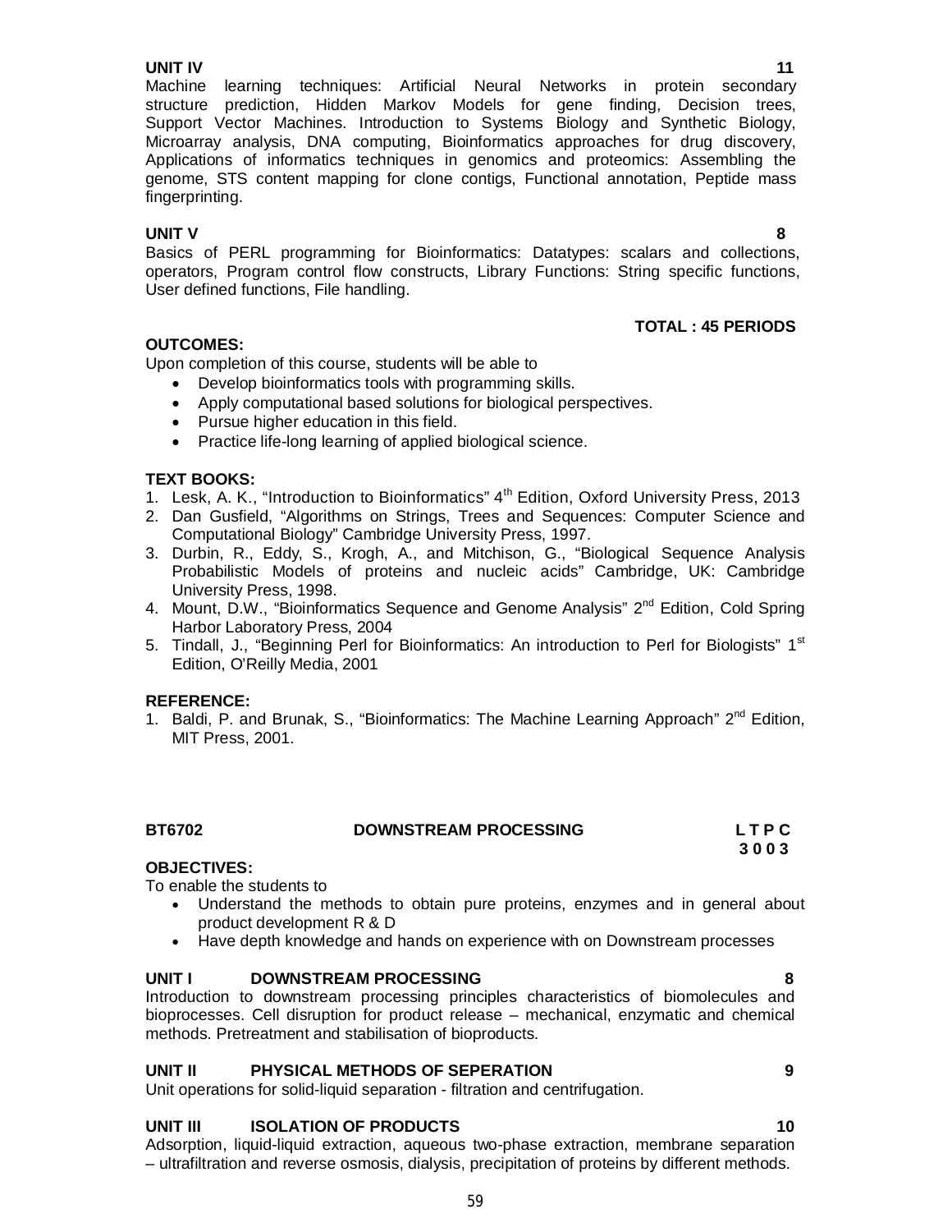**UNIT IV** **11**

Machine learning techniques: Artificial Neural Networks in protein secondary structure prediction, Hidden Markov Models for gene finding, Decision trees, Support Vector Machines. Introduction to Systems Biology and Synthetic Biology, Microarray analysis, DNA computing, Bioinformatics approaches for drug discovery, Applications of informatics techniques in genomics and proteomics: Assembling the genome, STS content mapping for clone contigs, Functional annotation, Peptide mass fingerprinting.

**UNIT V** **8**

Basics of PERL programming for Bioinformatics: Datatypes: scalars and collections, operators, Program control flow constructs, Library Functions: String specific functions, User defined functions, File handling.

**TOTAL : 45 PERIODS**

**OUTCOMES:**

Upon completion of this course, students will be able to

- Develop bioinformatics tools with programming skills.
- Apply computational based solutions for biological perspectives.
- Pursue higher education in this field.
- Practice life-long learning of applied biological science.

**TEXT BOOKS:**

1. Lesk, A. K., "Introduction to Bioinformatics" 4th Edition, Oxford University Press, 2013
2. Dan Gusfield, "Algorithms on Strings, Trees and Sequences: Computer Science and Computational Biology" Cambridge University Press, 1997.
3. Durbin, R., Eddy, S., Krogh, A., and Mitchison, G., "Biological Sequence Analysis Probabilistic Models of proteins and nucleic acids" Cambridge, UK: Cambridge University Press, 1998.
4. Mount, D.W., "Bioinformatics Sequence and Genome Analysis" 2nd Edition, Cold Spring Harbor Laboratory Press, 2004
5. Tindall, J., "Beginning Perl for Bioinformatics: An introduction to Perl for Biologists" 1st Edition, O'Reilly Media, 2001

**REFERENCE:**

1. Baldi, P. and Brunak, S., "Bioinformatics: The Machine Learning Approach" 2nd Edition, MIT Press, 2001.

**BT6702 DOWNSTREAM PROCESSING** **L T P C**
**3 0 0 3**

**OBJECTIVES:**

To enable the students to

- Understand the methods to obtain pure proteins, enzymes and in general about product development R & D
- Have depth knowledge and hands on experience with on Downstream processes

**UNIT I DOWNSTREAM PROCESSING** **8**

Introduction to downstream processing principles characteristics of biomolecules and bioprocesses. Cell disruption for product release – mechanical, enzymatic and chemical methods. Pretreatment and stabilisation of bioproducts.

**UNIT II PHYSICAL METHODS OF SEPERATION** **9**

Unit operations for solid-liquid separation - filtration and centrifugation.

**UNIT III ISOLATION OF PRODUCTS** **10**

Adsorption, liquid-liquid extraction, aqueous two-phase extraction, membrane separation – ultrafiltration and reverse osmosis, dialysis, precipitation of proteins by different methods.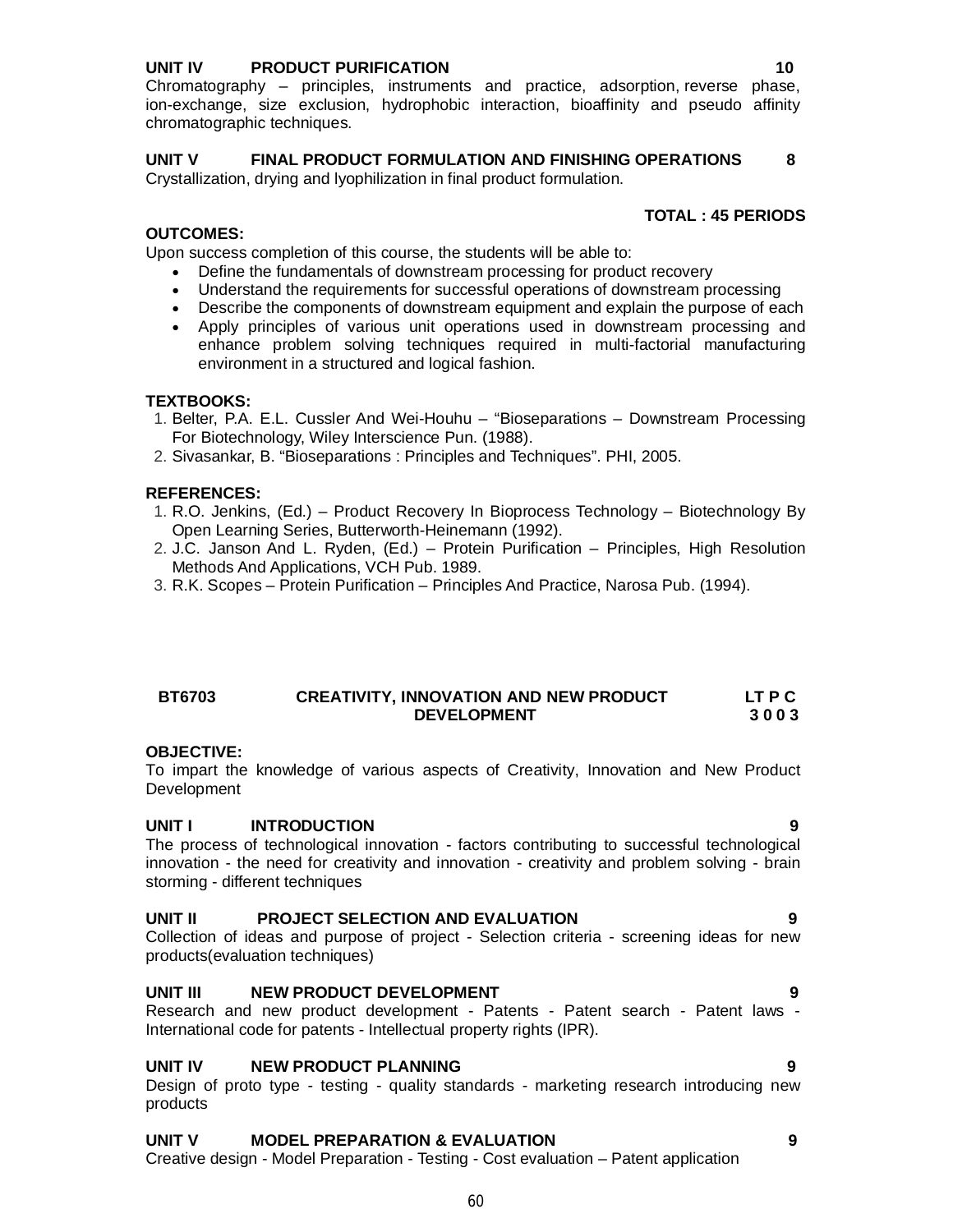**UNIT IV PRODUCT PURIFICATION 10**

Chromatography – principles, instruments and practice, adsorption, reverse phase, ion-exchange, size exclusion, hydrophobic interaction, bioaffinity and pseudo affinity chromatographic techniques.

**UNIT V FINAL PRODUCT FORMULATION AND FINISHING OPERATIONS 8**

Crystallization, drying and lyophilization in final product formulation.

**TOTAL : 45 PERIODS**

**OUTCOMES:**

Upon success completion of this course, the students will be able to:

- Define the fundamentals of downstream processing for product recovery
- Understand the requirements for successful operations of downstream processing
- Describe the components of downstream equipment and explain the purpose of each
- Apply principles of various unit operations used in downstream processing and enhance problem solving techniques required in multi-factorial manufacturing environment in a structured and logical fashion.

**TEXTBOOKS:**

1. Belter, P.A. E.L. Cussler And Wei-Houhu – "Bioseparations – Downstream Processing For Biotechnology, Wiley Interscience Pun. (1988).
2. Sivasankar, B. "Bioseparations : Principles and Techniques". PHI, 2005.

**REFERENCES:**

1. R.O. Jenkins, (Ed.) – Product Recovery In Bioprocess Technology – Biotechnology By Open Learning Series, Butterworth-Heinemann (1992).
2. J.C. Janson And L. Ryden, (Ed.) – Protein Purification – Principles, High Resolution Methods And Applications, VCH Pub. 1989.
3. R.K. Scopes – Protein Purification – Principles And Practice, Narosa Pub. (1994).

## BT6703 CREATIVITY, INNOVATION AND NEW PRODUCT DEVELOPMENT

**L T P C**
**3 0 0 3**

**OBJECTIVE:**

To impart the knowledge of various aspects of Creativity, Innovation and New Product Development

**UNIT I INTRODUCTION 9**

The process of technological innovation - factors contributing to successful technological innovation - the need for creativity and innovation - creativity and problem solving - brain storming - different techniques

**UNIT II PROJECT SELECTION AND EVALUATION 9**

Collection of ideas and purpose of project - Selection criteria - screening ideas for new products(evaluation techniques)

**UNIT III NEW PRODUCT DEVELOPMENT 9**

Research and new product development - Patents - Patent search - Patent laws - International code for patents - Intellectual property rights (IPR).

**UNIT IV NEW PRODUCT PLANNING 9**

Design of proto type - testing - quality standards - marketing research introducing new products

**UNIT V MODEL PREPARATION & EVALUATION 9**

Creative design - Model Preparation - Testing - Cost evaluation – Patent application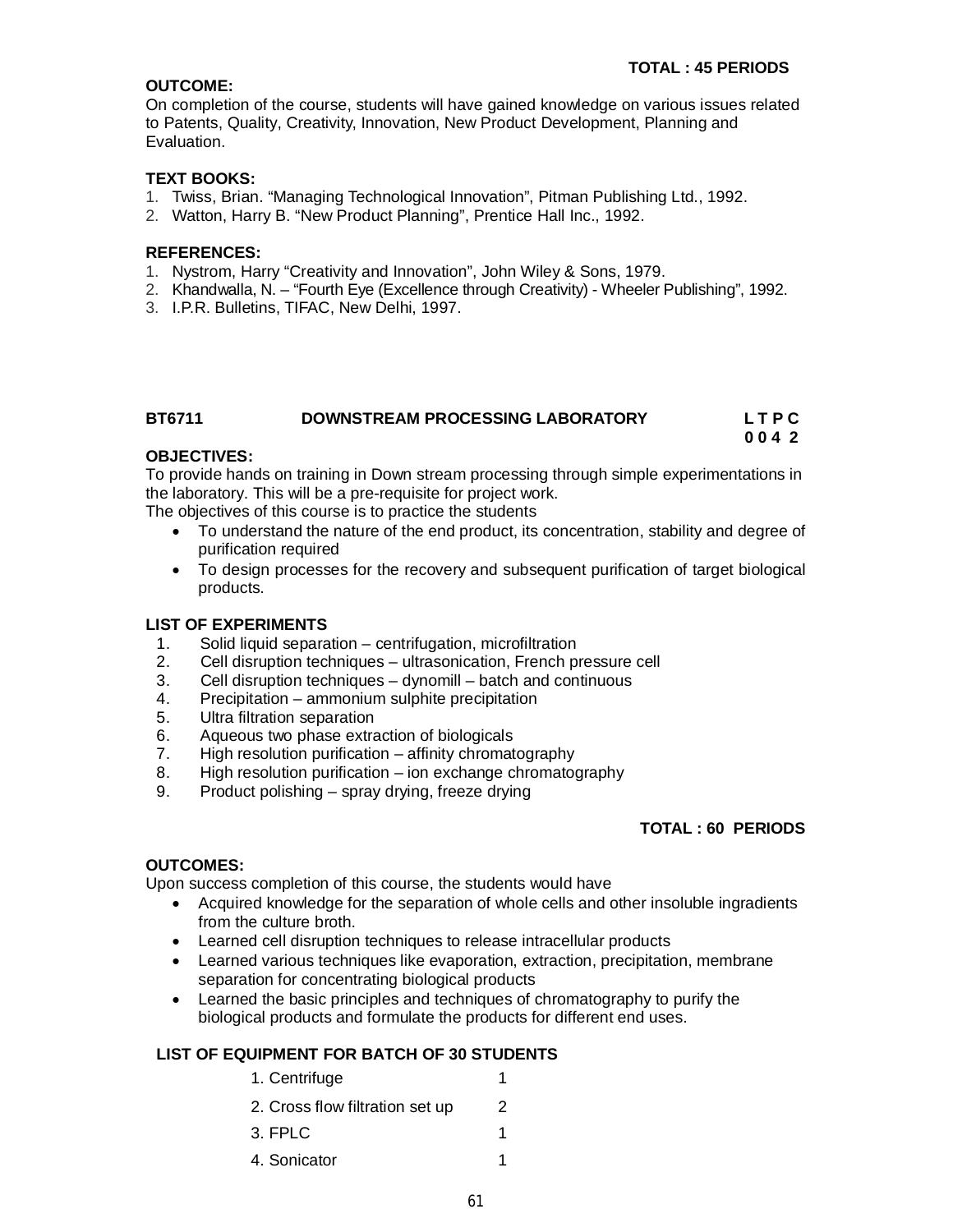**TOTAL : 45 PERIODS**

**OUTCOME:**

On completion of the course, students will have gained knowledge on various issues related to Patents, Quality, Creativity, Innovation, New Product Development, Planning and Evaluation.

**TEXT BOOKS:**

1. Twiss, Brian. "Managing Technological Innovation", Pitman Publishing Ltd., 1992.
2. Watton, Harry B. "New Product Planning", Prentice Hall Inc., 1992.

**REFERENCES:**

1. Nystrom, Harry "Creativity and Innovation", John Wiley & Sons, 1979.
2. Khandwalla, N. – "Fourth Eye (Excellence through Creativity) - Wheeler Publishing", 1992.
3. I.P.R. Bulletins, TIFAC, New Delhi, 1997.

## BT6711 DOWNSTREAM PROCESSING LABORATORY

**L T P C**
**0 0 4 2**

**OBJECTIVES:**

To provide hands on training in Down stream processing through simple experimentations in the laboratory. This will be a pre-requisite for project work.

The objectives of this course is to practice the students

- To understand the nature of the end product, its concentration, stability and degree of purification required
- To design processes for the recovery and subsequent purification of target biological products.

**LIST OF EXPERIMENTS**

1. Solid liquid separation – centrifugation, microfiltration
2. Cell disruption techniques – ultrasonication, French pressure cell
3. Cell disruption techniques – dynomill – batch and continuous
4. Precipitation – ammonium sulphite precipitation
5. Ultra filtration separation
6. Aqueous two phase extraction of biologicals
7. High resolution purification – affinity chromatography
8. High resolution purification – ion exchange chromatography
9. Product polishing – spray drying, freeze drying

**TOTAL : 60 PERIODS**

**OUTCOMES:**

Upon success completion of this course, the students would have

- Acquired knowledge for the separation of whole cells and other insoluble ingradients from the culture broth.
- Learned cell disruption techniques to release intracellular products
- Learned various techniques like evaporation, extraction, precipitation, membrane separation for concentrating biological products
- Learned the basic principles and techniques of chromatography to purify the biological products and formulate the products for different end uses.

**LIST OF EQUIPMENT FOR BATCH OF 30 STUDENTS**

| | |
|---|---|
| 1. Centrifuge | 1 |
| 2. Cross flow filtration set up | 2 |
| 3. FPLC | 1 |
| 4. Sonicator | 1 |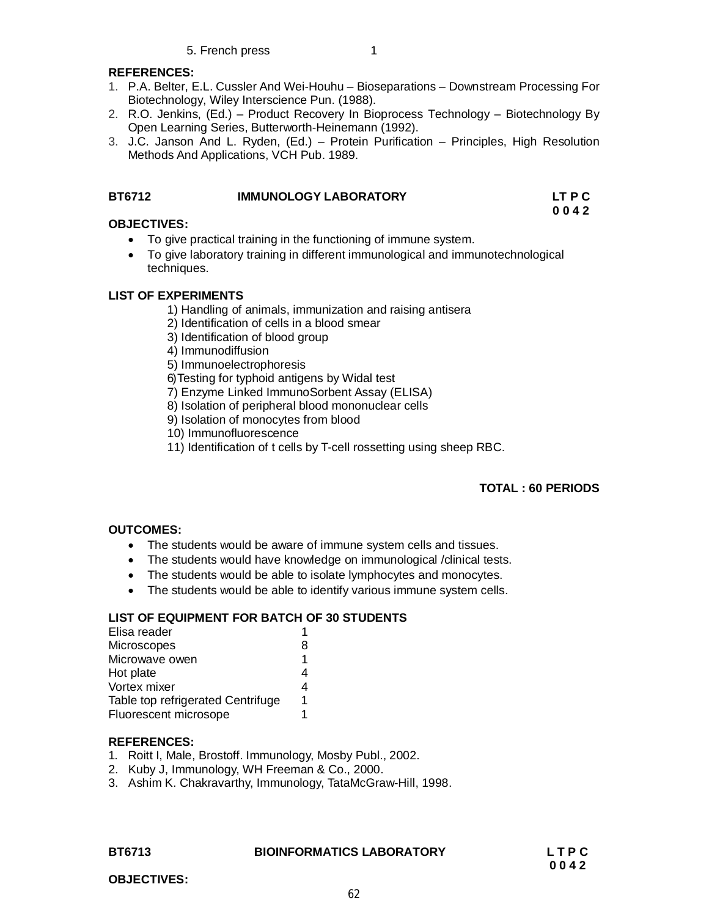5. French press 1

**REFERENCES:**

1. P.A. Belter, E.L. Cussler And Wei-Houhu – Bioseparations – Downstream Processing For Biotechnology, Wiley Interscience Pun. (1988).
2. R.O. Jenkins, (Ed.) – Product Recovery In Bioprocess Technology – Biotechnology By Open Learning Series, Butterworth-Heinemann (1992).
3. J.C. Janson And L. Ryden, (Ed.) – Protein Purification – Principles, High Resolution Methods And Applications, VCH Pub. 1989.

## BT6712 IMMUNOLOGY LABORATORY

**LT P C**
**0 0 4 2**

**OBJECTIVES:**

- To give practical training in the functioning of immune system.
- To give laboratory training in different immunological and immunotechnological techniques.

**LIST OF EXPERIMENTS**

1) Handling of animals, immunization and raising antisera
2) Identification of cells in a blood smear
3) Identification of blood group
4) Immunodiffusion
5) Immunoelectrophoresis
6) Testing for typhoid antigens by Widal test
7) Enzyme Linked ImmunoSorbent Assay (ELISA)
8) Isolation of peripheral blood mononuclear cells
9) Isolation of monocytes from blood
10) Immunofluorescence
11) Identification of t cells by T-cell rossetting using sheep RBC.

**TOTAL : 60 PERIODS**

**OUTCOMES:**

- The students would be aware of immune system cells and tissues.
- The students would have knowledge on immunological /clinical tests.
- The students would be able to isolate lymphocytes and monocytes.
- The students would be able to identify various immune system cells.

**LIST OF EQUIPMENT FOR BATCH OF 30 STUDENTS**

| Equipment | Quantity |
|---|---|
| Elisa reader | 1 |
| Microscopes | 8 |
| Microwave owen | 1 |
| Hot plate | 4 |
| Vortex mixer | 4 |
| Table top refrigerated Centrifuge | 1 |
| Fluorescent microsope | 1 |

**REFERENCES:**

1. Roitt I, Male, Brostoff. Immunology, Mosby Publ., 2002.
2. Kuby J, Immunology, WH Freeman & Co., 2000.
3. Ashim K. Chakravarthy, Immunology, TataMcGraw-Hill, 1998.

## BT6713 BIOINFORMATICS LABORATORY

**L T P C**
**0 0 4 2**

**OBJECTIVES:**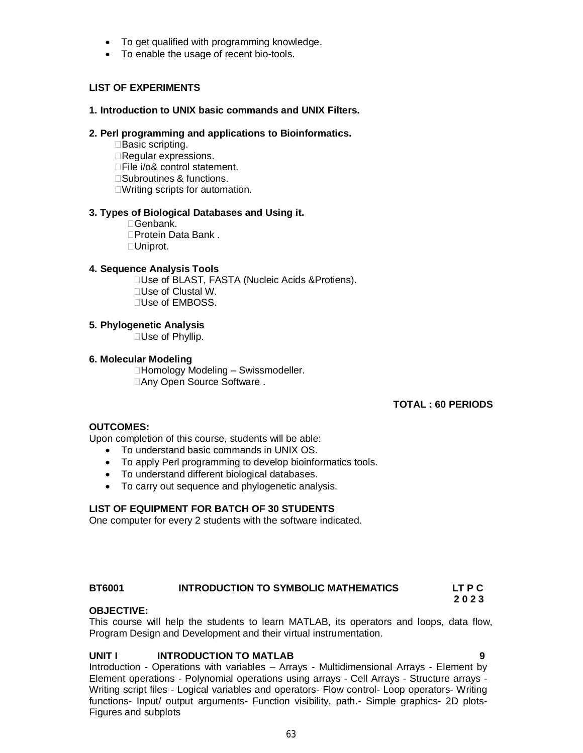- To get qualified with programming knowledge.
- To enable the usage of recent bio-tools.

**LIST OF EXPERIMENTS**

**1. Introduction to UNIX basic commands and UNIX Filters.**

**2. Perl programming and applications to Bioinformatics.**

- Basic scripting.
- Regular expressions.
- File i/o& control statement.
- Subroutines & functions.
- Writing scripts for automation.

**3. Types of Biological Databases and Using it.**

- Genbank.
- Protein Data Bank .
- Uniprot.

**4. Sequence Analysis Tools**

- Use of BLAST, FASTA (Nucleic Acids &Protiens).
- Use of Clustal W.
- Use of EMBOSS.

**5. Phylogenetic Analysis**

- Use of Phyllip.

**6. Molecular Modeling**

- Homology Modeling – Swissmodeller.
- Any Open Source Software .

**TOTAL : 60 PERIODS**

**OUTCOMES:**

Upon completion of this course, students will be able:

- To understand basic commands in UNIX OS.
- To apply Perl programming to develop bioinformatics tools.
- To understand different biological databases.
- To carry out sequence and phylogenetic analysis.

**LIST OF EQUIPMENT FOR BATCH OF 30 STUDENTS**

One computer for every 2 students with the software indicated.

**BT6001 INTRODUCTION TO SYMBOLIC MATHEMATICS LT P C**
**2 0 2 3**

**OBJECTIVE:**

This course will help the students to learn MATLAB, its operators and loops, data flow, Program Design and Development and their virtual instrumentation.

**UNIT I INTRODUCTION TO MATLAB 9**

Introduction - Operations with variables – Arrays - Multidimensional Arrays - Element by Element operations - Polynomial operations using arrays - Cell Arrays - Structure arrays - Writing script files - Logical variables and operators- Flow control- Loop operators- Writing functions- Input/ output arguments- Function visibility, path.- Simple graphics- 2D plots- Figures and subplots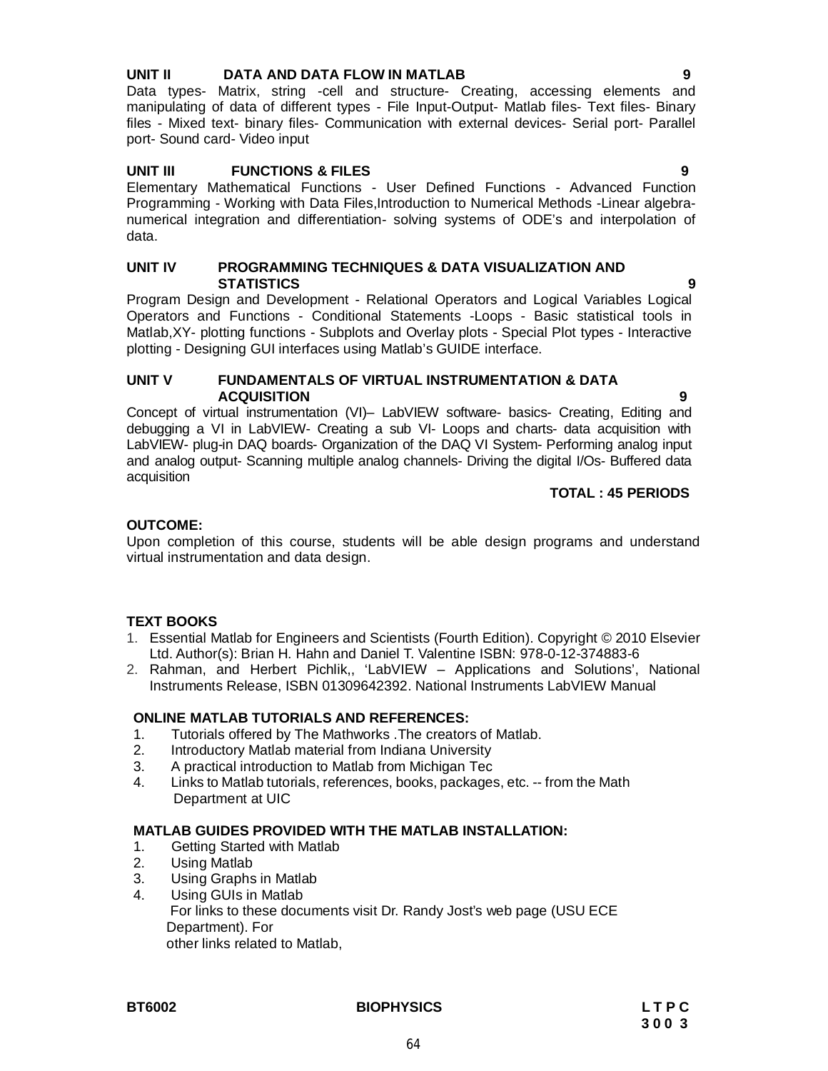**UNIT II DATA AND DATA FLOW IN MATLAB 9**

Data types- Matrix, string -cell and structure- Creating, accessing elements and manipulating of data of different types - File Input-Output- Matlab files- Text files- Binary files - Mixed text- binary files- Communication with external devices- Serial port- Parallel port- Sound card- Video input

**UNIT III FUNCTIONS & FILES 9**

Elementary Mathematical Functions - User Defined Functions - Advanced Function Programming - Working with Data Files,Introduction to Numerical Methods -Linear algebra-numerical integration and differentiation- solving systems of ODE's and interpolation of data.

**UNIT IV PROGRAMMING TECHNIQUES & DATA VISUALIZATION AND STATISTICS 9**

Program Design and Development - Relational Operators and Logical Variables Logical Operators and Functions - Conditional Statements -Loops - Basic statistical tools in Matlab,XY- plotting functions - Subplots and Overlay plots - Special Plot types - Interactive plotting - Designing GUI interfaces using Matlab's GUIDE interface.

**UNIT V FUNDAMENTALS OF VIRTUAL INSTRUMENTATION & DATA ACQUISITION 9**

Concept of virtual instrumentation (VI)– LabVIEW software- basics- Creating, Editing and debugging a VI in LabVIEW- Creating a sub VI- Loops and charts- data acquisition with LabVIEW- plug-in DAQ boards- Organization of the DAQ VI System- Performing analog input and analog output- Scanning multiple analog channels- Driving the digital I/Os- Buffered data acquisition

**TOTAL : 45 PERIODS**

**OUTCOME:**

Upon completion of this course, students will be able design programs and understand virtual instrumentation and data design.

**TEXT BOOKS**

1. Essential Matlab for Engineers and Scientists (Fourth Edition). Copyright © 2010 Elsevier Ltd. Author(s): Brian H. Hahn and Daniel T. Valentine ISBN: 978-0-12-374883-6
2. Rahman, and Herbert Pichlik,, 'LabVIEW – Applications and Solutions', National Instruments Release, ISBN 01309642392. National Instruments LabVIEW Manual

**ONLINE MATLAB TUTORIALS AND REFERENCES:**

1. Tutorials offered by The Mathworks .The creators of Matlab.
2. Introductory Matlab material from Indiana University
3. A practical introduction to Matlab from Michigan Tec
4. Links to Matlab tutorials, references, books, packages, etc. -- from the Math Department at UIC

**MATLAB GUIDES PROVIDED WITH THE MATLAB INSTALLATION:**

1. Getting Started with Matlab
2. Using Matlab
3. Using Graphs in Matlab
4. Using GUIs in Matlab

   For links to these documents visit Dr. Randy Jost's web page (USU ECE Department). For
   other links related to Matlab,

**BT6002 BIOPHYSICS L T P C**
**3 0 0 3**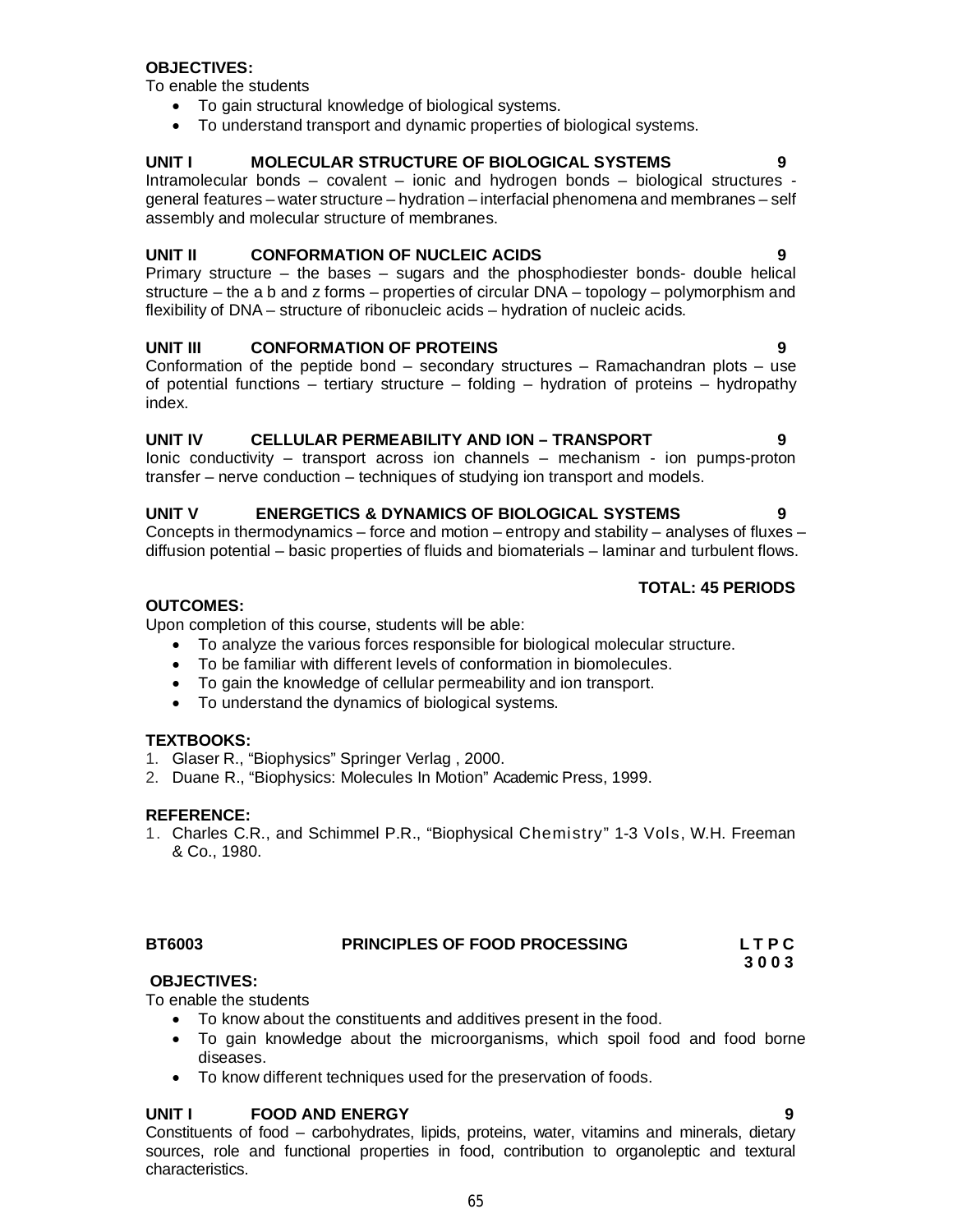**OBJECTIVES:**

To enable the students

- To gain structural knowledge of biological systems.
- To understand transport and dynamic properties of biological systems.

**UNIT I MOLECULAR STRUCTURE OF BIOLOGICAL SYSTEMS 9**

Intramolecular bonds – covalent – ionic and hydrogen bonds – biological structures - general features – water structure – hydration – interfacial phenomena and membranes – self assembly and molecular structure of membranes.

**UNIT II CONFORMATION OF NUCLEIC ACIDS 9**

Primary structure – the bases – sugars and the phosphodiester bonds- double helical structure – the a b and z forms – properties of circular DNA – topology – polymorphism and flexibility of DNA – structure of ribonucleic acids – hydration of nucleic acids.

**UNIT III CONFORMATION OF PROTEINS 9**

Conformation of the peptide bond – secondary structures – Ramachandran plots – use of potential functions – tertiary structure – folding – hydration of proteins – hydropathy index.

**UNIT IV CELLULAR PERMEABILITY AND ION – TRANSPORT 9**

Ionic conductivity – transport across ion channels – mechanism - ion pumps-proton transfer – nerve conduction – techniques of studying ion transport and models.

**UNIT V ENERGETICS & DYNAMICS OF BIOLOGICAL SYSTEMS 9**

Concepts in thermodynamics – force and motion – entropy and stability – analyses of fluxes – diffusion potential – basic properties of fluids and biomaterials – laminar and turbulent flows.

**TOTAL: 45 PERIODS**

**OUTCOMES:**

Upon completion of this course, students will be able:

- To analyze the various forces responsible for biological molecular structure.
- To be familiar with different levels of conformation in biomolecules.
- To gain the knowledge of cellular permeability and ion transport.
- To understand the dynamics of biological systems.

**TEXTBOOKS:**

1. Glaser R., "Biophysics" Springer Verlag , 2000.
2. Duane R., "Biophysics: Molecules In Motion" Academic Press, 1999.

**REFERENCE:**

1. Charles C.R., and Schimmel P.R., "Biophysical Chemistry" 1-3 Vols, W.H. Freeman & Co., 1980.

## BT6003 PRINCIPLES OF FOOD PROCESSING

**L T P C**
**3 0 0 3**

**OBJECTIVES:**

To enable the students

- To know about the constituents and additives present in the food.
- To gain knowledge about the microorganisms, which spoil food and food borne diseases.
- To know different techniques used for the preservation of foods.

**UNIT I FOOD AND ENERGY 9**

Constituents of food – carbohydrates, lipids, proteins, water, vitamins and minerals, dietary sources, role and functional properties in food, contribution to organoleptic and textural characteristics.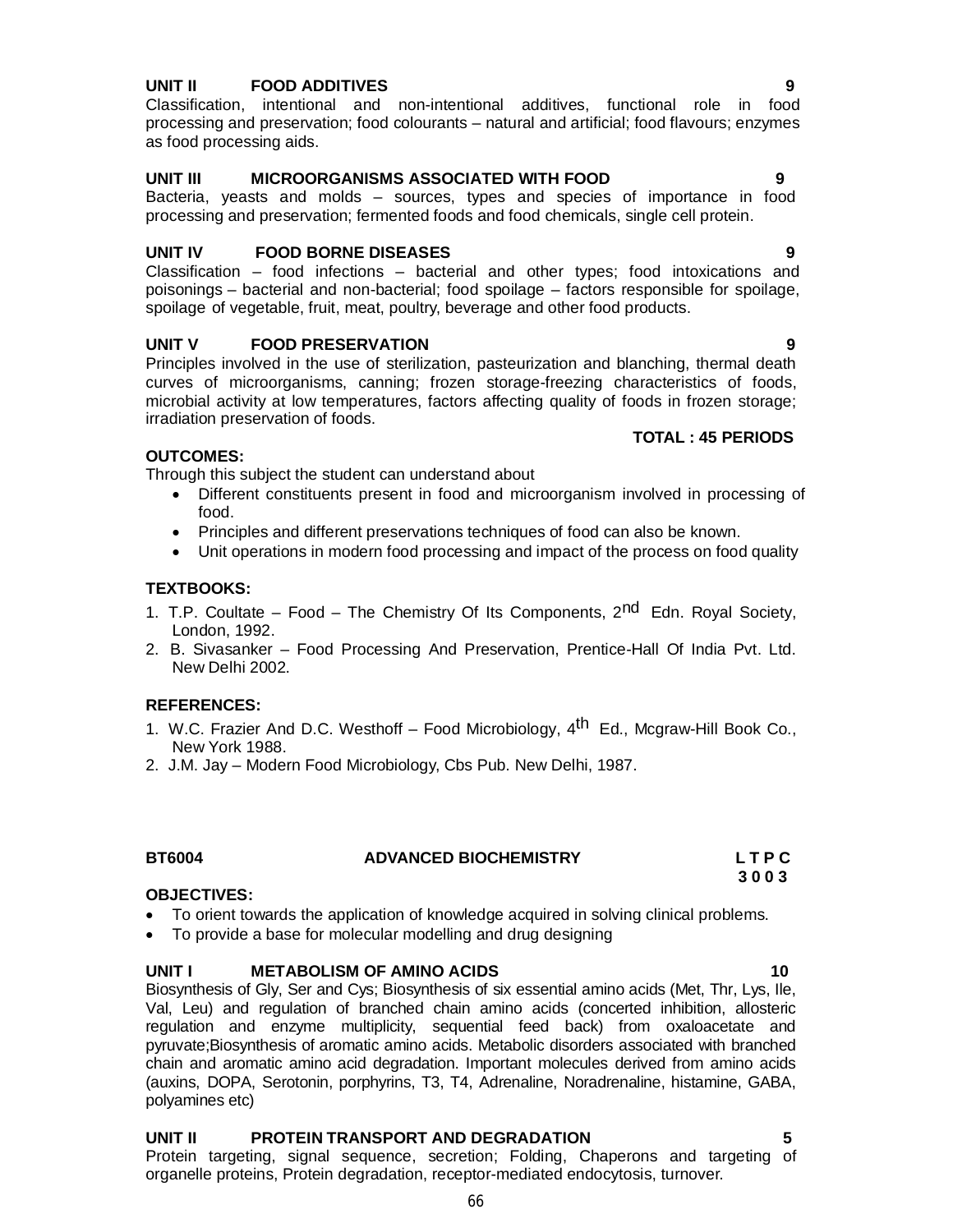**UNIT II FOOD ADDITIVES 9**

Classification, intentional and non-intentional additives, functional role in food processing and preservation; food colourants – natural and artificial; food flavours; enzymes as food processing aids.

**UNIT III MICROORGANISMS ASSOCIATED WITH FOOD 9**

Bacteria, yeasts and molds – sources, types and species of importance in food processing and preservation; fermented foods and food chemicals, single cell protein.

**UNIT IV FOOD BORNE DISEASES 9**

Classification – food infections – bacterial and other types; food intoxications and poisonings – bacterial and non-bacterial; food spoilage – factors responsible for spoilage, spoilage of vegetable, fruit, meat, poultry, beverage and other food products.

**UNIT V FOOD PRESERVATION 9**

Principles involved in the use of sterilization, pasteurization and blanching, thermal death curves of microorganisms, canning; frozen storage-freezing characteristics of foods, microbial activity at low temperatures, factors affecting quality of foods in frozen storage; irradiation preservation of foods.

**TOTAL : 45 PERIODS**

**OUTCOMES:**

Through this subject the student can understand about

- Different constituents present in food and microorganism involved in processing of food.
- Principles and different preservations techniques of food can also be known.
- Unit operations in modern food processing and impact of the process on food quality

**TEXTBOOKS:**

1. T.P. Coultate – Food – The Chemistry Of Its Components, 2nd Edn. Royal Society, London, 1992.
2. B. Sivasanker – Food Processing And Preservation, Prentice-Hall Of India Pvt. Ltd. New Delhi 2002.

**REFERENCES:**

1. W.C. Frazier And D.C. Westhoff – Food Microbiology, 4th Ed., Mcgraw-Hill Book Co., New York 1988.
2. J.M. Jay – Modern Food Microbiology, Cbs Pub. New Delhi, 1987.

## BT6004 ADVANCED BIOCHEMISTRY

**L T P C**
**3 0 0 3**

**OBJECTIVES:**

- To orient towards the application of knowledge acquired in solving clinical problems.
- To provide a base for molecular modelling and drug designing

**UNIT I METABOLISM OF AMINO ACIDS 10**

Biosynthesis of Gly, Ser and Cys; Biosynthesis of six essential amino acids (Met, Thr, Lys, Ile, Val, Leu) and regulation of branched chain amino acids (concerted inhibition, allosteric regulation and enzyme multiplicity, sequential feed back) from oxaloacetate and pyruvate;Biosynthesis of aromatic amino acids. Metabolic disorders associated with branched chain and aromatic amino acid degradation. Important molecules derived from amino acids (auxins, DOPA, Serotonin, porphyrins, T3, T4, Adrenaline, Noradrenaline, histamine, GABA, polyamines etc)

**UNIT II PROTEIN TRANSPORT AND DEGRADATION 5**

Protein targeting, signal sequence, secretion; Folding, Chaperons and targeting of organelle proteins, Protein degradation, receptor-mediated endocytosis, turnover.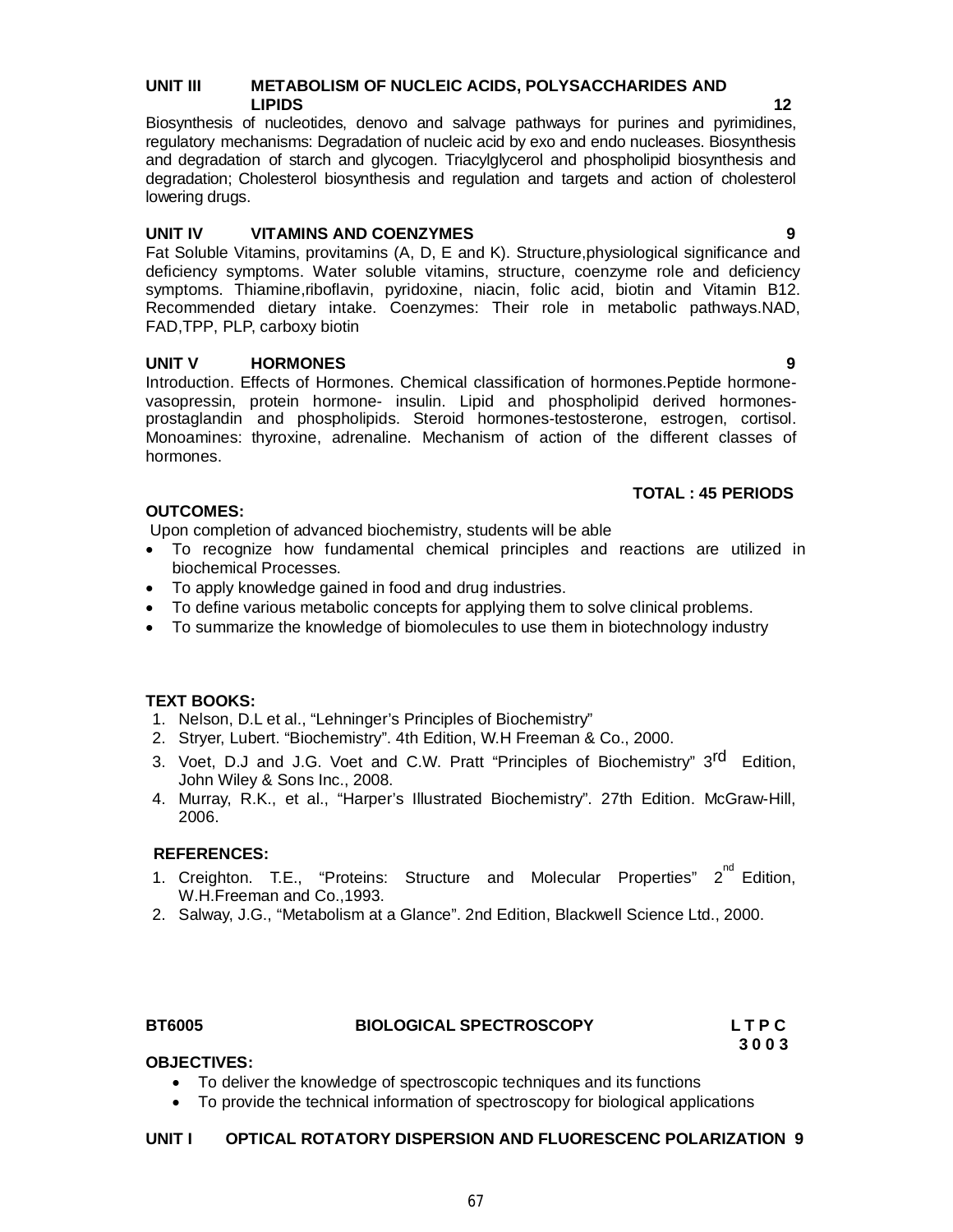### UNIT III METABOLISM OF NUCLEIC ACIDS, POLYSACCHARIDES AND LIPIDS 12

Biosynthesis of nucleotides, denovo and salvage pathways for purines and pyrimidines, regulatory mechanisms: Degradation of nucleic acid by exo and endo nucleases. Biosynthesis and degradation of starch and glycogen. Triacylglycerol and phospholipid biosynthesis and degradation; Cholesterol biosynthesis and regulation and targets and action of cholesterol lowering drugs.

### UNIT IV VITAMINS AND COENZYMES 9

Fat Soluble Vitamins, provitamins (A, D, E and K). Structure,physiological significance and deficiency symptoms. Water soluble vitamins, structure, coenzyme role and deficiency symptoms. Thiamine,riboflavin, pyridoxine, niacin, folic acid, biotin and Vitamin B12. Recommended dietary intake. Coenzymes: Their role in metabolic pathways.NAD, FAD,TPP, PLP, carboxy biotin

### UNIT V HORMONES 9

Introduction. Effects of Hormones. Chemical classification of hormones.Peptide hormone-vasopressin, protein hormone- insulin. Lipid and phospholipid derived hormones-prostaglandin and phospholipids. Steroid hormones-testosterone, estrogen, cortisol. Monoamines: thyroxine, adrenaline. Mechanism of action of the different classes of hormones.

**TOTAL : 45 PERIODS**

**OUTCOMES:**

Upon completion of advanced biochemistry, students will be able

- To recognize how fundamental chemical principles and reactions are utilized in biochemical Processes.
- To apply knowledge gained in food and drug industries.
- To define various metabolic concepts for applying them to solve clinical problems.
- To summarize the knowledge of biomolecules to use them in biotechnology industry

**TEXT BOOKS:**

1. Nelson, D.L et al., "Lehninger's Principles of Biochemistry"
2. Stryer, Lubert. "Biochemistry". 4th Edition, W.H Freeman & Co., 2000.
3. Voet, D.J and J.G. Voet and C.W. Pratt "Principles of Biochemistry" 3rd Edition, John Wiley & Sons Inc., 2008.
4. Murray, R.K., et al., "Harper's Illustrated Biochemistry". 27th Edition. McGraw-Hill, 2006.

**REFERENCES:**

1. Creighton. T.E., "Proteins: Structure and Molecular Properties" 2nd Edition, W.H.Freeman and Co.,1993.
2. Salway, J.G., "Metabolism at a Glance". 2nd Edition, Blackwell Science Ltd., 2000.

## BT6005 BIOLOGICAL SPECTROSCOPY

**L T P C**
**3 0 0 3**

**OBJECTIVES:**

- To deliver the knowledge of spectroscopic techniques and its functions
- To provide the technical information of spectroscopy for biological applications

### UNIT I OPTICAL ROTATORY DISPERSION AND FLUORESCENC POLARIZATION 9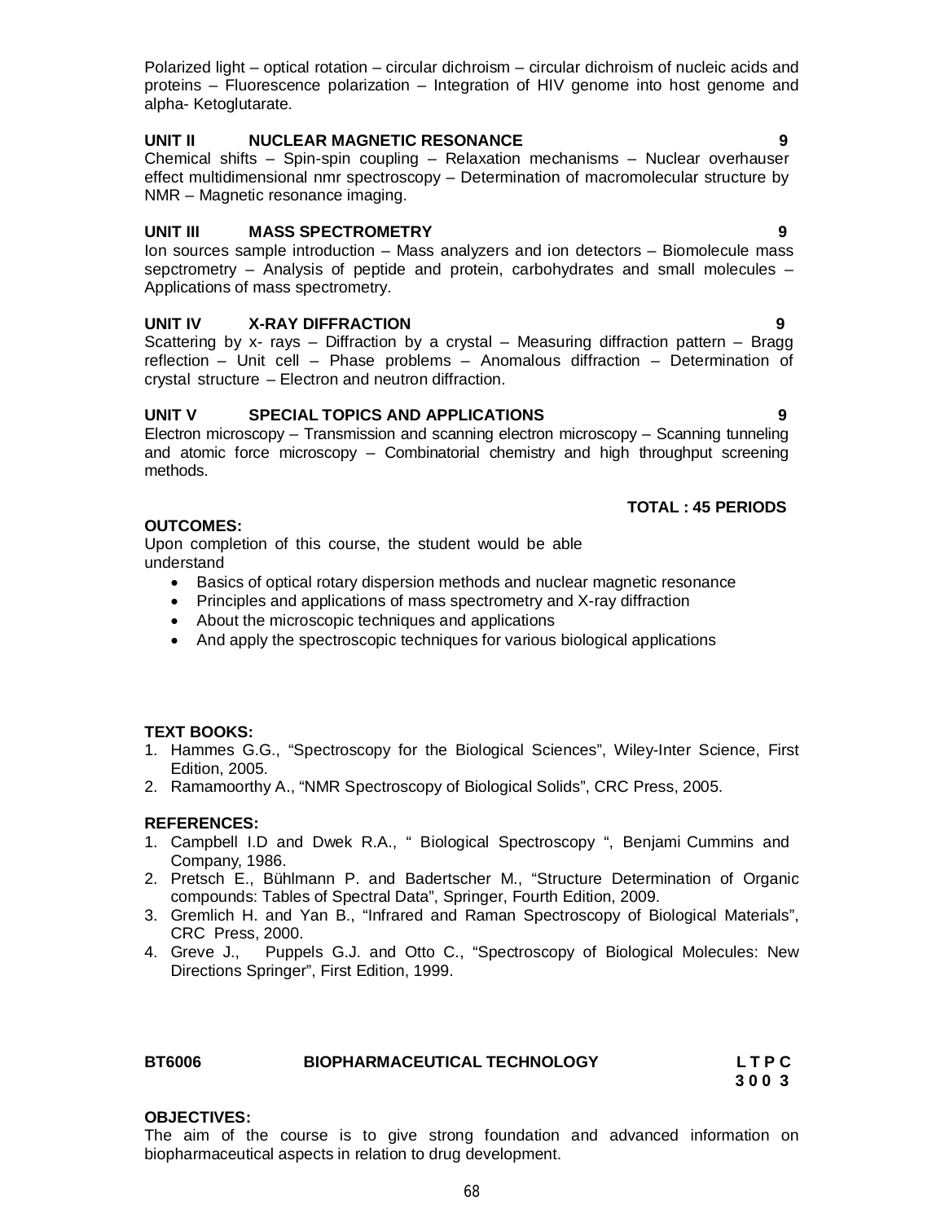Polarized light – optical rotation – circular dichroism – circular dichroism of nucleic acids and proteins – Fluorescence polarization – Integration of HIV genome into host genome and alpha- Ketoglutarate.

**UNIT II NUCLEAR MAGNETIC RESONANCE 9**

Chemical shifts – Spin-spin coupling – Relaxation mechanisms – Nuclear overhauser effect multidimensional nmr spectroscopy – Determination of macromolecular structure by NMR – Magnetic resonance imaging.

**UNIT III MASS SPECTROMETRY 9**

Ion sources sample introduction – Mass analyzers and ion detectors – Biomolecule mass sepctrometry – Analysis of peptide and protein, carbohydrates and small molecules – Applications of mass spectrometry.

**UNIT IV X-RAY DIFFRACTION 9**

Scattering by x- rays – Diffraction by a crystal – Measuring diffraction pattern – Bragg reflection – Unit cell – Phase problems – Anomalous diffraction – Determination of crystal structure – Electron and neutron diffraction.

**UNIT V SPECIAL TOPICS AND APPLICATIONS 9**

Electron microscopy – Transmission and scanning electron microscopy – Scanning tunneling and atomic force microscopy – Combinatorial chemistry and high throughput screening methods.

**TOTAL : 45 PERIODS**

**OUTCOMES:**

Upon completion of this course, the student would be able understand

- Basics of optical rotary dispersion methods and nuclear magnetic resonance
- Principles and applications of mass spectrometry and X-ray diffraction
- About the microscopic techniques and applications
- And apply the spectroscopic techniques for various biological applications

**TEXT BOOKS:**

1. Hammes G.G., "Spectroscopy for the Biological Sciences", Wiley-Inter Science, First Edition, 2005.
2. Ramamoorthy A., "NMR Spectroscopy of Biological Solids", CRC Press, 2005.

**REFERENCES:**

1. Campbell I.D and Dwek R.A., " Biological Spectroscopy ", Benjami Cummins and Company, 1986.
2. Pretsch E., Bühlmann P. and Badertscher M., "Structure Determination of Organic compounds: Tables of Spectral Data", Springer, Fourth Edition, 2009.
3. Gremlich H. and Yan B., "Infrared and Raman Spectroscopy of Biological Materials", CRC Press, 2000.
4. Greve J., Puppels G.J. and Otto C., "Spectroscopy of Biological Molecules: New Directions Springer", First Edition, 1999.

**BT6006 BIOPHARMACEUTICAL TECHNOLOGY L T P C**
**3 0 0 3**

**OBJECTIVES:**

The aim of the course is to give strong foundation and advanced information on biopharmaceutical aspects in relation to drug development.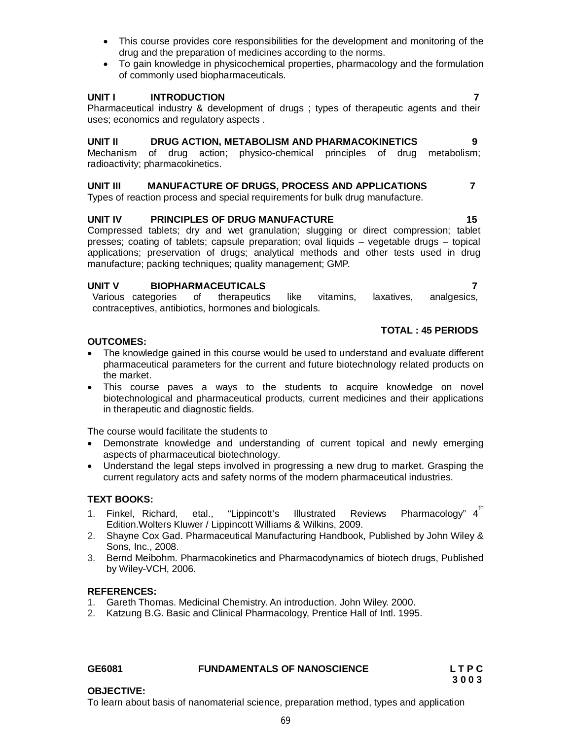- This course provides core responsibilities for the development and monitoring of the drug and the preparation of medicines according to the norms.
- To gain knowledge in physicochemical properties, pharmacology and the formulation of commonly used biopharmaceuticals.

**UNIT I INTRODUCTION 7**

Pharmaceutical industry & development of drugs ; types of therapeutic agents and their uses; economics and regulatory aspects .

**UNIT II DRUG ACTION, METABOLISM AND PHARMACOKINETICS 9**

Mechanism of drug action; physico-chemical principles of drug metabolism; radioactivity; pharmacokinetics.

**UNIT III MANUFACTURE OF DRUGS, PROCESS AND APPLICATIONS 7**

Types of reaction process and special requirements for bulk drug manufacture.

**UNIT IV PRINCIPLES OF DRUG MANUFACTURE 15**

Compressed tablets; dry and wet granulation; slugging or direct compression; tablet presses; coating of tablets; capsule preparation; oval liquids – vegetable drugs – topical applications; preservation of drugs; analytical methods and other tests used in drug manufacture; packing techniques; quality management; GMP.

**UNIT V BIOPHARMACEUTICALS 7**

Various categories of therapeutics like vitamins, laxatives, analgesics, contraceptives, antibiotics, hormones and biologicals.

**TOTAL : 45 PERIODS**

**OUTCOMES:**

- The knowledge gained in this course would be used to understand and evaluate different pharmaceutical parameters for the current and future biotechnology related products on the market.
- This course paves a ways to the students to acquire knowledge on novel biotechnological and pharmaceutical products, current medicines and their applications in therapeutic and diagnostic fields.

The course would facilitate the students to

- Demonstrate knowledge and understanding of current topical and newly emerging aspects of pharmaceutical biotechnology.
- Understand the legal steps involved in progressing a new drug to market. Grasping the current regulatory acts and safety norms of the modern pharmaceutical industries.

**TEXT BOOKS:**

1. Finkel, Richard, etal., "Lippincott's Illustrated Reviews Pharmacology" 4th Edition.Wolters Kluwer / Lippincott Williams & Wilkins, 2009.
2. Shayne Cox Gad. Pharmaceutical Manufacturing Handbook, Published by John Wiley & Sons, Inc., 2008.
3. Bernd Meibohm. Pharmacokinetics and Pharmacodynamics of biotech drugs, Published by Wiley-VCH, 2006.

**REFERENCES:**

1. Gareth Thomas. Medicinal Chemistry. An introduction. John Wiley. 2000.
2. Katzung B.G. Basic and Clinical Pharmacology, Prentice Hall of Intl. 1995.

**GE6081 FUNDAMENTALS OF NANOSCIENCE L T P C**
**3 0 0 3**

**OBJECTIVE:**

To learn about basis of nanomaterial science, preparation method, types and application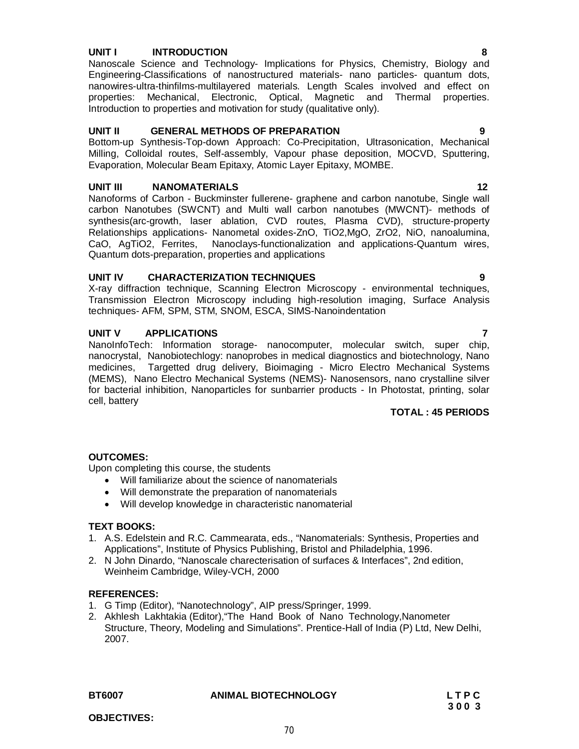**UNIT I INTRODUCTION 8**

Nanoscale Science and Technology- Implications for Physics, Chemistry, Biology and Engineering-Classifications of nanostructured materials- nano particles- quantum dots, nanowires-ultra-thinfilms-multilayered materials. Length Scales involved and effect on properties: Mechanical, Electronic, Optical, Magnetic and Thermal properties. Introduction to properties and motivation for study (qualitative only).

**UNIT II GENERAL METHODS OF PREPARATION 9**

Bottom-up Synthesis-Top-down Approach: Co-Precipitation, Ultrasonication, Mechanical Milling, Colloidal routes, Self-assembly, Vapour phase deposition, MOCVD, Sputtering, Evaporation, Molecular Beam Epitaxy, Atomic Layer Epitaxy, MOMBE.

**UNIT III NANOMATERIALS 12**

Nanoforms of Carbon - Buckminster fullerene- graphene and carbon nanotube, Single wall carbon Nanotubes (SWCNT) and Multi wall carbon nanotubes (MWCNT)- methods of synthesis(arc-growth, laser ablation, CVD routes, Plasma CVD), structure-property Relationships applications- Nanometal oxides-ZnO, $TiO_2$,MgO, $ZrO_2$, NiO, nanoalumina, CaO, $AgTiO_2$, Ferrites, Nanoclays-functionalization and applications-Quantum wires, Quantum dots-preparation, properties and applications

**UNIT IV CHARACTERIZATION TECHNIQUES 9**

X-ray diffraction technique, Scanning Electron Microscopy - environmental techniques, Transmission Electron Microscopy including high-resolution imaging, Surface Analysis techniques- AFM, SPM, STM, SNOM, ESCA, SIMS-Nanoindentation

**UNIT V APPLICATIONS 7**

NanoInfoTech: Information storage- nanocomputer, molecular switch, super chip, nanocrystal, Nanobiotechlogy: nanoprobes in medical diagnostics and biotechnology, Nano medicines, Targetted drug delivery, Bioimaging - Micro Electro Mechanical Systems (MEMS), Nano Electro Mechanical Systems (NEMS)- Nanosensors, nano crystalline silver for bacterial inhibition, Nanoparticles for sunbarrier products - In Photostat, printing, solar cell, battery

**TOTAL : 45 PERIODS**

**OUTCOMES:**

Upon completing this course, the students

- Will familiarize about the science of nanomaterials
- Will demonstrate the preparation of nanomaterials
- Will develop knowledge in characteristic nanomaterial

**TEXT BOOKS:**

1. A.S. Edelstein and R.C. Cammearata, eds., "Nanomaterials: Synthesis, Properties and Applications", Institute of Physics Publishing, Bristol and Philadelphia, 1996.
2. N John Dinardo, "Nanoscale charecterisation of surfaces & Interfaces", 2nd edition, Weinheim Cambridge, Wiley-VCH, 2000

**REFERENCES:**

1. G Timp (Editor), "Nanotechnology", AIP press/Springer, 1999.
2. Akhlesh Lakhtakia (Editor),"The Hand Book of Nano Technology,Nanometer Structure, Theory, Modeling and Simulations". Prentice-Hall of India (P) Ltd, New Delhi, 2007.

**BT6007 ANIMAL BIOTECHNOLOGY L T P C**
**3 0 0 3**

**OBJECTIVES:**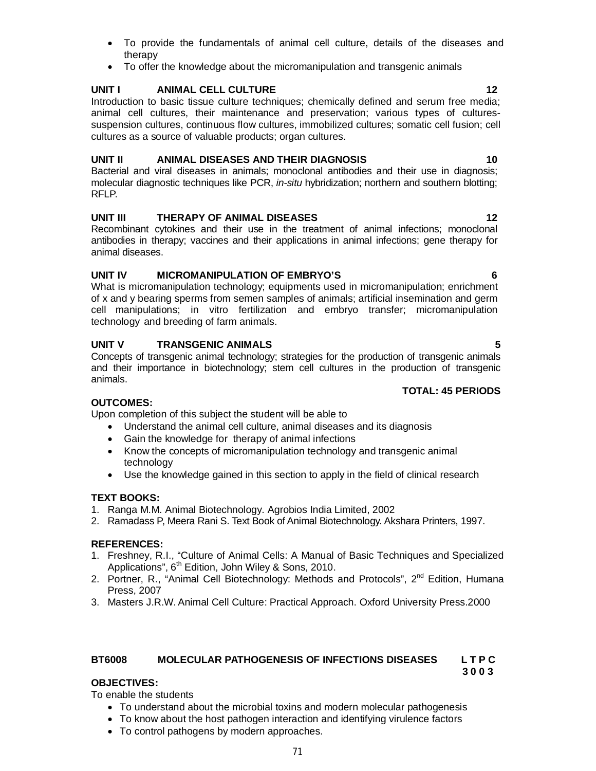- To provide the fundamentals of animal cell culture, details of the diseases and therapy
- To offer the knowledge about the micromanipulation and transgenic animals

**UNIT I ANIMAL CELL CULTURE 12**

Introduction to basic tissue culture techniques; chemically defined and serum free media; animal cell cultures, their maintenance and preservation; various types of cultures-suspension cultures, continuous flow cultures, immobilized cultures; somatic cell fusion; cell cultures as a source of valuable products; organ cultures.

**UNIT II ANIMAL DISEASES AND THEIR DIAGNOSIS 10**

Bacterial and viral diseases in animals; monoclonal antibodies and their use in diagnosis; molecular diagnostic techniques like PCR, *in-situ* hybridization; northern and southern blotting; RFLP.

**UNIT III THERAPY OF ANIMAL DISEASES 12**

Recombinant cytokines and their use in the treatment of animal infections; monoclonal antibodies in therapy; vaccines and their applications in animal infections; gene therapy for animal diseases.

**UNIT IV MICROMANIPULATION OF EMBRYO'S 6**

What is micromanipulation technology; equipments used in micromanipulation; enrichment of x and y bearing sperms from semen samples of animals; artificial insemination and germ cell manipulations; in vitro fertilization and embryo transfer; micromanipulation technology and breeding of farm animals.

**UNIT V TRANSGENIC ANIMALS 5**

Concepts of transgenic animal technology; strategies for the production of transgenic animals and their importance in biotechnology; stem cell cultures in the production of transgenic animals.

**TOTAL: 45 PERIODS**

**OUTCOMES:**

Upon completion of this subject the student will be able to

- Understand the animal cell culture, animal diseases and its diagnosis
- Gain the knowledge for therapy of animal infections
- Know the concepts of micromanipulation technology and transgenic animal technology
- Use the knowledge gained in this section to apply in the field of clinical research

**TEXT BOOKS:**

1. Ranga M.M. Animal Biotechnology. Agrobios India Limited, 2002
2. Ramadass P, Meera Rani S. Text Book of Animal Biotechnology. Akshara Printers, 1997.

**REFERENCES:**

1. Freshney, R.I., "Culture of Animal Cells: A Manual of Basic Techniques and Specialized Applications", 6th Edition, John Wiley & Sons, 2010.
2. Portner, R., "Animal Cell Biotechnology: Methods and Protocols", 2nd Edition, Humana Press, 2007
3. Masters J.R.W. Animal Cell Culture: Practical Approach. Oxford University Press.2000

## BT6008 MOLECULAR PATHOGENESIS OF INFECTIONS DISEASES

**L T P C**
**3 0 0 3**

**OBJECTIVES:**

To enable the students

- To understand about the microbial toxins and modern molecular pathogenesis
- To know about the host pathogen interaction and identifying virulence factors
- To control pathogens by modern approaches.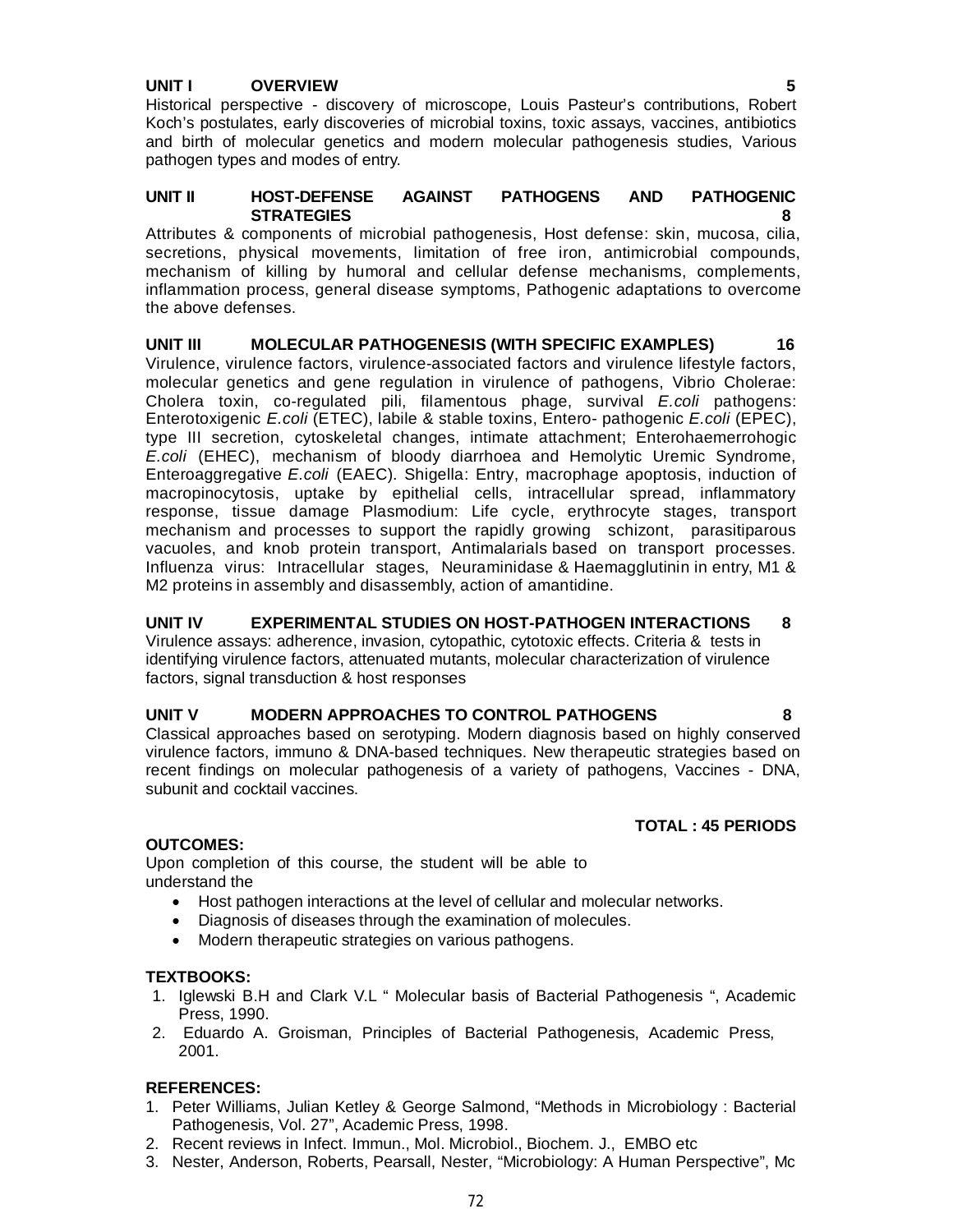**UNIT I OVERVIEW 5**

Historical perspective - discovery of microscope, Louis Pasteur's contributions, Robert Koch's postulates, early discoveries of microbial toxins, toxic assays, vaccines, antibiotics and birth of molecular genetics and modern molecular pathogenesis studies, Various pathogen types and modes of entry.

**UNIT II HOST-DEFENSE AGAINST PATHOGENS AND PATHOGENIC STRATEGIES 8**

Attributes & components of microbial pathogenesis, Host defense: skin, mucosa, cilia, secretions, physical movements, limitation of free iron, antimicrobial compounds, mechanism of killing by humoral and cellular defense mechanisms, complements, inflammation process, general disease symptoms, Pathogenic adaptations to overcome the above defenses.

**UNIT III MOLECULAR PATHOGENESIS (WITH SPECIFIC EXAMPLES) 16**

Virulence, virulence factors, virulence-associated factors and virulence lifestyle factors, molecular genetics and gene regulation in virulence of pathogens, Vibrio Cholerae: Cholera toxin, co-regulated pili, filamentous phage, survival *E.coli* pathogens: Enterotoxigenic *E.coli* (ETEC), labile & stable toxins, Entero- pathogenic *E.coli* (EPEC), type III secretion, cytoskeletal changes, intimate attachment; Enterohaemerrohogic *E.coli* (EHEC), mechanism of bloody diarrhoea and Hemolytic Uremic Syndrome, Enteroaggregative *E.coli* (EAEC). Shigella: Entry, macrophage apoptosis, induction of macropinocytosis, uptake by epithelial cells, intracellular spread, inflammatory response, tissue damage Plasmodium: Life cycle, erythrocyte stages, transport mechanism and processes to support the rapidly growing schizont, parasitiparous vacuoles, and knob protein transport, Antimalarials based on transport processes. Influenza virus: Intracellular stages, Neuraminidase & Haemagglutinin in entry, M1 & M2 proteins in assembly and disassembly, action of amantidine.

**UNIT IV EXPERIMENTAL STUDIES ON HOST-PATHOGEN INTERACTIONS 8**

Virulence assays: adherence, invasion, cytopathic, cytotoxic effects. Criteria & tests in identifying virulence factors, attenuated mutants, molecular characterization of virulence factors, signal transduction & host responses

**UNIT V MODERN APPROACHES TO CONTROL PATHOGENS 8**

Classical approaches based on serotyping. Modern diagnosis based on highly conserved virulence factors, immuno & DNA-based techniques. New therapeutic strategies based on recent findings on molecular pathogenesis of a variety of pathogens, Vaccines - DNA, subunit and cocktail vaccines.

**TOTAL : 45 PERIODS**

**OUTCOMES:**

Upon completion of this course, the student will be able to understand the

- Host pathogen interactions at the level of cellular and molecular networks.
- Diagnosis of diseases through the examination of molecules.
- Modern therapeutic strategies on various pathogens.

**TEXTBOOKS:**

1. Iglewski B.H and Clark V.L " Molecular basis of Bacterial Pathogenesis ", Academic Press, 1990.
2. Eduardo A. Groisman, Principles of Bacterial Pathogenesis, Academic Press, 2001.

**REFERENCES:**

1. Peter Williams, Julian Ketley & George Salmond, "Methods in Microbiology : Bacterial Pathogenesis, Vol. 27", Academic Press, 1998.
2. Recent reviews in Infect. Immun., Mol. Microbiol., Biochem. J., EMBO etc
3. Nester, Anderson, Roberts, Pearsall, Nester, "Microbiology: A Human Perspective", Mc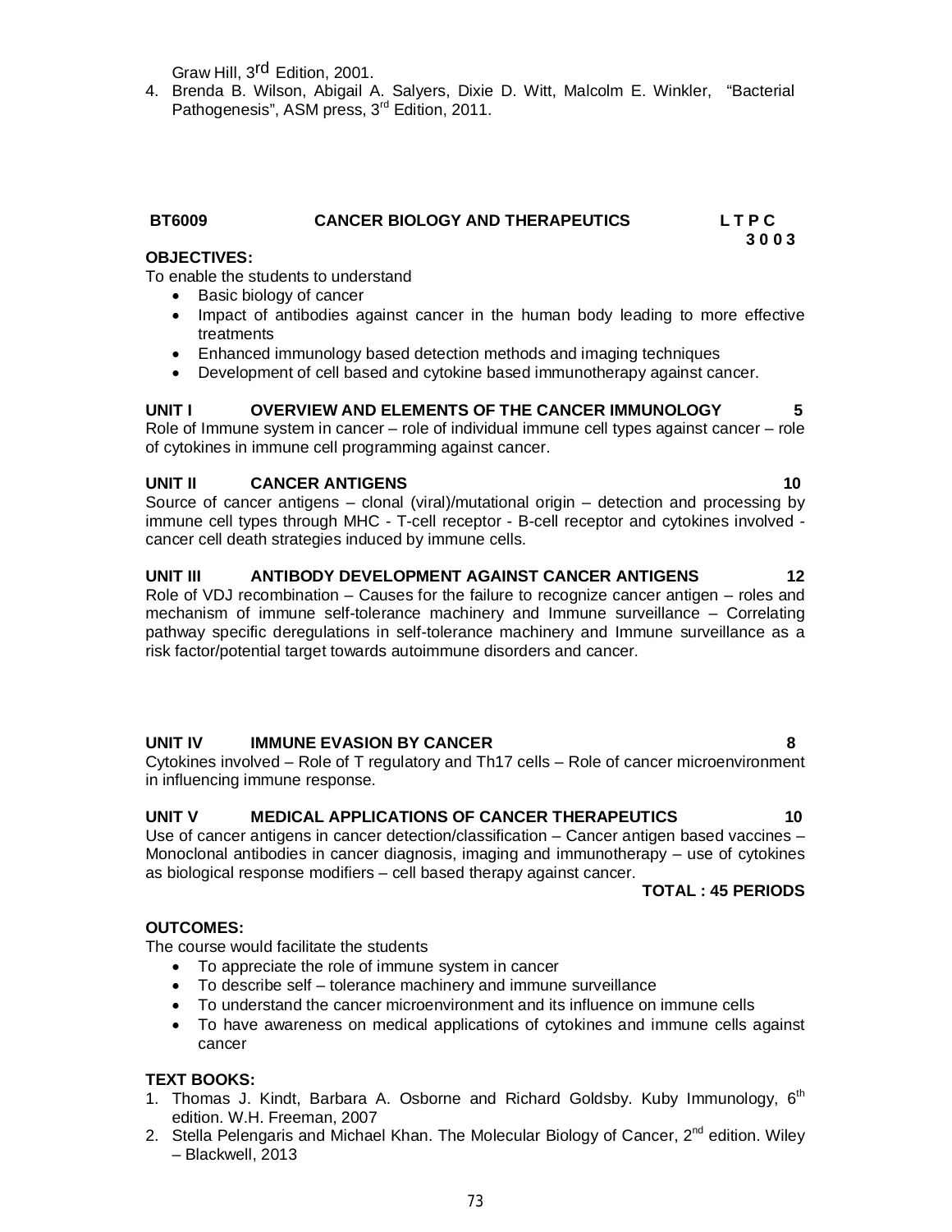Graw Hill, 3rd Edition, 2001.

4. Brenda B. Wilson, Abigail A. Salyers, Dixie D. Witt, Malcolm E. Winkler, "Bacterial Pathogenesis", ASM press, 3rd Edition, 2011.

## BT6009 CANCER BIOLOGY AND THERAPEUTICS L T P C 3 0 0 3

**OBJECTIVES:**

To enable the students to understand

- Basic biology of cancer
- Impact of antibodies against cancer in the human body leading to more effective treatments
- Enhanced immunology based detection methods and imaging techniques
- Development of cell based and cytokine based immunotherapy against cancer.

**UNIT I OVERVIEW AND ELEMENTS OF THE CANCER IMMUNOLOGY 5**

Role of Immune system in cancer – role of individual immune cell types against cancer – role of cytokines in immune cell programming against cancer.

**UNIT II CANCER ANTIGENS 10**

Source of cancer antigens – clonal (viral)/mutational origin – detection and processing by immune cell types through MHC - T-cell receptor - B-cell receptor and cytokines involved - cancer cell death strategies induced by immune cells.

**UNIT III ANTIBODY DEVELOPMENT AGAINST CANCER ANTIGENS 12**

Role of VDJ recombination – Causes for the failure to recognize cancer antigen – roles and mechanism of immune self-tolerance machinery and Immune surveillance – Correlating pathway specific deregulations in self-tolerance machinery and Immune surveillance as a risk factor/potential target towards autoimmune disorders and cancer.

**UNIT IV IMMUNE EVASION BY CANCER 8**

Cytokines involved – Role of T regulatory and Th17 cells – Role of cancer microenvironment in influencing immune response.

**UNIT V MEDICAL APPLICATIONS OF CANCER THERAPEUTICS 10**

Use of cancer antigens in cancer detection/classification – Cancer antigen based vaccines – Monoclonal antibodies in cancer diagnosis, imaging and immunotherapy – use of cytokines as biological response modifiers – cell based therapy against cancer.

**TOTAL : 45 PERIODS**

**OUTCOMES:**

The course would facilitate the students

- To appreciate the role of immune system in cancer
- To describe self – tolerance machinery and immune surveillance
- To understand the cancer microenvironment and its influence on immune cells
- To have awareness on medical applications of cytokines and immune cells against cancer

**TEXT BOOKS:**

1. Thomas J. Kindt, Barbara A. Osborne and Richard Goldsby. Kuby Immunology, 6th edition. W.H. Freeman, 2007
2. Stella Pelengaris and Michael Khan. The Molecular Biology of Cancer, 2nd edition. Wiley – Blackwell, 2013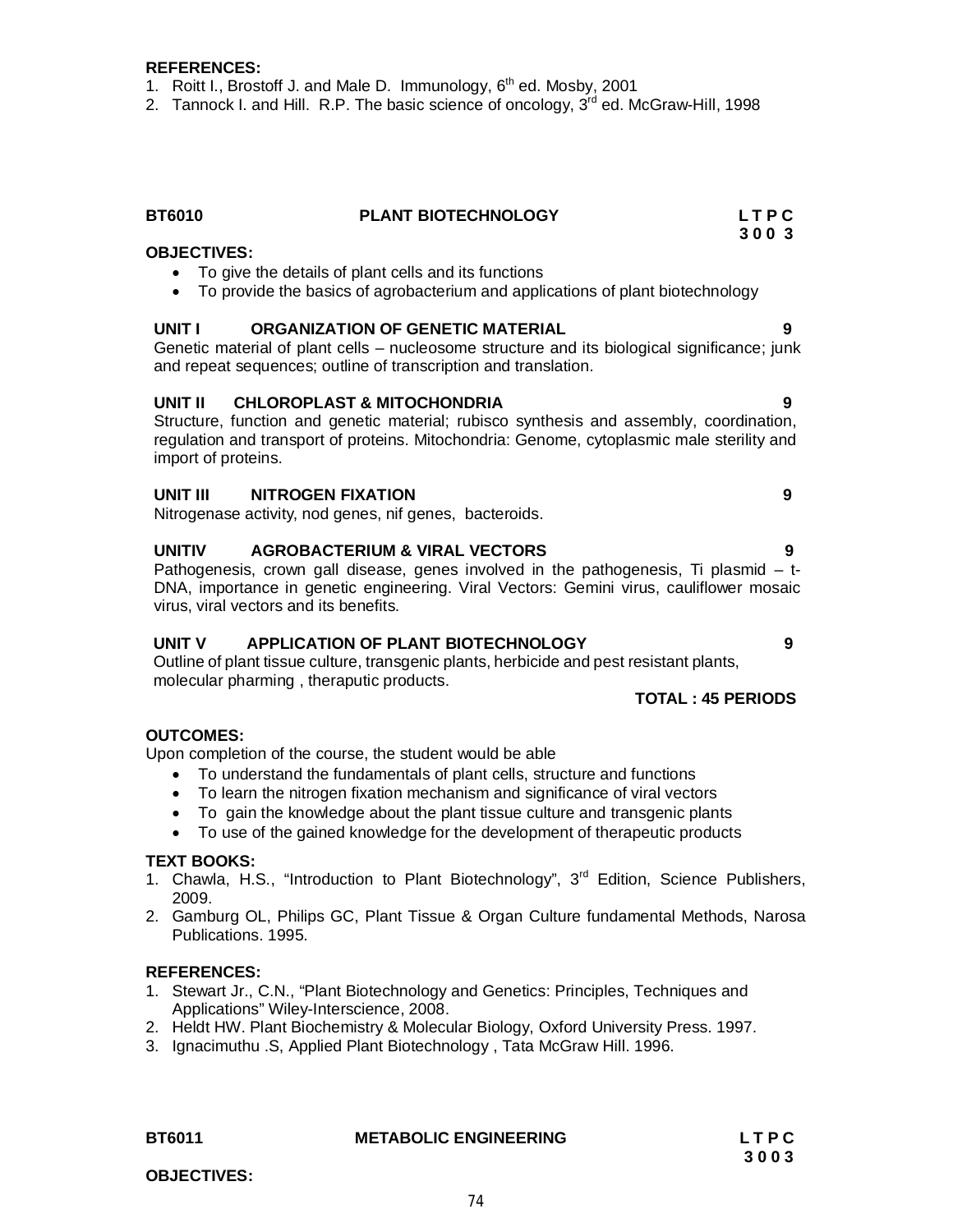**REFERENCES:**

1. Roitt I., Brostoff J. and Male D. Immunology, 6th ed. Mosby, 2001
2. Tannock I. and Hill. R.P. The basic science of oncology, 3rd ed. McGraw-Hill, 1998

## BT6010 PLANT BIOTECHNOLOGY

**L T P C**
**3 0 0 3**

**OBJECTIVES:**

- To give the details of plant cells and its functions
- To provide the basics of agrobacterium and applications of plant biotechnology

**UNIT I ORGANIZATION OF GENETIC MATERIAL 9**

Genetic material of plant cells – nucleosome structure and its biological significance; junk and repeat sequences; outline of transcription and translation.

**UNIT II CHLOROPLAST & MITOCHONDRIA 9**

Structure, function and genetic material; rubisco synthesis and assembly, coordination, regulation and transport of proteins. Mitochondria: Genome, cytoplasmic male sterility and import of proteins.

**UNIT III NITROGEN FIXATION 9**

Nitrogenase activity, nod genes, nif genes, bacteroids.

**UNITIV AGROBACTERIUM & VIRAL VECTORS 9**

Pathogenesis, crown gall disease, genes involved in the pathogenesis, Ti plasmid – t-DNA, importance in genetic engineering. Viral Vectors: Gemini virus, cauliflower mosaic virus, viral vectors and its benefits.

**UNIT V APPLICATION OF PLANT BIOTECHNOLOGY 9**

Outline of plant tissue culture, transgenic plants, herbicide and pest resistant plants, molecular pharming , theraputic products.

**TOTAL : 45 PERIODS**

**OUTCOMES:**

Upon completion of the course, the student would be able

- To understand the fundamentals of plant cells, structure and functions
- To learn the nitrogen fixation mechanism and significance of viral vectors
- To gain the knowledge about the plant tissue culture and transgenic plants
- To use of the gained knowledge for the development of therapeutic products

**TEXT BOOKS:**

1. Chawla, H.S., "Introduction to Plant Biotechnology", 3rd Edition, Science Publishers, 2009.
2. Gamburg OL, Philips GC, Plant Tissue & Organ Culture fundamental Methods, Narosa Publications. 1995.

**REFERENCES:**

1. Stewart Jr., C.N., "Plant Biotechnology and Genetics: Principles, Techniques and Applications" Wiley-Interscience, 2008.
2. Heldt HW. Plant Biochemistry & Molecular Biology, Oxford University Press. 1997.
3. Ignacimuthu .S, Applied Plant Biotechnology , Tata McGraw Hill. 1996.

## BT6011 METABOLIC ENGINEERING

**L T P C**
**3 0 0 3**

**OBJECTIVES:**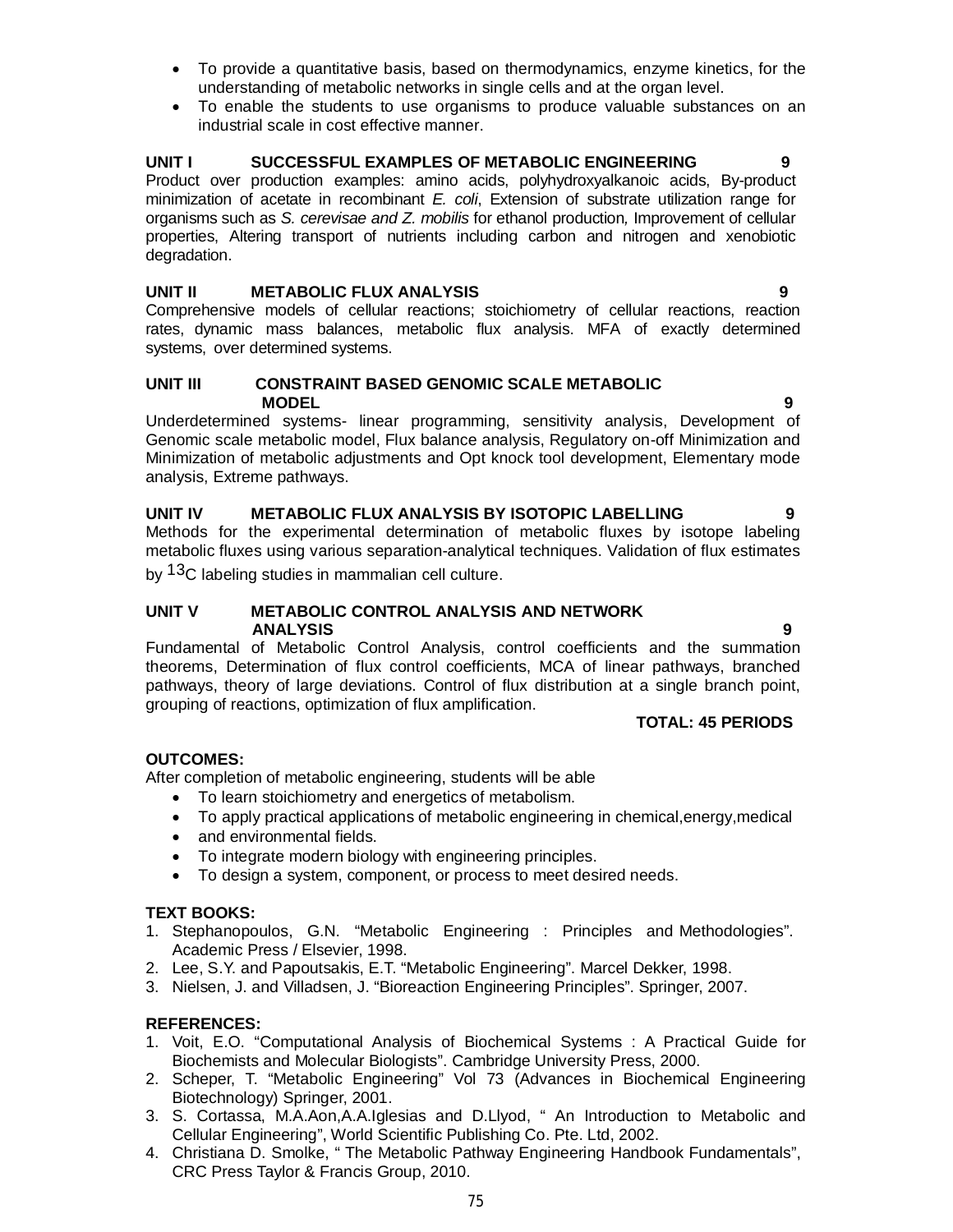- To provide a quantitative basis, based on thermodynamics, enzyme kinetics, for the understanding of metabolic networks in single cells and at the organ level.
- To enable the students to use organisms to produce valuable substances on an industrial scale in cost effective manner.

**UNIT I SUCCESSFUL EXAMPLES OF METABOLIC ENGINEERING 9**

Product over production examples: amino acids, polyhydroxyalkanoic acids, By-product minimization of acetate in recombinant *E. coli*, Extension of substrate utilization range for organisms such as *S. cerevisae and Z. mobilis* for ethanol production, Improvement of cellular properties, Altering transport of nutrients including carbon and nitrogen and xenobiotic degradation.

**UNIT II METABOLIC FLUX ANALYSIS 9**

Comprehensive models of cellular reactions; stoichiometry of cellular reactions, reaction rates, dynamic mass balances, metabolic flux analysis. MFA of exactly determined systems, over determined systems.

**UNIT III CONSTRAINT BASED GENOMIC SCALE METABOLIC MODEL 9**

Underdetermined systems- linear programming, sensitivity analysis, Development of Genomic scale metabolic model, Flux balance analysis, Regulatory on-off Minimization and Minimization of metabolic adjustments and Opt knock tool development, Elementary mode analysis, Extreme pathways.

**UNIT IV METABOLIC FLUX ANALYSIS BY ISOTOPIC LABELLING 9**

Methods for the experimental determination of metabolic fluxes by isotope labeling metabolic fluxes using various separation-analytical techniques. Validation of flux estimates by $^{13}C$ labeling studies in mammalian cell culture.

**UNIT V METABOLIC CONTROL ANALYSIS AND NETWORK ANALYSIS 9**

Fundamental of Metabolic Control Analysis, control coefficients and the summation theorems, Determination of flux control coefficients, MCA of linear pathways, branched pathways, theory of large deviations. Control of flux distribution at a single branch point, grouping of reactions, optimization of flux amplification.

**TOTAL: 45 PERIODS**

**OUTCOMES:**

After completion of metabolic engineering, students will be able

- To learn stoichiometry and energetics of metabolism.
- To apply practical applications of metabolic engineering in chemical,energy,medical
- and environmental fields.
- To integrate modern biology with engineering principles.
- To design a system, component, or process to meet desired needs.

**TEXT BOOKS:**

1. Stephanopoulos, G.N. “Metabolic Engineering : Principles and Methodologies”. Academic Press / Elsevier, 1998.
2. Lee, S.Y. and Papoutsakis, E.T. “Metabolic Engineering”. Marcel Dekker, 1998.
3. Nielsen, J. and Villadsen, J. “Bioreaction Engineering Principles”. Springer, 2007.

**REFERENCES:**

1. Voit, E.O. “Computational Analysis of Biochemical Systems : A Practical Guide for Biochemists and Molecular Biologists”. Cambridge University Press, 2000.
2. Scheper, T. “Metabolic Engineering” Vol 73 (Advances in Biochemical Engineering Biotechnology) Springer, 2001.
3. S. Cortassa, M.A.Aon,A.A.Iglesias and D.Llyod, “ An Introduction to Metabolic and Cellular Engineering”, World Scientific Publishing Co. Pte. Ltd, 2002.
4. Christiana D. Smolke, “ The Metabolic Pathway Engineering Handbook Fundamentals”, CRC Press Taylor & Francis Group, 2010.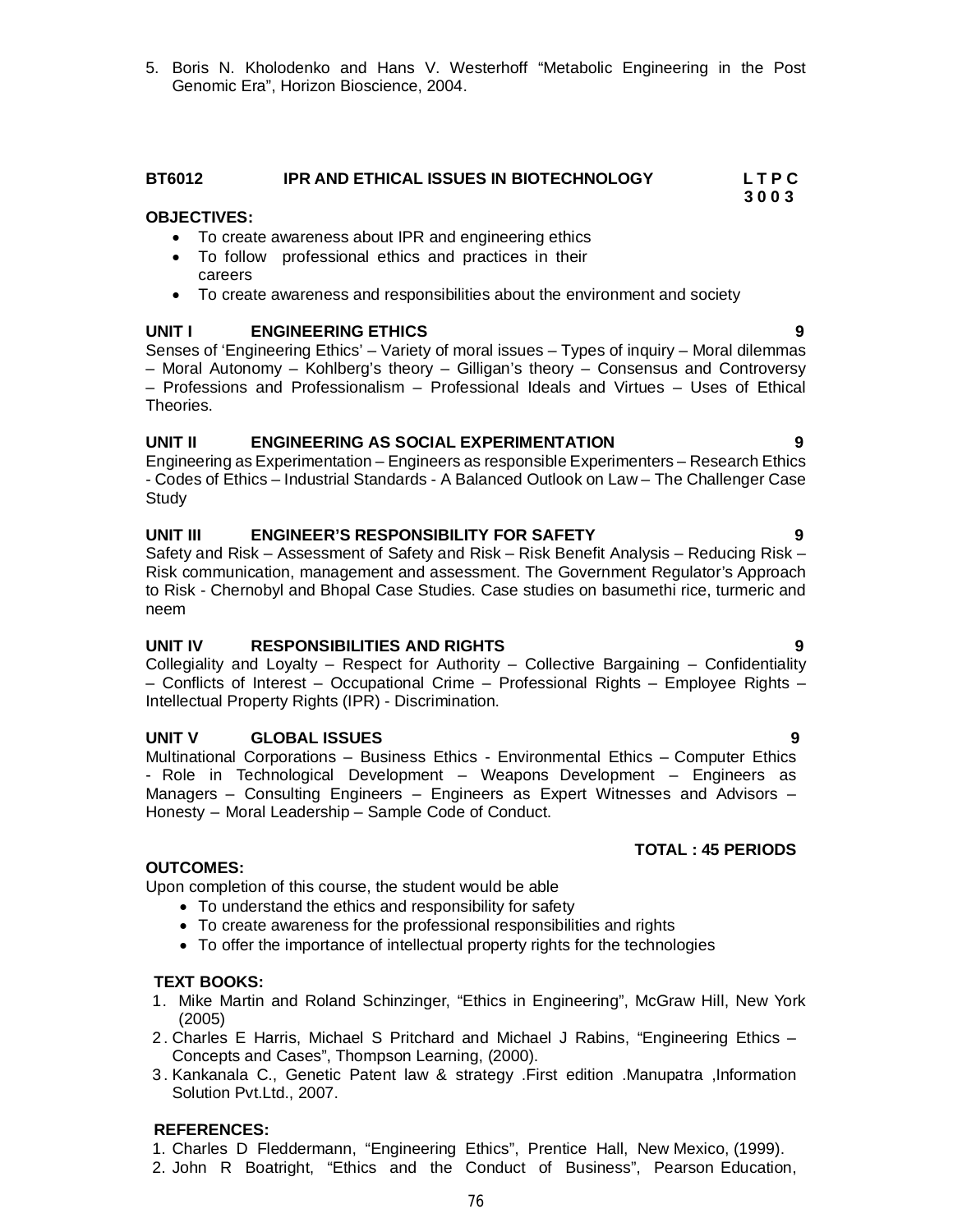5. Boris N. Kholodenko and Hans V. Westerhoff "Metabolic Engineering in the Post Genomic Era", Horizon Bioscience, 2004.

## BT6012 IPR AND ETHICAL ISSUES IN BIOTECHNOLOGY

**L T P C**
**3 0 0 3**

**OBJECTIVES:**

- To create awareness about IPR and engineering ethics
- To follow professional ethics and practices in their careers
- To create awareness and responsibilities about the environment and society

**UNIT I ENGINEERING ETHICS 9**

Senses of 'Engineering Ethics' – Variety of moral issues – Types of inquiry – Moral dilemmas – Moral Autonomy – Kohlberg's theory – Gilligan's theory – Consensus and Controversy – Professions and Professionalism – Professional Ideals and Virtues – Uses of Ethical Theories.

**UNIT II ENGINEERING AS SOCIAL EXPERIMENTATION 9**

Engineering as Experimentation – Engineers as responsible Experimenters – Research Ethics - Codes of Ethics – Industrial Standards - A Balanced Outlook on Law – The Challenger Case Study

**UNIT III ENGINEER'S RESPONSIBILITY FOR SAFETY 9**

Safety and Risk – Assessment of Safety and Risk – Risk Benefit Analysis – Reducing Risk – Risk communication, management and assessment. The Government Regulator's Approach to Risk - Chernobyl and Bhopal Case Studies. Case studies on basumethi rice, turmeric and neem

**UNIT IV RESPONSIBILITIES AND RIGHTS 9**

Collegiality and Loyalty – Respect for Authority – Collective Bargaining – Confidentiality – Conflicts of Interest – Occupational Crime – Professional Rights – Employee Rights – Intellectual Property Rights (IPR) - Discrimination.

**UNIT V GLOBAL ISSUES 9**

Multinational Corporations – Business Ethics - Environmental Ethics – Computer Ethics - Role in Technological Development – Weapons Development – Engineers as Managers – Consulting Engineers – Engineers as Expert Witnesses and Advisors – Honesty – Moral Leadership – Sample Code of Conduct.

**TOTAL : 45 PERIODS**

**OUTCOMES:**

Upon completion of this course, the student would be able

- To understand the ethics and responsibility for safety
- To create awareness for the professional responsibilities and rights
- To offer the importance of intellectual property rights for the technologies

**TEXT BOOKS:**

1. Mike Martin and Roland Schinzinger, "Ethics in Engineering", McGraw Hill, New York (2005)
2. Charles E Harris, Michael S Pritchard and Michael J Rabins, "Engineering Ethics – Concepts and Cases", Thompson Learning, (2000).
3. Kankanala C., Genetic Patent law & strategy .First edition .Manupatra ,Information Solution Pvt.Ltd., 2007.

**REFERENCES:**

1. Charles D Fleddermann, "Engineering Ethics", Prentice Hall, New Mexico, (1999).
2. John R Boatright, "Ethics and the Conduct of Business", Pearson Education,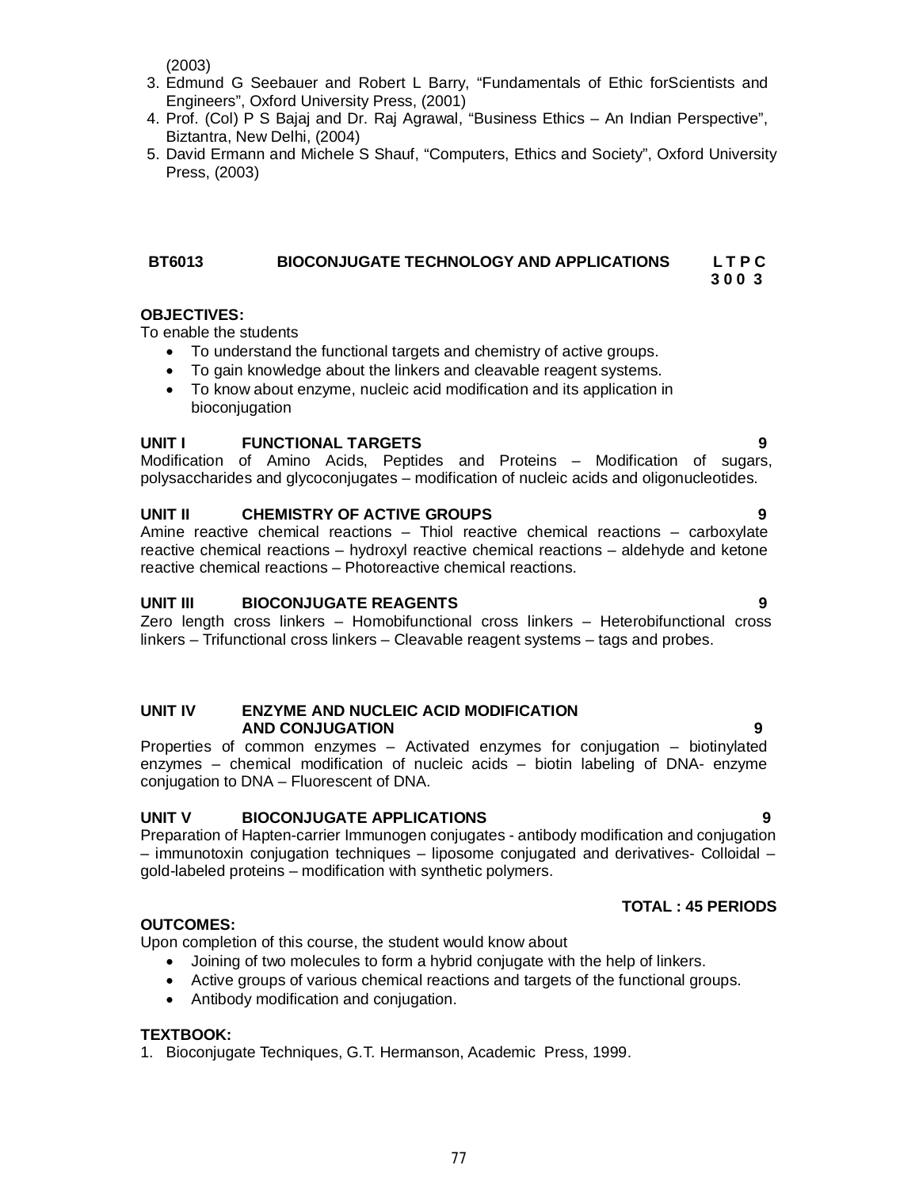(2003)

3. Edmund G Seebauer and Robert L Barry, “Fundamentals of Ethic forScientists and Engineers”, Oxford University Press, (2001)
4. Prof. (Col) P S Bajaj and Dr. Raj Agrawal, “Business Ethics – An Indian Perspective”, Biztantra, New Delhi, (2004)
5. David Ermann and Michele S Shauf, “Computers, Ethics and Society”, Oxford University Press, (2003)

## BT6013 BIOCONJUGATE TECHNOLOGY AND APPLICATIONS

**L T P C**
**3 0 0 3**

**OBJECTIVES:**

To enable the students

- To understand the functional targets and chemistry of active groups.
- To gain knowledge about the linkers and cleavable reagent systems.
- To know about enzyme, nucleic acid modification and its application in bioconjugation

**UNIT I FUNCTIONAL TARGETS 9**

Modification of Amino Acids, Peptides and Proteins – Modification of sugars, polysaccharides and glycoconjugates – modification of nucleic acids and oligonucleotides.

**UNIT II CHEMISTRY OF ACTIVE GROUPS 9**

Amine reactive chemical reactions – Thiol reactive chemical reactions – carboxylate reactive chemical reactions – hydroxyl reactive chemical reactions – aldehyde and ketone reactive chemical reactions – Photoreactive chemical reactions.

**UNIT III BIOCONJUGATE REAGENTS 9**

Zero length cross linkers – Homobifunctional cross linkers – Heterobifunctional cross linkers – Trifunctional cross linkers – Cleavable reagent systems – tags and probes.

**UNIT IV ENZYME AND NUCLEIC ACID MODIFICATION AND CONJUGATION 9**

Properties of common enzymes – Activated enzymes for conjugation – biotinylated enzymes – chemical modification of nucleic acids – biotin labeling of DNA- enzyme conjugation to DNA – Fluorescent of DNA.

**UNIT V BIOCONJUGATE APPLICATIONS 9**

Preparation of Hapten-carrier Immunogen conjugates - antibody modification and conjugation – immunotoxin conjugation techniques – liposome conjugated and derivatives- Colloidal – gold-labeled proteins – modification with synthetic polymers.

**TOTAL : 45 PERIODS**

**OUTCOMES:**

Upon completion of this course, the student would know about

- Joining of two molecules to form a hybrid conjugate with the help of linkers.
- Active groups of various chemical reactions and targets of the functional groups.
- Antibody modification and conjugation.

**TEXTBOOK:**

1. Bioconjugate Techniques, G.T. Hermanson, Academic Press, 1999.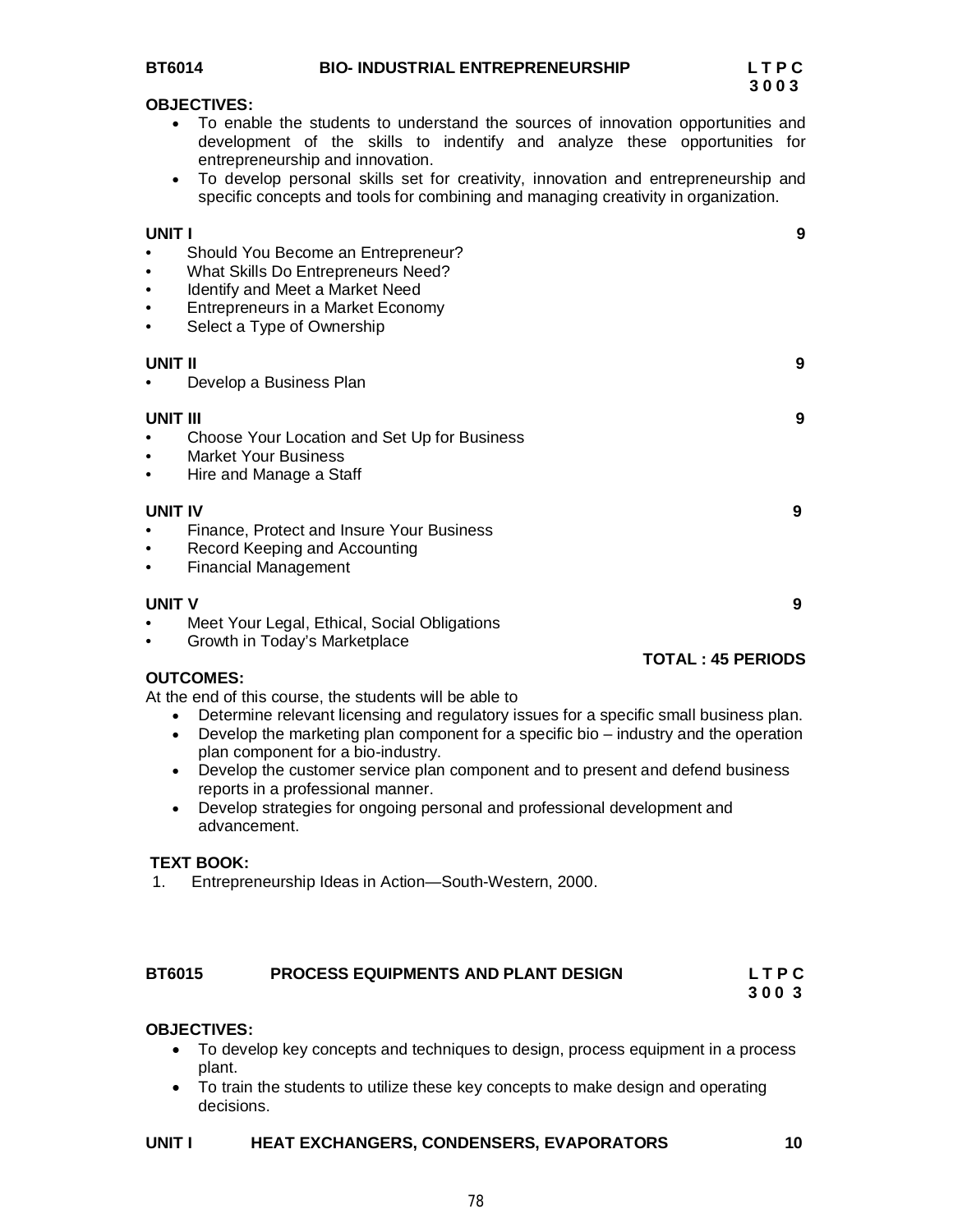**BT6014 BIO- INDUSTRIAL ENTREPRENEURSHIP** **L T P C**
**3 0 0 3**

**OBJECTIVES:**

- To enable the students to understand the sources of innovation opportunities and development of the skills to indentify and analyze these opportunities for entrepreneurship and innovation.
- To develop personal skills set for creativity, innovation and entrepreneurship and specific concepts and tools for combining and managing creativity in organization.

**UNIT I** **9**

- Should You Become an Entrepreneur?
- What Skills Do Entrepreneurs Need?
- Identify and Meet a Market Need
- Entrepreneurs in a Market Economy
- Select a Type of Ownership

**UNIT II** **9**

- Develop a Business Plan

**UNIT III** **9**

- Choose Your Location and Set Up for Business
- Market Your Business
- Hire and Manage a Staff

**UNIT IV** **9**

- Finance, Protect and Insure Your Business
- Record Keeping and Accounting
- Financial Management

**UNIT V** **9**

- Meet Your Legal, Ethical, Social Obligations
- Growth in Today's Marketplace

**TOTAL : 45 PERIODS**

**OUTCOMES:**

At the end of this course, the students will be able to

- Determine relevant licensing and regulatory issues for a specific small business plan.
- Develop the marketing plan component for a specific bio – industry and the operation plan component for a bio-industry.
- Develop the customer service plan component and to present and defend business reports in a professional manner.
- Develop strategies for ongoing personal and professional development and advancement.

**TEXT BOOK:**

1. Entrepreneurship Ideas in Action—South-Western, 2000.

**BT6015 PROCESS EQUIPMENTS AND PLANT DESIGN** **L T P C**
**3 0 0 3**

**OBJECTIVES:**

- To develop key concepts and techniques to design, process equipment in a process plant.
- To train the students to utilize these key concepts to make design and operating decisions.

**UNIT I HEAT EXCHANGERS, CONDENSERS, EVAPORATORS** **10**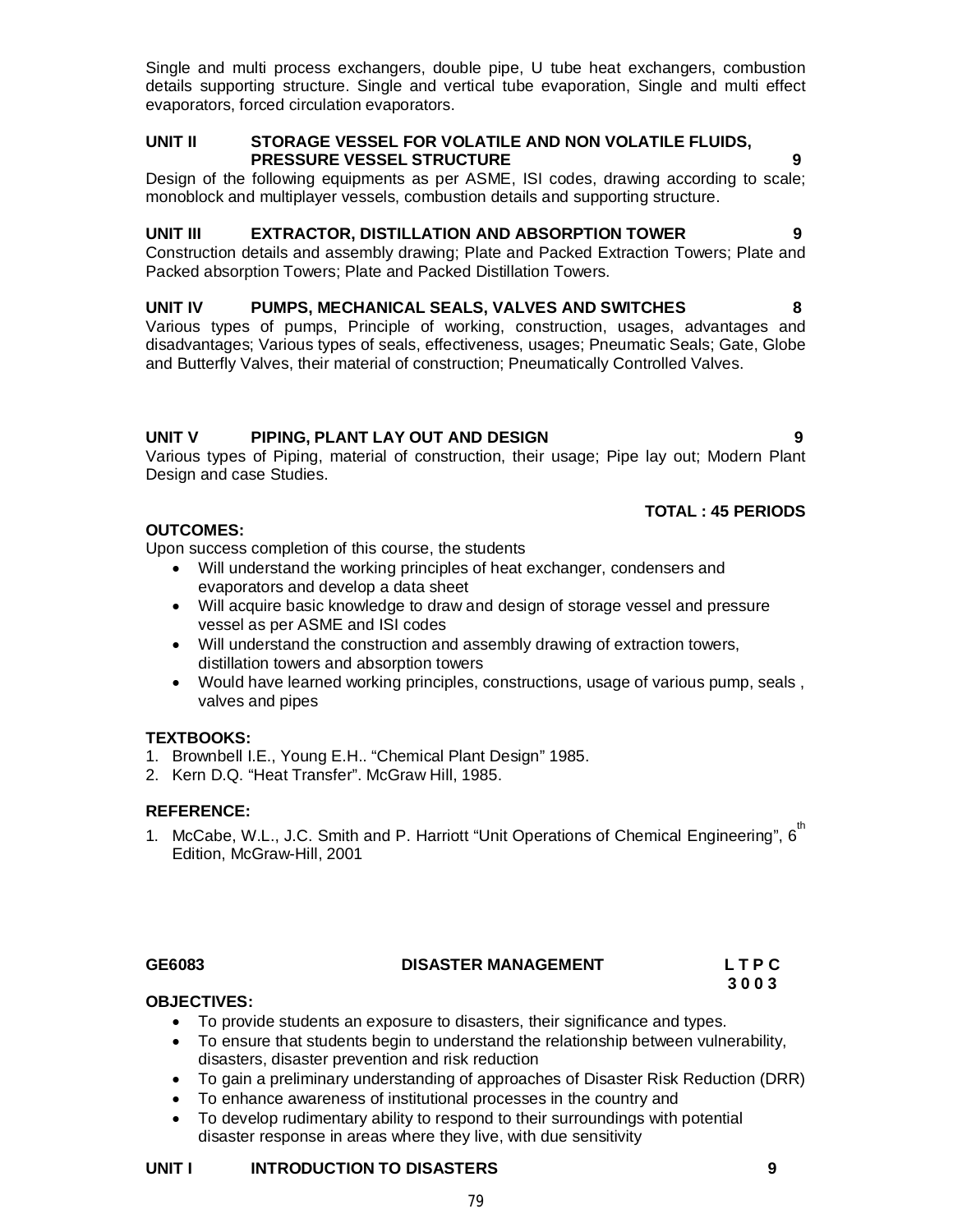Single and multi process exchangers, double pipe, U tube heat exchangers, combustion details supporting structure. Single and vertical tube evaporation, Single and multi effect evaporators, forced circulation evaporators.

**UNIT II STORAGE VESSEL FOR VOLATILE AND NON VOLATILE FLUIDS, PRESSURE VESSEL STRUCTURE 9**

Design of the following equipments as per ASME, ISI codes, drawing according to scale; monoblock and multiplayer vessels, combustion details and supporting structure.

**UNIT III EXTRACTOR, DISTILLATION AND ABSORPTION TOWER 9**

Construction details and assembly drawing; Plate and Packed Extraction Towers; Plate and Packed absorption Towers; Plate and Packed Distillation Towers.

**UNIT IV PUMPS, MECHANICAL SEALS, VALVES AND SWITCHES 8**

Various types of pumps, Principle of working, construction, usages, advantages and disadvantages; Various types of seals, effectiveness, usages; Pneumatic Seals; Gate, Globe and Butterfly Valves, their material of construction; Pneumatically Controlled Valves.

**UNIT V PIPING, PLANT LAY OUT AND DESIGN 9**

Various types of Piping, material of construction, their usage; Pipe lay out; Modern Plant Design and case Studies.

**TOTAL : 45 PERIODS**

**OUTCOMES:**

Upon success completion of this course, the students

- Will understand the working principles of heat exchanger, condensers and evaporators and develop a data sheet
- Will acquire basic knowledge to draw and design of storage vessel and pressure vessel as per ASME and ISI codes
- Will understand the construction and assembly drawing of extraction towers, distillation towers and absorption towers
- Would have learned working principles, constructions, usage of various pump, seals , valves and pipes

**TEXTBOOKS:**

1. Brownbell I.E., Young E.H.. “Chemical Plant Design” 1985.
2. Kern D.Q. “Heat Transfer”. McGraw Hill, 1985.

**REFERENCE:**

1. McCabe, W.L., J.C. Smith and P. Harriott “Unit Operations of Chemical Engineering”, 6th Edition, McGraw-Hill, 2001

**GE6083 DISASTER MANAGEMENT L T P C**
**3 0 0 3**

**OBJECTIVES:**

- To provide students an exposure to disasters, their significance and types.
- To ensure that students begin to understand the relationship between vulnerability, disasters, disaster prevention and risk reduction
- To gain a preliminary understanding of approaches of Disaster Risk Reduction (DRR)
- To enhance awareness of institutional processes in the country and
- To develop rudimentary ability to respond to their surroundings with potential disaster response in areas where they live, with due sensitivity

**UNIT I INTRODUCTION TO DISASTERS 9**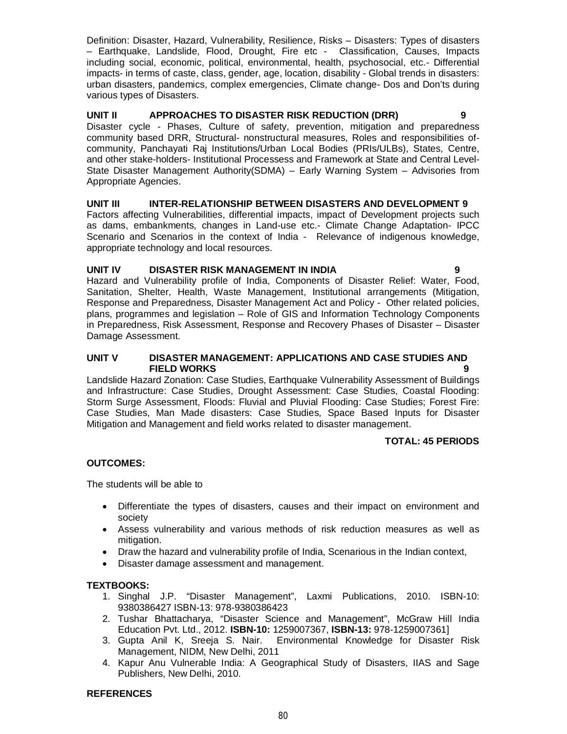Definition: Disaster, Hazard, Vulnerability, Resilience, Risks – Disasters: Types of disasters – Earthquake, Landslide, Flood, Drought, Fire etc - Classification, Causes, Impacts including social, economic, political, environmental, health, psychosocial, etc.- Differential impacts- in terms of caste, class, gender, age, location, disability - Global trends in disasters: urban disasters, pandemics, complex emergencies, Climate change- Dos and Don'ts during various types of Disasters.

**UNIT II APPROACHES TO DISASTER RISK REDUCTION (DRR) 9**

Disaster cycle - Phases, Culture of safety, prevention, mitigation and preparedness community based DRR, Structural- nonstructural measures, Roles and responsibilities of- community, Panchayati Raj Institutions/Urban Local Bodies (PRIs/ULBs), States, Centre, and other stake-holders- Institutional Processess and Framework at State and Central Level- State Disaster Management Authority(SDMA) – Early Warning System – Advisories from Appropriate Agencies.

**UNIT III INTER-RELATIONSHIP BETWEEN DISASTERS AND DEVELOPMENT 9**

Factors affecting Vulnerabilities, differential impacts, impact of Development projects such as dams, embankments, changes in Land-use etc.- Climate Change Adaptation- IPCC Scenario and Scenarios in the context of India - Relevance of indigenous knowledge, appropriate technology and local resources.

**UNIT IV DISASTER RISK MANAGEMENT IN INDIA 9**

Hazard and Vulnerability profile of India, Components of Disaster Relief: Water, Food, Sanitation, Shelter, Health, Waste Management, Institutional arrangements (Mitigation, Response and Preparedness, Disaster Management Act and Policy - Other related policies, plans, programmes and legislation – Role of GIS and Information Technology Components in Preparedness, Risk Assessment, Response and Recovery Phases of Disaster – Disaster Damage Assessment.

**UNIT V DISASTER MANAGEMENT: APPLICATIONS AND CASE STUDIES AND FIELD WORKS 9**

Landslide Hazard Zonation: Case Studies, Earthquake Vulnerability Assessment of Buildings and Infrastructure: Case Studies, Drought Assessment: Case Studies, Coastal Flooding: Storm Surge Assessment, Floods: Fluvial and Pluvial Flooding: Case Studies; Forest Fire: Case Studies, Man Made disasters: Case Studies, Space Based Inputs for Disaster Mitigation and Management and field works related to disaster management.

**TOTAL: 45 PERIODS**

**OUTCOMES:**

The students will be able to

- Differentiate the types of disasters, causes and their impact on environment and society
- Assess vulnerability and various methods of risk reduction measures as well as mitigation.
- Draw the hazard and vulnerability profile of India, Scenarious in the Indian context,
- Disaster damage assessment and management.

**TEXTBOOKS:**

1. Singhal J.P. "Disaster Management", Laxmi Publications, 2010. ISBN-10: 9380386427 ISBN-13: 978-9380386423
2. Tushar Bhattacharya, "Disaster Science and Management", McGraw Hill India Education Pvt. Ltd., 2012. **ISBN-10:** 1259007367, **ISBN-13:** 978-1259007361]
3. Gupta Anil K, Sreeja S. Nair. Environmental Knowledge for Disaster Risk Management, NIDM, New Delhi, 2011
4. Kapur Anu Vulnerable India: A Geographical Study of Disasters, IIAS and Sage Publishers, New Delhi, 2010.

**REFERENCES**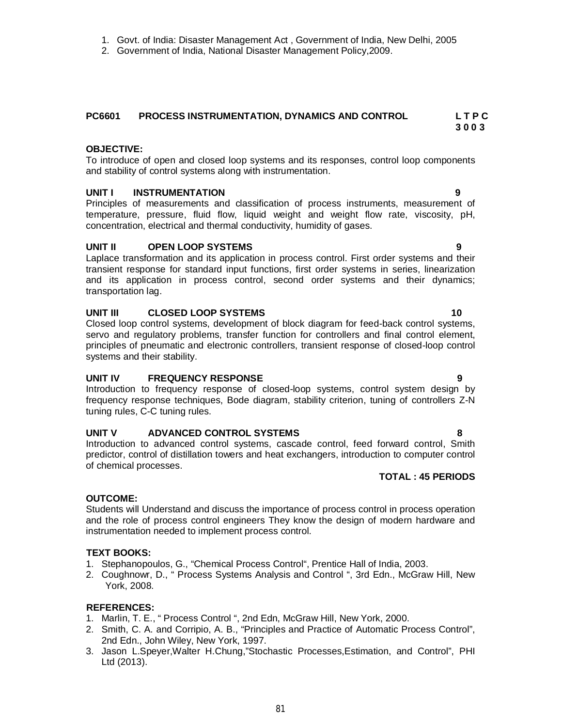1. Govt. of India: Disaster Management Act , Government of India, New Delhi, 2005
2. Government of India, National Disaster Management Policy,2009.

## PC6601 PROCESS INSTRUMENTATION, DYNAMICS AND CONTROL

**L T P C**
**3 0 0 3**

**OBJECTIVE:**

To introduce of open and closed loop systems and its responses, control loop components and stability of control systems along with instrumentation.

**UNIT I INSTRUMENTATION 9**

Principles of measurements and classification of process instruments, measurement of temperature, pressure, fluid flow, liquid weight and weight flow rate, viscosity, pH, concentration, electrical and thermal conductivity, humidity of gases.

**UNIT II OPEN LOOP SYSTEMS 9**

Laplace transformation and its application in process control. First order systems and their transient response for standard input functions, first order systems in series, linearization and its application in process control, second order systems and their dynamics; transportation lag.

**UNIT III CLOSED LOOP SYSTEMS 10**

Closed loop control systems, development of block diagram for feed-back control systems, servo and regulatory problems, transfer function for controllers and final control element, principles of pneumatic and electronic controllers, transient response of closed-loop control systems and their stability.

**UNIT IV FREQUENCY RESPONSE 9**

Introduction to frequency response of closed-loop systems, control system design by frequency response techniques, Bode diagram, stability criterion, tuning of controllers Z-N tuning rules, C-C tuning rules.

**UNIT V ADVANCED CONTROL SYSTEMS 8**

Introduction to advanced control systems, cascade control, feed forward control, Smith predictor, control of distillation towers and heat exchangers, introduction to computer control of chemical processes.

**TOTAL : 45 PERIODS**

**OUTCOME:**

Students will Understand and discuss the importance of process control in process operation and the role of process control engineers They know the design of modern hardware and instrumentation needed to implement process control.

**TEXT BOOKS:**

1. Stephanopoulos, G., "Chemical Process Control", Prentice Hall of India, 2003.
2. Coughnowr, D., " Process Systems Analysis and Control ", 3rd Edn., McGraw Hill, New York, 2008.

**REFERENCES:**

1. Marlin, T. E., " Process Control ", 2nd Edn, McGraw Hill, New York, 2000.
2. Smith, C. A. and Corripio, A. B., "Principles and Practice of Automatic Process Control", 2nd Edn., John Wiley, New York, 1997.
3. Jason L.Speyer,Walter H.Chung,"Stochastic Processes,Estimation, and Control", PHI Ltd (2013).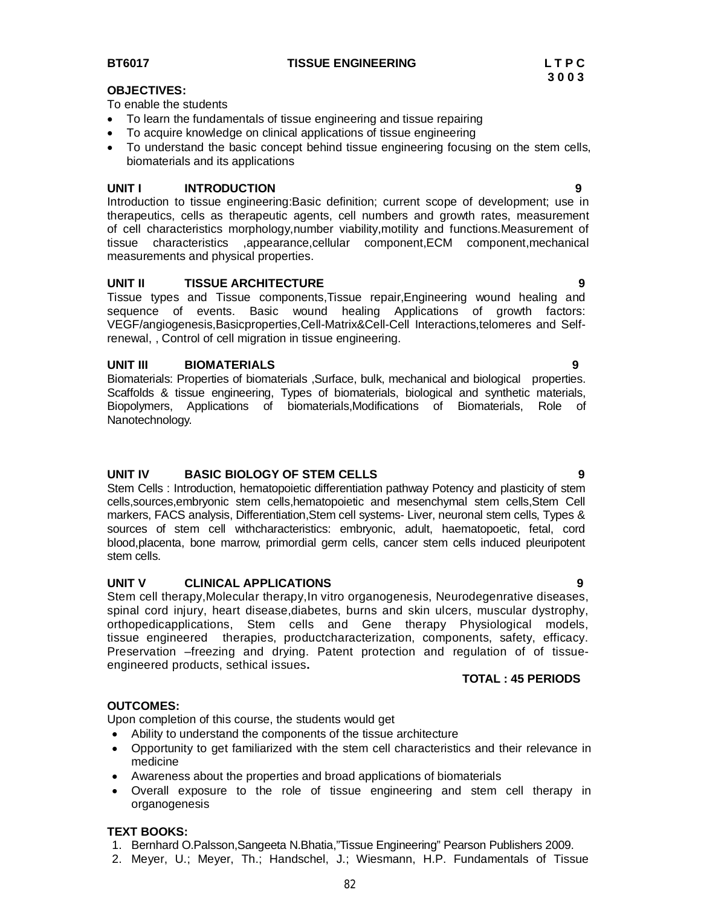**BT6017 TISSUE ENGINEERING L T P C**
**3 0 0 3**

**OBJECTIVES:**

To enable the students

- To learn the fundamentals of tissue engineering and tissue repairing
- To acquire knowledge on clinical applications of tissue engineering
- To understand the basic concept behind tissue engineering focusing on the stem cells, biomaterials and its applications

**UNIT I INTRODUCTION 9**

Introduction to tissue engineering:Basic definition; current scope of development; use in therapeutics, cells as therapeutic agents, cell numbers and growth rates, measurement of cell characteristics morphology,number viability,motility and functions.Measurement of tissue characteristics ,appearance,cellular component,ECM component,mechanical measurements and physical properties.

**UNIT II TISSUE ARCHITECTURE 9**

Tissue types and Tissue components,Tissue repair,Engineering wound healing and sequence of events. Basic wound healing Applications of growth factors: VEGF/angiogenesis,Basicproperties,Cell-Matrix&Cell-Cell Interactions,telomeres and Self-renewal, , Control of cell migration in tissue engineering.

**UNIT III BIOMATERIALS 9**

Biomaterials: Properties of biomaterials ,Surface, bulk, mechanical and biological properties. Scaffolds & tissue engineering, Types of biomaterials, biological and synthetic materials, Biopolymers, Applications of biomaterials,Modifications of Biomaterials, Role of Nanotechnology.

**UNIT IV BASIC BIOLOGY OF STEM CELLS 9**

Stem Cells : Introduction, hematopoietic differentiation pathway Potency and plasticity of stem cells,sources,embryonic stem cells,hematopoietic and mesenchymal stem cells,Stem Cell markers, FACS analysis, Differentiation,Stem cell systems- Liver, neuronal stem cells, Types & sources of stem cell withcharacteristics: embryonic, adult, haematopoetic, fetal, cord blood,placenta, bone marrow, primordial germ cells, cancer stem cells induced pleuripotent stem cells.

**UNIT V CLINICAL APPLICATIONS 9**

Stem cell therapy,Molecular therapy,In vitro organogenesis, Neurodegenrative diseases, spinal cord injury, heart disease,diabetes, burns and skin ulcers, muscular dystrophy, orthopedicapplications, Stem cells and Gene therapy Physiological models, tissue engineered therapies, productcharacterization, components, safety, efficacy. Preservation –freezing and drying. Patent protection and regulation of of tissue-engineered products, sethical issues**.**

**TOTAL : 45 PERIODS**

**OUTCOMES:**

Upon completion of this course, the students would get

- Ability to understand the components of the tissue architecture
- Opportunity to get familiarized with the stem cell characteristics and their relevance in medicine
- Awareness about the properties and broad applications of biomaterials
- Overall exposure to the role of tissue engineering and stem cell therapy in organogenesis

**TEXT BOOKS:**

1. Bernhard O.Palsson,Sangeeta N.Bhatia,"Tissue Engineering" Pearson Publishers 2009.
2. Meyer, U.; Meyer, Th.; Handschel, J.; Wiesmann, H.P. Fundamentals of Tissue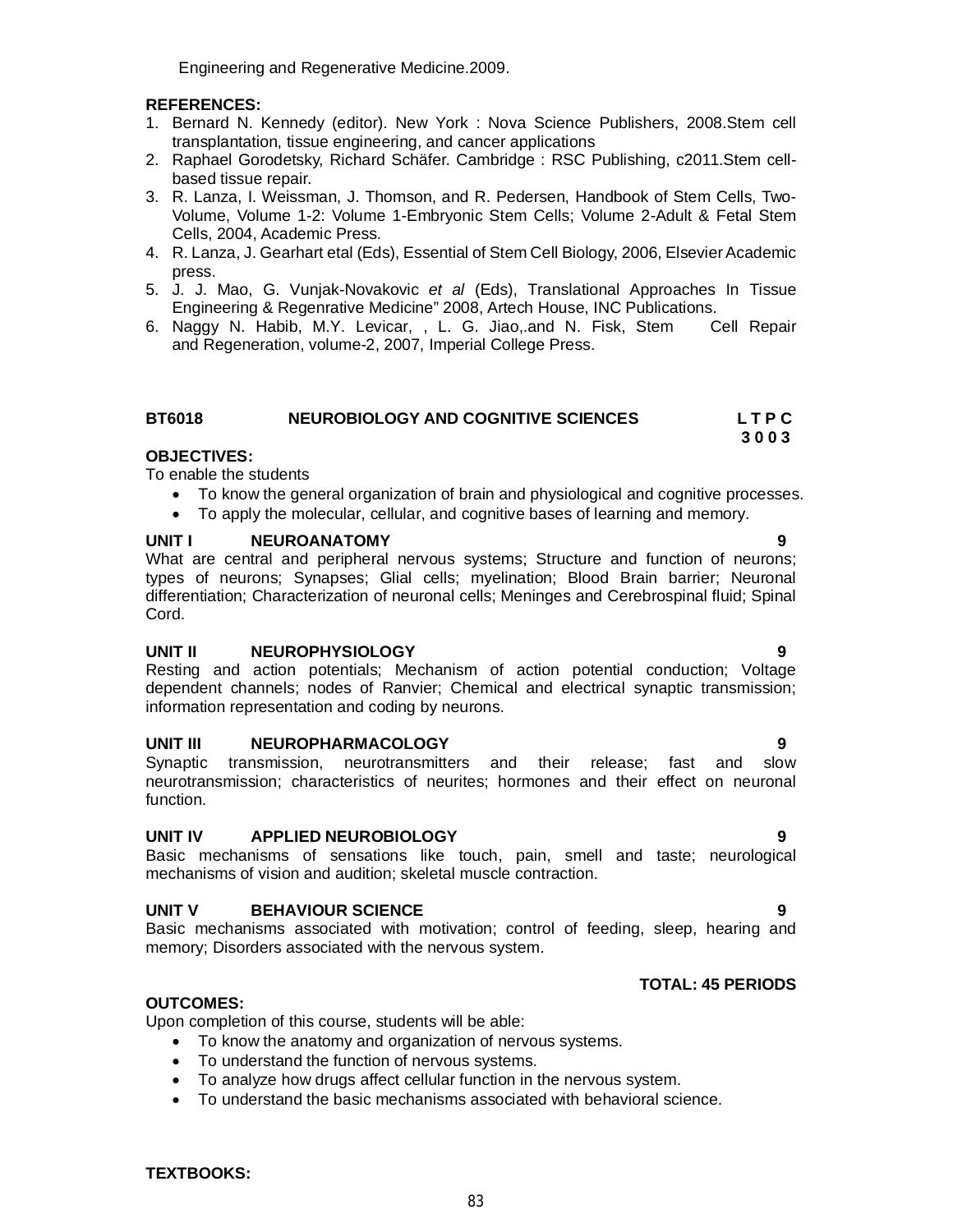Engineering and Regenerative Medicine.2009.

**REFERENCES:**

1. Bernard N. Kennedy (editor). New York : Nova Science Publishers, 2008.Stem cell transplantation, tissue engineering, and cancer applications
2. Raphael Gorodetsky, Richard Schäfer. Cambridge : RSC Publishing, c2011.Stem cell-based tissue repair.
3. R. Lanza, I. Weissman, J. Thomson, and R. Pedersen, Handbook of Stem Cells, Two-Volume, Volume 1-2: Volume 1-Embryonic Stem Cells; Volume 2-Adult & Fetal Stem Cells, 2004, Academic Press.
4. R. Lanza, J. Gearhart etal (Eds), Essential of Stem Cell Biology, 2006, Elsevier Academic press.
5. J. J. Mao, G. Vunjak-Novakovic *et al* (Eds), Translational Approaches In Tissue Engineering & Regenrative Medicine" 2008, Artech House, INC Publications.
6. Naggy N. Habib, M.Y. Levicar, , L. G. Jiao,.and N. Fisk, Stem Cell Repair and Regeneration, volume-2, 2007, Imperial College Press.

## BT6018 NEUROBIOLOGY AND COGNITIVE SCIENCES

**L T P C**
**3 0 0 3**

**OBJECTIVES:**

To enable the students

- To know the general organization of brain and physiological and cognitive processes.
- To apply the molecular, cellular, and cognitive bases of learning and memory.

**UNIT I NEUROANATOMY 9**

What are central and peripheral nervous systems; Structure and function of neurons; types of neurons; Synapses; Glial cells; myelination; Blood Brain barrier; Neuronal differentiation; Characterization of neuronal cells; Meninges and Cerebrospinal fluid; Spinal Cord.

**UNIT II NEUROPHYSIOLOGY 9**

Resting and action potentials; Mechanism of action potential conduction; Voltage dependent channels; nodes of Ranvier; Chemical and electrical synaptic transmission; information representation and coding by neurons.

**UNIT III NEUROPHARMACOLOGY 9**

Synaptic transmission, neurotransmitters and their release; fast and slow neurotransmission; characteristics of neurites; hormones and their effect on neuronal function.

**UNIT IV APPLIED NEUROBIOLOGY 9**

Basic mechanisms of sensations like touch, pain, smell and taste; neurological mechanisms of vision and audition; skeletal muscle contraction.

**UNIT V BEHAVIOUR SCIENCE 9**

Basic mechanisms associated with motivation; control of feeding, sleep, hearing and memory; Disorders associated with the nervous system.

**TOTAL: 45 PERIODS**

**OUTCOMES:**

Upon completion of this course, students will be able:

- To know the anatomy and organization of nervous systems.
- To understand the function of nervous systems.
- To analyze how drugs affect cellular function in the nervous system.
- To understand the basic mechanisms associated with behavioral science.

**TEXTBOOKS:**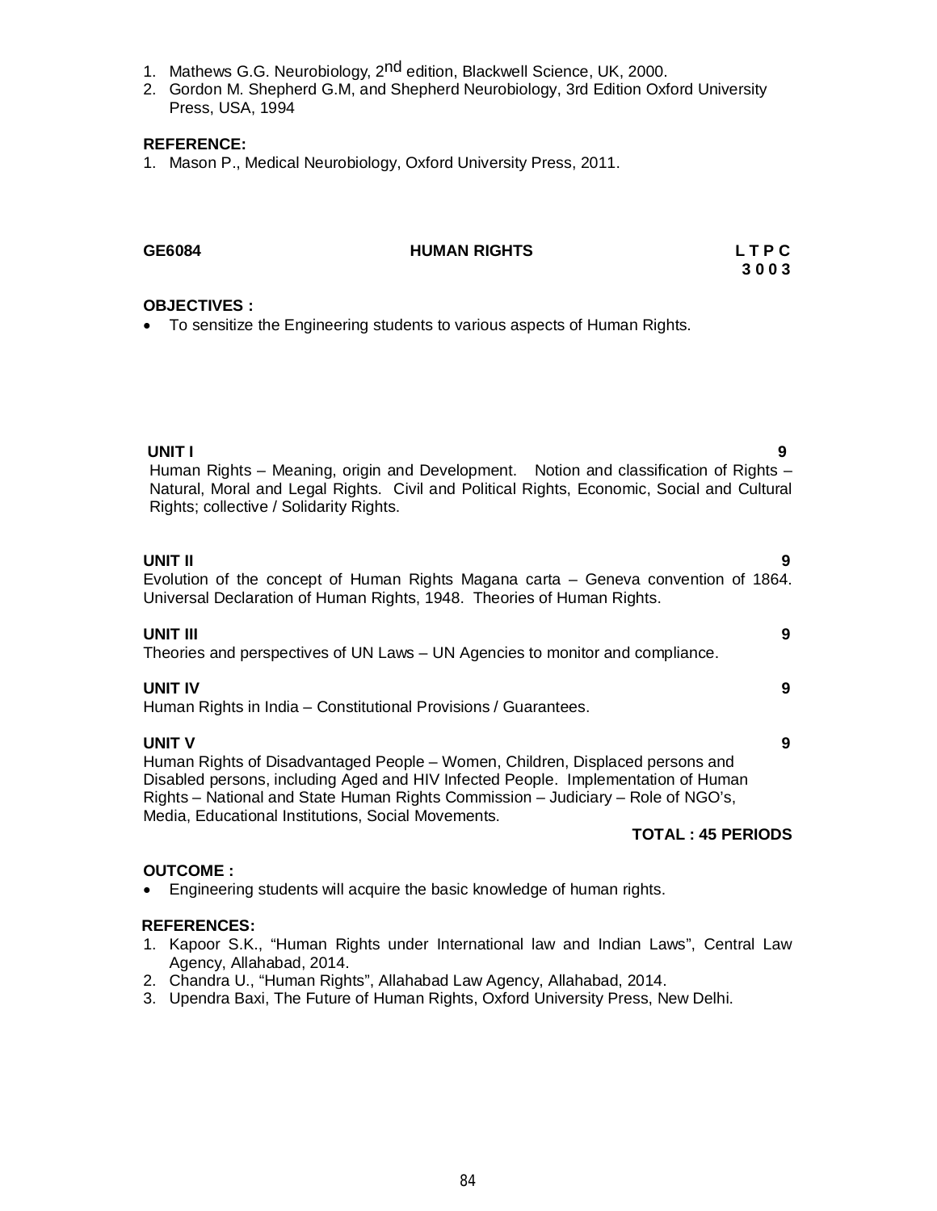1. Mathews G.G. Neurobiology, 2nd edition, Blackwell Science, UK, 2000.
2. Gordon M. Shepherd G.M, and Shepherd Neurobiology, 3rd Edition Oxford University Press, USA, 1994

**REFERENCE:**

1. Mason P., Medical Neurobiology, Oxford University Press, 2011.

| **GE6084** | **HUMAN RIGHTS** | **L T P C** |
|---|---|---|
| | | **3 0 0 3** |

**OBJECTIVES :**

- To sensitize the Engineering students to various aspects of Human Rights.

**UNIT I** **9**

Human Rights – Meaning, origin and Development. Notion and classification of Rights – Natural, Moral and Legal Rights. Civil and Political Rights, Economic, Social and Cultural Rights; collective / Solidarity Rights.

**UNIT II** **9**

Evolution of the concept of Human Rights Magana carta – Geneva convention of 1864. Universal Declaration of Human Rights, 1948. Theories of Human Rights.

**UNIT III** **9**

Theories and perspectives of UN Laws – UN Agencies to monitor and compliance.

**UNIT IV** **9**

Human Rights in India – Constitutional Provisions / Guarantees.

**UNIT V** **9**

Human Rights of Disadvantaged People – Women, Children, Displaced persons and Disabled persons, including Aged and HIV Infected People. Implementation of Human Rights – National and State Human Rights Commission – Judiciary – Role of NGO's, Media, Educational Institutions, Social Movements.

**TOTAL : 45 PERIODS**

**OUTCOME :**

- Engineering students will acquire the basic knowledge of human rights.

**REFERENCES:**

1. Kapoor S.K., "Human Rights under International law and Indian Laws", Central Law Agency, Allahabad, 2014.
2. Chandra U., "Human Rights", Allahabad Law Agency, Allahabad, 2014.
3. Upendra Baxi, The Future of Human Rights, Oxford University Press, New Delhi.